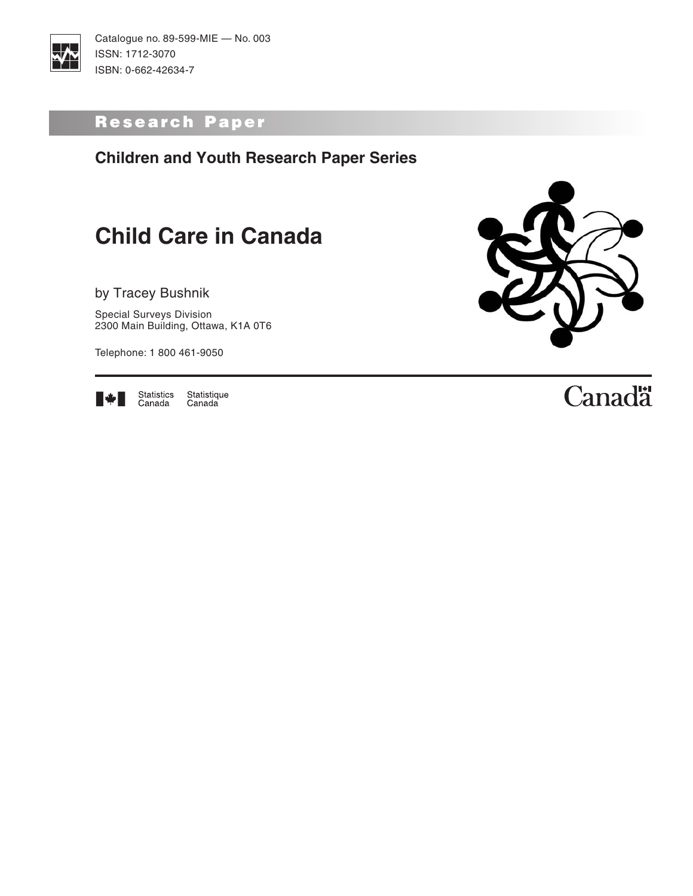Catalogue no. 89-599-MIE — No. 003
ISSN: 1712-3070
ISBN: 0-662-42634-7

**Research Paper**

## Children and Youth Research Paper Series

# Child Care in Canada

by Tracey Bushnik

Special Surveys Division
2300 Main Building, Ottawa, K1A 0T6

Telephone: 1 800 461-9050

Statistics Canada  Statistique Canada

Canada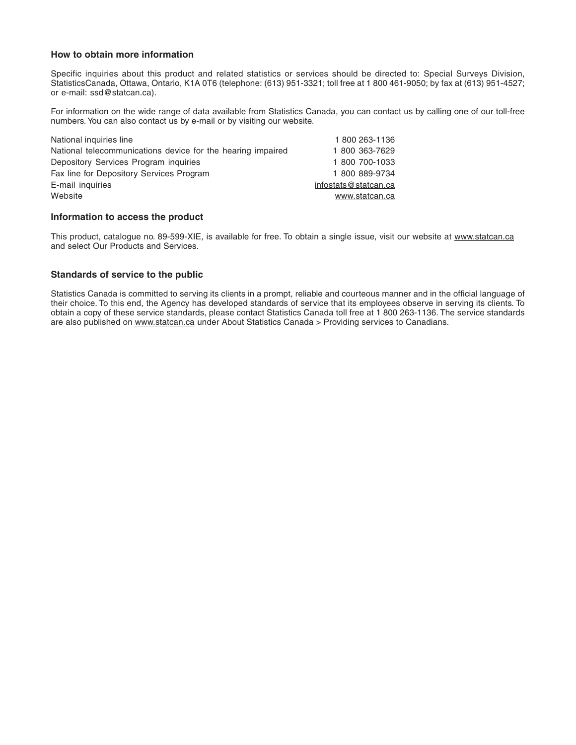### How to obtain more information

Specific inquiries about this product and related statistics or services should be directed to: Special Surveys Division, StatisticsCanada, Ottawa, Ontario, K1A 0T6 (telephone: (613) 951-3321; toll free at 1 800 461-9050; by fax at (613) 951-4527; or e-mail: ssd@statcan.ca).

For information on the wide range of data available from Statistics Canada, you can contact us by calling one of our toll-free numbers. You can also contact us by e-mail or by visiting our website.

| | |
|---|---|
| National inquiries line | 1 800 263-1136 |
| National telecommunications device for the hearing impaired | 1 800 363-7629 |
| Depository Services Program inquiries | 1 800 700-1033 |
| Fax line for Depository Services Program | 1 800 889-9734 |
| E-mail inquiries | infostats@statcan.ca |
| Website | www.statcan.ca |

### Information to access the product

This product, catalogue no. 89-599-XIE, is available for free. To obtain a single issue, visit our website at www.statcan.ca and select Our Products and Services.

### Standards of service to the public

Statistics Canada is committed to serving its clients in a prompt, reliable and courteous manner and in the official language of their choice. To this end, the Agency has developed standards of service that its employees observe in serving its clients. To obtain a copy of these service standards, please contact Statistics Canada toll free at 1 800 263-1136. The service standards are also published on www.statcan.ca under About Statistics Canada > Providing services to Canadians.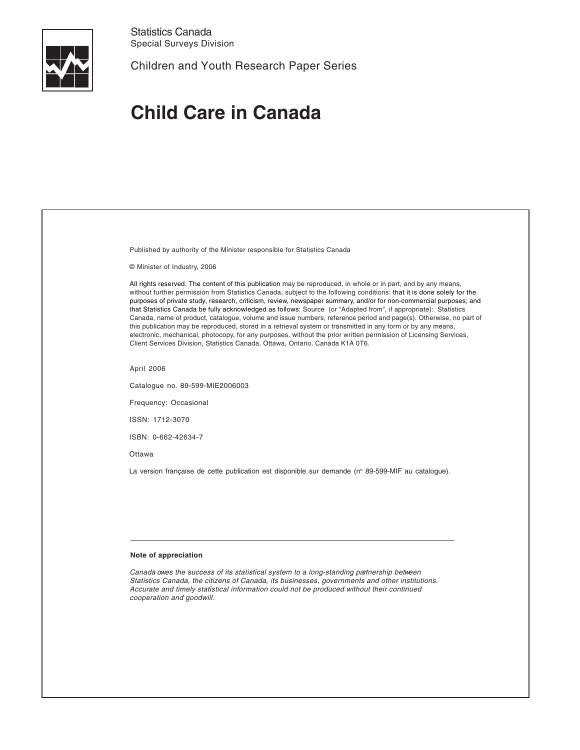Statistics Canada
Special Surveys Division

Children and Youth Research Paper Series

# Child Care in Canada

Published by authority of the Minister responsible for Statistics Canada

© Minister of Industry, 2006

All rights reserved. The content of this publication may be reproduced, in whole or in part, and by any means, without further permission from Statistics Canada, subject to the following conditions: that it is done solely for the purposes of private study, research, criticism, review, newspaper summary, and/or for non-commercial purposes; and that Statistics Canada be fully acknowledged as follows: Source (or "Adapted from", if appropriate): Statistics Canada, name of product, catalogue, volume and issue numbers, reference period and page(s). Otherwise, no part of this publication may be reproduced, stored in a retrieval system or transmitted in any form or by any means, electronic, mechanical, photocopy, for any purposes, without the prior written permission of Licensing Services, Client Services Division, Statistics Canada, Ottawa, Ontario, Canada K1A 0T6.

April 2006

Catalogue no. 89-599-MIE2006003

Frequency: Occasional

ISSN: 1712-3070

ISBN: 0-662-42634-7

Ottawa

La version française de cette publication est disponible sur demande (n° 89-599-MIF au catalogue).

---

**Note of appreciation**

*Canada owes the success of its statistical system to a long-standing partnership between Statistics Canada, the citizens of Canada, its businesses, governments and other institutions. Accurate and timely statistical information could not be produced without their continued cooperation and goodwill.*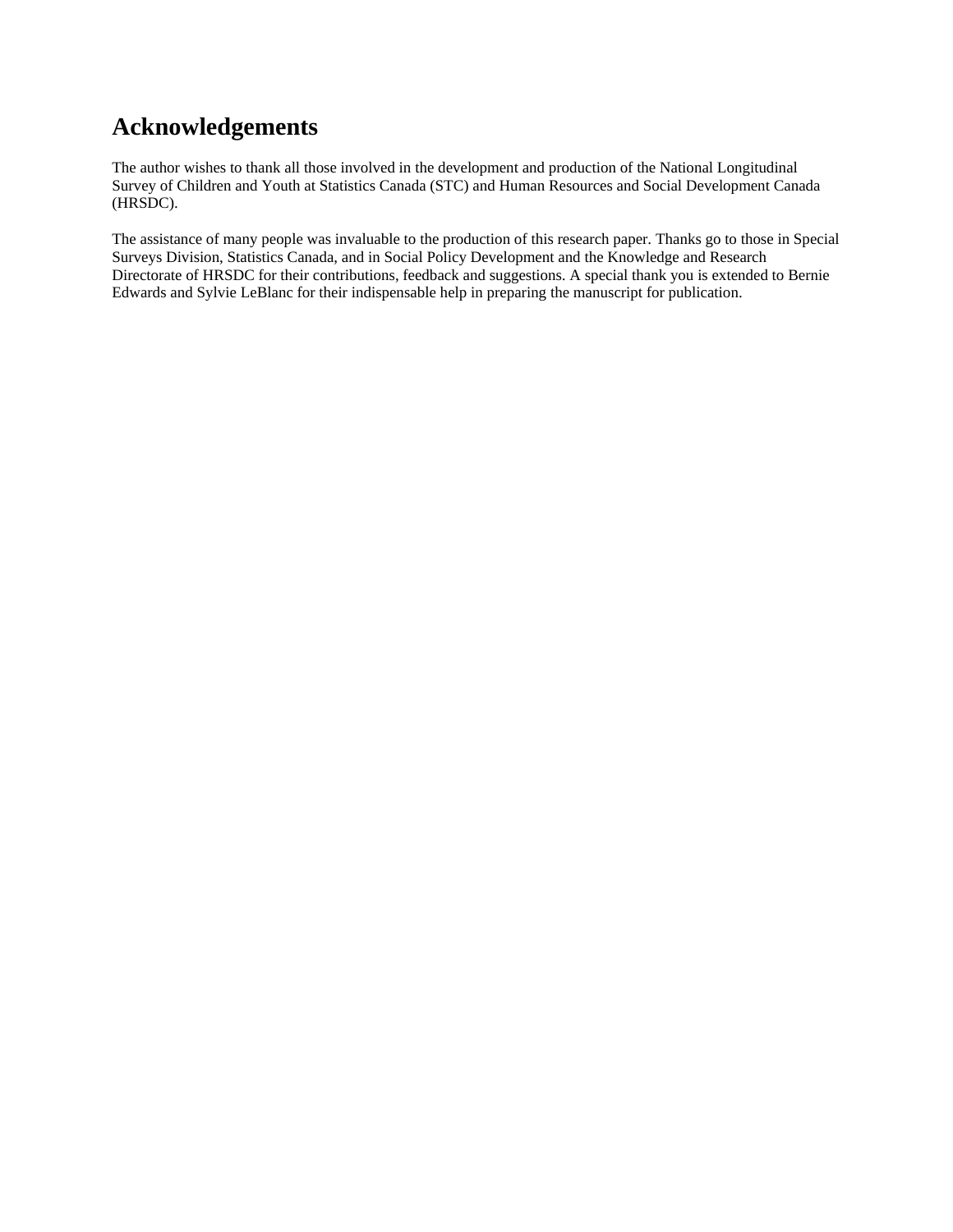# Acknowledgements

The author wishes to thank all those involved in the development and production of the National Longitudinal Survey of Children and Youth at Statistics Canada (STC) and Human Resources and Social Development Canada (HRSDC).

The assistance of many people was invaluable to the production of this research paper. Thanks go to those in Special Surveys Division, Statistics Canada, and in Social Policy Development and the Knowledge and Research Directorate of HRSDC for their contributions, feedback and suggestions. A special thank you is extended to Bernie Edwards and Sylvie LeBlanc for their indispensable help in preparing the manuscript for publication.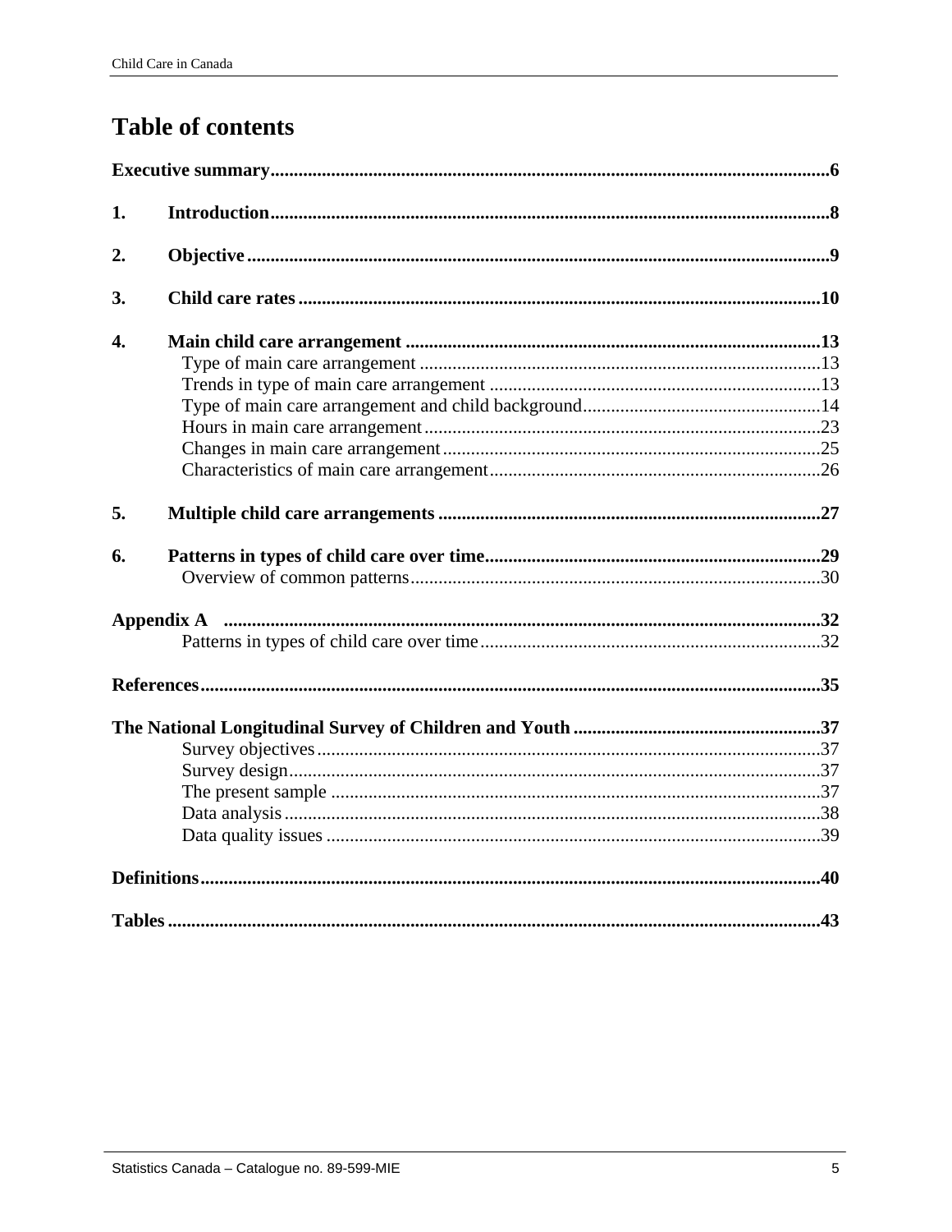# Table of contents

**Executive summary** 6

**1. Introduction** 8

**2. Objective** 9

**3. Child care rates** 10

**4. Main child care arrangement** 13

- Type of main care arrangement 13
- Trends in type of main care arrangement 13
- Type of main care arrangement and child background 14
- Hours in main care arrangement 23
- Changes in main care arrangement 25
- Characteristics of main care arrangement 26

**5. Multiple child care arrangements** 27

**6. Patterns in types of child care over time** 29

- Overview of common patterns 30

**Appendix A** 32

- Patterns in types of child care over time 32

**References** 35

**The National Longitudinal Survey of Children and Youth** 37

- Survey objectives 37
- Survey design 37
- The present sample 37
- Data analysis 38
- Data quality issues 39

**Definitions** 40

**Tables** 43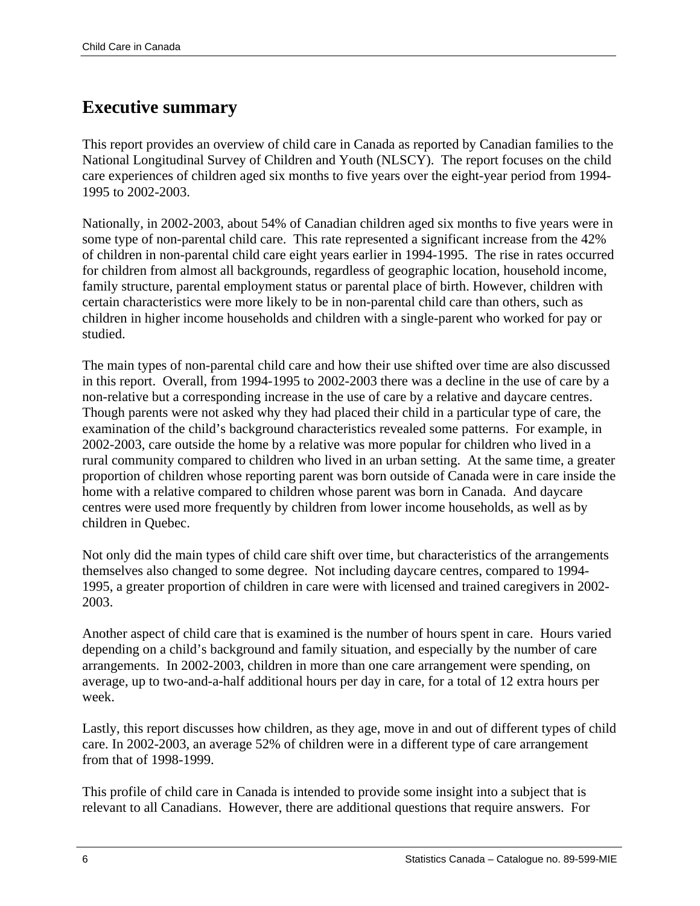## Executive summary

This report provides an overview of child care in Canada as reported by Canadian families to the National Longitudinal Survey of Children and Youth (NLSCY). The report focuses on the child care experiences of children aged six months to five years over the eight-year period from 1994-1995 to 2002-2003.

Nationally, in 2002-2003, about 54% of Canadian children aged six months to five years were in some type of non-parental child care. This rate represented a significant increase from the 42% of children in non-parental child care eight years earlier in 1994-1995. The rise in rates occurred for children from almost all backgrounds, regardless of geographic location, household income, family structure, parental employment status or parental place of birth. However, children with certain characteristics were more likely to be in non-parental child care than others, such as children in higher income households and children with a single-parent who worked for pay or studied.

The main types of non-parental child care and how their use shifted over time are also discussed in this report. Overall, from 1994-1995 to 2002-2003 there was a decline in the use of care by a non-relative but a corresponding increase in the use of care by a relative and daycare centres. Though parents were not asked why they had placed their child in a particular type of care, the examination of the child's background characteristics revealed some patterns. For example, in 2002-2003, care outside the home by a relative was more popular for children who lived in a rural community compared to children who lived in an urban setting. At the same time, a greater proportion of children whose reporting parent was born outside of Canada were in care inside the home with a relative compared to children whose parent was born in Canada. And daycare centres were used more frequently by children from lower income households, as well as by children in Quebec.

Not only did the main types of child care shift over time, but characteristics of the arrangements themselves also changed to some degree. Not including daycare centres, compared to 1994-1995, a greater proportion of children in care were with licensed and trained caregivers in 2002-2003.

Another aspect of child care that is examined is the number of hours spent in care. Hours varied depending on a child's background and family situation, and especially by the number of care arrangements. In 2002-2003, children in more than one care arrangement were spending, on average, up to two-and-a-half additional hours per day in care, for a total of 12 extra hours per week.

Lastly, this report discusses how children, as they age, move in and out of different types of child care. In 2002-2003, an average 52% of children were in a different type of care arrangement from that of 1998-1999.

This profile of child care in Canada is intended to provide some insight into a subject that is relevant to all Canadians. However, there are additional questions that require answers. For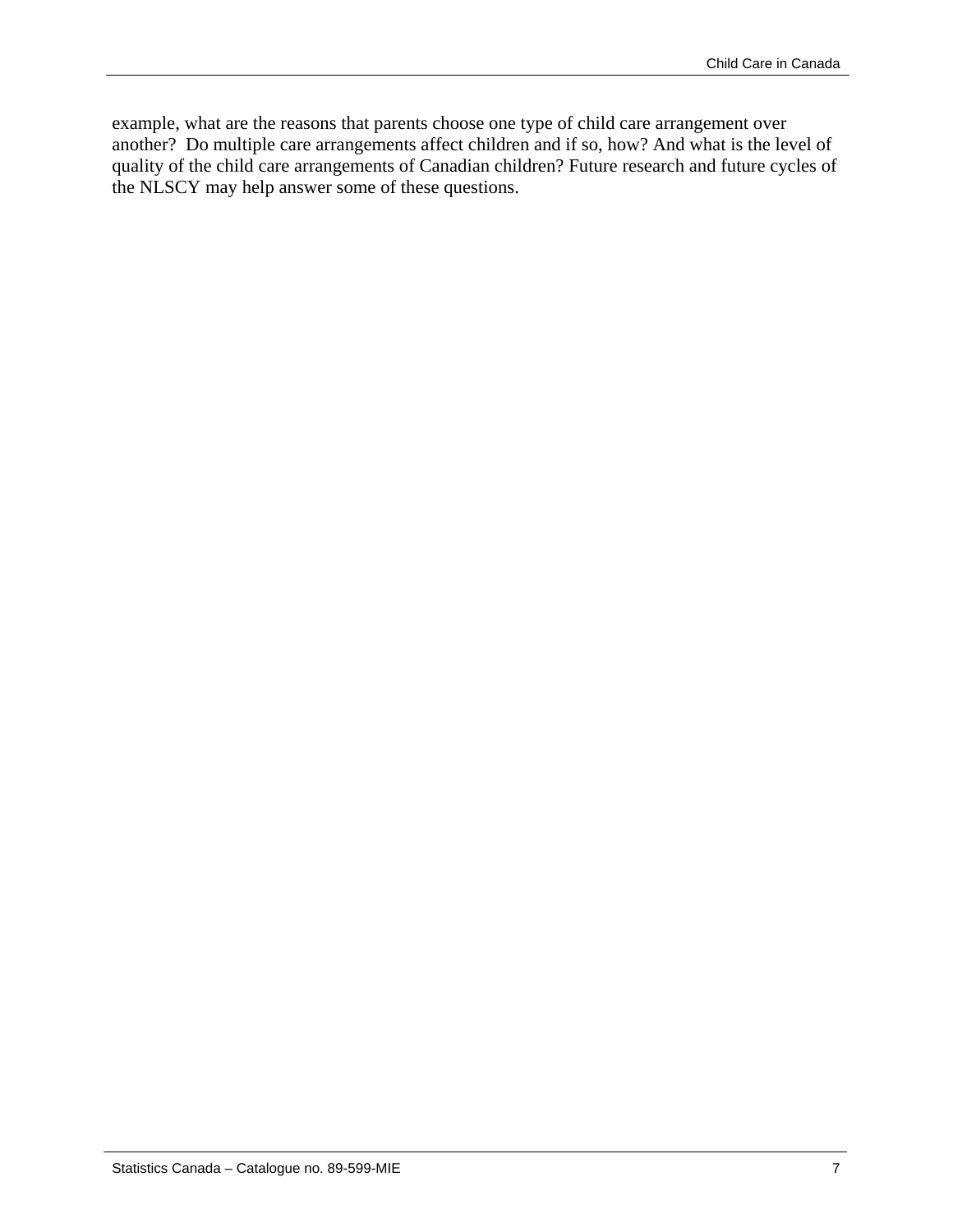example, what are the reasons that parents choose one type of child care arrangement over another? Do multiple care arrangements affect children and if so, how? And what is the level of quality of the child care arrangements of Canadian children? Future research and future cycles of the NLSCY may help answer some of these questions.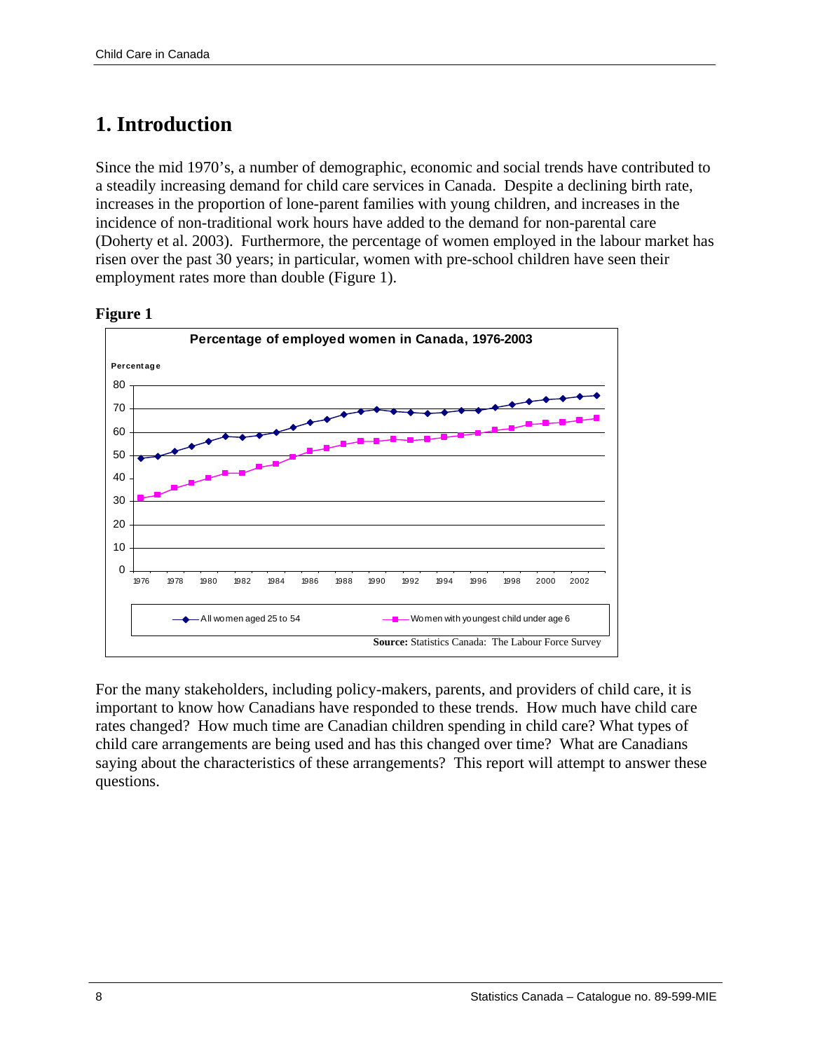# 1. Introduction

Since the mid 1970's, a number of demographic, economic and social trends have contributed to a steadily increasing demand for child care services in Canada. Despite a declining birth rate, increases in the proportion of lone-parent families with young children, and increases in the incidence of non-traditional work hours have added to the demand for non-parental care (Doherty et al. 2003). Furthermore, the percentage of women employed in the labour market has risen over the past 30 years; in particular, women with pre-school children have seen their employment rates more than double (Figure 1).

**Figure 1**

**Percentage of employed women in Canada, 1976-2003**

Legend: All women aged 25 to 54; Women with youngest child under age 6

**Source:** Statistics Canada: The Labour Force Survey

For the many stakeholders, including policy-makers, parents, and providers of child care, it is important to know how Canadians have responded to these trends. How much have child care rates changed? How much time are Canadian children spending in child care? What types of child care arrangements are being used and has this changed over time? What are Canadians saying about the characteristics of these arrangements? This report will attempt to answer these questions.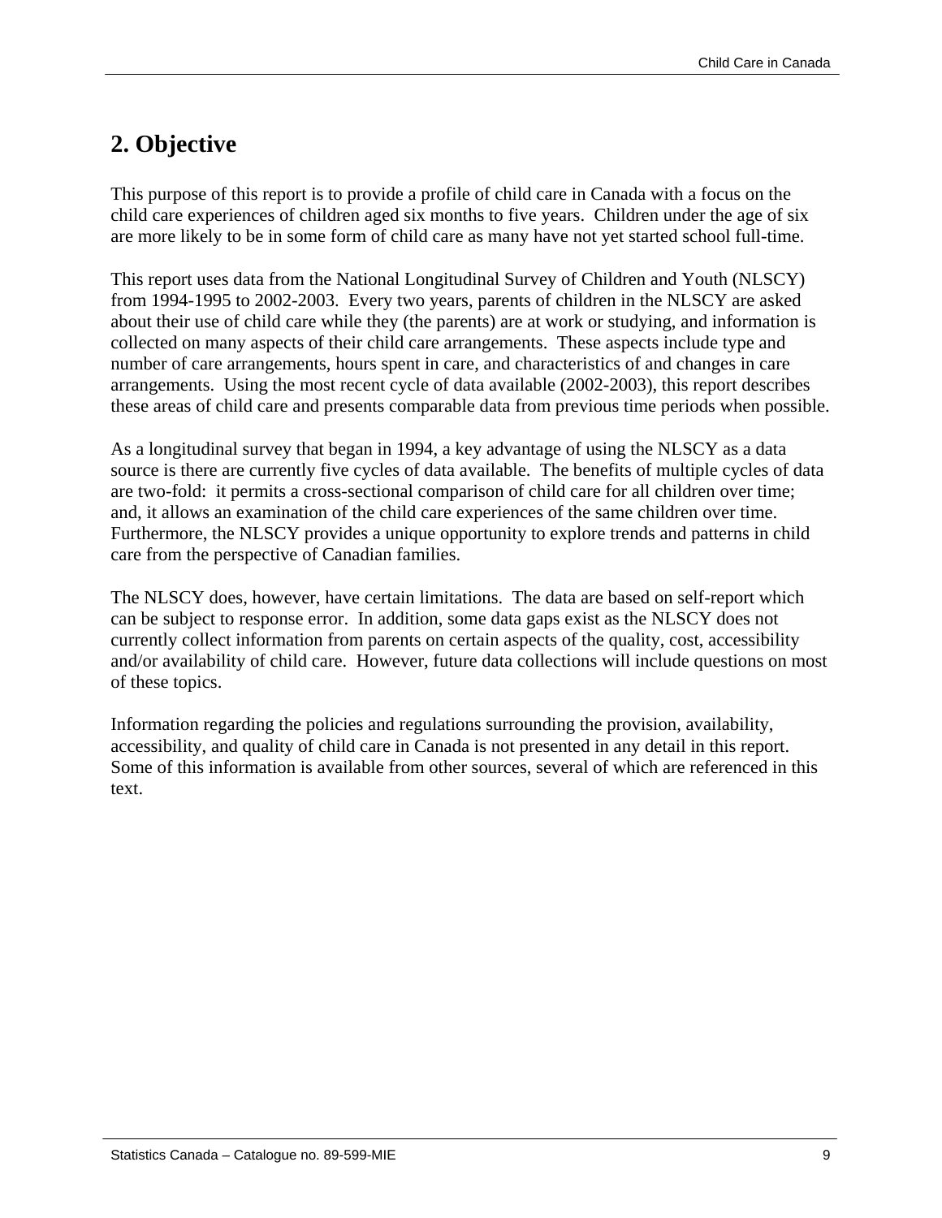## 2. Objective

This purpose of this report is to provide a profile of child care in Canada with a focus on the child care experiences of children aged six months to five years. Children under the age of six are more likely to be in some form of child care as many have not yet started school full-time.

This report uses data from the National Longitudinal Survey of Children and Youth (NLSCY) from 1994-1995 to 2002-2003. Every two years, parents of children in the NLSCY are asked about their use of child care while they (the parents) are at work or studying, and information is collected on many aspects of their child care arrangements. These aspects include type and number of care arrangements, hours spent in care, and characteristics of and changes in care arrangements. Using the most recent cycle of data available (2002-2003), this report describes these areas of child care and presents comparable data from previous time periods when possible.

As a longitudinal survey that began in 1994, a key advantage of using the NLSCY as a data source is there are currently five cycles of data available. The benefits of multiple cycles of data are two-fold: it permits a cross-sectional comparison of child care for all children over time; and, it allows an examination of the child care experiences of the same children over time. Furthermore, the NLSCY provides a unique opportunity to explore trends and patterns in child care from the perspective of Canadian families.

The NLSCY does, however, have certain limitations. The data are based on self-report which can be subject to response error. In addition, some data gaps exist as the NLSCY does not currently collect information from parents on certain aspects of the quality, cost, accessibility and/or availability of child care. However, future data collections will include questions on most of these topics.

Information regarding the policies and regulations surrounding the provision, availability, accessibility, and quality of child care in Canada is not presented in any detail in this report. Some of this information is available from other sources, several of which are referenced in this text.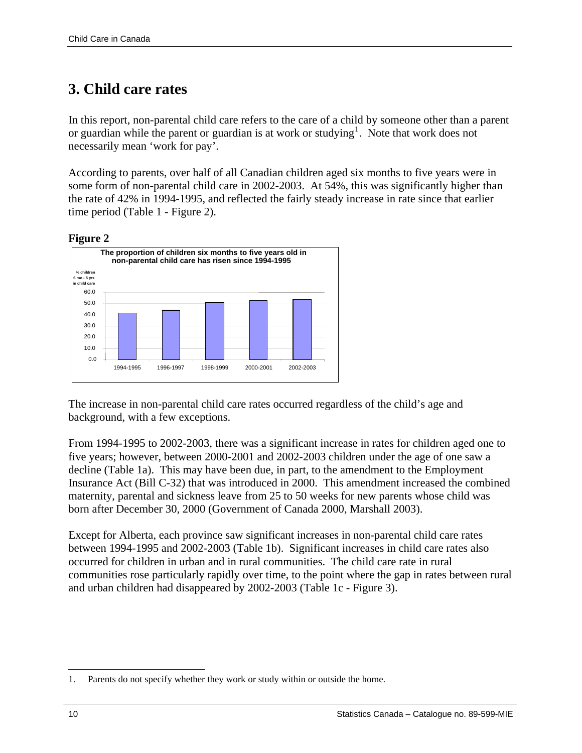## 3. Child care rates

In this report, non-parental child care refers to the care of a child by someone other than a parent or guardian while the parent or guardian is at work or studying[1]. Note that work does not necessarily mean 'work for pay'.

According to parents, over half of all Canadian children aged six months to five years were in some form of non-parental child care in 2002-2003. At 54%, this was significantly higher than the rate of 42% in 1994-1995, and reflected the fairly steady increase in rate since that earlier time period (Table 1 - Figure 2).

**Figure 2**

**The proportion of children six months to five years old in non-parental child care has risen since 1994-1995**

The increase in non-parental child care rates occurred regardless of the child's age and background, with a few exceptions.

From 1994-1995 to 2002-2003, there was a significant increase in rates for children aged one to five years; however, between 2000-2001 and 2002-2003 children under the age of one saw a decline (Table 1a). This may have been due, in part, to the amendment to the Employment Insurance Act (Bill C-32) that was introduced in 2000. This amendment increased the combined maternity, parental and sickness leave from 25 to 50 weeks for new parents whose child was born after December 30, 2000 (Government of Canada 2000, Marshall 2003).

Except for Alberta, each province saw significant increases in non-parental child care rates between 1994-1995 and 2002-2003 (Table 1b). Significant increases in child care rates also occurred for children in urban and in rural communities. The child care rate in rural communities rose particularly rapidly over time, to the point where the gap in rates between rural and urban children had disappeared by 2002-2003 (Table 1c - Figure 3).

---

1. Parents do not specify whether they work or study within or outside the home.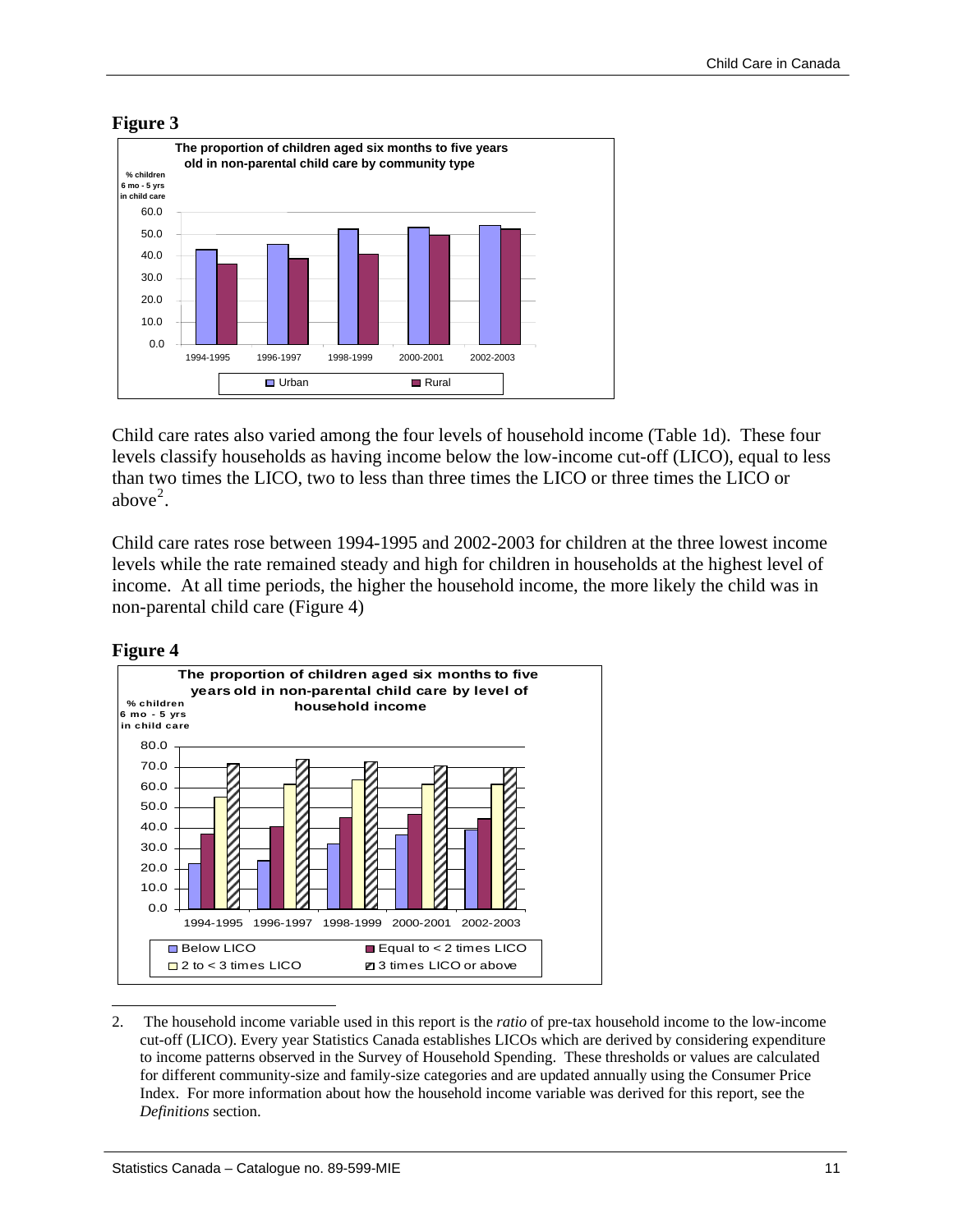**Figure 3**

**The proportion of children aged six months to five years old in non-parental child care by community type**

**Figure 4**

**The proportion of children aged six months to five years old in non-parental child care by level of household income**

Child care rates also varied among the four levels of household income (Table 1d). These four levels classify households as having income below the low-income cut-off (LICO), equal to less than two times the LICO, two to less than three times the LICO or three times the LICO or above[2].

Child care rates rose between 1994-1995 and 2002-2003 for children at the three lowest income levels while the rate remained steady and high for children in households at the highest level of income. At all time periods, the higher the household income, the more likely the child was in non-parental child care (Figure 4)

2. The household income variable used in this report is the *ratio* of pre-tax household income to the low-income cut-off (LICO). Every year Statistics Canada establishes LICOs which are derived by considering expenditure to income patterns observed in the Survey of Household Spending. These thresholds or values are calculated for different community-size and family-size categories and are updated annually using the Consumer Price Index. For more information about how the household income variable was derived for this report, see the *Definitions* section.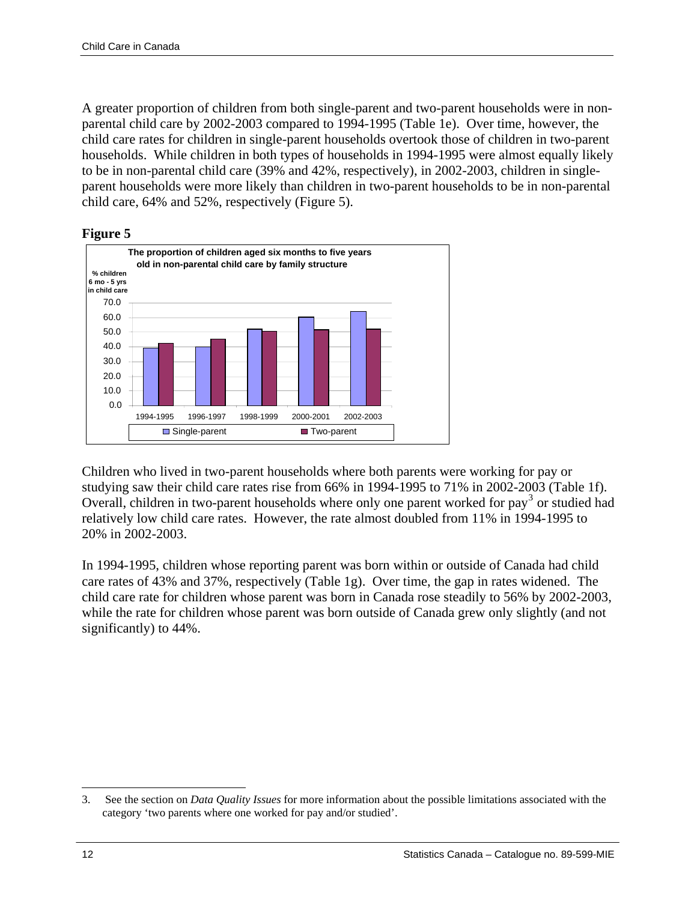A greater proportion of children from both single-parent and two-parent households were in non-parental child care by 2002-2003 compared to 1994-1995 (Table 1e). Over time, however, the child care rates for children in single-parent households overtook those of children in two-parent households. While children in both types of households in 1994-1995 were almost equally likely to be in non-parental child care (39% and 42%, respectively), in 2002-2003, children in single-parent households were more likely than children in two-parent households to be in non-parental child care, 64% and 52%, respectively (Figure 5).

**Figure 5**

The proportion of children aged six months to five years old in non-parental child care by family structure

Children who lived in two-parent households where both parents were working for pay or studying saw their child care rates rise from 66% in 1994-1995 to 71% in 2002-2003 (Table 1f). Overall, children in two-parent households where only one parent worked for pay[3] or studied had relatively low child care rates. However, the rate almost doubled from 11% in 1994-1995 to 20% in 2002-2003.

In 1994-1995, children whose reporting parent was born within or outside of Canada had child care rates of 43% and 37%, respectively (Table 1g). Over time, the gap in rates widened. The child care rate for children whose parent was born in Canada rose steadily to 56% by 2002-2003, while the rate for children whose parent was born outside of Canada grew only slightly (and not significantly) to 44%.

---

3. See the section on *Data Quality Issues* for more information about the possible limitations associated with the category 'two parents where one worked for pay and/or studied'.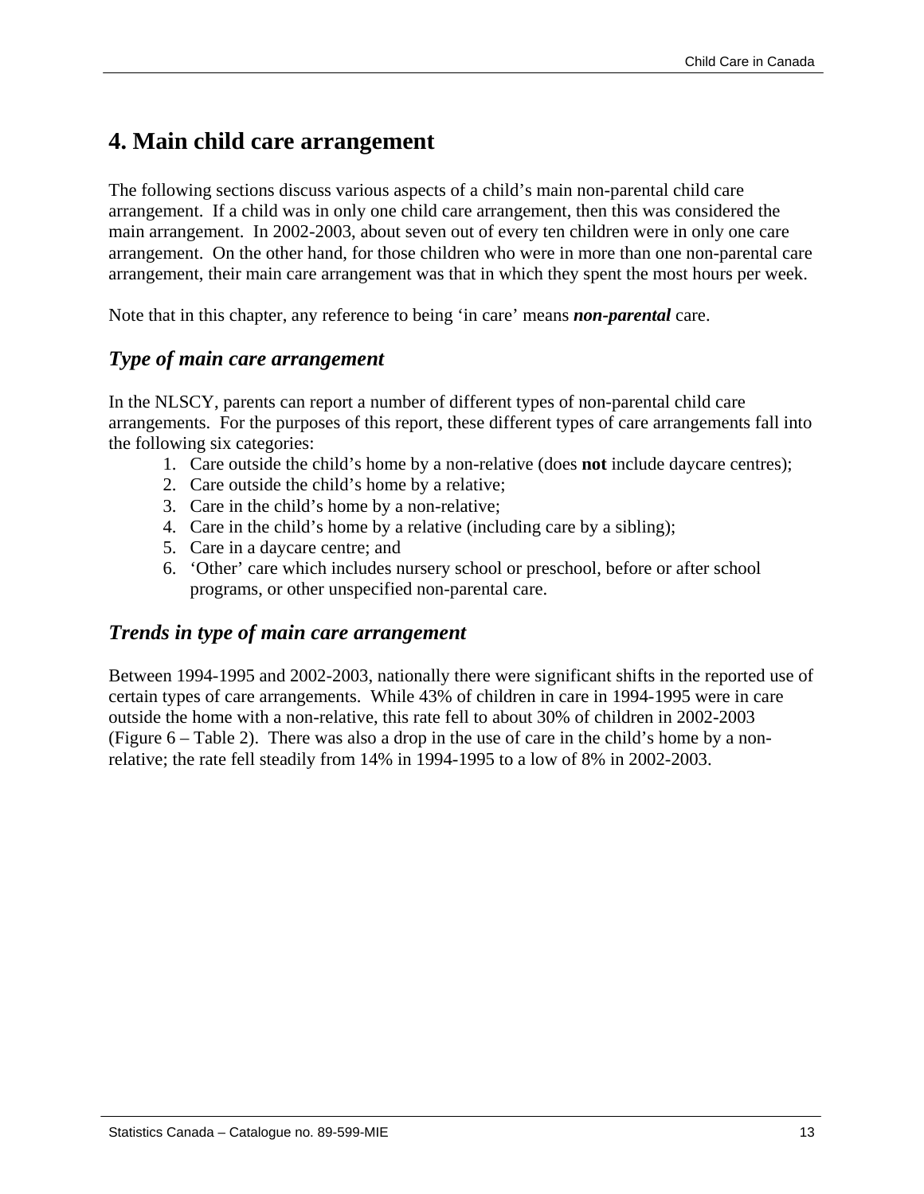# 4. Main child care arrangement

The following sections discuss various aspects of a child's main non-parental child care arrangement. If a child was in only one child care arrangement, then this was considered the main arrangement. In 2002-2003, about seven out of every ten children were in only one care arrangement. On the other hand, for those children who were in more than one non-parental care arrangement, their main care arrangement was that in which they spent the most hours per week.

Note that in this chapter, any reference to being 'in care' means ***non-parental*** care.

## *Type of main care arrangement*

In the NLSCY, parents can report a number of different types of non-parental child care arrangements. For the purposes of this report, these different types of care arrangements fall into the following six categories:

1. Care outside the child's home by a non-relative (does **not** include daycare centres);
2. Care outside the child's home by a relative;
3. Care in the child's home by a non-relative;
4. Care in the child's home by a relative (including care by a sibling);
5. Care in a daycare centre; and
6. 'Other' care which includes nursery school or preschool, before or after school programs, or other unspecified non-parental care.

## *Trends in type of main care arrangement*

Between 1994-1995 and 2002-2003, nationally there were significant shifts in the reported use of certain types of care arrangements. While 43% of children in care in 1994-1995 were in care outside the home with a non-relative, this rate fell to about 30% of children in 2002-2003 (Figure 6 – Table 2). There was also a drop in the use of care in the child's home by a non-relative; the rate fell steadily from 14% in 1994-1995 to a low of 8% in 2002-2003.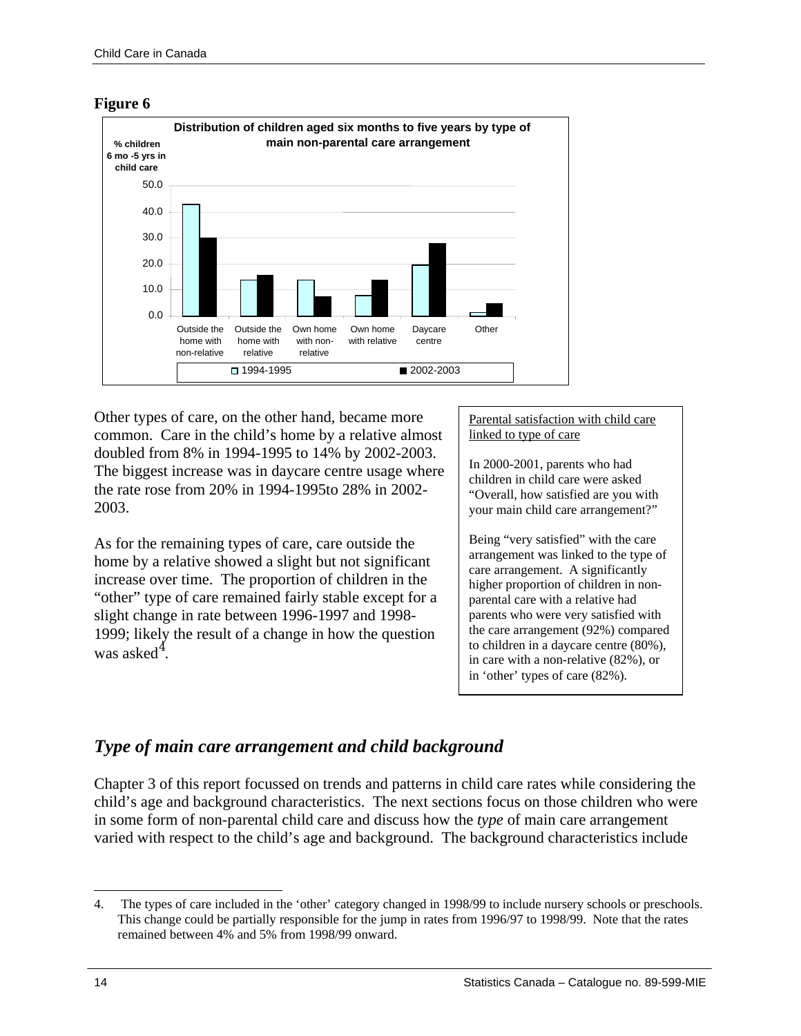**Figure 6**

**Distribution of children aged six months to five years by type of main non-parental care arrangement**

Other types of care, on the other hand, became more common. Care in the child's home by a relative almost doubled from 8% in 1994-1995 to 14% by 2002-2003. The biggest increase was in daycare centre usage where the rate rose from 20% in 1994-1995to 28% in 2002-2003.

As for the remaining types of care, care outside the home by a relative showed a slight but not significant increase over time. The proportion of children in the "other" type of care remained fairly stable except for a slight change in rate between 1996-1997 and 1998-1999; likely the result of a change in how the question was asked[4].

> Parental satisfaction with child care linked to type of care
>
> In 2000-2001, parents who had children in child care were asked "Overall, how satisfied are you with your main child care arrangement?"
>
> Being "very satisfied" with the care arrangement was linked to the type of care arrangement. A significantly higher proportion of children in non-parental care with a relative had parents who were very satisfied with the care arrangement (92%) compared to children in a daycare centre (80%), in care with a non-relative (82%), or in 'other' types of care (82%).

## *Type of main care arrangement and child background*

Chapter 3 of this report focussed on trends and patterns in child care rates while considering the child's age and background characteristics. The next sections focus on those children who were in some form of non-parental child care and discuss how the *type* of main care arrangement varied with respect to the child's age and background. The background characteristics include

---

4. The types of care included in the 'other' category changed in 1998/99 to include nursery schools or preschools. This change could be partially responsible for the jump in rates from 1996/97 to 1998/99. Note that the rates remained between 4% and 5% from 1998/99 onward.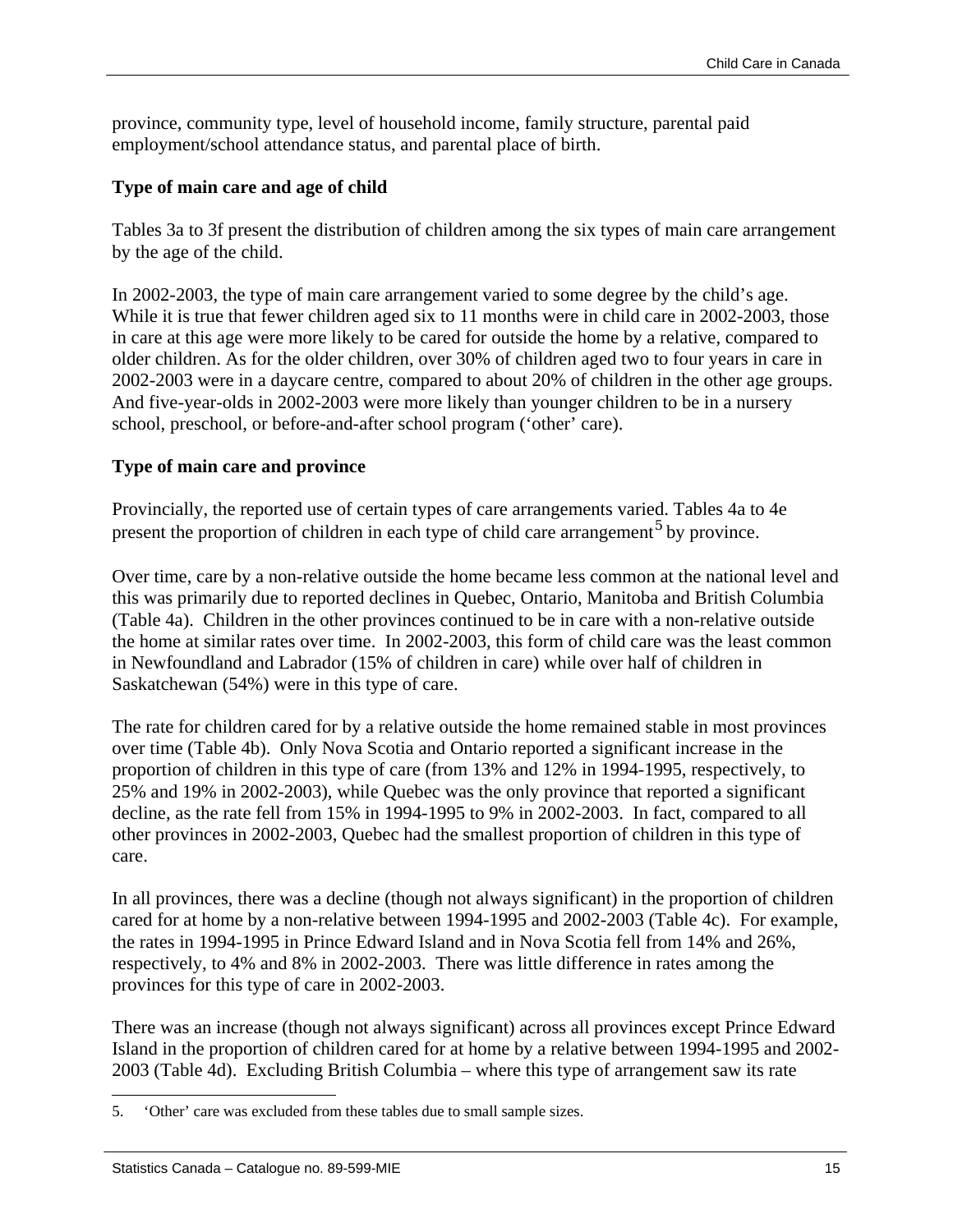province, community type, level of household income, family structure, parental paid employment/school attendance status, and parental place of birth.

**Type of main care and age of child**

Tables 3a to 3f present the distribution of children among the six types of main care arrangement by the age of the child.

In 2002-2003, the type of main care arrangement varied to some degree by the child's age. While it is true that fewer children aged six to 11 months were in child care in 2002-2003, those in care at this age were more likely to be cared for outside the home by a relative, compared to older children. As for the older children, over 30% of children aged two to four years in care in 2002-2003 were in a daycare centre, compared to about 20% of children in the other age groups. And five-year-olds in 2002-2003 were more likely than younger children to be in a nursery school, preschool, or before-and-after school program ('other' care).

**Type of main care and province**

Provincially, the reported use of certain types of care arrangements varied. Tables 4a to 4e present the proportion of children in each type of child care arrangement[5] by province.

Over time, care by a non-relative outside the home became less common at the national level and this was primarily due to reported declines in Quebec, Ontario, Manitoba and British Columbia (Table 4a). Children in the other provinces continued to be in care with a non-relative outside the home at similar rates over time. In 2002-2003, this form of child care was the least common in Newfoundland and Labrador (15% of children in care) while over half of children in Saskatchewan (54%) were in this type of care.

The rate for children cared for by a relative outside the home remained stable in most provinces over time (Table 4b). Only Nova Scotia and Ontario reported a significant increase in the proportion of children in this type of care (from 13% and 12% in 1994-1995, respectively, to 25% and 19% in 2002-2003), while Quebec was the only province that reported a significant decline, as the rate fell from 15% in 1994-1995 to 9% in 2002-2003. In fact, compared to all other provinces in 2002-2003, Quebec had the smallest proportion of children in this type of care.

In all provinces, there was a decline (though not always significant) in the proportion of children cared for at home by a non-relative between 1994-1995 and 2002-2003 (Table 4c). For example, the rates in 1994-1995 in Prince Edward Island and in Nova Scotia fell from 14% and 26%, respectively, to 4% and 8% in 2002-2003. There was little difference in rates among the provinces for this type of care in 2002-2003.

There was an increase (though not always significant) across all provinces except Prince Edward Island in the proportion of children cared for at home by a relative between 1994-1995 and 2002-2003 (Table 4d). Excluding British Columbia – where this type of arrangement saw its rate

---

5. 'Other' care was excluded from these tables due to small sample sizes.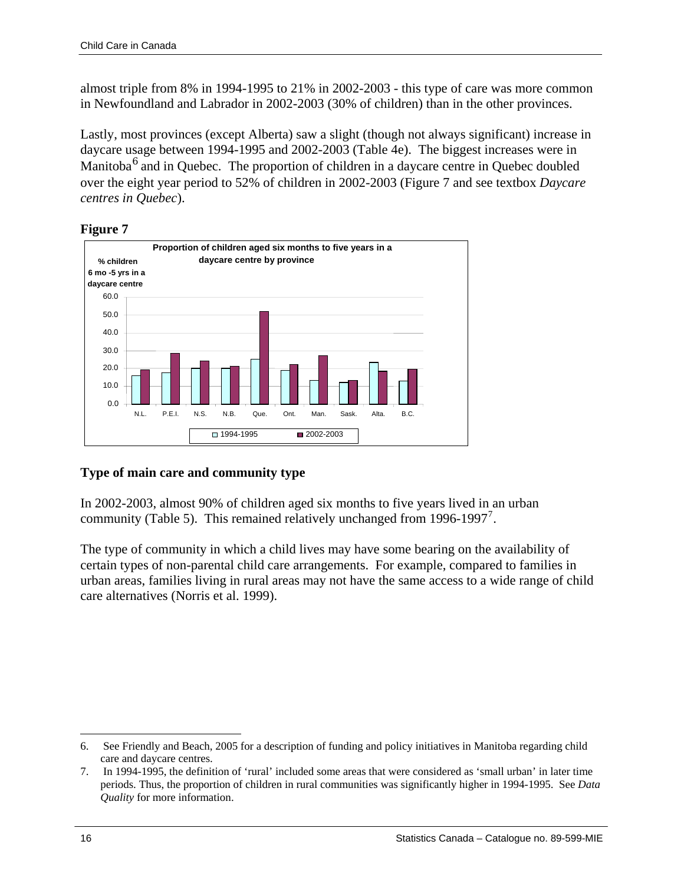almost triple from 8% in 1994-1995 to 21% in 2002-2003 - this type of care was more common in Newfoundland and Labrador in 2002-2003 (30% of children) than in the other provinces.

Lastly, most provinces (except Alberta) saw a slight (though not always significant) increase in daycare usage between 1994-1995 and 2002-2003 (Table 4e). The biggest increases were in Manitoba[6] and in Quebec. The proportion of children in a daycare centre in Quebec doubled over the eight year period to 52% of children in 2002-2003 (Figure 7 and see textbox *Daycare centres in Quebec*).

**Figure 7**

Proportion of children aged six months to five years in a daycare centre by province

% children 6 mo -5 yrs in a daycare centre

N.L. P.E.I. N.S. N.B. Que. Ont. Man. Sask. Alta. B.C.

1994-1995 2002-2003

## Type of main care and community type

In 2002-2003, almost 90% of children aged six months to five years lived in an urban community (Table 5). This remained relatively unchanged from 1996-1997[7].

The type of community in which a child lives may have some bearing on the availability of certain types of non-parental child care arrangements. For example, compared to families in urban areas, families living in rural areas may not have the same access to a wide range of child care alternatives (Norris et al. 1999).

---

6. See Friendly and Beach, 2005 for a description of funding and policy initiatives in Manitoba regarding child care and daycare centres.
7. In 1994-1995, the definition of 'rural' included some areas that were considered as 'small urban' in later time periods. Thus, the proportion of children in rural communities was significantly higher in 1994-1995. See *Data Quality* for more information.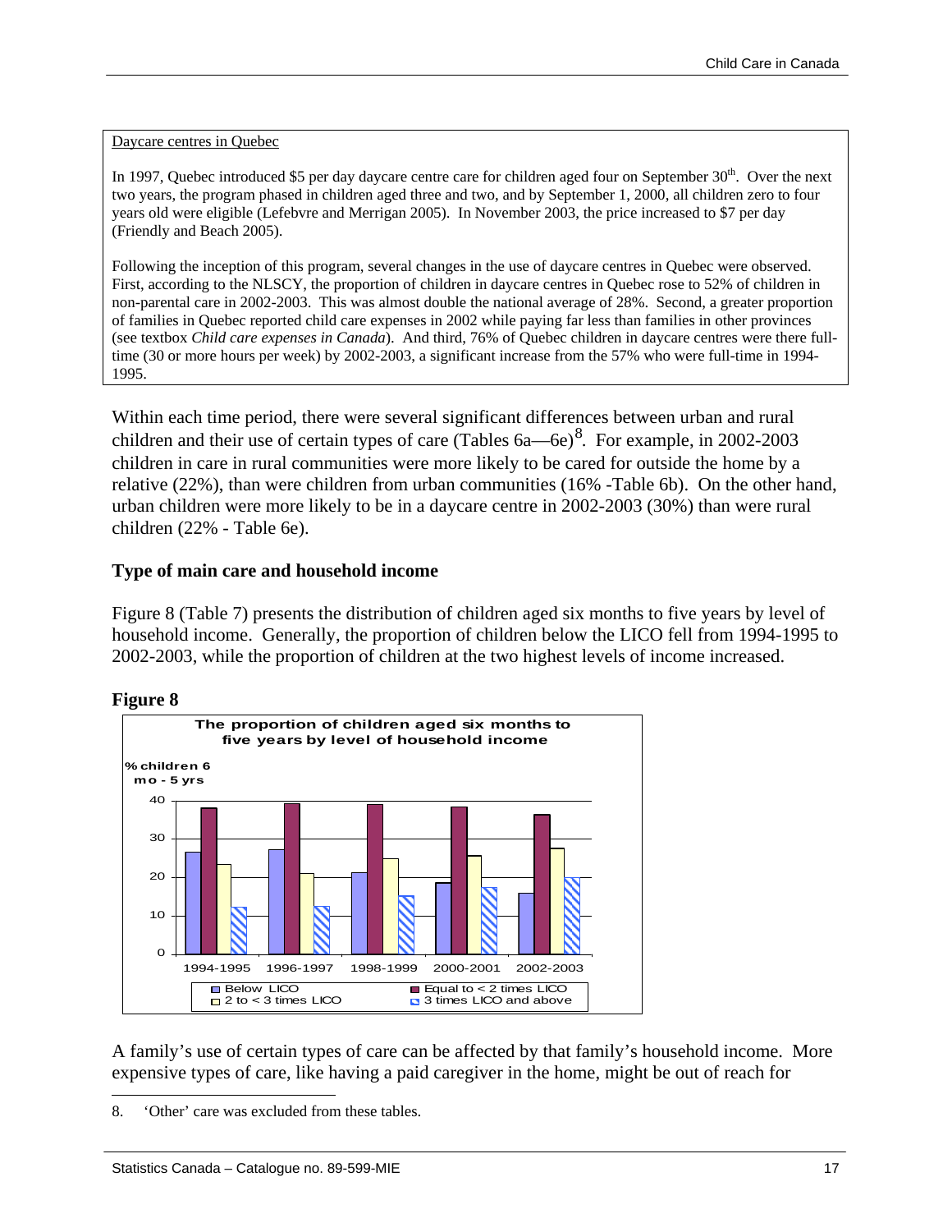Daycare centres in Quebec

In 1997, Quebec introduced $5 per day daycare centre care for children aged four on September 30th. Over the next two years, the program phased in children aged three and two, and by September 1, 2000, all children zero to four years old were eligible (Lefebvre and Merrigan 2005). In November 2003, the price increased to $7 per day (Friendly and Beach 2005).

Following the inception of this program, several changes in the use of daycare centres in Quebec were observed. First, according to the NLSCY, the proportion of children in daycare centres in Quebec rose to 52% of children in non-parental care in 2002-2003. This was almost double the national average of 28%. Second, a greater proportion of families in Quebec reported child care expenses in 2002 while paying far less than families in other provinces (see textbox *Child care expenses in Canada*). And third, 76% of Quebec children in daycare centres were there full-time (30 or more hours per week) by 2002-2003, a significant increase from the 57% who were full-time in 1994-1995.

Within each time period, there were several significant differences between urban and rural children and their use of certain types of care (Tables 6a—6e)[8]. For example, in 2002-2003 children in care in rural communities were more likely to be cared for outside the home by a relative (22%), than were children from urban communities (16% -Table 6b). On the other hand, urban children were more likely to be in a daycare centre in 2002-2003 (30%) than were rural children (22% - Table 6e).

### Type of main care and household income

Figure 8 (Table 7) presents the distribution of children aged six months to five years by level of household income. Generally, the proportion of children below the LICO fell from 1994-1995 to 2002-2003, while the proportion of children at the two highest levels of income increased.

**Figure 8**

The proportion of children aged six months to five years by level of household income

A family's use of certain types of care can be affected by that family's household income. More expensive types of care, like having a paid caregiver in the home, might be out of reach for

8. 'Other' care was excluded from these tables.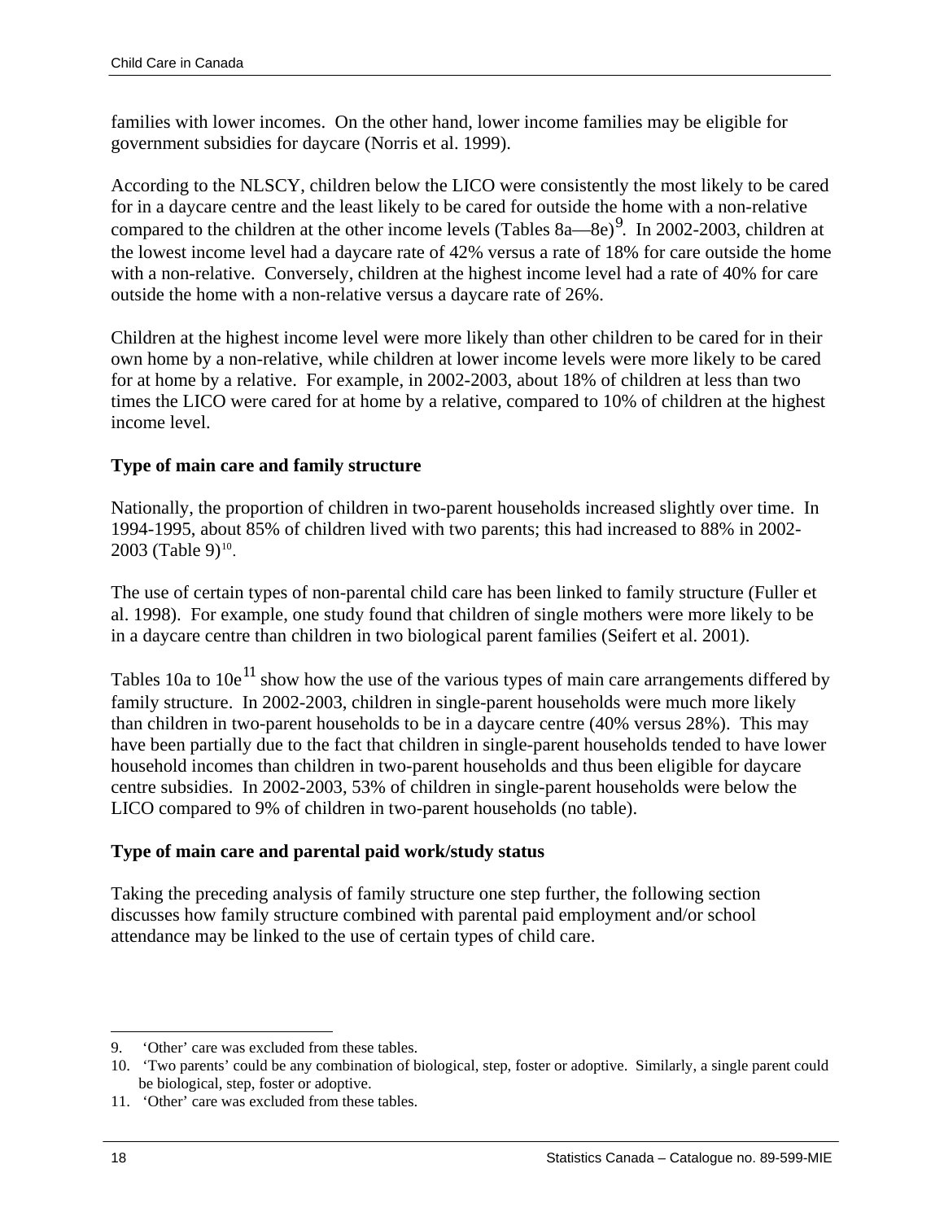families with lower incomes. On the other hand, lower income families may be eligible for government subsidies for daycare (Norris et al. 1999).

According to the NLSCY, children below the LICO were consistently the most likely to be cared for in a daycare centre and the least likely to be cared for outside the home with a non-relative compared to the children at the other income levels (Tables 8a—8e)[9]. In 2002-2003, children at the lowest income level had a daycare rate of 42% versus a rate of 18% for care outside the home with a non-relative. Conversely, children at the highest income level had a rate of 40% for care outside the home with a non-relative versus a daycare rate of 26%.

Children at the highest income level were more likely than other children to be cared for in their own home by a non-relative, while children at lower income levels were more likely to be cared for at home by a relative. For example, in 2002-2003, about 18% of children at less than two times the LICO were cared for at home by a relative, compared to 10% of children at the highest income level.

**Type of main care and family structure**

Nationally, the proportion of children in two-parent households increased slightly over time. In 1994-1995, about 85% of children lived with two parents; this had increased to 88% in 2002-2003 (Table 9)[10].

The use of certain types of non-parental child care has been linked to family structure (Fuller et al. 1998). For example, one study found that children of single mothers were more likely to be in a daycare centre than children in two biological parent families (Seifert et al. 2001).

Tables 10a to 10e[11] show how the use of the various types of main care arrangements differed by family structure. In 2002-2003, children in single-parent households were much more likely than children in two-parent households to be in a daycare centre (40% versus 28%). This may have been partially due to the fact that children in single-parent households tended to have lower household incomes than children in two-parent households and thus been eligible for daycare centre subsidies. In 2002-2003, 53% of children in single-parent households were below the LICO compared to 9% of children in two-parent households (no table).

**Type of main care and parental paid work/study status**

Taking the preceding analysis of family structure one step further, the following section discusses how family structure combined with parental paid employment and/or school attendance may be linked to the use of certain types of child care.

---

9. 'Other' care was excluded from these tables.
10. 'Two parents' could be any combination of biological, step, foster or adoptive. Similarly, a single parent could be biological, step, foster or adoptive.
11. 'Other' care was excluded from these tables.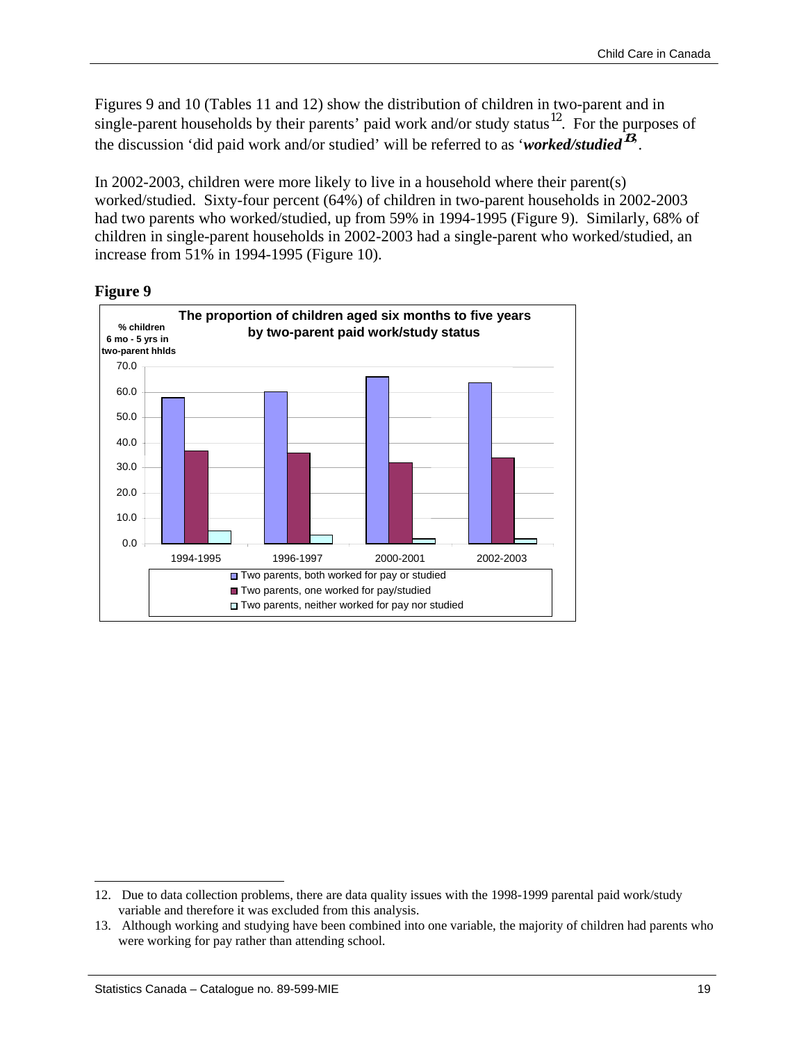Figures 9 and 10 (Tables 11 and 12) show the distribution of children in two-parent and in single-parent households by their parents' paid work and/or study status[12]. For the purposes of the discussion 'did paid work and/or studied' will be referred to as '***worked/studied***[13]'.

In 2002-2003, children were more likely to live in a household where their parent(s) worked/studied. Sixty-four percent (64%) of children in two-parent households in 2002-2003 had two parents who worked/studied, up from 59% in 1994-1995 (Figure 9). Similarly, 68% of children in single-parent households in 2002-2003 had a single-parent who worked/studied, an increase from 51% in 1994-1995 (Figure 10).

**Figure 9**

**The proportion of children aged six months to five years by two-parent paid work/study status**

% children 6 mo - 5 yrs in two-parent hhlds

| | 1994-1995 | 1996-1997 | 2000-2001 | 2002-2003 |
|---|---|---|---|---|
| Two parents, both worked for pay or studied | 58 | 60 | 66 | 64 |
| Two parents, one worked for pay/studied | 37 | 36 | 32 | 34 |
| Two parents, neither worked for pay nor studied | 5 | 3 | 2 | 2 |

---

12. Due to data collection problems, there are data quality issues with the 1998-1999 parental paid work/study variable and therefore it was excluded from this analysis.
13. Although working and studying have been combined into one variable, the majority of children had parents who were working for pay rather than attending school.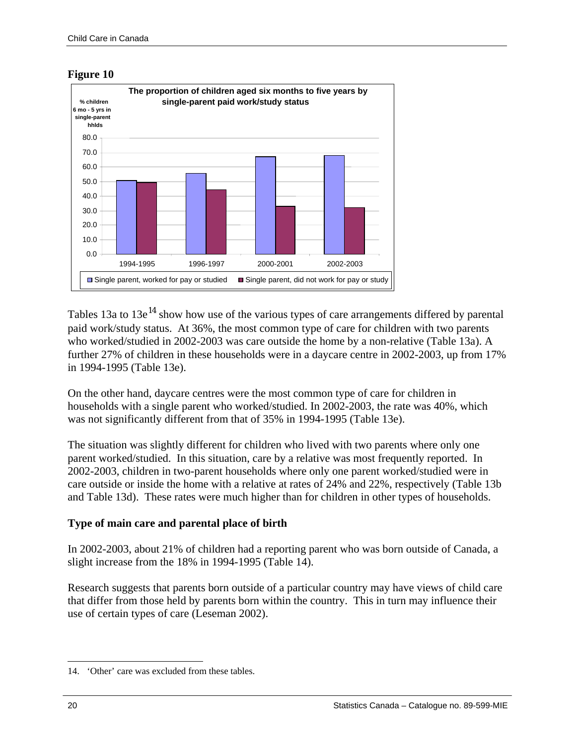**Figure 10**

The proportion of children aged six months to five years by single-parent paid work/study status

Tables 13a to 13e[14] show how use of the various types of care arrangements differed by parental paid work/study status. At 36%, the most common type of care for children with two parents who worked/studied in 2002-2003 was care outside the home by a non-relative (Table 13a). A further 27% of children in these households were in a daycare centre in 2002-2003, up from 17% in 1994-1995 (Table 13e).

On the other hand, daycare centres were the most common type of care for children in households with a single parent who worked/studied. In 2002-2003, the rate was 40%, which was not significantly different from that of 35% in 1994-1995 (Table 13e).

The situation was slightly different for children who lived with two parents where only one parent worked/studied. In this situation, care by a relative was most frequently reported. In 2002-2003, children in two-parent households where only one parent worked/studied were in care outside or inside the home with a relative at rates of 24% and 22%, respectively (Table 13b and Table 13d). These rates were much higher than for children in other types of households.

## Type of main care and parental place of birth

In 2002-2003, about 21% of children had a reporting parent who was born outside of Canada, a slight increase from the 18% in 1994-1995 (Table 14).

Research suggests that parents born outside of a particular country may have views of child care that differ from those held by parents born within the country. This in turn may influence their use of certain types of care (Leseman 2002).

14. 'Other' care was excluded from these tables.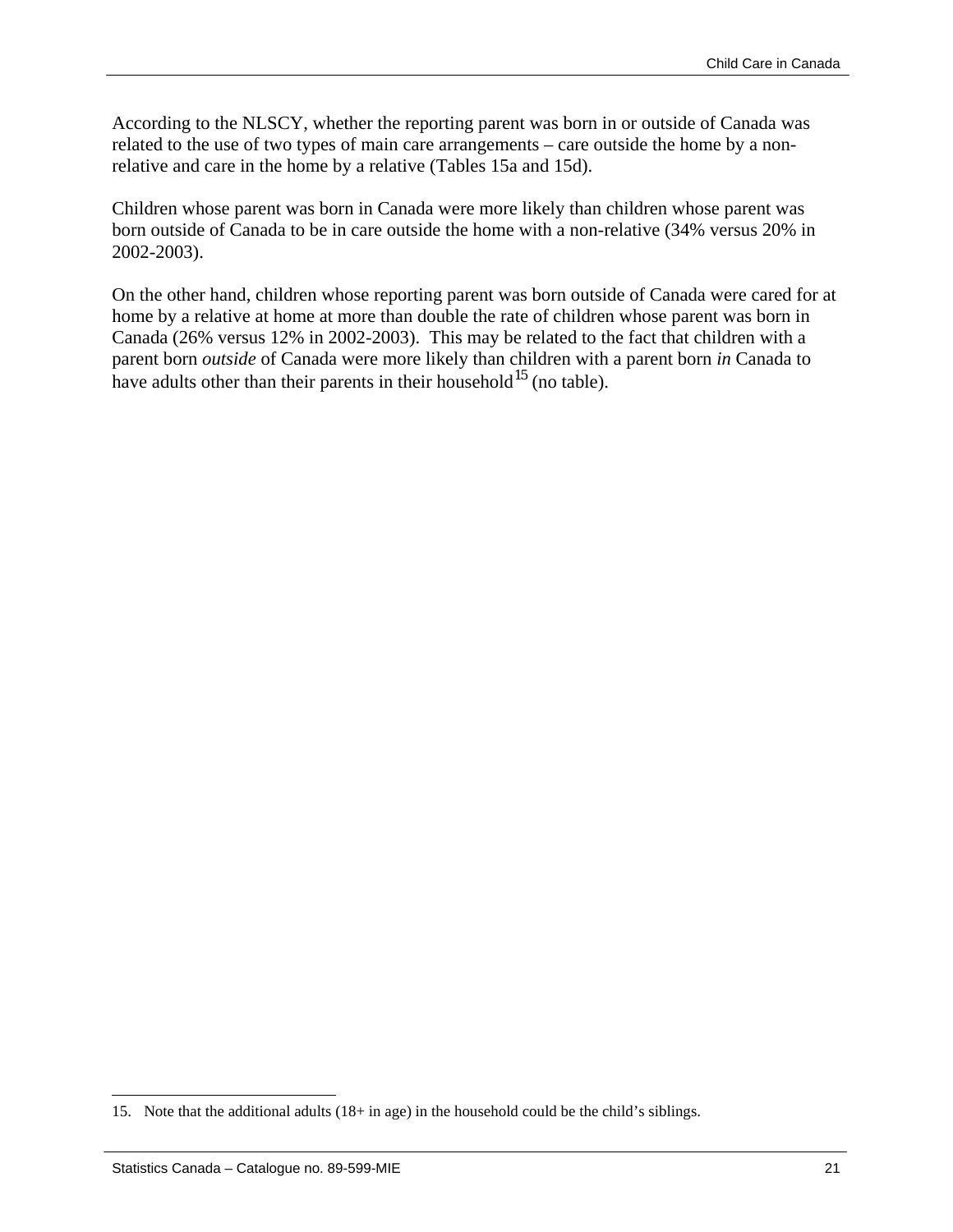According to the NLSCY, whether the reporting parent was born in or outside of Canada was related to the use of two types of main care arrangements – care outside the home by a non-relative and care in the home by a relative (Tables 15a and 15d).

Children whose parent was born in Canada were more likely than children whose parent was born outside of Canada to be in care outside the home with a non-relative (34% versus 20% in 2002-2003).

On the other hand, children whose reporting parent was born outside of Canada were cared for at home by a relative at home at more than double the rate of children whose parent was born in Canada (26% versus 12% in 2002-2003). This may be related to the fact that children with a parent born *outside* of Canada were more likely than children with a parent born *in* Canada to have adults other than their parents in their household[15] (no table).

15. Note that the additional adults (18+ in age) in the household could be the child's siblings.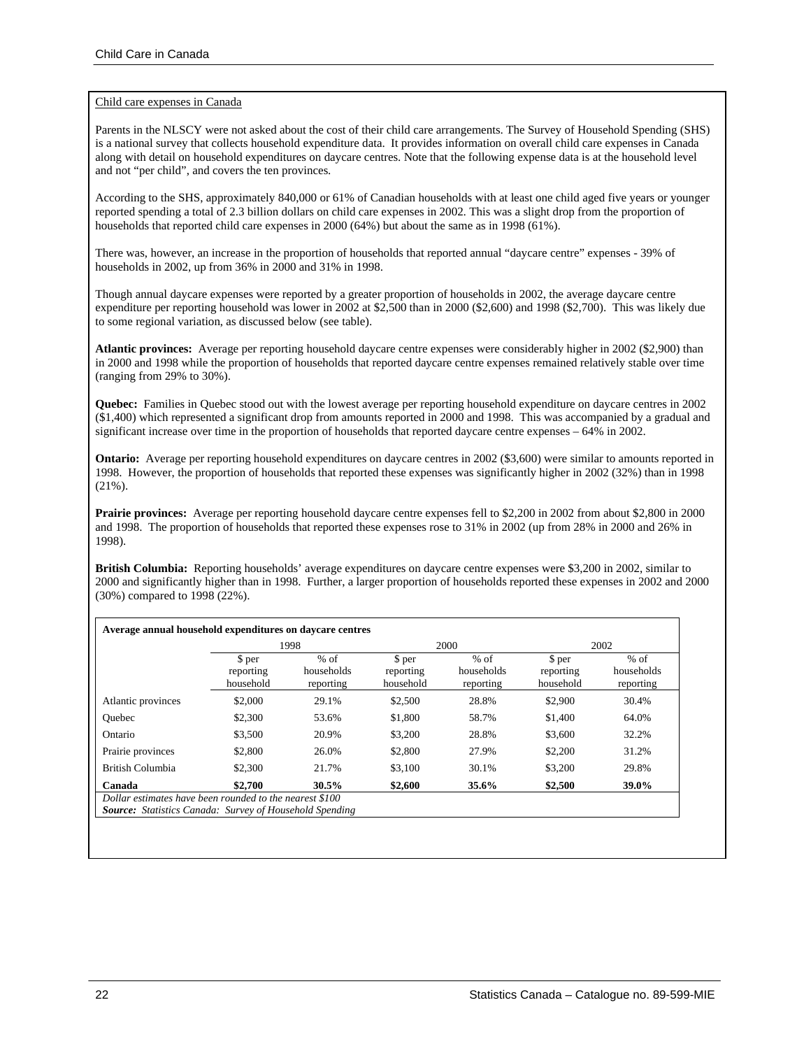Child care expenses in Canada

Parents in the NLSCY were not asked about the cost of their child care arrangements. The Survey of Household Spending (SHS) is a national survey that collects household expenditure data. It provides information on overall child care expenses in Canada along with detail on household expenditures on daycare centres. Note that the following expense data is at the household level and not "per child", and covers the ten provinces.

According to the SHS, approximately 840,000 or 61% of Canadian households with at least one child aged five years or younger reported spending a total of 2.3 billion dollars on child care expenses in 2002. This was a slight drop from the proportion of households that reported child care expenses in 2000 (64%) but about the same as in 1998 (61%).

There was, however, an increase in the proportion of households that reported annual "daycare centre" expenses - 39% of households in 2002, up from 36% in 2000 and 31% in 1998.

Though annual daycare expenses were reported by a greater proportion of households in 2002, the average daycare centre expenditure per reporting household was lower in 2002 at $2,500 than in 2000 ($2,600) and 1998 ($2,700). This was likely due to some regional variation, as discussed below (see table).

**Atlantic provinces:** Average per reporting household daycare centre expenses were considerably higher in 2002 ($2,900) than in 2000 and 1998 while the proportion of households that reported daycare centre expenses remained relatively stable over time (ranging from 29% to 30%).

**Quebec:** Families in Quebec stood out with the lowest average per reporting household expenditure on daycare centres in 2002 ($1,400) which represented a significant drop from amounts reported in 2000 and 1998. This was accompanied by a gradual and significant increase over time in the proportion of households that reported daycare centre expenses – 64% in 2002.

**Ontario:** Average per reporting household expenditures on daycare centres in 2002 ($3,600) were similar to amounts reported in 1998. However, the proportion of households that reported these expenses was significantly higher in 2002 (32%) than in 1998 (21%).

**Prairie provinces:** Average per reporting household daycare centre expenses fell to $2,200 in 2002 from about $2,800 in 2000 and 1998. The proportion of households that reported these expenses rose to 31% in 2002 (up from 28% in 2000 and 26% in 1998).

**British Columbia:** Reporting households' average expenditures on daycare centre expenses were $3,200 in 2002, similar to 2000 and significantly higher than in 1998. Further, a larger proportion of households reported these expenses in 2002 and 2000 (30%) compared to 1998 (22%).

**Average annual household expenditures on daycare centres**

| | 1998 | | 2000 | | 2002 | |
|---|---|---|---|---|---|---|
| | $ per reporting household | % of households reporting | $ per reporting household | % of households reporting | $ per reporting household | % of households reporting |
| Atlantic provinces | $2,000 | 29.1% | $2,500 | 28.8% | $2,900 | 30.4% |
| Quebec | $2,300 | 53.6% | $1,800 | 58.7% | $1,400 | 64.0% |
| Ontario | $3,500 | 20.9% | $3,200 | 28.8% | $3,600 | 32.2% |
| Prairie provinces | $2,800 | 26.0% | $2,800 | 27.9% | $2,200 | 31.2% |
| British Columbia | $2,300 | 21.7% | $3,100 | 30.1% | $3,200 | 29.8% |
| **Canada** | **$2,700** | **30.5%** | **$2,600** | **35.6%** | **$2,500** | **39.0%** |

*Dollar estimates have been rounded to the nearest $100*
***Source:** Statistics Canada: Survey of Household Spending*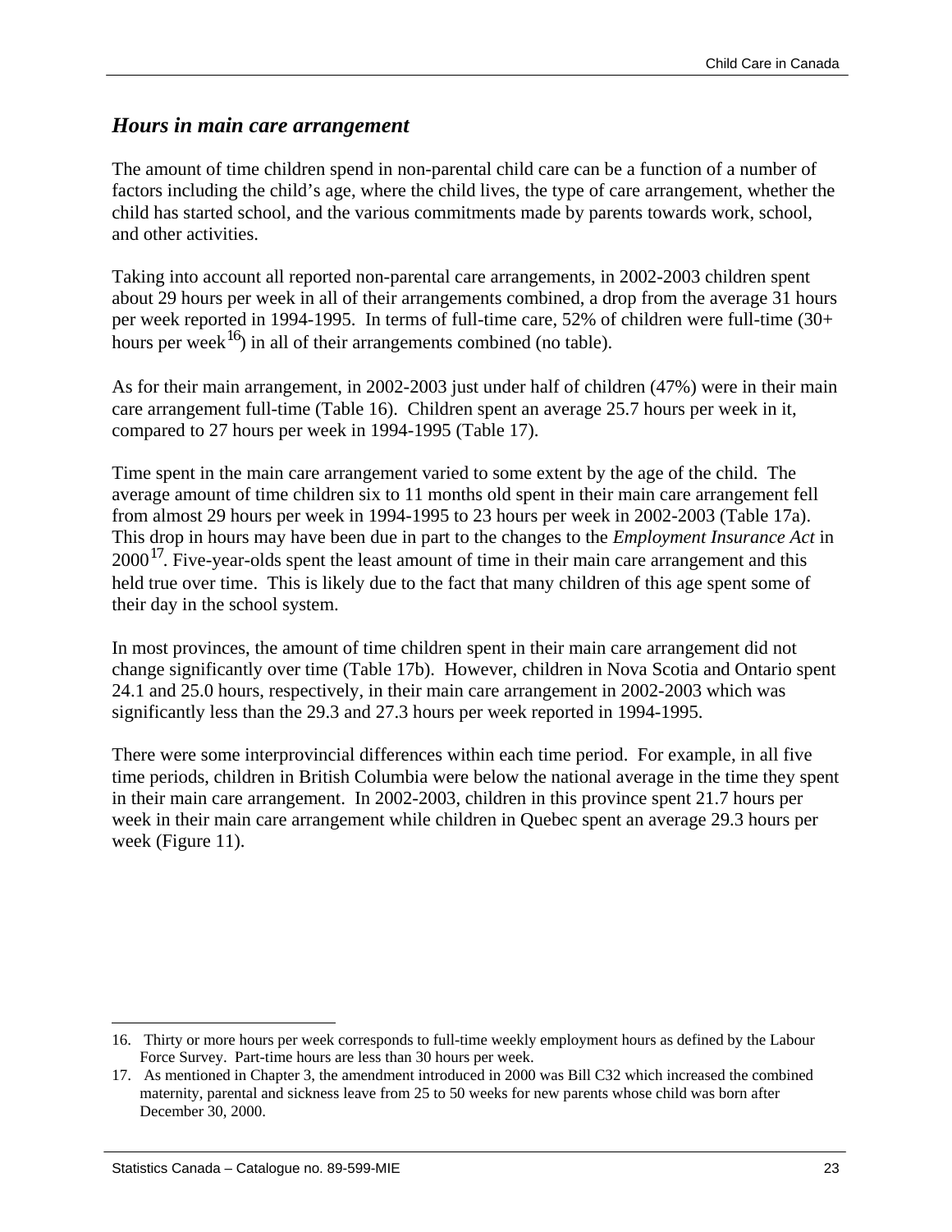## *Hours in main care arrangement*

The amount of time children spend in non-parental child care can be a function of a number of factors including the child's age, where the child lives, the type of care arrangement, whether the child has started school, and the various commitments made by parents towards work, school, and other activities.

Taking into account all reported non-parental care arrangements, in 2002-2003 children spent about 29 hours per week in all of their arrangements combined, a drop from the average 31 hours per week reported in 1994-1995. In terms of full-time care, 52% of children were full-time (30+ hours per week[16]) in all of their arrangements combined (no table).

As for their main arrangement, in 2002-2003 just under half of children (47%) were in their main care arrangement full-time (Table 16). Children spent an average 25.7 hours per week in it, compared to 27 hours per week in 1994-1995 (Table 17).

Time spent in the main care arrangement varied to some extent by the age of the child. The average amount of time children six to 11 months old spent in their main care arrangement fell from almost 29 hours per week in 1994-1995 to 23 hours per week in 2002-2003 (Table 17a). This drop in hours may have been due in part to the changes to the *Employment Insurance Act* in 2000[17]. Five-year-olds spent the least amount of time in their main care arrangement and this held true over time. This is likely due to the fact that many children of this age spent some of their day in the school system.

In most provinces, the amount of time children spent in their main care arrangement did not change significantly over time (Table 17b). However, children in Nova Scotia and Ontario spent 24.1 and 25.0 hours, respectively, in their main care arrangement in 2002-2003 which was significantly less than the 29.3 and 27.3 hours per week reported in 1994-1995.

There were some interprovincial differences within each time period. For example, in all five time periods, children in British Columbia were below the national average in the time they spent in their main care arrangement. In 2002-2003, children in this province spent 21.7 hours per week in their main care arrangement while children in Quebec spent an average 29.3 hours per week (Figure 11).

---

16. Thirty or more hours per week corresponds to full-time weekly employment hours as defined by the Labour Force Survey. Part-time hours are less than 30 hours per week.
17. As mentioned in Chapter 3, the amendment introduced in 2000 was Bill C32 which increased the combined maternity, parental and sickness leave from 25 to 50 weeks for new parents whose child was born after December 30, 2000.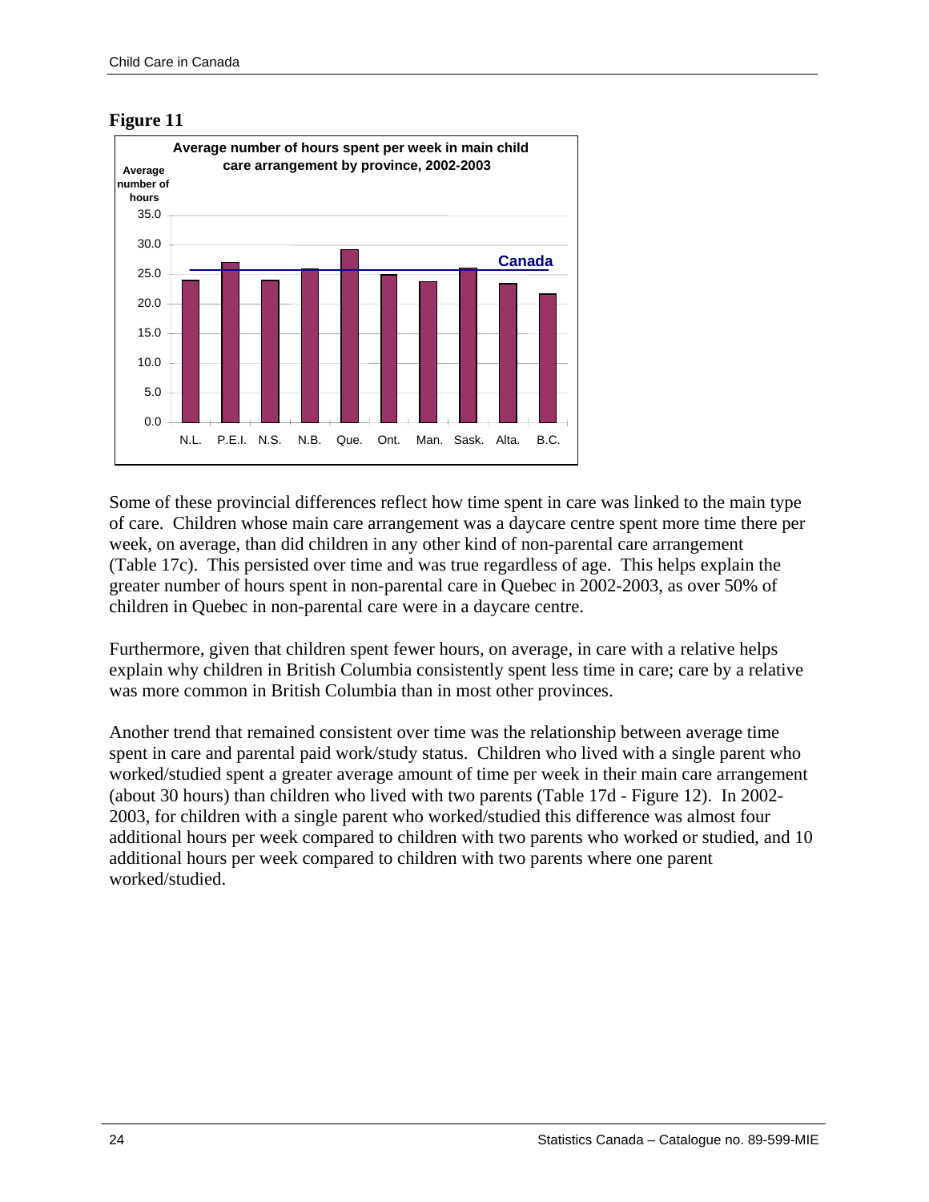**Figure 11**

**Average number of hours spent per week in main child care arrangement by province, 2002-2003**

Some of these provincial differences reflect how time spent in care was linked to the main type of care. Children whose main care arrangement was a daycare centre spent more time there per week, on average, than did children in any other kind of non-parental care arrangement (Table 17c). This persisted over time and was true regardless of age. This helps explain the greater number of hours spent in non-parental care in Quebec in 2002-2003, as over 50% of children in Quebec in non-parental care were in a daycare centre.

Furthermore, given that children spent fewer hours, on average, in care with a relative helps explain why children in British Columbia consistently spent less time in care; care by a relative was more common in British Columbia than in most other provinces.

Another trend that remained consistent over time was the relationship between average time spent in care and parental paid work/study status. Children who lived with a single parent who worked/studied spent a greater average amount of time per week in their main care arrangement (about 30 hours) than children who lived with two parents (Table 17d - Figure 12). In 2002-2003, for children with a single parent who worked/studied this difference was almost four additional hours per week compared to children with two parents who worked or studied, and 10 additional hours per week compared to children with two parents where one parent worked/studied.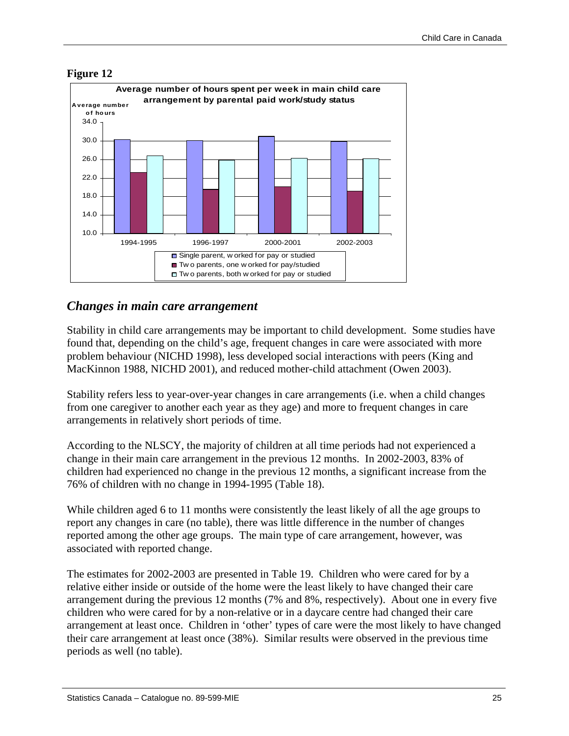**Figure 12**

**Average number of hours spent per week in main child care arrangement by parental paid work/study status**

## *Changes in main care arrangement*

Stability in child care arrangements may be important to child development. Some studies have found that, depending on the child's age, frequent changes in care were associated with more problem behaviour (NICHD 1998), less developed social interactions with peers (King and MacKinnon 1988, NICHD 2001), and reduced mother-child attachment (Owen 2003).

Stability refers less to year-over-year changes in care arrangements (i.e. when a child changes from one caregiver to another each year as they age) and more to frequent changes in care arrangements in relatively short periods of time.

According to the NLSCY, the majority of children at all time periods had not experienced a change in their main care arrangement in the previous 12 months. In 2002-2003, 83% of children had experienced no change in the previous 12 months, a significant increase from the 76% of children with no change in 1994-1995 (Table 18).

While children aged 6 to 11 months were consistently the least likely of all the age groups to report any changes in care (no table), there was little difference in the number of changes reported among the other age groups. The main type of care arrangement, however, was associated with reported change.

The estimates for 2002-2003 are presented in Table 19. Children who were cared for by a relative either inside or outside of the home were the least likely to have changed their care arrangement during the previous 12 months (7% and 8%, respectively). About one in every five children who were cared for by a non-relative or in a daycare centre had changed their care arrangement at least once. Children in 'other' types of care were the most likely to have changed their care arrangement at least once (38%). Similar results were observed in the previous time periods as well (no table).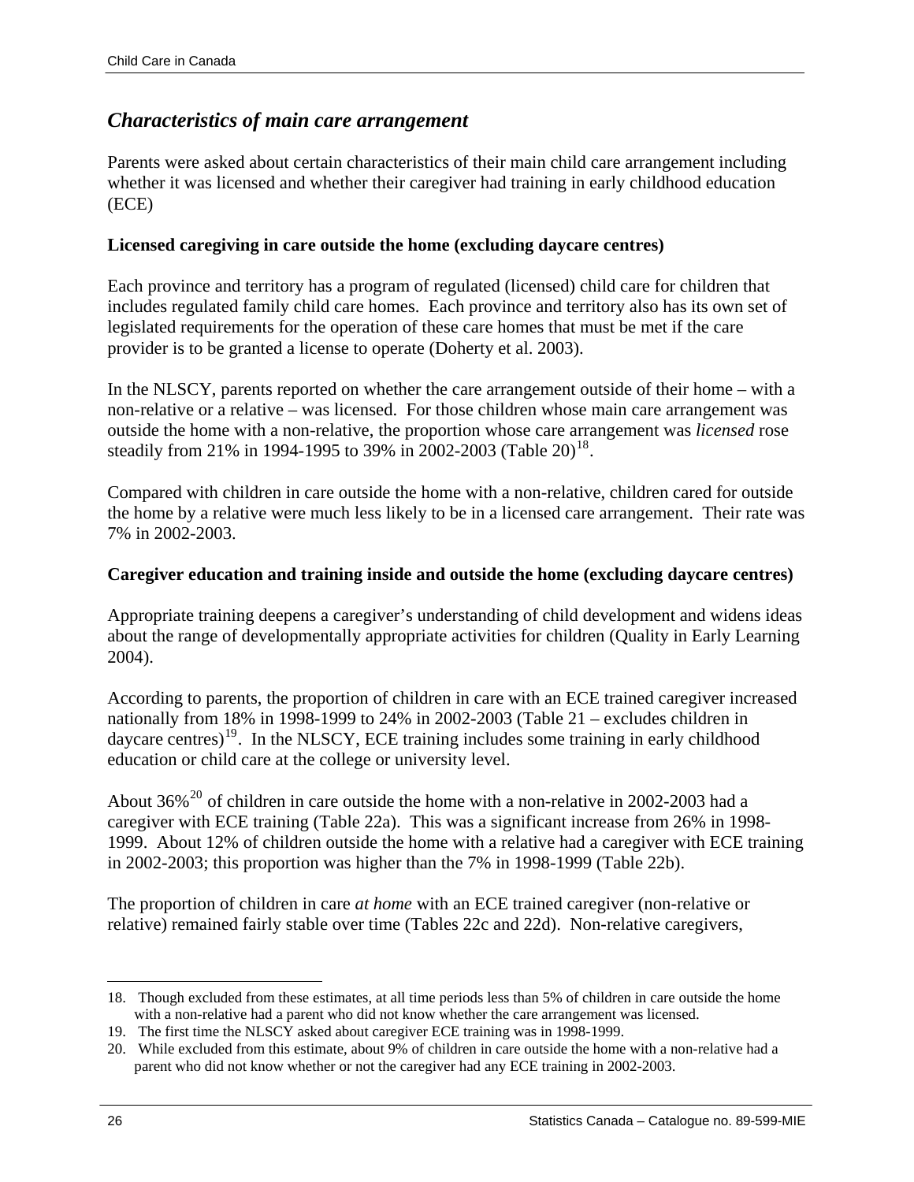## *Characteristics of main care arrangement*

Parents were asked about certain characteristics of their main child care arrangement including whether it was licensed and whether their caregiver had training in early childhood education (ECE)

### Licensed caregiving in care outside the home (excluding daycare centres)

Each province and territory has a program of regulated (licensed) child care for children that includes regulated family child care homes. Each province and territory also has its own set of legislated requirements for the operation of these care homes that must be met if the care provider is to be granted a license to operate (Doherty et al. 2003).

In the NLSCY, parents reported on whether the care arrangement outside of their home – with a non-relative or a relative – was licensed. For those children whose main care arrangement was outside the home with a non-relative, the proportion whose care arrangement was *licensed* rose steadily from 21% in 1994-1995 to 39% in 2002-2003 (Table 20)[18].

Compared with children in care outside the home with a non-relative, children cared for outside the home by a relative were much less likely to be in a licensed care arrangement. Their rate was 7% in 2002-2003.

### Caregiver education and training inside and outside the home (excluding daycare centres)

Appropriate training deepens a caregiver's understanding of child development and widens ideas about the range of developmentally appropriate activities for children (Quality in Early Learning 2004).

According to parents, the proportion of children in care with an ECE trained caregiver increased nationally from 18% in 1998-1999 to 24% in 2002-2003 (Table 21 – excludes children in daycare centres)[19]. In the NLSCY, ECE training includes some training in early childhood education or child care at the college or university level.

About 36%[20] of children in care outside the home with a non-relative in 2002-2003 had a caregiver with ECE training (Table 22a). This was a significant increase from 26% in 1998-1999. About 12% of children outside the home with a relative had a caregiver with ECE training in 2002-2003; this proportion was higher than the 7% in 1998-1999 (Table 22b).

The proportion of children in care *at home* with an ECE trained caregiver (non-relative or relative) remained fairly stable over time (Tables 22c and 22d). Non-relative caregivers,

---

18. Though excluded from these estimates, at all time periods less than 5% of children in care outside the home with a non-relative had a parent who did not know whether the care arrangement was licensed.
19. The first time the NLSCY asked about caregiver ECE training was in 1998-1999.
20. While excluded from this estimate, about 9% of children in care outside the home with a non-relative had a parent who did not know whether or not the caregiver had any ECE training in 2002-2003.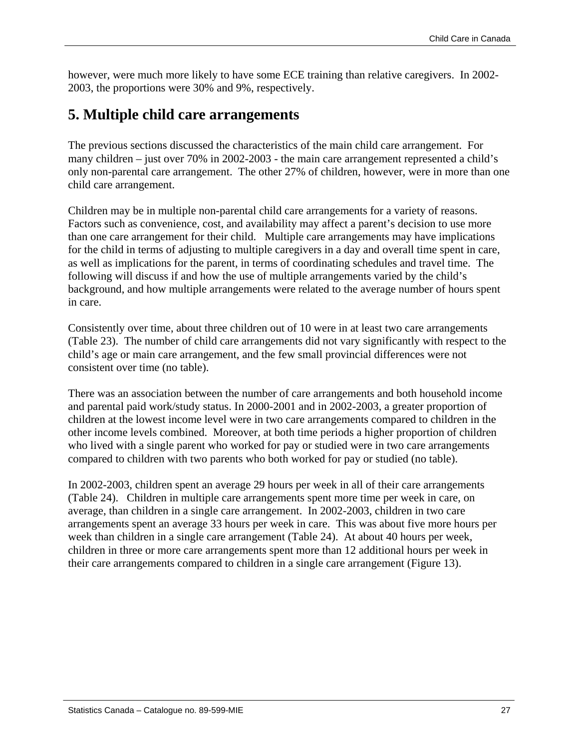however, were much more likely to have some ECE training than relative caregivers. In 2002-2003, the proportions were 30% and 9%, respectively.

## 5. Multiple child care arrangements

The previous sections discussed the characteristics of the main child care arrangement. For many children – just over 70% in 2002-2003 - the main care arrangement represented a child's only non-parental care arrangement. The other 27% of children, however, were in more than one child care arrangement.

Children may be in multiple non-parental child care arrangements for a variety of reasons. Factors such as convenience, cost, and availability may affect a parent's decision to use more than one care arrangement for their child. Multiple care arrangements may have implications for the child in terms of adjusting to multiple caregivers in a day and overall time spent in care, as well as implications for the parent, in terms of coordinating schedules and travel time. The following will discuss if and how the use of multiple arrangements varied by the child's background, and how multiple arrangements were related to the average number of hours spent in care.

Consistently over time, about three children out of 10 were in at least two care arrangements (Table 23). The number of child care arrangements did not vary significantly with respect to the child's age or main care arrangement, and the few small provincial differences were not consistent over time (no table).

There was an association between the number of care arrangements and both household income and parental paid work/study status. In 2000-2001 and in 2002-2003, a greater proportion of children at the lowest income level were in two care arrangements compared to children in the other income levels combined. Moreover, at both time periods a higher proportion of children who lived with a single parent who worked for pay or studied were in two care arrangements compared to children with two parents who both worked for pay or studied (no table).

In 2002-2003, children spent an average 29 hours per week in all of their care arrangements (Table 24). Children in multiple care arrangements spent more time per week in care, on average, than children in a single care arrangement. In 2002-2003, children in two care arrangements spent an average 33 hours per week in care. This was about five more hours per week than children in a single care arrangement (Table 24). At about 40 hours per week, children in three or more care arrangements spent more than 12 additional hours per week in their care arrangements compared to children in a single care arrangement (Figure 13).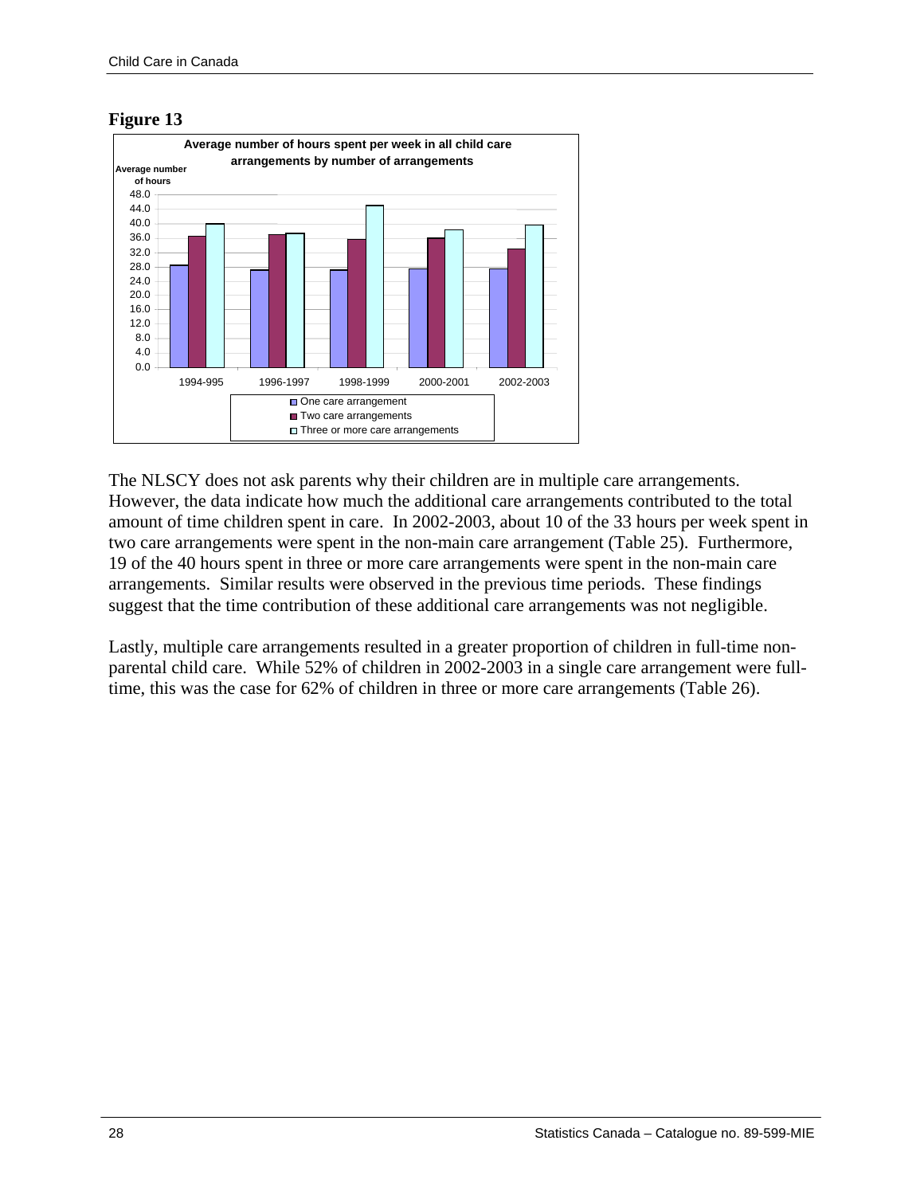**Figure 13**

**Average number of hours spent per week in all child care arrangements by number of arrangements**

The NLSCY does not ask parents why their children are in multiple care arrangements. However, the data indicate how much the additional care arrangements contributed to the total amount of time children spent in care. In 2002-2003, about 10 of the 33 hours per week spent in two care arrangements were spent in the non-main care arrangement (Table 25). Furthermore, 19 of the 40 hours spent in three or more care arrangements were spent in the non-main care arrangements. Similar results were observed in the previous time periods. These findings suggest that the time contribution of these additional care arrangements was not negligible.

Lastly, multiple care arrangements resulted in a greater proportion of children in full-time non-parental child care. While 52% of children in 2002-2003 in a single care arrangement were full-time, this was the case for 62% of children in three or more care arrangements (Table 26).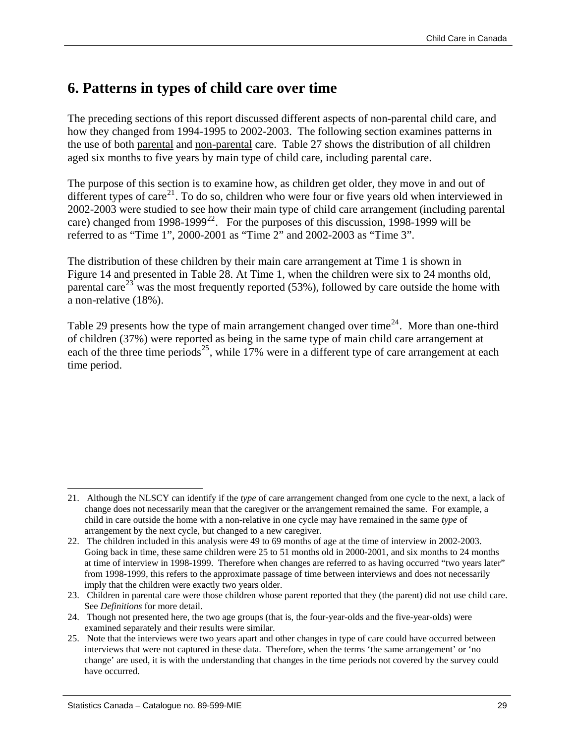## 6. Patterns in types of child care over time

The preceding sections of this report discussed different aspects of non-parental child care, and how they changed from 1994-1995 to 2002-2003. The following section examines patterns in the use of both parental and non-parental care. Table 27 shows the distribution of all children aged six months to five years by main type of child care, including parental care.

The purpose of this section is to examine how, as children get older, they move in and out of different types of care[21]. To do so, children who were four or five years old when interviewed in 2002-2003 were studied to see how their main type of child care arrangement (including parental care) changed from 1998-1999[22]. For the purposes of this discussion, 1998-1999 will be referred to as "Time 1", 2000-2001 as "Time 2" and 2002-2003 as "Time 3".

The distribution of these children by their main care arrangement at Time 1 is shown in Figure 14 and presented in Table 28. At Time 1, when the children were six to 24 months old, parental care[23] was the most frequently reported (53%), followed by care outside the home with a non-relative (18%).

Table 29 presents how the type of main arrangement changed over time[24]. More than one-third of children (37%) were reported as being in the same type of main child care arrangement at each of the three time periods[25], while 17% were in a different type of care arrangement at each time period.

---

21. Although the NLSCY can identify if the *type* of care arrangement changed from one cycle to the next, a lack of change does not necessarily mean that the caregiver or the arrangement remained the same. For example, a child in care outside the home with a non-relative in one cycle may have remained in the same *type* of arrangement by the next cycle, but changed to a new caregiver.
22. The children included in this analysis were 49 to 69 months of age at the time of interview in 2002-2003. Going back in time, these same children were 25 to 51 months old in 2000-2001, and six months to 24 months at time of interview in 1998-1999. Therefore when changes are referred to as having occurred "two years later" from 1998-1999, this refers to the approximate passage of time between interviews and does not necessarily imply that the children were exactly two years older.
23. Children in parental care were those children whose parent reported that they (the parent) did not use child care. See *Definitions* for more detail.
24. Though not presented here, the two age groups (that is, the four-year-olds and the five-year-olds) were examined separately and their results were similar.
25. Note that the interviews were two years apart and other changes in type of care could have occurred between interviews that were not captured in these data. Therefore, when the terms 'the same arrangement' or 'no change' are used, it is with the understanding that changes in the time periods not covered by the survey could have occurred.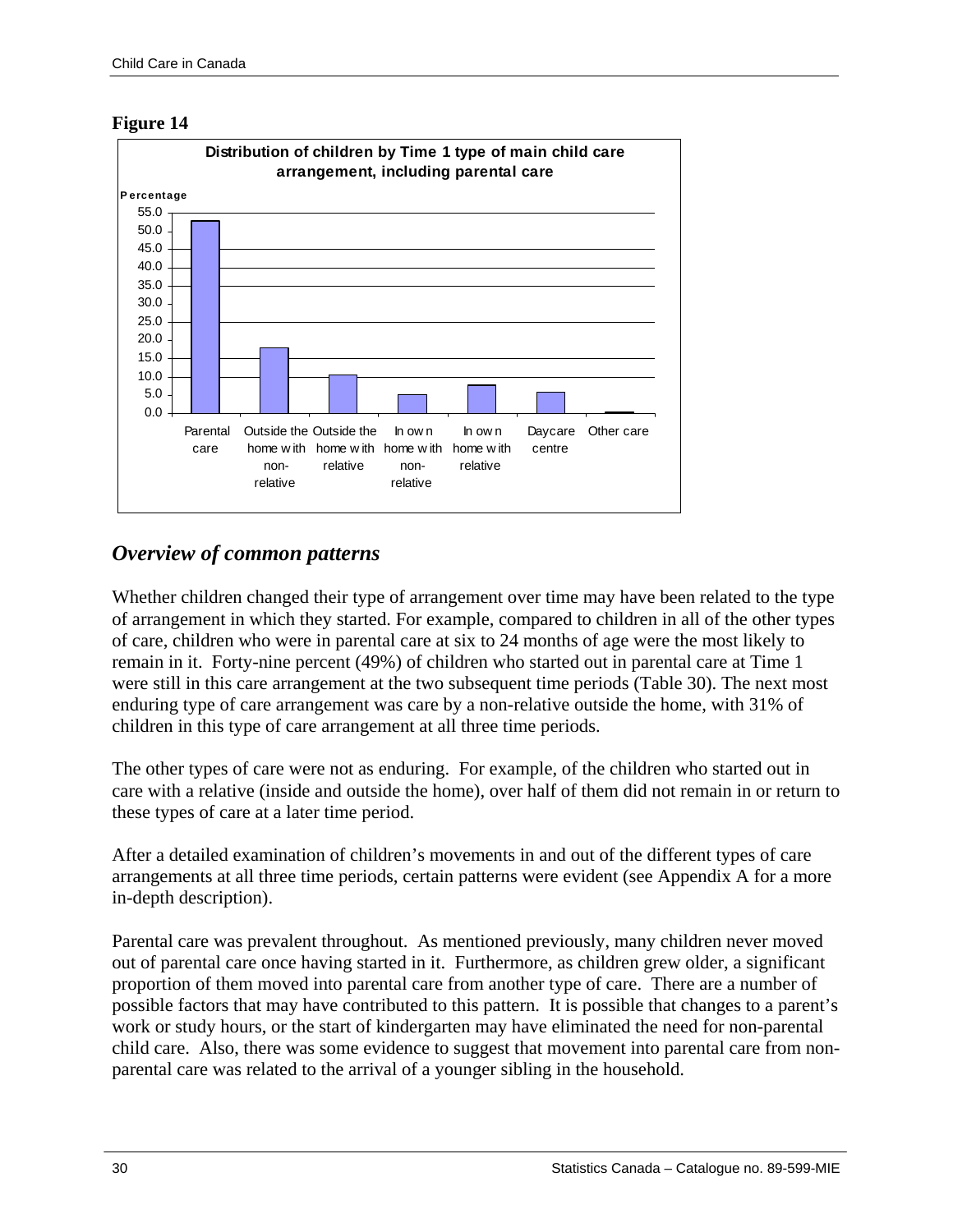**Figure 14**

**Distribution of children by Time 1 type of main child care arrangement, including parental care**

| Type of main child care arrangement | Percentage |
|---|---|
| Parental care | 53 |
| Outside the home with non-relative | 18 |
| Outside the home with relative | 10.5 |
| In own home with non-relative | 5 |
| In own home with relative | 7.7 |
| Daycare centre | 5.8 |
| Other care | 0.3 |

## *Overview of common patterns*

Whether children changed their type of arrangement over time may have been related to the type of arrangement in which they started. For example, compared to children in all of the other types of care, children who were in parental care at six to 24 months of age were the most likely to remain in it. Forty-nine percent (49%) of children who started out in parental care at Time 1 were still in this care arrangement at the two subsequent time periods (Table 30). The next most enduring type of care arrangement was care by a non-relative outside the home, with 31% of children in this type of care arrangement at all three time periods.

The other types of care were not as enduring. For example, of the children who started out in care with a relative (inside and outside the home), over half of them did not remain in or return to these types of care at a later time period.

After a detailed examination of children's movements in and out of the different types of care arrangements at all three time periods, certain patterns were evident (see Appendix A for a more in-depth description).

Parental care was prevalent throughout. As mentioned previously, many children never moved out of parental care once having started in it. Furthermore, as children grew older, a significant proportion of them moved into parental care from another type of care. There are a number of possible factors that may have contributed to this pattern. It is possible that changes to a parent's work or study hours, or the start of kindergarten may have eliminated the need for non-parental child care. Also, there was some evidence to suggest that movement into parental care from non-parental care was related to the arrival of a younger sibling in the household.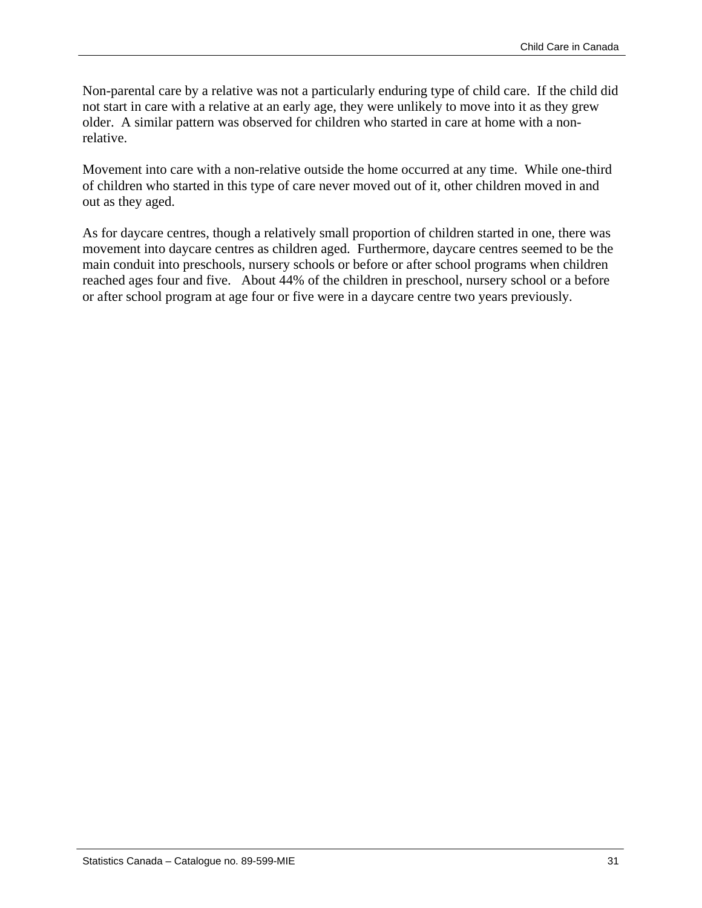Non-parental care by a relative was not a particularly enduring type of child care. If the child did not start in care with a relative at an early age, they were unlikely to move into it as they grew older. A similar pattern was observed for children who started in care at home with a non-relative.

Movement into care with a non-relative outside the home occurred at any time. While one-third of children who started in this type of care never moved out of it, other children moved in and out as they aged.

As for daycare centres, though a relatively small proportion of children started in one, there was movement into daycare centres as children aged. Furthermore, daycare centres seemed to be the main conduit into preschools, nursery schools or before or after school programs when children reached ages four and five. About 44% of the children in preschool, nursery school or a before or after school program at age four or five were in a daycare centre two years previously.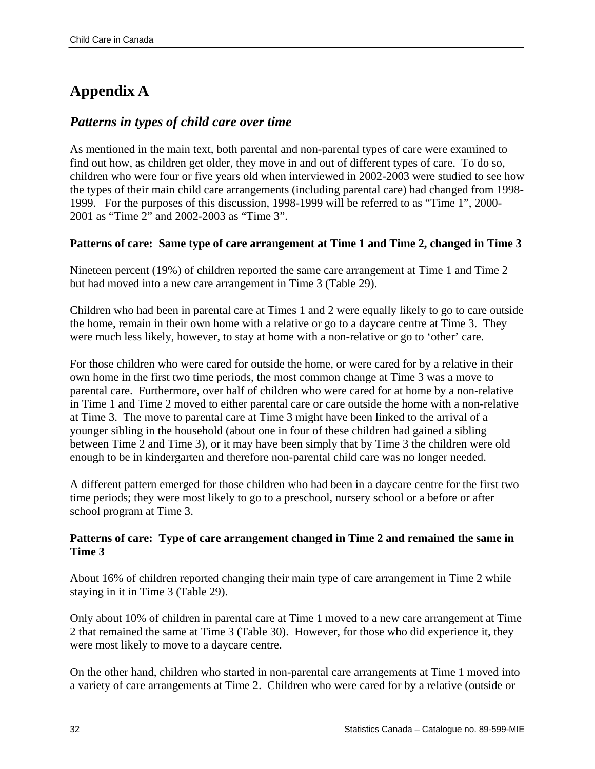# Appendix A

## *Patterns in types of child care over time*

As mentioned in the main text, both parental and non-parental types of care were examined to find out how, as children get older, they move in and out of different types of care. To do so, children who were four or five years old when interviewed in 2002-2003 were studied to see how the types of their main child care arrangements (including parental care) had changed from 1998-1999. For the purposes of this discussion, 1998-1999 will be referred to as “Time 1”, 2000-2001 as “Time 2” and 2002-2003 as “Time 3”.

**Patterns of care: Same type of care arrangement at Time 1 and Time 2, changed in Time 3**

Nineteen percent (19%) of children reported the same care arrangement at Time 1 and Time 2 but had moved into a new care arrangement in Time 3 (Table 29).

Children who had been in parental care at Times 1 and 2 were equally likely to go to care outside the home, remain in their own home with a relative or go to a daycare centre at Time 3. They were much less likely, however, to stay at home with a non-relative or go to ‘other’ care.

For those children who were cared for outside the home, or were cared for by a relative in their own home in the first two time periods, the most common change at Time 3 was a move to parental care. Furthermore, over half of children who were cared for at home by a non-relative in Time 1 and Time 2 moved to either parental care or care outside the home with a non-relative at Time 3. The move to parental care at Time 3 might have been linked to the arrival of a younger sibling in the household (about one in four of these children had gained a sibling between Time 2 and Time 3), or it may have been simply that by Time 3 the children were old enough to be in kindergarten and therefore non-parental child care was no longer needed.

A different pattern emerged for those children who had been in a daycare centre for the first two time periods; they were most likely to go to a preschool, nursery school or a before or after school program at Time 3.

**Patterns of care: Type of care arrangement changed in Time 2 and remained the same in Time 3**

About 16% of children reported changing their main type of care arrangement in Time 2 while staying in it in Time 3 (Table 29).

Only about 10% of children in parental care at Time 1 moved to a new care arrangement at Time 2 that remained the same at Time 3 (Table 30). However, for those who did experience it, they were most likely to move to a daycare centre.

On the other hand, children who started in non-parental care arrangements at Time 1 moved into a variety of care arrangements at Time 2. Children who were cared for by a relative (outside or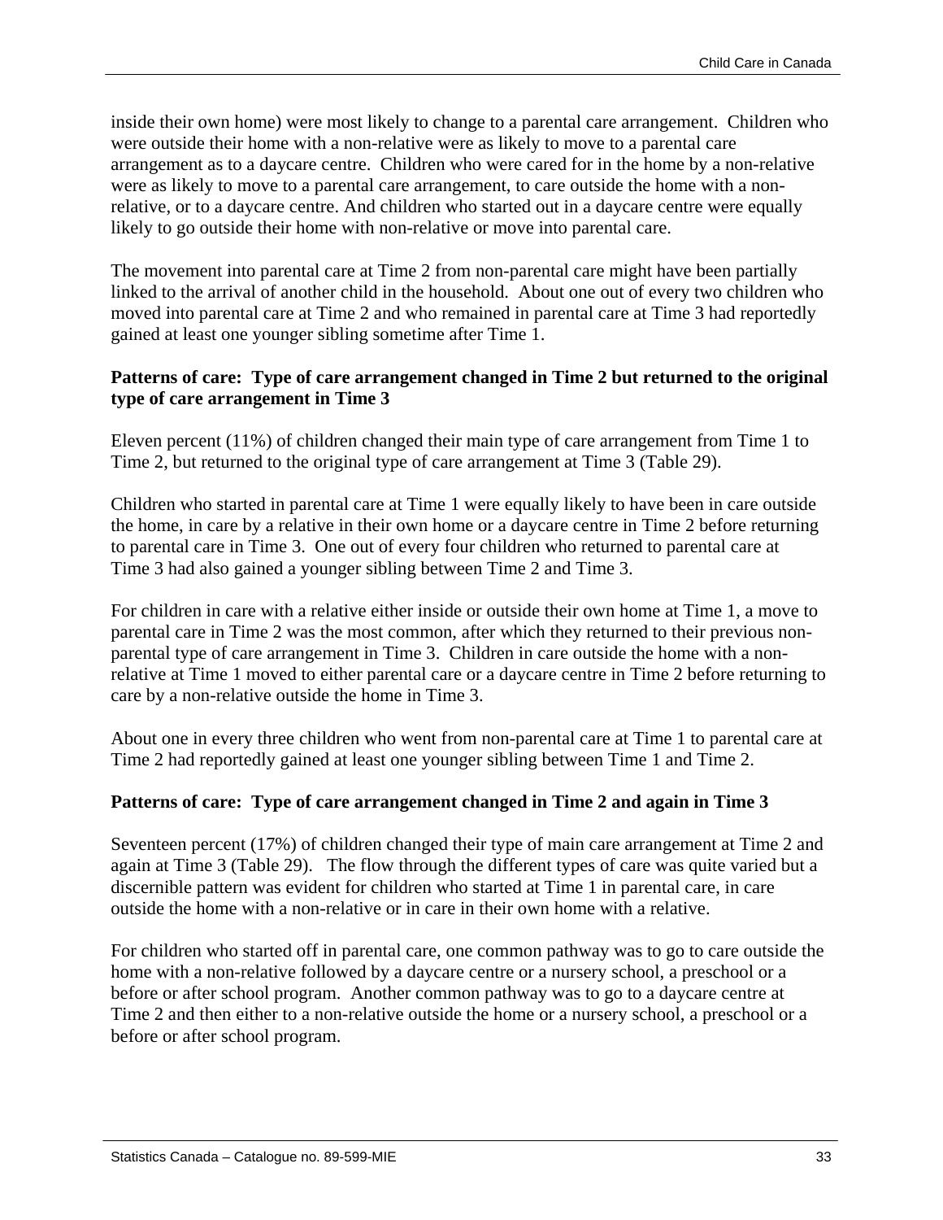inside their own home) were most likely to change to a parental care arrangement. Children who were outside their home with a non-relative were as likely to move to a parental care arrangement as to a daycare centre. Children who were cared for in the home by a non-relative were as likely to move to a parental care arrangement, to care outside the home with a non-relative, or to a daycare centre. And children who started out in a daycare centre were equally likely to go outside their home with non-relative or move into parental care.

The movement into parental care at Time 2 from non-parental care might have been partially linked to the arrival of another child in the household. About one out of every two children who moved into parental care at Time 2 and who remained in parental care at Time 3 had reportedly gained at least one younger sibling sometime after Time 1.

**Patterns of care: Type of care arrangement changed in Time 2 but returned to the original type of care arrangement in Time 3**

Eleven percent (11%) of children changed their main type of care arrangement from Time 1 to Time 2, but returned to the original type of care arrangement at Time 3 (Table 29).

Children who started in parental care at Time 1 were equally likely to have been in care outside the home, in care by a relative in their own home or a daycare centre in Time 2 before returning to parental care in Time 3. One out of every four children who returned to parental care at Time 3 had also gained a younger sibling between Time 2 and Time 3.

For children in care with a relative either inside or outside their own home at Time 1, a move to parental care in Time 2 was the most common, after which they returned to their previous non-parental type of care arrangement in Time 3. Children in care outside the home with a non-relative at Time 1 moved to either parental care or a daycare centre in Time 2 before returning to care by a non-relative outside the home in Time 3.

About one in every three children who went from non-parental care at Time 1 to parental care at Time 2 had reportedly gained at least one younger sibling between Time 1 and Time 2.

**Patterns of care: Type of care arrangement changed in Time 2 and again in Time 3**

Seventeen percent (17%) of children changed their type of main care arrangement at Time 2 and again at Time 3 (Table 29). The flow through the different types of care was quite varied but a discernible pattern was evident for children who started at Time 1 in parental care, in care outside the home with a non-relative or in care in their own home with a relative.

For children who started off in parental care, one common pathway was to go to care outside the home with a non-relative followed by a daycare centre or a nursery school, a preschool or a before or after school program. Another common pathway was to go to a daycare centre at Time 2 and then either to a non-relative outside the home or a nursery school, a preschool or a before or after school program.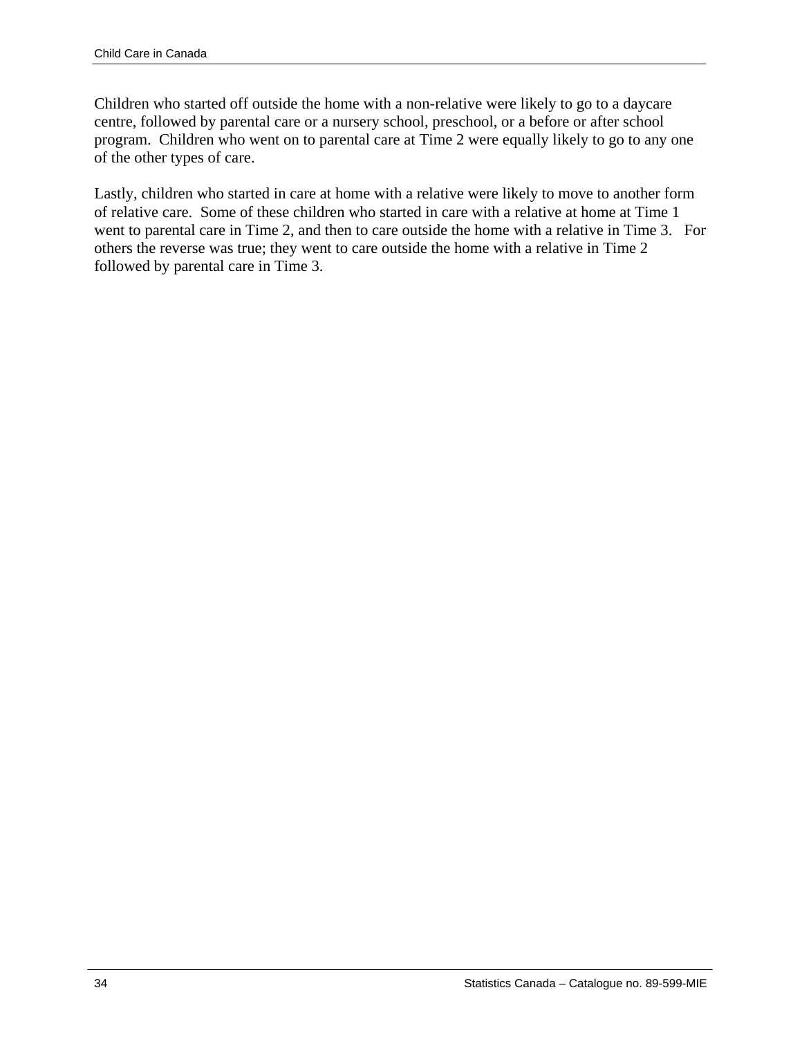Children who started off outside the home with a non-relative were likely to go to a daycare centre, followed by parental care or a nursery school, preschool, or a before or after school program. Children who went on to parental care at Time 2 were equally likely to go to any one of the other types of care.

Lastly, children who started in care at home with a relative were likely to move to another form of relative care. Some of these children who started in care with a relative at home at Time 1 went to parental care in Time 2, and then to care outside the home with a relative in Time 3. For others the reverse was true; they went to care outside the home with a relative in Time 2 followed by parental care in Time 3.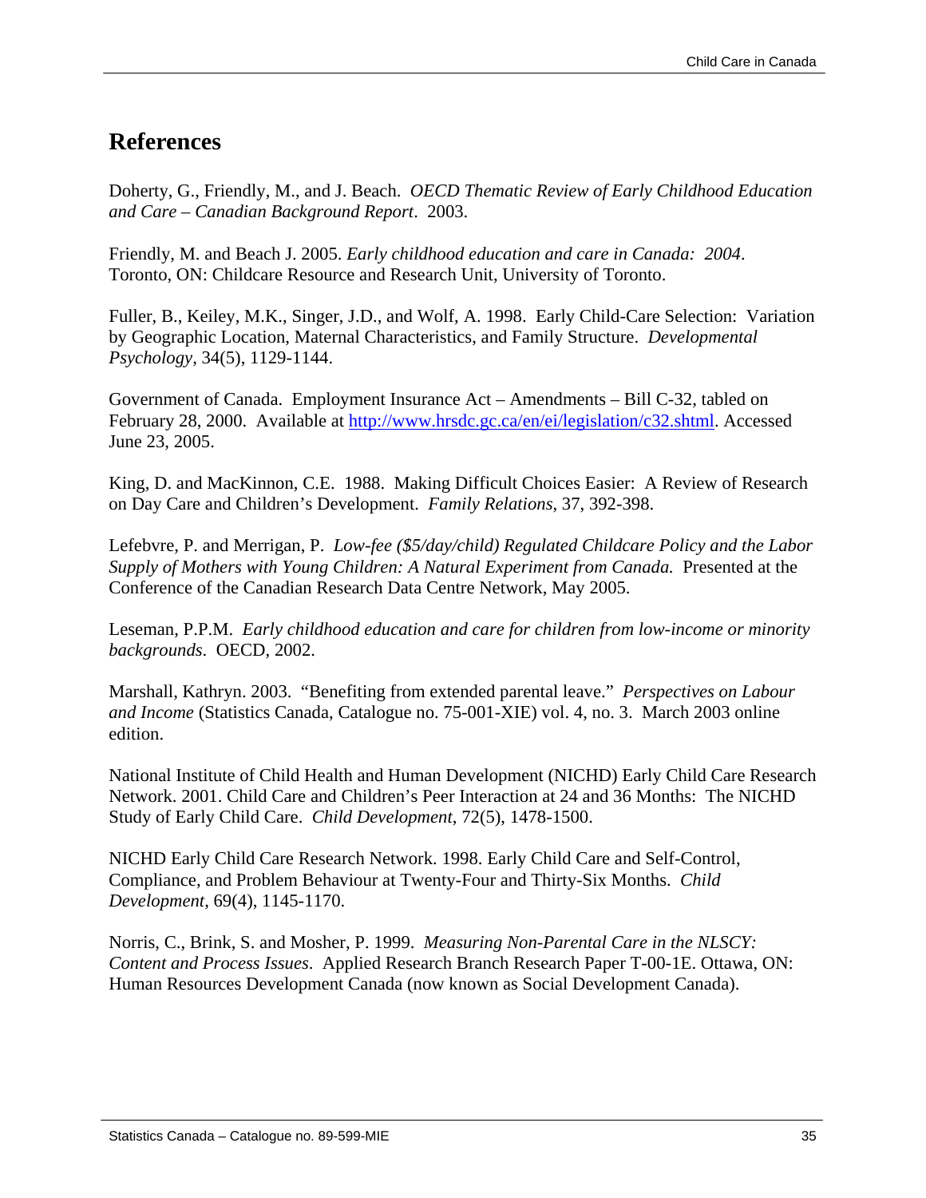## References

Doherty, G., Friendly, M., and J. Beach. *OECD Thematic Review of Early Childhood Education and Care – Canadian Background Report*. 2003.

Friendly, M. and Beach J. 2005. *Early childhood education and care in Canada: 2004*. Toronto, ON: Childcare Resource and Research Unit, University of Toronto.

Fuller, B., Keiley, M.K., Singer, J.D., and Wolf, A. 1998. Early Child-Care Selection: Variation by Geographic Location, Maternal Characteristics, and Family Structure. *Developmental Psychology*, 34(5), 1129-1144.

Government of Canada. Employment Insurance Act – Amendments – Bill C-32, tabled on February 28, 2000. Available at http://www.hrsdc.gc.ca/en/ei/legislation/c32.shtml. Accessed June 23, 2005.

King, D. and MacKinnon, C.E. 1988. Making Difficult Choices Easier: A Review of Research on Day Care and Children's Development. *Family Relations*, 37, 392-398.

Lefebvre, P. and Merrigan, P. *Low-fee ($5/day/child) Regulated Childcare Policy and the Labor Supply of Mothers with Young Children: A Natural Experiment from Canada.* Presented at the Conference of the Canadian Research Data Centre Network, May 2005.

Leseman, P.P.M. *Early childhood education and care for children from low-income or minority backgrounds*. OECD, 2002.

Marshall, Kathryn. 2003. "Benefiting from extended parental leave." *Perspectives on Labour and Income* (Statistics Canada, Catalogue no. 75-001-XIE) vol. 4, no. 3. March 2003 online edition.

National Institute of Child Health and Human Development (NICHD) Early Child Care Research Network. 2001. Child Care and Children's Peer Interaction at 24 and 36 Months: The NICHD Study of Early Child Care. *Child Development*, 72(5), 1478-1500.

NICHD Early Child Care Research Network. 1998. Early Child Care and Self-Control, Compliance, and Problem Behaviour at Twenty-Four and Thirty-Six Months. *Child Development*, 69(4), 1145-1170.

Norris, C., Brink, S. and Mosher, P. 1999. *Measuring Non-Parental Care in the NLSCY: Content and Process Issues*. Applied Research Branch Research Paper T-00-1E. Ottawa, ON: Human Resources Development Canada (now known as Social Development Canada).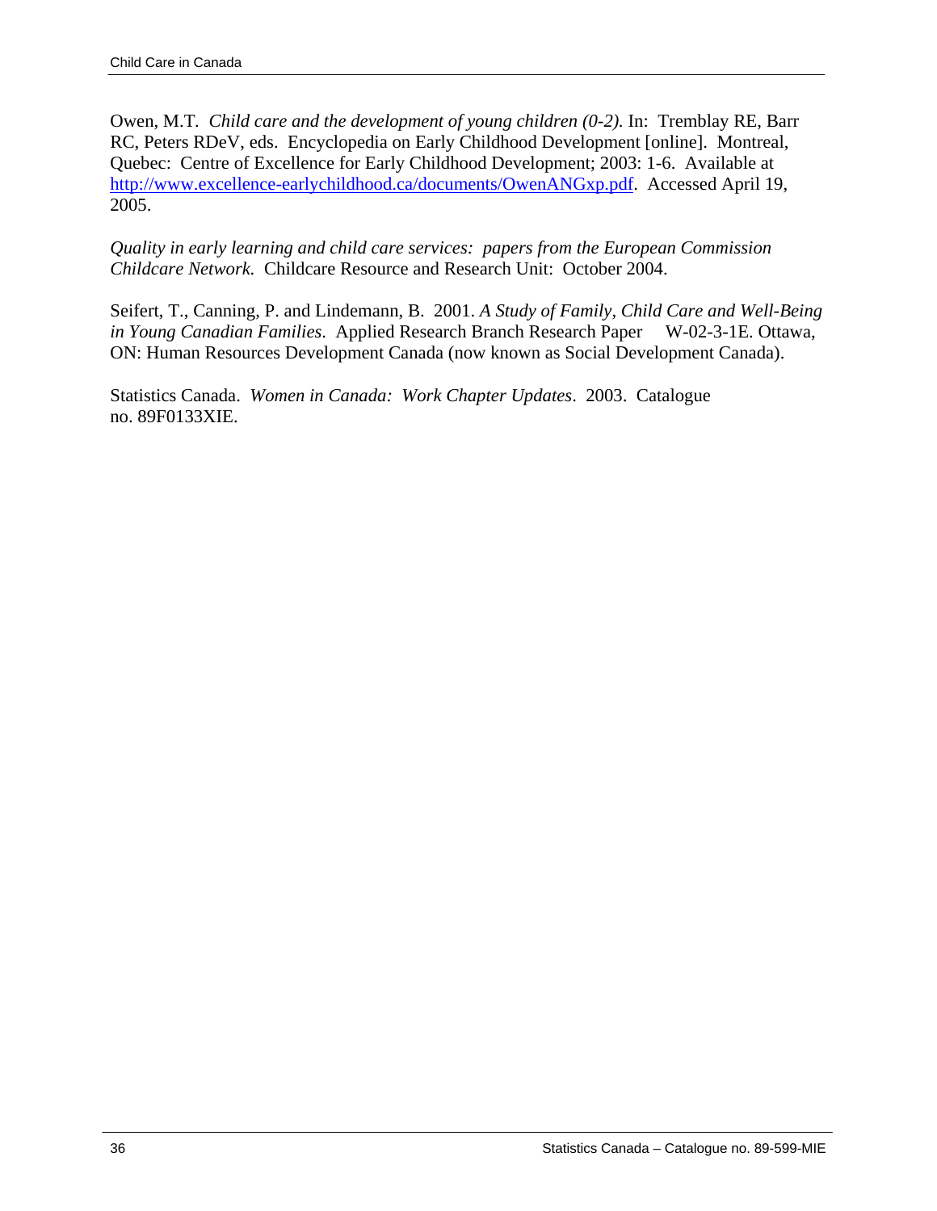Owen, M.T. *Child care and the development of young children (0-2).* In: Tremblay RE, Barr RC, Peters RDeV, eds. Encyclopedia on Early Childhood Development [online]. Montreal, Quebec: Centre of Excellence for Early Childhood Development; 2003: 1-6. Available at http://www.excellence-earlychildhood.ca/documents/OwenANGxp.pdf. Accessed April 19, 2005.

*Quality in early learning and child care services: papers from the European Commission Childcare Network.* Childcare Resource and Research Unit: October 2004.

Seifert, T., Canning, P. and Lindemann, B. 2001. *A Study of Family, Child Care and Well-Being in Young Canadian Families.* Applied Research Branch Research Paper W-02-3-1E. Ottawa, ON: Human Resources Development Canada (now known as Social Development Canada).

Statistics Canada. *Women in Canada: Work Chapter Updates*. 2003. Catalogue no. 89F0133XIE.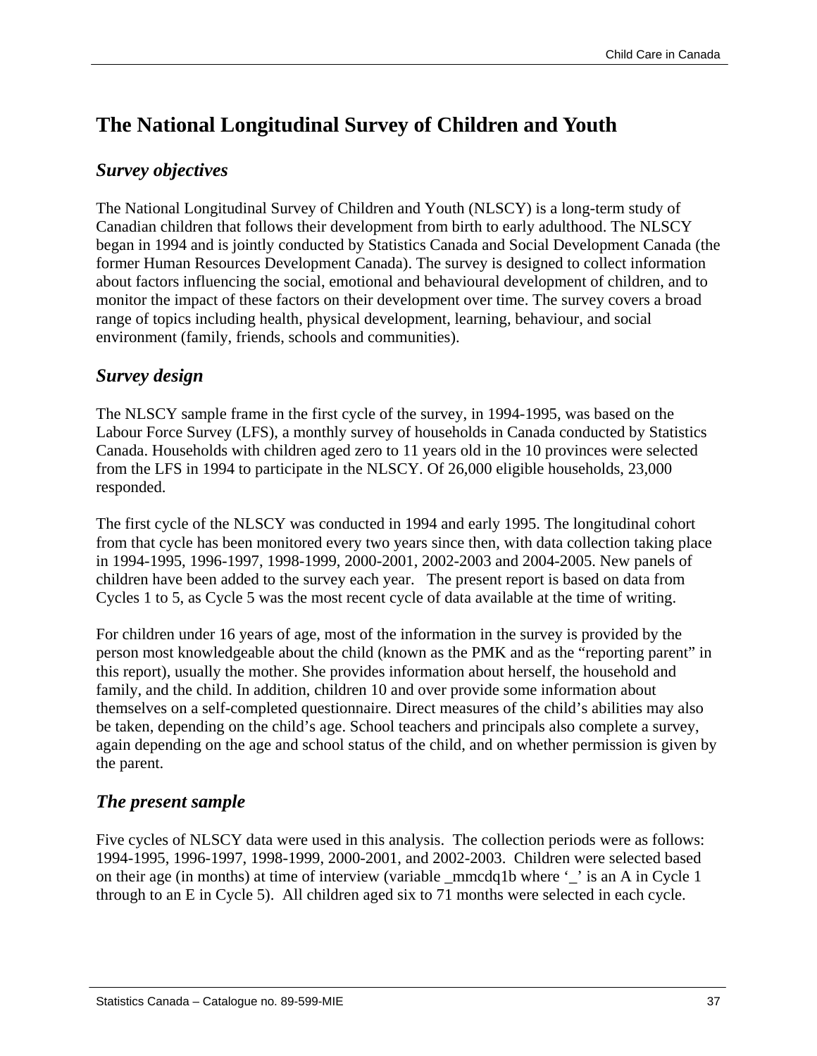# The National Longitudinal Survey of Children and Youth

## *Survey objectives*

The National Longitudinal Survey of Children and Youth (NLSCY) is a long-term study of Canadian children that follows their development from birth to early adulthood. The NLSCY began in 1994 and is jointly conducted by Statistics Canada and Social Development Canada (the former Human Resources Development Canada). The survey is designed to collect information about factors influencing the social, emotional and behavioural development of children, and to monitor the impact of these factors on their development over time. The survey covers a broad range of topics including health, physical development, learning, behaviour, and social environment (family, friends, schools and communities).

## *Survey design*

The NLSCY sample frame in the first cycle of the survey, in 1994-1995, was based on the Labour Force Survey (LFS), a monthly survey of households in Canada conducted by Statistics Canada. Households with children aged zero to 11 years old in the 10 provinces were selected from the LFS in 1994 to participate in the NLSCY. Of 26,000 eligible households, 23,000 responded.

The first cycle of the NLSCY was conducted in 1994 and early 1995. The longitudinal cohort from that cycle has been monitored every two years since then, with data collection taking place in 1994-1995, 1996-1997, 1998-1999, 2000-2001, 2002-2003 and 2004-2005. New panels of children have been added to the survey each year. The present report is based on data from Cycles 1 to 5, as Cycle 5 was the most recent cycle of data available at the time of writing.

For children under 16 years of age, most of the information in the survey is provided by the person most knowledgeable about the child (known as the PMK and as the "reporting parent" in this report), usually the mother. She provides information about herself, the household and family, and the child. In addition, children 10 and over provide some information about themselves on a self-completed questionnaire. Direct measures of the child's abilities may also be taken, depending on the child's age. School teachers and principals also complete a survey, again depending on the age and school status of the child, and on whether permission is given by the parent.

## *The present sample*

Five cycles of NLSCY data were used in this analysis. The collection periods were as follows: 1994-1995, 1996-1997, 1998-1999, 2000-2001, and 2002-2003. Children were selected based on their age (in months) at time of interview (variable _mmcdq1b where '_' is an A in Cycle 1 through to an E in Cycle 5). All children aged six to 71 months were selected in each cycle.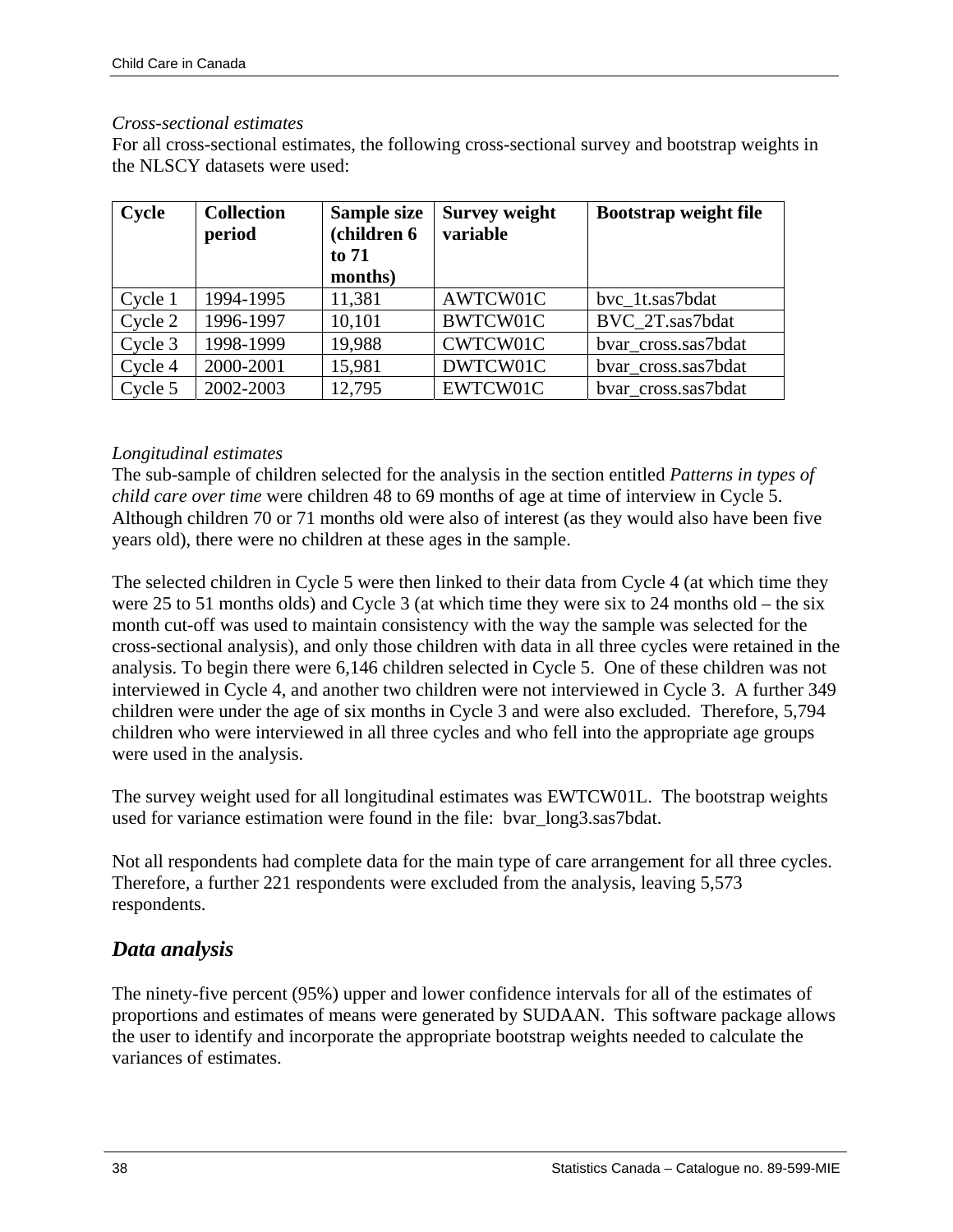*Cross-sectional estimates*

For all cross-sectional estimates, the following cross-sectional survey and bootstrap weights in the NLSCY datasets were used:

| Cycle | Collection period | Sample size (children 6 to 71 months) | Survey weight variable | Bootstrap weight file |
|---|---|---|---|---|
| Cycle 1 | 1994-1995 | 11,381 | AWTCW01C | bvc_1t.sas7bdat |
| Cycle 2 | 1996-1997 | 10,101 | BWTCW01C | BVC_2T.sas7bdat |
| Cycle 3 | 1998-1999 | 19,988 | CWTCW01C | bvar_cross.sas7bdat |
| Cycle 4 | 2000-2001 | 15,981 | DWTCW01C | bvar_cross.sas7bdat |
| Cycle 5 | 2002-2003 | 12,795 | EWTCW01C | bvar_cross.sas7bdat |

*Longitudinal estimates*

The sub-sample of children selected for the analysis in the section entitled *Patterns in types of child care over time* were children 48 to 69 months of age at time of interview in Cycle 5. Although children 70 or 71 months old were also of interest (as they would also have been five years old), there were no children at these ages in the sample.

The selected children in Cycle 5 were then linked to their data from Cycle 4 (at which time they were 25 to 51 months olds) and Cycle 3 (at which time they were six to 24 months old – the six month cut-off was used to maintain consistency with the way the sample was selected for the cross-sectional analysis), and only those children with data in all three cycles were retained in the analysis. To begin there were 6,146 children selected in Cycle 5. One of these children was not interviewed in Cycle 4, and another two children were not interviewed in Cycle 3. A further 349 children were under the age of six months in Cycle 3 and were also excluded. Therefore, 5,794 children who were interviewed in all three cycles and who fell into the appropriate age groups were used in the analysis.

The survey weight used for all longitudinal estimates was EWTCW01L. The bootstrap weights used for variance estimation were found in the file: bvar_long3.sas7bdat.

Not all respondents had complete data for the main type of care arrangement for all three cycles. Therefore, a further 221 respondents were excluded from the analysis, leaving 5,573 respondents.

## Data analysis

The ninety-five percent (95%) upper and lower confidence intervals for all of the estimates of proportions and estimates of means were generated by SUDAAN. This software package allows the user to identify and incorporate the appropriate bootstrap weights needed to calculate the variances of estimates.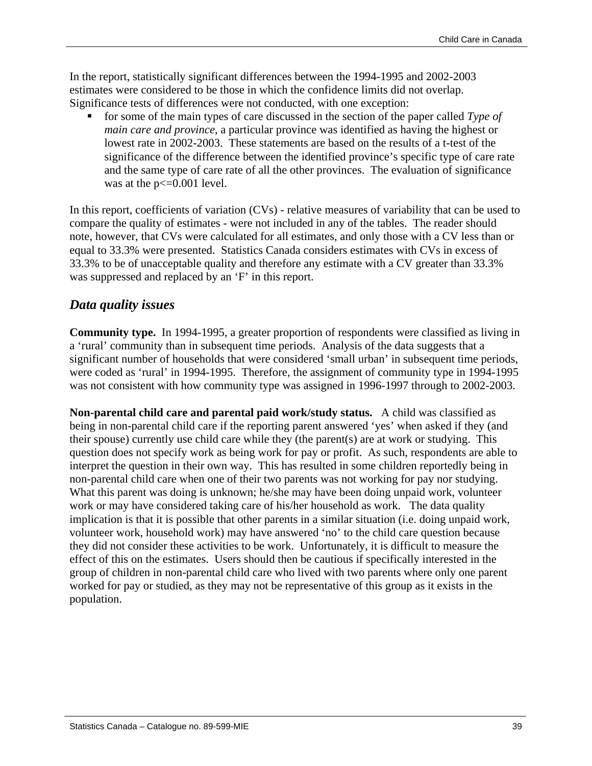In the report, statistically significant differences between the 1994-1995 and 2002-2003 estimates were considered to be those in which the confidence limits did not overlap. Significance tests of differences were not conducted, with one exception:

- for some of the main types of care discussed in the section of the paper called *Type of main care and province*, a particular province was identified as having the highest or lowest rate in 2002-2003. These statements are based on the results of a t-test of the significance of the difference between the identified province's specific type of care rate and the same type of care rate of all the other provinces. The evaluation of significance was at the $p<=0.001$ level.

In this report, coefficients of variation (CVs) - relative measures of variability that can be used to compare the quality of estimates - were not included in any of the tables. The reader should note, however, that CVs were calculated for all estimates, and only those with a CV less than or equal to 33.3% were presented. Statistics Canada considers estimates with CVs in excess of 33.3% to be of unacceptable quality and therefore any estimate with a CV greater than 33.3% was suppressed and replaced by an 'F' in this report.

## *Data quality issues*

**Community type.** In 1994-1995, a greater proportion of respondents were classified as living in a 'rural' community than in subsequent time periods. Analysis of the data suggests that a significant number of households that were considered 'small urban' in subsequent time periods, were coded as 'rural' in 1994-1995. Therefore, the assignment of community type in 1994-1995 was not consistent with how community type was assigned in 1996-1997 through to 2002-2003.

**Non-parental child care and parental paid work/study status.** A child was classified as being in non-parental child care if the reporting parent answered 'yes' when asked if they (and their spouse) currently use child care while they (the parent(s) are at work or studying. This question does not specify work as being work for pay or profit. As such, respondents are able to interpret the question in their own way. This has resulted in some children reportedly being in non-parental child care when one of their two parents was not working for pay nor studying. What this parent was doing is unknown; he/she may have been doing unpaid work, volunteer work or may have considered taking care of his/her household as work. The data quality implication is that it is possible that other parents in a similar situation (i.e. doing unpaid work, volunteer work, household work) may have answered 'no' to the child care question because they did not consider these activities to be work. Unfortunately, it is difficult to measure the effect of this on the estimates. Users should then be cautious if specifically interested in the group of children in non-parental child care who lived with two parents where only one parent worked for pay or studied, as they may not be representative of this group as it exists in the population.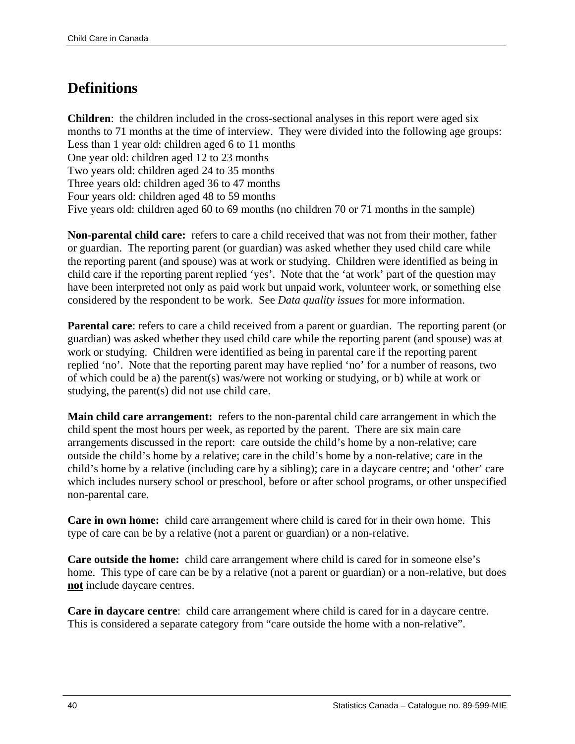# Definitions

**Children**: the children included in the cross-sectional analyses in this report were aged six months to 71 months at the time of interview. They were divided into the following age groups:
Less than 1 year old: children aged 6 to 11 months
One year old: children aged 12 to 23 months
Two years old: children aged 24 to 35 months
Three years old: children aged 36 to 47 months
Four years old: children aged 48 to 59 months
Five years old: children aged 60 to 69 months (no children 70 or 71 months in the sample)

**Non-parental child care:** refers to care a child received that was not from their mother, father or guardian. The reporting parent (or guardian) was asked whether they used child care while the reporting parent (and spouse) was at work or studying. Children were identified as being in child care if the reporting parent replied 'yes'. Note that the 'at work' part of the question may have been interpreted not only as paid work but unpaid work, volunteer work, or something else considered by the respondent to be work. See *Data quality issues* for more information.

**Parental care**: refers to care a child received from a parent or guardian. The reporting parent (or guardian) was asked whether they used child care while the reporting parent (and spouse) was at work or studying. Children were identified as being in parental care if the reporting parent replied 'no'. Note that the reporting parent may have replied 'no' for a number of reasons, two of which could be a) the parent(s) was/were not working or studying, or b) while at work or studying, the parent(s) did not use child care.

**Main child care arrangement:** refers to the non-parental child care arrangement in which the child spent the most hours per week, as reported by the parent. There are six main care arrangements discussed in the report: care outside the child's home by a non-relative; care outside the child's home by a relative; care in the child's home by a non-relative; care in the child's home by a relative (including care by a sibling); care in a daycare centre; and 'other' care which includes nursery school or preschool, before or after school programs, or other unspecified non-parental care.

**Care in own home:** child care arrangement where child is cared for in their own home. This type of care can be by a relative (not a parent or guardian) or a non-relative.

**Care outside the home:** child care arrangement where child is cared for in someone else's home. This type of care can be by a relative (not a parent or guardian) or a non-relative, but does **not** include daycare centres.

**Care in daycare centre**: child care arrangement where child is cared for in a daycare centre. This is considered a separate category from "care outside the home with a non-relative".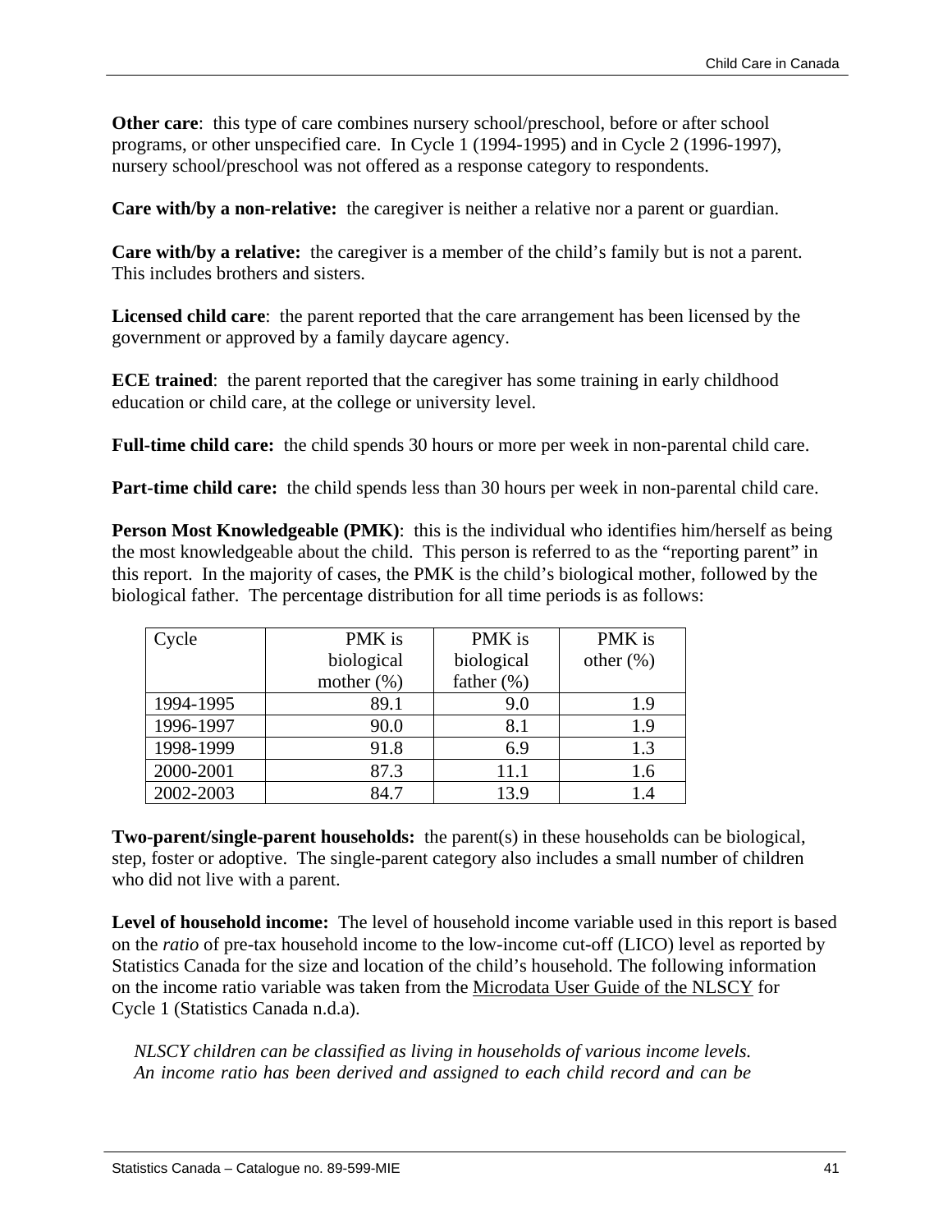**Other care**: this type of care combines nursery school/preschool, before or after school programs, or other unspecified care. In Cycle 1 (1994-1995) and in Cycle 2 (1996-1997), nursery school/preschool was not offered as a response category to respondents.

**Care with/by a non-relative:** the caregiver is neither a relative nor a parent or guardian.

**Care with/by a relative:** the caregiver is a member of the child's family but is not a parent. This includes brothers and sisters.

**Licensed child care**: the parent reported that the care arrangement has been licensed by the government or approved by a family daycare agency.

**ECE trained**: the parent reported that the caregiver has some training in early childhood education or child care, at the college or university level.

**Full-time child care:** the child spends 30 hours or more per week in non-parental child care.

**Part-time child care:** the child spends less than 30 hours per week in non-parental child care.

**Person Most Knowledgeable (PMK)**: this is the individual who identifies him/herself as being the most knowledgeable about the child. This person is referred to as the "reporting parent" in this report. In the majority of cases, the PMK is the child's biological mother, followed by the biological father. The percentage distribution for all time periods is as follows:

| Cycle | PMK is biological mother (%) | PMK is biological father (%) | PMK is other (%) |
|---|---|---|---|
| 1994-1995 | 89.1 | 9.0 | 1.9 |
| 1996-1997 | 90.0 | 8.1 | 1.9 |
| 1998-1999 | 91.8 | 6.9 | 1.3 |
| 2000-2001 | 87.3 | 11.1 | 1.6 |
| 2002-2003 | 84.7 | 13.9 | 1.4 |

**Two-parent/single-parent households:** the parent(s) in these households can be biological, step, foster or adoptive. The single-parent category also includes a small number of children who did not live with a parent.

**Level of household income:** The level of household income variable used in this report is based on the *ratio* of pre-tax household income to the low-income cut-off (LICO) level as reported by Statistics Canada for the size and location of the child's household. The following information on the income ratio variable was taken from the Microdata User Guide of the NLSCY for Cycle 1 (Statistics Canada n.d.a).

*NLSCY children can be classified as living in households of various income levels. An income ratio has been derived and assigned to each child record and can be*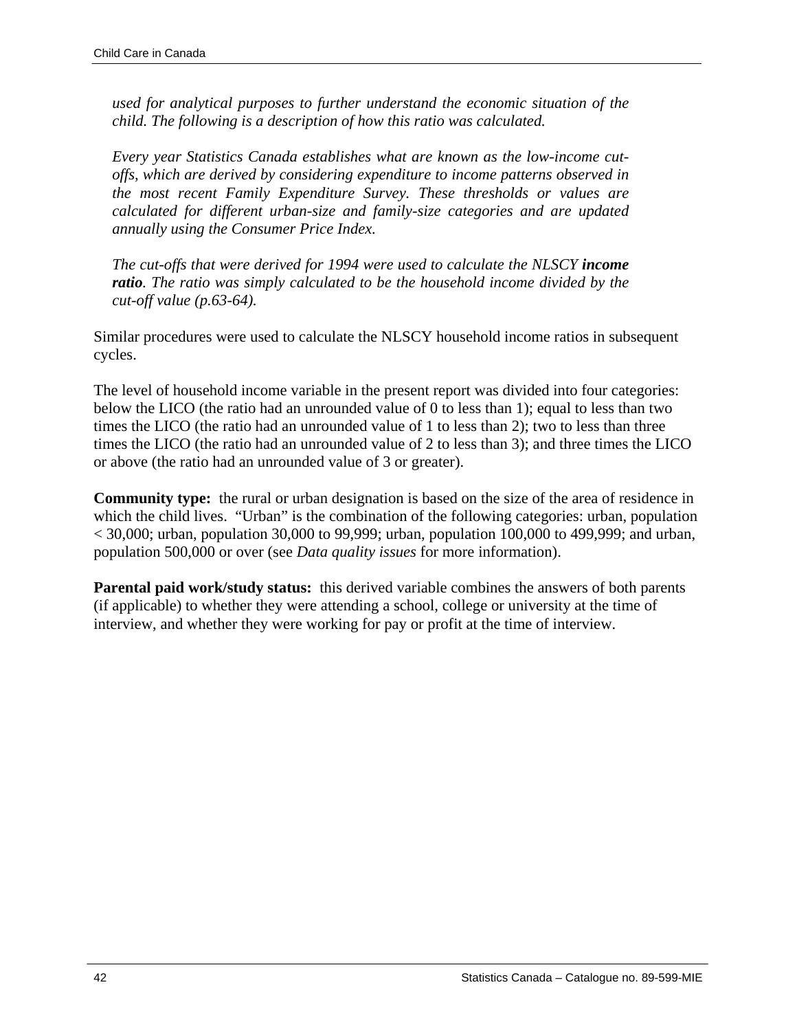*used for analytical purposes to further understand the economic situation of the child. The following is a description of how this ratio was calculated.*

*Every year Statistics Canada establishes what are known as the low-income cut-offs, which are derived by considering expenditure to income patterns observed in the most recent Family Expenditure Survey. These thresholds or values are calculated for different urban-size and family-size categories and are updated annually using the Consumer Price Index.*

*The cut-offs that were derived for 1994 were used to calculate the NLSCY* ***income ratio****. The ratio was simply calculated to be the household income divided by the cut-off value (p.63-64).*

Similar procedures were used to calculate the NLSCY household income ratios in subsequent cycles.

The level of household income variable in the present report was divided into four categories: below the LICO (the ratio had an unrounded value of 0 to less than 1); equal to less than two times the LICO (the ratio had an unrounded value of 1 to less than 2); two to less than three times the LICO (the ratio had an unrounded value of 2 to less than 3); and three times the LICO or above (the ratio had an unrounded value of 3 or greater).

**Community type:** the rural or urban designation is based on the size of the area of residence in which the child lives. "Urban" is the combination of the following categories: urban, population < 30,000; urban, population 30,000 to 99,999; urban, population 100,000 to 499,999; and urban, population 500,000 or over (see *Data quality issues* for more information).

**Parental paid work/study status:** this derived variable combines the answers of both parents (if applicable) to whether they were attending a school, college or university at the time of interview, and whether they were working for pay or profit at the time of interview.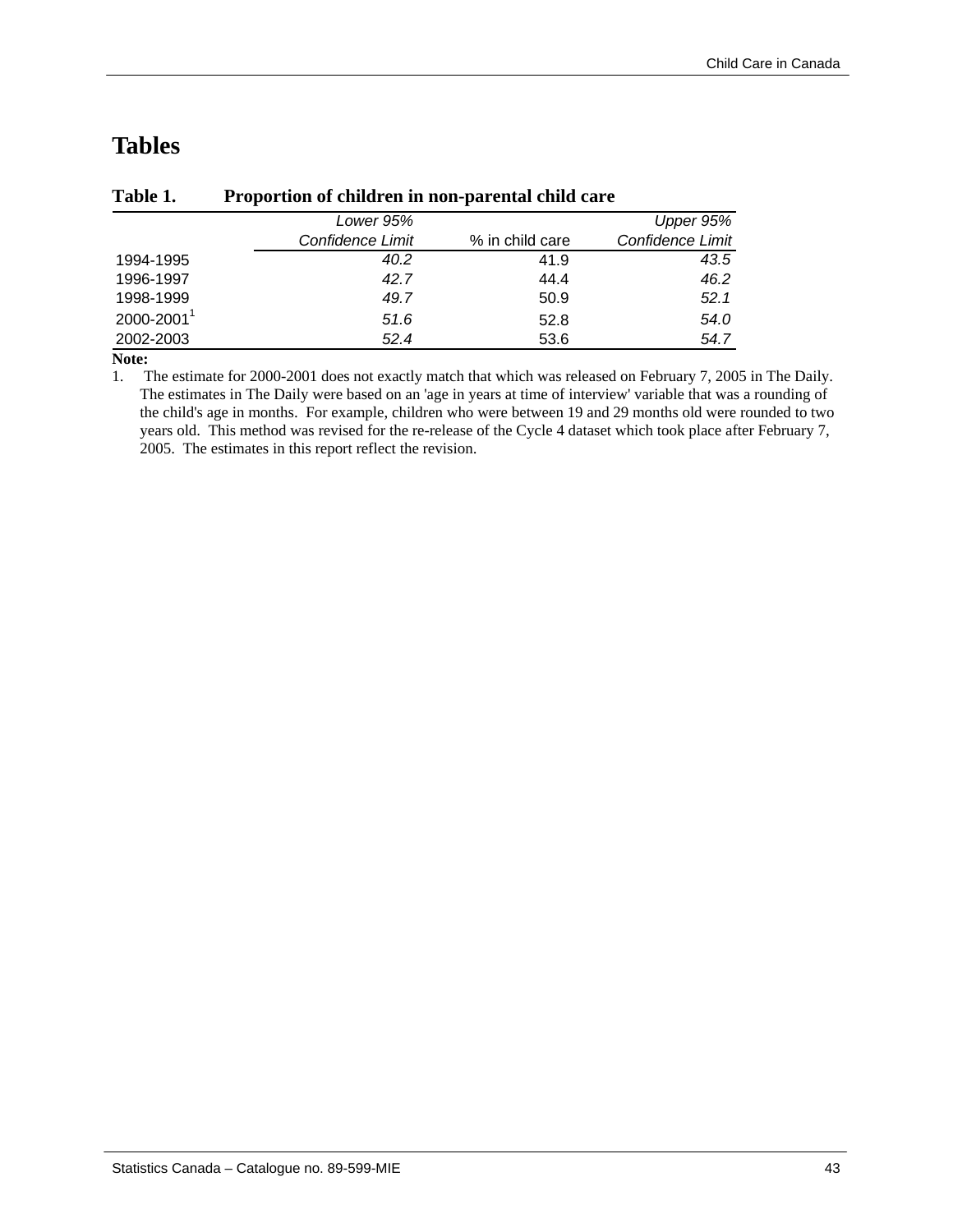# Tables

**Table 1. Proportion of children in non-parental child care**

| | *Lower 95% Confidence Limit* | % in child care | *Upper 95% Confidence Limit* |
|---|---|---|---|
| 1994-1995 | *40.2* | 41.9 | *43.5* |
| 1996-1997 | *42.7* | 44.4 | *46.2* |
| 1998-1999 | *49.7* | 50.9 | *52.1* |
| 2000-2001[1] | *51.6* | 52.8 | *54.0* |
| 2002-2003 | *52.4* | 53.6 | *54.7* |

**Note:**

1. The estimate for 2000-2001 does not exactly match that which was released on February 7, 2005 in The Daily. The estimates in The Daily were based on an 'age in years at time of interview' variable that was a rounding of the child's age in months. For example, children who were between 19 and 29 months old were rounded to two years old. This method was revised for the re-release of the Cycle 4 dataset which took place after February 7, 2005. The estimates in this report reflect the revision.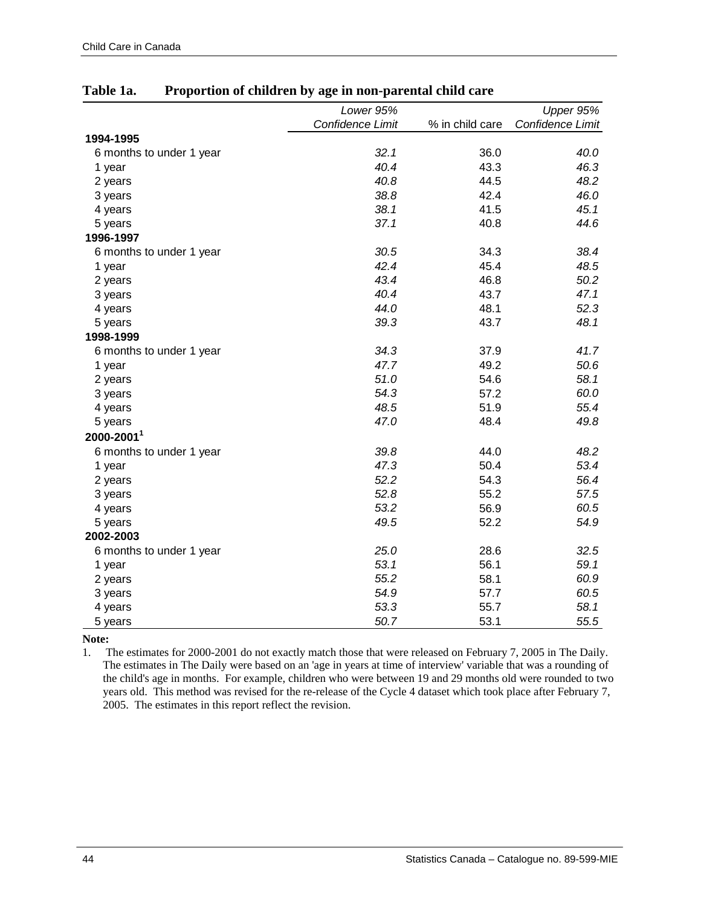**Table 1a. Proportion of children by age in non-parental child care**

| | *Lower 95% Confidence Limit* | % in child care | *Upper 95% Confidence Limit* |
|---|---|---|---|
| **1994-1995** | | | |
| 6 months to under 1 year | *32.1* | 36.0 | *40.0* |
| 1 year | *40.4* | 43.3 | *46.3* |
| 2 years | *40.8* | 44.5 | *48.2* |
| 3 years | *38.8* | 42.4 | *46.0* |
| 4 years | *38.1* | 41.5 | *45.1* |
| 5 years | *37.1* | 40.8 | *44.6* |
| **1996-1997** | | | |
| 6 months to under 1 year | *30.5* | 34.3 | *38.4* |
| 1 year | *42.4* | 45.4 | *48.5* |
| 2 years | *43.4* | 46.8 | *50.2* |
| 3 years | *40.4* | 43.7 | *47.1* |
| 4 years | *44.0* | 48.1 | *52.3* |
| 5 years | *39.3* | 43.7 | *48.1* |
| **1998-1999** | | | |
| 6 months to under 1 year | *34.3* | 37.9 | *41.7* |
| 1 year | *47.7* | 49.2 | *50.6* |
| 2 years | *51.0* | 54.6 | *58.1* |
| 3 years | *54.3* | 57.2 | *60.0* |
| 4 years | *48.5* | 51.9 | *55.4* |
| 5 years | *47.0* | 48.4 | *49.8* |
| **2000-2001**[1] | | | |
| 6 months to under 1 year | *39.8* | 44.0 | *48.2* |
| 1 year | *47.3* | 50.4 | *53.4* |
| 2 years | *52.2* | 54.3 | *56.4* |
| 3 years | *52.8* | 55.2 | *57.5* |
| 4 years | *53.2* | 56.9 | *60.5* |
| 5 years | *49.5* | 52.2 | *54.9* |
| **2002-2003** | | | |
| 6 months to under 1 year | *25.0* | 28.6 | *32.5* |
| 1 year | *53.1* | 56.1 | *59.1* |
| 2 years | *55.2* | 58.1 | *60.9* |
| 3 years | *54.9* | 57.7 | *60.5* |
| 4 years | *53.3* | 55.7 | *58.1* |
| 5 years | *50.7* | 53.1 | *55.5* |

**Note:**

1. The estimates for 2000-2001 do not exactly match those that were released on February 7, 2005 in The Daily. The estimates in The Daily were based on an 'age in years at time of interview' variable that was a rounding of the child's age in months. For example, children who were between 19 and 29 months old were rounded to two years old. This method was revised for the re-release of the Cycle 4 dataset which took place after February 7, 2005. The estimates in this report reflect the revision.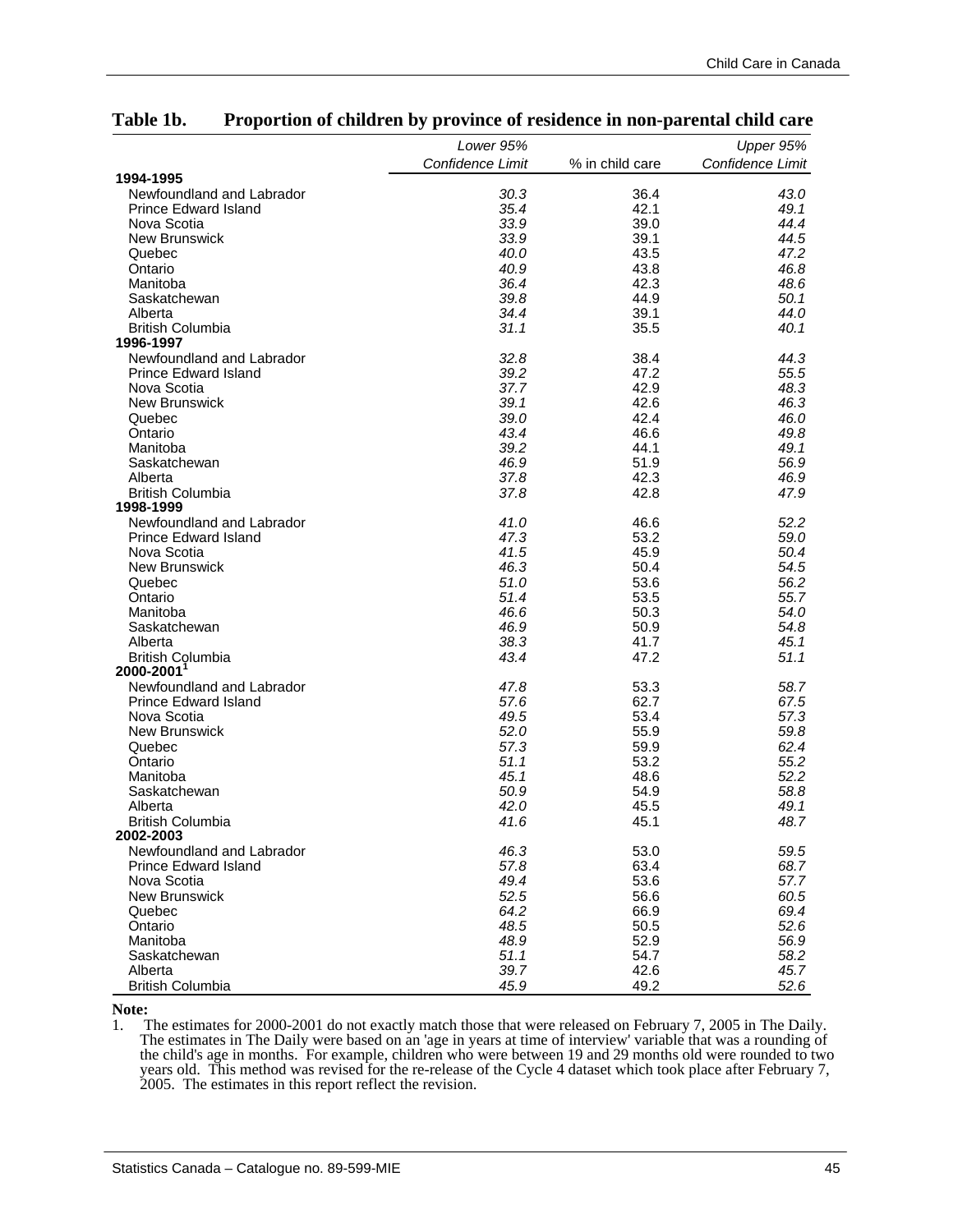## Table 1b. Proportion of children by province of residence in non-parental child care

| | *Lower 95% Confidence Limit* | % in child care | *Upper 95% Confidence Limit* |
|---|---|---|---|
| **1994-1995** | | | |
| Newfoundland and Labrador | *30.3* | 36.4 | *43.0* |
| Prince Edward Island | *35.4* | 42.1 | *49.1* |
| Nova Scotia | *33.9* | 39.0 | *44.4* |
| New Brunswick | *33.9* | 39.1 | *44.5* |
| Quebec | *40.0* | 43.5 | *47.2* |
| Ontario | *40.9* | 43.8 | *46.8* |
| Manitoba | *36.4* | 42.3 | *48.6* |
| Saskatchewan | *39.8* | 44.9 | *50.1* |
| Alberta | *34.4* | 39.1 | *44.0* |
| British Columbia | *31.1* | 35.5 | *40.1* |
| **1996-1997** | | | |
| Newfoundland and Labrador | *32.8* | 38.4 | *44.3* |
| Prince Edward Island | *39.2* | 47.2 | *55.5* |
| Nova Scotia | *37.7* | 42.9 | *48.3* |
| New Brunswick | *39.1* | 42.6 | *46.3* |
| Quebec | *39.0* | 42.4 | *46.0* |
| Ontario | *43.4* | 46.6 | *49.8* |
| Manitoba | *39.2* | 44.1 | *49.1* |
| Saskatchewan | *46.9* | 51.9 | *56.9* |
| Alberta | *37.8* | 42.3 | *46.9* |
| British Columbia | *37.8* | 42.8 | *47.9* |
| **1998-1999** | | | |
| Newfoundland and Labrador | *41.0* | 46.6 | *52.2* |
| Prince Edward Island | *47.3* | 53.2 | *59.0* |
| Nova Scotia | *41.5* | 45.9 | *50.4* |
| New Brunswick | *46.3* | 50.4 | *54.5* |
| Quebec | *51.0* | 53.6 | *56.2* |
| Ontario | *51.4* | 53.5 | *55.7* |
| Manitoba | *46.6* | 50.3 | *54.0* |
| Saskatchewan | *46.9* | 50.9 | *54.8* |
| Alberta | *38.3* | 41.7 | *45.1* |
| British Columbia | *43.4* | 47.2 | *51.1* |
| **2000-2001**[1] | | | |
| Newfoundland and Labrador | *47.8* | 53.3 | *58.7* |
| Prince Edward Island | *57.6* | 62.7 | *67.5* |
| Nova Scotia | *49.5* | 53.4 | *57.3* |
| New Brunswick | *52.0* | 55.9 | *59.8* |
| Quebec | *57.3* | 59.9 | *62.4* |
| Ontario | *51.1* | 53.2 | *55.2* |
| Manitoba | *45.1* | 48.6 | *52.2* |
| Saskatchewan | *50.9* | 54.9 | *58.8* |
| Alberta | *42.0* | 45.5 | *49.1* |
| British Columbia | *41.6* | 45.1 | *48.7* |
| **2002-2003** | | | |
| Newfoundland and Labrador | *46.3* | 53.0 | *59.5* |
| Prince Edward Island | *57.8* | 63.4 | *68.7* |
| Nova Scotia | *49.4* | 53.6 | *57.7* |
| New Brunswick | *52.5* | 56.6 | *60.5* |
| Quebec | *64.2* | 66.9 | *69.4* |
| Ontario | *48.5* | 50.5 | *52.6* |
| Manitoba | *48.9* | 52.9 | *56.9* |
| Saskatchewan | *51.1* | 54.7 | *58.2* |
| Alberta | *39.7* | 42.6 | *45.7* |
| British Columbia | *45.9* | 49.2 | *52.6* |

**Note:**

1. The estimates for 2000-2001 do not exactly match those that were released on February 7, 2005 in The Daily. The estimates in The Daily were based on an 'age in years at time of interview' variable that was a rounding of the child's age in months. For example, children who were between 19 and 29 months old were rounded to two years old. This method was revised for the re-release of the Cycle 4 dataset which took place after February 7, 2005. The estimates in this report reflect the revision.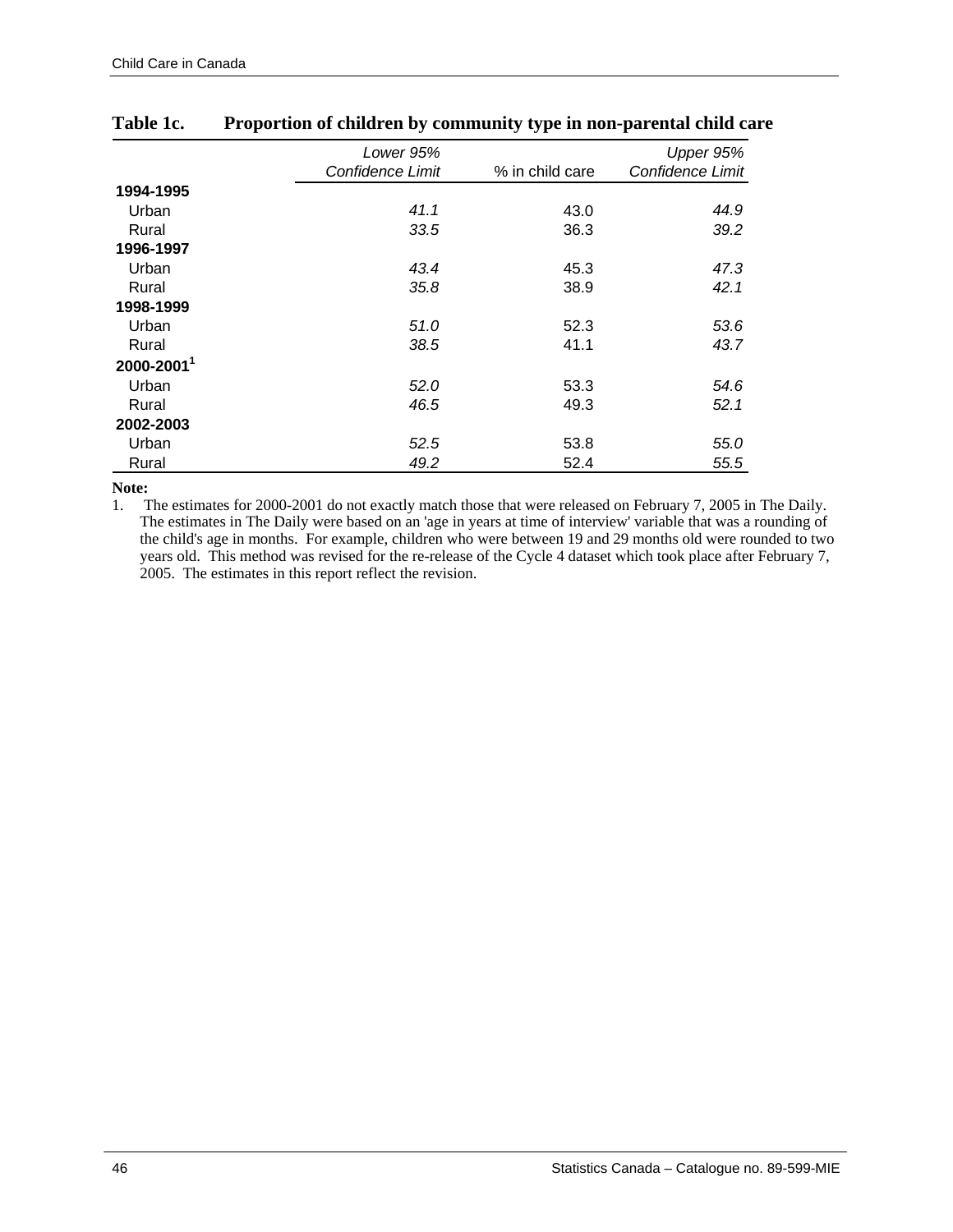**Table 1c. Proportion of children by community type in non-parental child care**

| | *Lower 95% Confidence Limit* | % in child care | *Upper 95% Confidence Limit* |
|---|---|---|---|
| **1994-1995** | | | |
| Urban | *41.1* | 43.0 | *44.9* |
| Rural | *33.5* | 36.3 | *39.2* |
| **1996-1997** | | | |
| Urban | *43.4* | 45.3 | *47.3* |
| Rural | *35.8* | 38.9 | *42.1* |
| **1998-1999** | | | |
| Urban | *51.0* | 52.3 | *53.6* |
| Rural | *38.5* | 41.1 | *43.7* |
| **2000-2001[1]** | | | |
| Urban | *52.0* | 53.3 | *54.6* |
| Rural | *46.5* | 49.3 | *52.1* |
| **2002-2003** | | | |
| Urban | *52.5* | 53.8 | *55.0* |
| Rural | *49.2* | 52.4 | *55.5* |

**Note:**

1. The estimates for 2000-2001 do not exactly match those that were released on February 7, 2005 in The Daily. The estimates in The Daily were based on an 'age in years at time of interview' variable that was a rounding of the child's age in months. For example, children who were between 19 and 29 months old were rounded to two years old. This method was revised for the re-release of the Cycle 4 dataset which took place after February 7, 2005. The estimates in this report reflect the revision.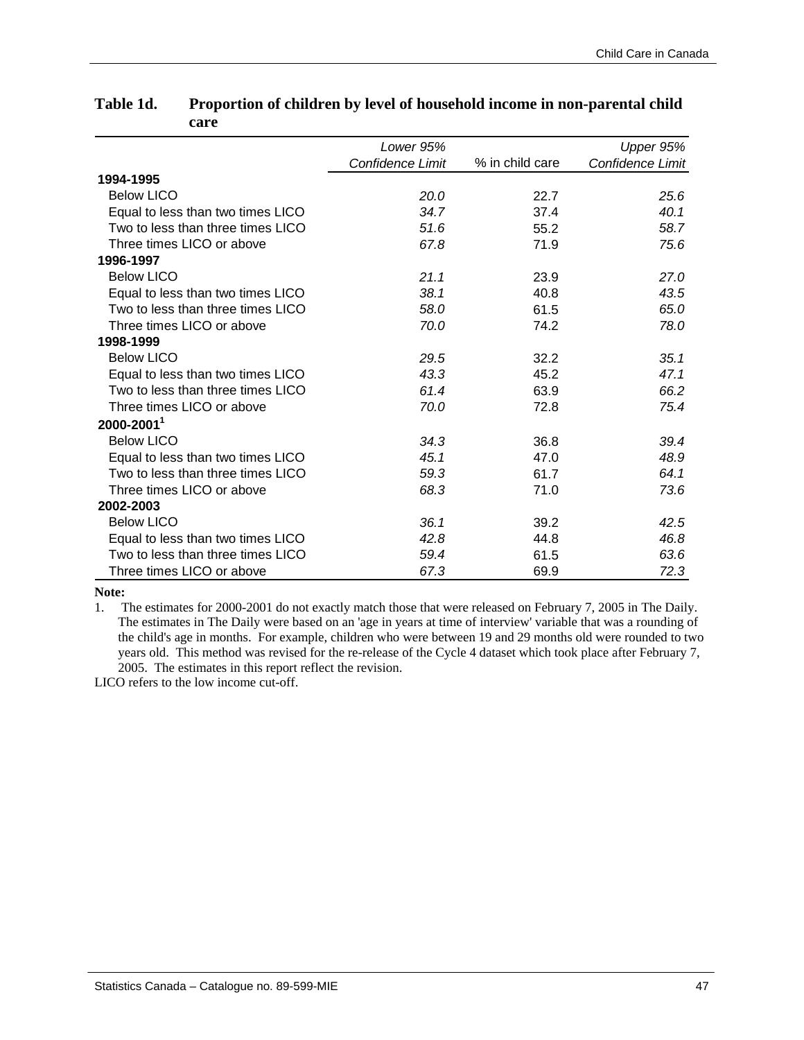**Table 1d. Proportion of children by level of household income in non-parental child care**

| | *Lower 95% Confidence Limit* | % in child care | *Upper 95% Confidence Limit* |
|---|---|---|---|
| **1994-1995** | | | |
| Below LICO | *20.0* | 22.7 | *25.6* |
| Equal to less than two times LICO | *34.7* | 37.4 | *40.1* |
| Two to less than three times LICO | *51.6* | 55.2 | *58.7* |
| Three times LICO or above | *67.8* | 71.9 | *75.6* |
| **1996-1997** | | | |
| Below LICO | *21.1* | 23.9 | *27.0* |
| Equal to less than two times LICO | *38.1* | 40.8 | *43.5* |
| Two to less than three times LICO | *58.0* | 61.5 | *65.0* |
| Three times LICO or above | *70.0* | 74.2 | *78.0* |
| **1998-1999** | | | |
| Below LICO | *29.5* | 32.2 | *35.1* |
| Equal to less than two times LICO | *43.3* | 45.2 | *47.1* |
| Two to less than three times LICO | *61.4* | 63.9 | *66.2* |
| Three times LICO or above | *70.0* | 72.8 | *75.4* |
| **2000-2001[1]** | | | |
| Below LICO | *34.3* | 36.8 | *39.4* |
| Equal to less than two times LICO | *45.1* | 47.0 | *48.9* |
| Two to less than three times LICO | *59.3* | 61.7 | *64.1* |
| Three times LICO or above | *68.3* | 71.0 | *73.6* |
| **2002-2003** | | | |
| Below LICO | *36.1* | 39.2 | *42.5* |
| Equal to less than two times LICO | *42.8* | 44.8 | *46.8* |
| Two to less than three times LICO | *59.4* | 61.5 | *63.6* |
| Three times LICO or above | *67.3* | 69.9 | *72.3* |

**Note:**

1. The estimates for 2000-2001 do not exactly match those that were released on February 7, 2005 in The Daily. The estimates in The Daily were based on an 'age in years at time of interview' variable that was a rounding of the child's age in months. For example, children who were between 19 and 29 months old were rounded to two years old. This method was revised for the re-release of the Cycle 4 dataset which took place after February 7, 2005. The estimates in this report reflect the revision.

LICO refers to the low income cut-off.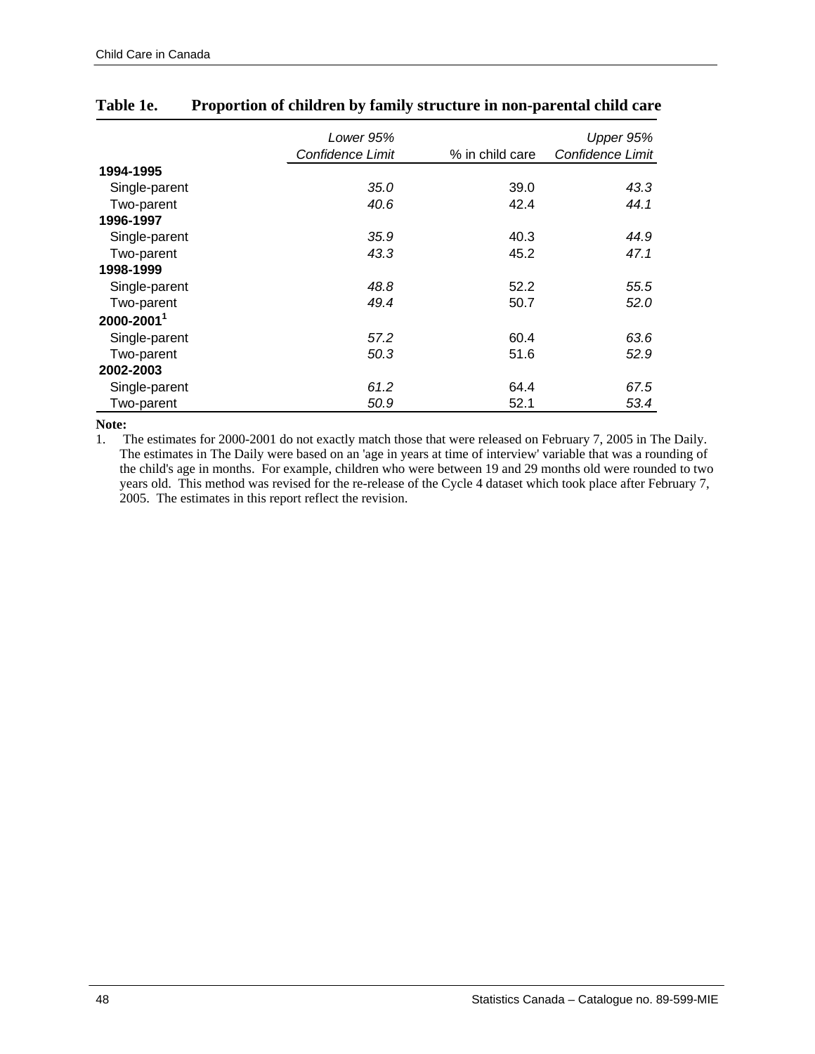**Table 1e. Proportion of children by family structure in non-parental child care**

| | *Lower 95% Confidence Limit* | % in child care | *Upper 95% Confidence Limit* |
|---|---|---|---|
| **1994-1995** | | | |
| Single-parent | *35.0* | 39.0 | *43.3* |
| Two-parent | *40.6* | 42.4 | *44.1* |
| **1996-1997** | | | |
| Single-parent | *35.9* | 40.3 | *44.9* |
| Two-parent | *43.3* | 45.2 | *47.1* |
| **1998-1999** | | | |
| Single-parent | *48.8* | 52.2 | *55.5* |
| Two-parent | *49.4* | 50.7 | *52.0* |
| **2000-2001[1]** | | | |
| Single-parent | *57.2* | 60.4 | *63.6* |
| Two-parent | *50.3* | 51.6 | *52.9* |
| **2002-2003** | | | |
| Single-parent | *61.2* | 64.4 | *67.5* |
| Two-parent | *50.9* | 52.1 | *53.4* |

**Note:**

1. The estimates for 2000-2001 do not exactly match those that were released on February 7, 2005 in The Daily. The estimates in The Daily were based on an 'age in years at time of interview' variable that was a rounding of the child's age in months. For example, children who were between 19 and 29 months old were rounded to two years old. This method was revised for the re-release of the Cycle 4 dataset which took place after February 7, 2005. The estimates in this report reflect the revision.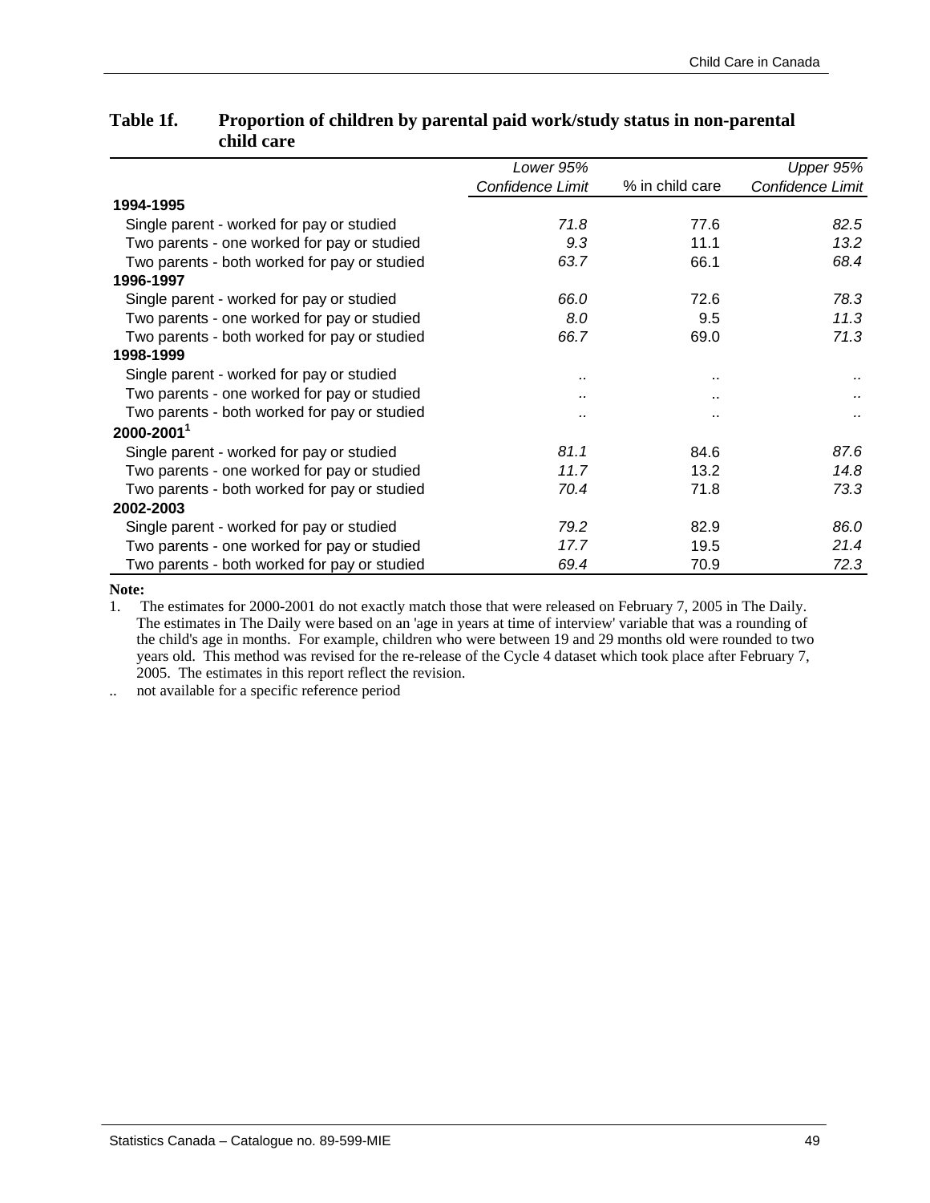**Table 1f. Proportion of children by parental paid work/study status in non-parental child care**

| | *Lower 95% Confidence Limit* | % in child care | *Upper 95% Confidence Limit* |
|---|---|---|---|
| **1994-1995** | | | |
| Single parent - worked for pay or studied | *71.8* | 77.6 | *82.5* |
| Two parents - one worked for pay or studied | *9.3* | 11.1 | *13.2* |
| Two parents - both worked for pay or studied | *63.7* | 66.1 | *68.4* |
| **1996-1997** | | | |
| Single parent - worked for pay or studied | *66.0* | 72.6 | *78.3* |
| Two parents - one worked for pay or studied | *8.0* | 9.5 | *11.3* |
| Two parents - both worked for pay or studied | *66.7* | 69.0 | *71.3* |
| **1998-1999** | | | |
| Single parent - worked for pay or studied | .. | .. | .. |
| Two parents - one worked for pay or studied | .. | .. | .. |
| Two parents - both worked for pay or studied | .. | .. | .. |
| **2000-2001[1]** | | | |
| Single parent - worked for pay or studied | *81.1* | 84.6 | *87.6* |
| Two parents - one worked for pay or studied | *11.7* | 13.2 | *14.8* |
| Two parents - both worked for pay or studied | *70.4* | 71.8 | *73.3* |
| **2002-2003** | | | |
| Single parent - worked for pay or studied | *79.2* | 82.9 | *86.0* |
| Two parents - one worked for pay or studied | *17.7* | 19.5 | *21.4* |
| Two parents - both worked for pay or studied | *69.4* | 70.9 | *72.3* |

**Note:**

1. The estimates for 2000-2001 do not exactly match those that were released on February 7, 2005 in The Daily. The estimates in The Daily were based on an 'age in years at time of interview' variable that was a rounding of the child's age in months. For example, children who were between 19 and 29 months old were rounded to two years old. This method was revised for the re-release of the Cycle 4 dataset which took place after February 7, 2005. The estimates in this report reflect the revision.

.. not available for a specific reference period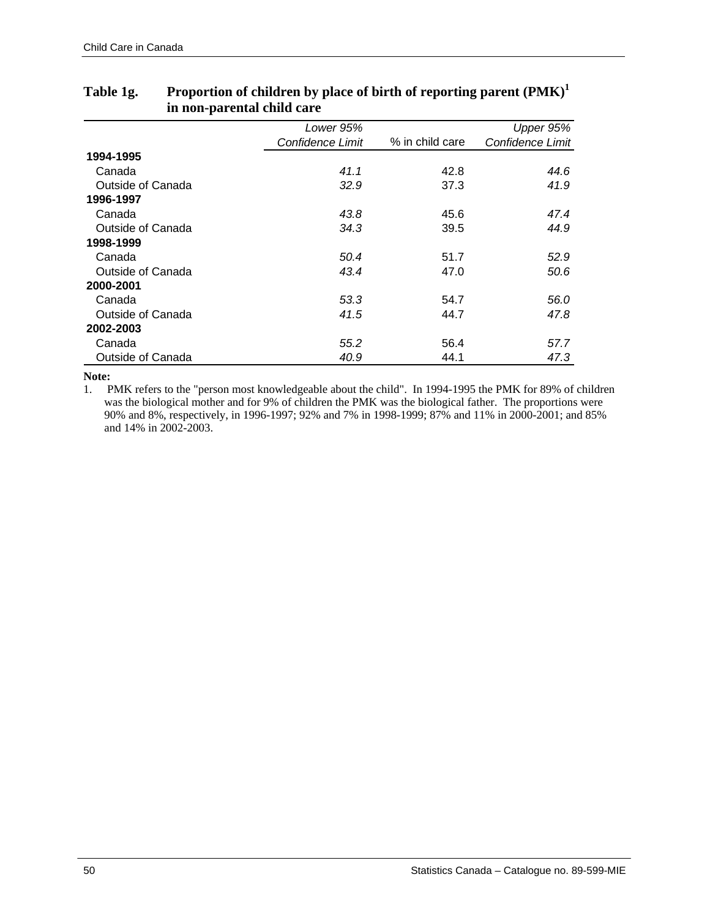**Table 1g. Proportion of children by place of birth of reporting parent (PMK)[1] in non-parental child care**

| | *Lower 95% Confidence Limit* | % in child care | *Upper 95% Confidence Limit* |
|---|---|---|---|
| **1994-1995** | | | |
| Canada | *41.1* | 42.8 | *44.6* |
| Outside of Canada | *32.9* | 37.3 | *41.9* |
| **1996-1997** | | | |
| Canada | *43.8* | 45.6 | *47.4* |
| Outside of Canada | *34.3* | 39.5 | *44.9* |
| **1998-1999** | | | |
| Canada | *50.4* | 51.7 | *52.9* |
| Outside of Canada | *43.4* | 47.0 | *50.6* |
| **2000-2001** | | | |
| Canada | *53.3* | 54.7 | *56.0* |
| Outside of Canada | *41.5* | 44.7 | *47.8* |
| **2002-2003** | | | |
| Canada | *55.2* | 56.4 | *57.7* |
| Outside of Canada | *40.9* | 44.1 | *47.3* |

**Note:**

1. PMK refers to the "person most knowledgeable about the child". In 1994-1995 the PMK for 89% of children was the biological mother and for 9% of children the PMK was the biological father. The proportions were 90% and 8%, respectively, in 1996-1997; 92% and 7% in 1998-1999; 87% and 11% in 2000-2001; and 85% and 14% in 2002-2003.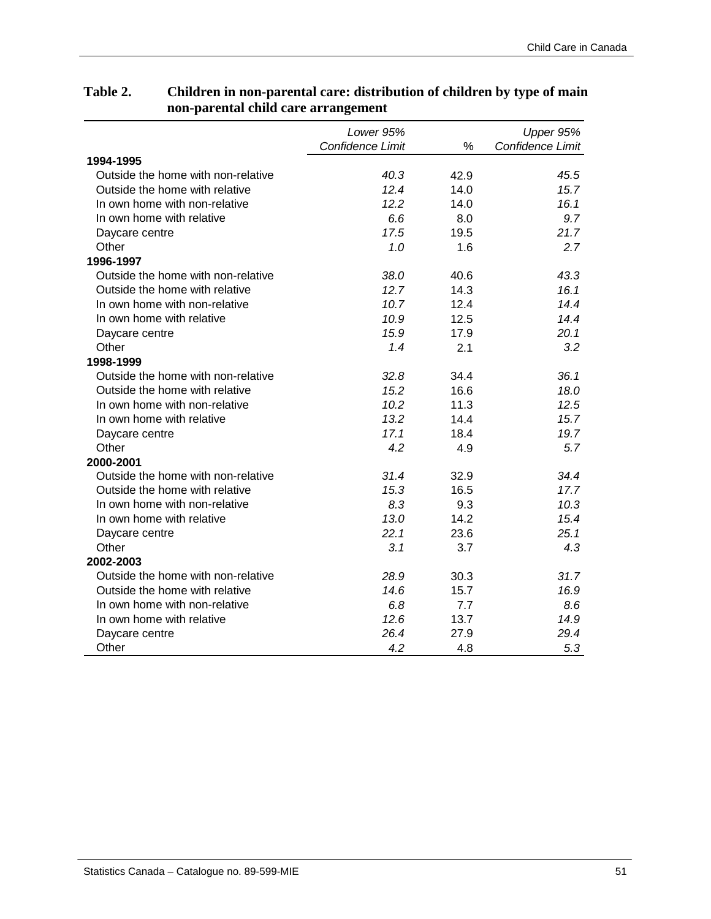**Table 2. Children in non-parental care: distribution of children by type of main non-parental child care arrangement**

| | *Lower 95% Confidence Limit* | % | *Upper 95% Confidence Limit* |
|---|---|---|---|
| **1994-1995** | | | |
| Outside the home with non-relative | *40.3* | 42.9 | *45.5* |
| Outside the home with relative | *12.4* | 14.0 | *15.7* |
| In own home with non-relative | *12.2* | 14.0 | *16.1* |
| In own home with relative | *6.6* | 8.0 | *9.7* |
| Daycare centre | *17.5* | 19.5 | *21.7* |
| Other | *1.0* | 1.6 | *2.7* |
| **1996-1997** | | | |
| Outside the home with non-relative | *38.0* | 40.6 | *43.3* |
| Outside the home with relative | *12.7* | 14.3 | *16.1* |
| In own home with non-relative | *10.7* | 12.4 | *14.4* |
| In own home with relative | *10.9* | 12.5 | *14.4* |
| Daycare centre | *15.9* | 17.9 | *20.1* |
| Other | *1.4* | 2.1 | *3.2* |
| **1998-1999** | | | |
| Outside the home with non-relative | *32.8* | 34.4 | *36.1* |
| Outside the home with relative | *15.2* | 16.6 | *18.0* |
| In own home with non-relative | *10.2* | 11.3 | *12.5* |
| In own home with relative | *13.2* | 14.4 | *15.7* |
| Daycare centre | *17.1* | 18.4 | *19.7* |
| Other | *4.2* | 4.9 | *5.7* |
| **2000-2001** | | | |
| Outside the home with non-relative | *31.4* | 32.9 | *34.4* |
| Outside the home with relative | *15.3* | 16.5 | *17.7* |
| In own home with non-relative | *8.3* | 9.3 | *10.3* |
| In own home with relative | *13.0* | 14.2 | *15.4* |
| Daycare centre | *22.1* | 23.6 | *25.1* |
| Other | *3.1* | 3.7 | *4.3* |
| **2002-2003** | | | |
| Outside the home with non-relative | *28.9* | 30.3 | *31.7* |
| Outside the home with relative | *14.6* | 15.7 | *16.9* |
| In own home with non-relative | *6.8* | 7.7 | *8.6* |
| In own home with relative | *12.6* | 13.7 | *14.9* |
| Daycare centre | *26.4* | 27.9 | *29.4* |
| Other | *4.2* | 4.8 | *5.3* |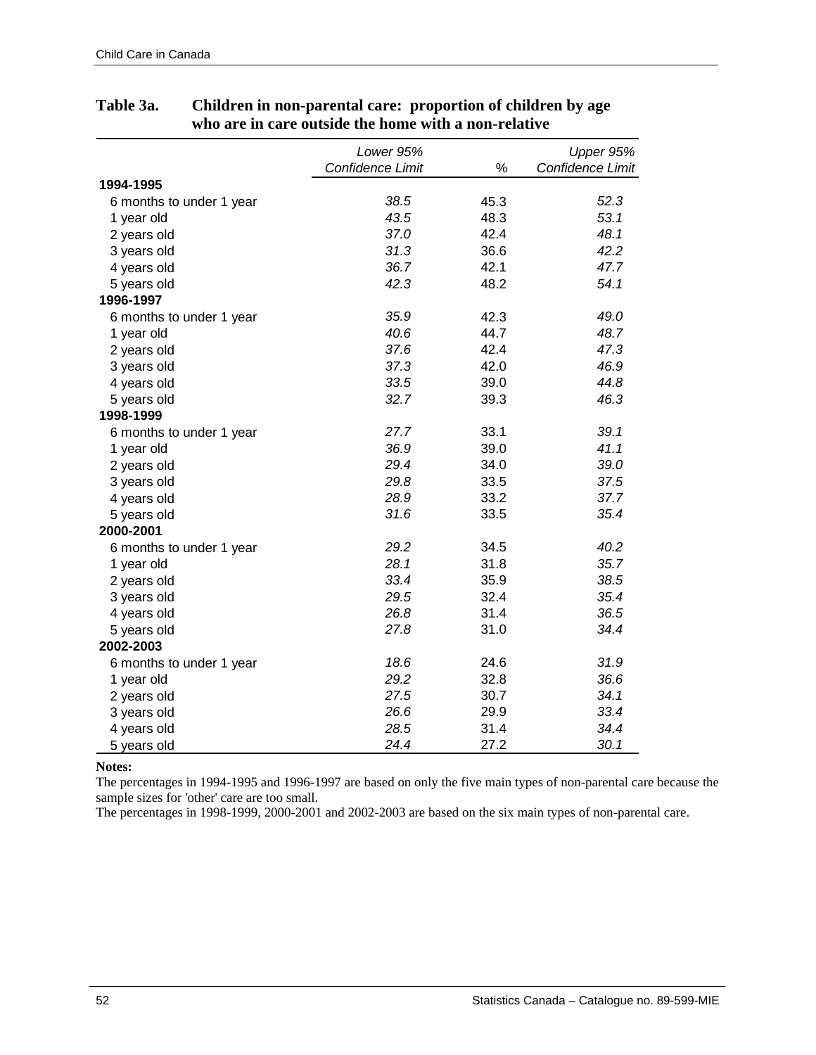**Table 3a. Children in non-parental care: proportion of children by age who are in care outside the home with a non-relative**

| | *Lower 95% Confidence Limit* | % | *Upper 95% Confidence Limit* |
|---|---|---|---|
| **1994-1995** | | | |
| 6 months to under 1 year | *38.5* | 45.3 | *52.3* |
| 1 year old | *43.5* | 48.3 | *53.1* |
| 2 years old | *37.0* | 42.4 | *48.1* |
| 3 years old | *31.3* | 36.6 | *42.2* |
| 4 years old | *36.7* | 42.1 | *47.7* |
| 5 years old | *42.3* | 48.2 | *54.1* |
| **1996-1997** | | | |
| 6 months to under 1 year | *35.9* | 42.3 | *49.0* |
| 1 year old | *40.6* | 44.7 | *48.7* |
| 2 years old | *37.6* | 42.4 | *47.3* |
| 3 years old | *37.3* | 42.0 | *46.9* |
| 4 years old | *33.5* | 39.0 | *44.8* |
| 5 years old | *32.7* | 39.3 | *46.3* |
| **1998-1999** | | | |
| 6 months to under 1 year | *27.7* | 33.1 | *39.1* |
| 1 year old | *36.9* | 39.0 | *41.1* |
| 2 years old | *29.4* | 34.0 | *39.0* |
| 3 years old | *29.8* | 33.5 | *37.5* |
| 4 years old | *28.9* | 33.2 | *37.7* |
| 5 years old | *31.6* | 33.5 | *35.4* |
| **2000-2001** | | | |
| 6 months to under 1 year | *29.2* | 34.5 | *40.2* |
| 1 year old | *28.1* | 31.8 | *35.7* |
| 2 years old | *33.4* | 35.9 | *38.5* |
| 3 years old | *29.5* | 32.4 | *35.4* |
| 4 years old | *26.8* | 31.4 | *36.5* |
| 5 years old | *27.8* | 31.0 | *34.4* |
| **2002-2003** | | | |
| 6 months to under 1 year | *18.6* | 24.6 | *31.9* |
| 1 year old | *29.2* | 32.8 | *36.6* |
| 2 years old | *27.5* | 30.7 | *34.1* |
| 3 years old | *26.6* | 29.9 | *33.4* |
| 4 years old | *28.5* | 31.4 | *34.4* |
| 5 years old | *24.4* | 27.2 | *30.1* |

**Notes:**

The percentages in 1994-1995 and 1996-1997 are based on only the five main types of non-parental care because the sample sizes for 'other' care are too small.

The percentages in 1998-1999, 2000-2001 and 2002-2003 are based on the six main types of non-parental care.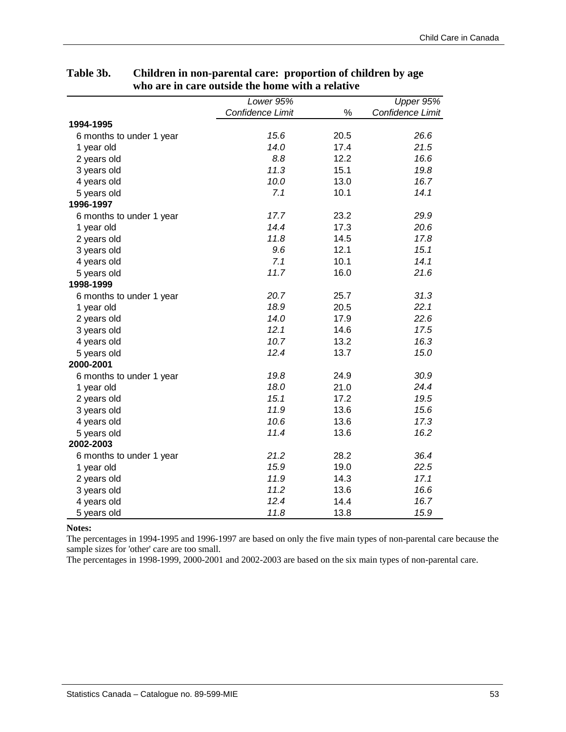**Table 3b. Children in non-parental care: proportion of children by age who are in care outside the home with a relative**

| | *Lower 95% Confidence Limit* | % | *Upper 95% Confidence Limit* |
|---|---|---|---|
| **1994-1995** | | | |
| 6 months to under 1 year | *15.6* | 20.5 | *26.6* |
| 1 year old | *14.0* | 17.4 | *21.5* |
| 2 years old | *8.8* | 12.2 | *16.6* |
| 3 years old | *11.3* | 15.1 | *19.8* |
| 4 years old | *10.0* | 13.0 | *16.7* |
| 5 years old | *7.1* | 10.1 | *14.1* |
| **1996-1997** | | | |
| 6 months to under 1 year | *17.7* | 23.2 | *29.9* |
| 1 year old | *14.4* | 17.3 | *20.6* |
| 2 years old | *11.8* | 14.5 | *17.8* |
| 3 years old | *9.6* | 12.1 | *15.1* |
| 4 years old | *7.1* | 10.1 | *14.1* |
| 5 years old | *11.7* | 16.0 | *21.6* |
| **1998-1999** | | | |
| 6 months to under 1 year | *20.7* | 25.7 | *31.3* |
| 1 year old | *18.9* | 20.5 | *22.1* |
| 2 years old | *14.0* | 17.9 | *22.6* |
| 3 years old | *12.1* | 14.6 | *17.5* |
| 4 years old | *10.7* | 13.2 | *16.3* |
| 5 years old | *12.4* | 13.7 | *15.0* |
| **2000-2001** | | | |
| 6 months to under 1 year | *19.8* | 24.9 | *30.9* |
| 1 year old | *18.0* | 21.0 | *24.4* |
| 2 years old | *15.1* | 17.2 | *19.5* |
| 3 years old | *11.9* | 13.6 | *15.6* |
| 4 years old | *10.6* | 13.6 | *17.3* |
| 5 years old | *11.4* | 13.6 | *16.2* |
| **2002-2003** | | | |
| 6 months to under 1 year | *21.2* | 28.2 | *36.4* |
| 1 year old | *15.9* | 19.0 | *22.5* |
| 2 years old | *11.9* | 14.3 | *17.1* |
| 3 years old | *11.2* | 13.6 | *16.6* |
| 4 years old | *12.4* | 14.4 | *16.7* |
| 5 years old | *11.8* | 13.8 | *15.9* |

**Notes:**

The percentages in 1994-1995 and 1996-1997 are based on only the five main types of non-parental care because the sample sizes for 'other' care are too small.

The percentages in 1998-1999, 2000-2001 and 2002-2003 are based on the six main types of non-parental care.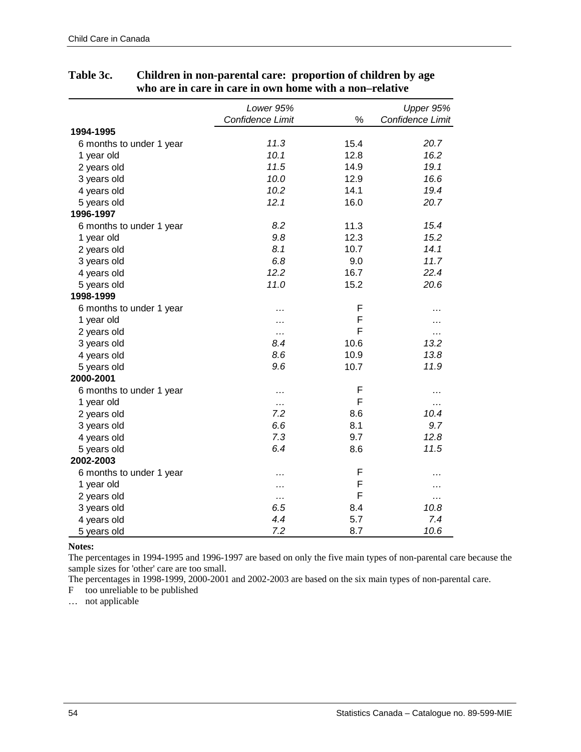**Table 3c. Children in non-parental care: proportion of children by age who are in care in care in own home with a non–relative**

| | *Lower 95% Confidence Limit* | % | *Upper 95% Confidence Limit* |
|---|---|---|---|
| **1994-1995** | | | |
| 6 months to under 1 year | *11.3* | 15.4 | *20.7* |
| 1 year old | *10.1* | 12.8 | *16.2* |
| 2 years old | *11.5* | 14.9 | *19.1* |
| 3 years old | *10.0* | 12.9 | *16.6* |
| 4 years old | *10.2* | 14.1 | *19.4* |
| 5 years old | *12.1* | 16.0 | *20.7* |
| **1996-1997** | | | |
| 6 months to under 1 year | *8.2* | 11.3 | *15.4* |
| 1 year old | *9.8* | 12.3 | *15.2* |
| 2 years old | *8.1* | 10.7 | *14.1* |
| 3 years old | *6.8* | 9.0 | *11.7* |
| 4 years old | *12.2* | 16.7 | *22.4* |
| 5 years old | *11.0* | 15.2 | *20.6* |
| **1998-1999** | | | |
| 6 months to under 1 year | … | F | … |
| 1 year old | … | F | … |
| 2 years old | … | F | … |
| 3 years old | *8.4* | 10.6 | *13.2* |
| 4 years old | *8.6* | 10.9 | *13.8* |
| 5 years old | *9.6* | 10.7 | *11.9* |
| **2000-2001** | | | |
| 6 months to under 1 year | … | F | … |
| 1 year old | … | F | … |
| 2 years old | *7.2* | 8.6 | *10.4* |
| 3 years old | *6.6* | 8.1 | *9.7* |
| 4 years old | *7.3* | 9.7 | *12.8* |
| 5 years old | *6.4* | 8.6 | *11.5* |
| **2002-2003** | | | |
| 6 months to under 1 year | … | F | … |
| 1 year old | … | F | … |
| 2 years old | … | F | … |
| 3 years old | *6.5* | 8.4 | *10.8* |
| 4 years old | *4.4* | 5.7 | *7.4* |
| 5 years old | *7.2* | 8.7 | *10.6* |

**Notes:**

The percentages in 1994-1995 and 1996-1997 are based on only the five main types of non-parental care because the sample sizes for 'other' care are too small.

The percentages in 1998-1999, 2000-2001 and 2002-2003 are based on the six main types of non-parental care.

F too unreliable to be published

… not applicable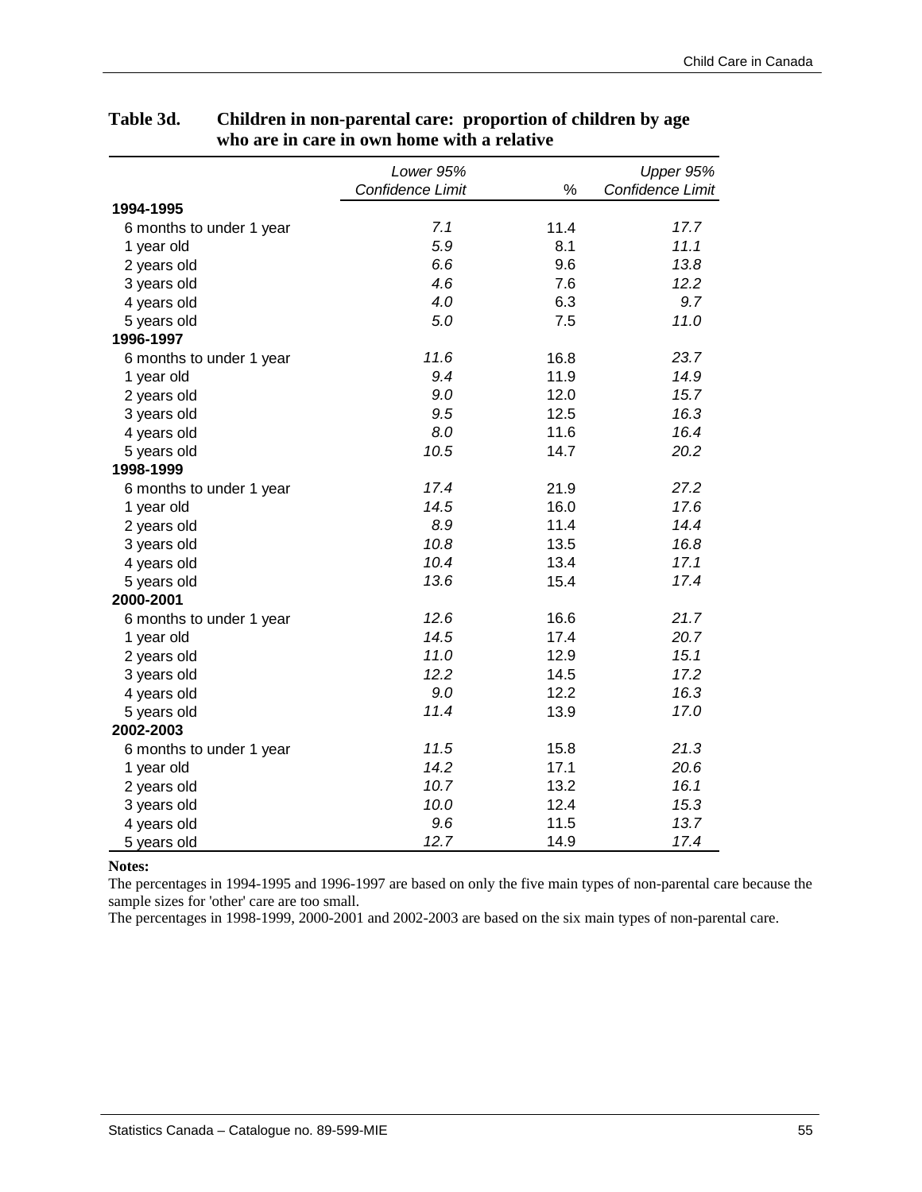**Table 3d. Children in non-parental care: proportion of children by age who are in care in own home with a relative**

| | *Lower 95% Confidence Limit* | % | *Upper 95% Confidence Limit* |
|---|---|---|---|
| **1994-1995** | | | |
| 6 months to under 1 year | *7.1* | 11.4 | *17.7* |
| 1 year old | *5.9* | 8.1 | *11.1* |
| 2 years old | *6.6* | 9.6 | *13.8* |
| 3 years old | *4.6* | 7.6 | *12.2* |
| 4 years old | *4.0* | 6.3 | *9.7* |
| 5 years old | *5.0* | 7.5 | *11.0* |
| **1996-1997** | | | |
| 6 months to under 1 year | *11.6* | 16.8 | *23.7* |
| 1 year old | *9.4* | 11.9 | *14.9* |
| 2 years old | *9.0* | 12.0 | *15.7* |
| 3 years old | *9.5* | 12.5 | *16.3* |
| 4 years old | *8.0* | 11.6 | *16.4* |
| 5 years old | *10.5* | 14.7 | *20.2* |
| **1998-1999** | | | |
| 6 months to under 1 year | *17.4* | 21.9 | *27.2* |
| 1 year old | *14.5* | 16.0 | *17.6* |
| 2 years old | *8.9* | 11.4 | *14.4* |
| 3 years old | *10.8* | 13.5 | *16.8* |
| 4 years old | *10.4* | 13.4 | *17.1* |
| 5 years old | *13.6* | 15.4 | *17.4* |
| **2000-2001** | | | |
| 6 months to under 1 year | *12.6* | 16.6 | *21.7* |
| 1 year old | *14.5* | 17.4 | *20.7* |
| 2 years old | *11.0* | 12.9 | *15.1* |
| 3 years old | *12.2* | 14.5 | *17.2* |
| 4 years old | *9.0* | 12.2 | *16.3* |
| 5 years old | *11.4* | 13.9 | *17.0* |
| **2002-2003** | | | |
| 6 months to under 1 year | *11.5* | 15.8 | *21.3* |
| 1 year old | *14.2* | 17.1 | *20.6* |
| 2 years old | *10.7* | 13.2 | *16.1* |
| 3 years old | *10.0* | 12.4 | *15.3* |
| 4 years old | *9.6* | 11.5 | *13.7* |
| 5 years old | *12.7* | 14.9 | *17.4* |

**Notes:**

The percentages in 1994-1995 and 1996-1997 are based on only the five main types of non-parental care because the sample sizes for 'other' care are too small.

The percentages in 1998-1999, 2000-2001 and 2002-2003 are based on the six main types of non-parental care.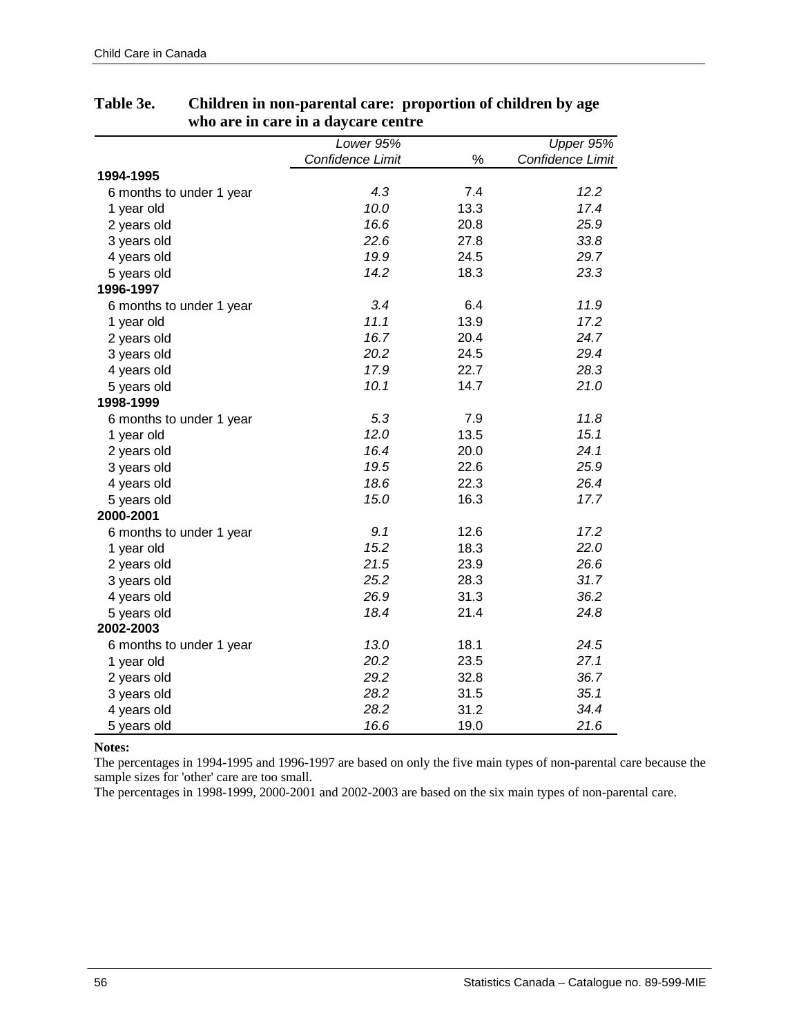**Table 3e. Children in non-parental care: proportion of children by age who are in care in a daycare centre**

| | *Lower 95% Confidence Limit* | % | *Upper 95% Confidence Limit* |
|---|---|---|---|
| **1994-1995** | | | |
| 6 months to under 1 year | *4.3* | 7.4 | *12.2* |
| 1 year old | *10.0* | 13.3 | *17.4* |
| 2 years old | *16.6* | 20.8 | *25.9* |
| 3 years old | *22.6* | 27.8 | *33.8* |
| 4 years old | *19.9* | 24.5 | *29.7* |
| 5 years old | *14.2* | 18.3 | *23.3* |
| **1996-1997** | | | |
| 6 months to under 1 year | *3.4* | 6.4 | *11.9* |
| 1 year old | *11.1* | 13.9 | *17.2* |
| 2 years old | *16.7* | 20.4 | *24.7* |
| 3 years old | *20.2* | 24.5 | *29.4* |
| 4 years old | *17.9* | 22.7 | *28.3* |
| 5 years old | *10.1* | 14.7 | *21.0* |
| **1998-1999** | | | |
| 6 months to under 1 year | *5.3* | 7.9 | *11.8* |
| 1 year old | *12.0* | 13.5 | *15.1* |
| 2 years old | *16.4* | 20.0 | *24.1* |
| 3 years old | *19.5* | 22.6 | *25.9* |
| 4 years old | *18.6* | 22.3 | *26.4* |
| 5 years old | *15.0* | 16.3 | *17.7* |
| **2000-2001** | | | |
| 6 months to under 1 year | *9.1* | 12.6 | *17.2* |
| 1 year old | *15.2* | 18.3 | *22.0* |
| 2 years old | *21.5* | 23.9 | *26.6* |
| 3 years old | *25.2* | 28.3 | *31.7* |
| 4 years old | *26.9* | 31.3 | *36.2* |
| 5 years old | *18.4* | 21.4 | *24.8* |
| **2002-2003** | | | |
| 6 months to under 1 year | *13.0* | 18.1 | *24.5* |
| 1 year old | *20.2* | 23.5 | *27.1* |
| 2 years old | *29.2* | 32.8 | *36.7* |
| 3 years old | *28.2* | 31.5 | *35.1* |
| 4 years old | *28.2* | 31.2 | *34.4* |
| 5 years old | *16.6* | 19.0 | *21.6* |

**Notes:**

The percentages in 1994-1995 and 1996-1997 are based on only the five main types of non-parental care because the sample sizes for 'other' care are too small.

The percentages in 1998-1999, 2000-2001 and 2002-2003 are based on the six main types of non-parental care.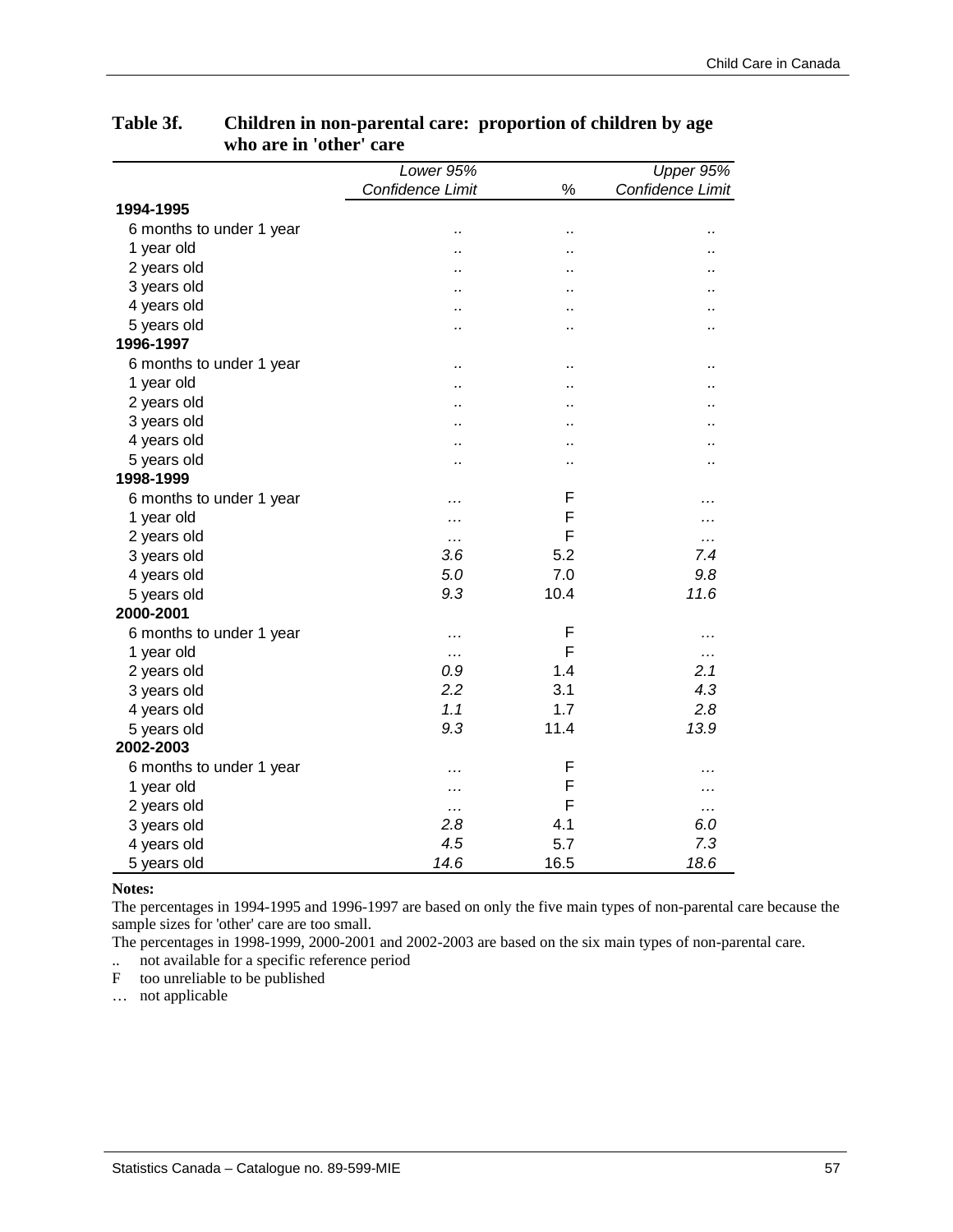**Table 3f. Children in non-parental care: proportion of children by age who are in 'other' care**

| | *Lower 95% Confidence Limit* | % | *Upper 95% Confidence Limit* |
|---|---|---|---|
| **1994-1995** | | | |
| 6 months to under 1 year | .. | .. | .. |
| 1 year old | .. | .. | .. |
| 2 years old | .. | .. | .. |
| 3 years old | .. | .. | .. |
| 4 years old | .. | .. | .. |
| 5 years old | .. | .. | .. |
| **1996-1997** | | | |
| 6 months to under 1 year | .. | .. | .. |
| 1 year old | .. | .. | .. |
| 2 years old | .. | .. | .. |
| 3 years old | .. | .. | .. |
| 4 years old | .. | .. | .. |
| 5 years old | .. | .. | .. |
| **1998-1999** | | | |
| 6 months to under 1 year | … | F | … |
| 1 year old | … | F | … |
| 2 years old | … | F | … |
| 3 years old | *3.6* | 5.2 | *7.4* |
| 4 years old | *5.0* | 7.0 | *9.8* |
| 5 years old | *9.3* | 10.4 | *11.6* |
| **2000-2001** | | | |
| 6 months to under 1 year | … | F | … |
| 1 year old | … | F | … |
| 2 years old | *0.9* | 1.4 | *2.1* |
| 3 years old | *2.2* | 3.1 | *4.3* |
| 4 years old | *1.1* | 1.7 | *2.8* |
| 5 years old | *9.3* | 11.4 | *13.9* |
| **2002-2003** | | | |
| 6 months to under 1 year | … | F | … |
| 1 year old | … | F | … |
| 2 years old | … | F | … |
| 3 years old | *2.8* | 4.1 | *6.0* |
| 4 years old | *4.5* | 5.7 | *7.3* |
| 5 years old | *14.6* | 16.5 | *18.6* |

**Notes:**

The percentages in 1994-1995 and 1996-1997 are based on only the five main types of non-parental care because the sample sizes for 'other' care are too small.

The percentages in 1998-1999, 2000-2001 and 2002-2003 are based on the six main types of non-parental care.

.. not available for a specific reference period

F too unreliable to be published

… not applicable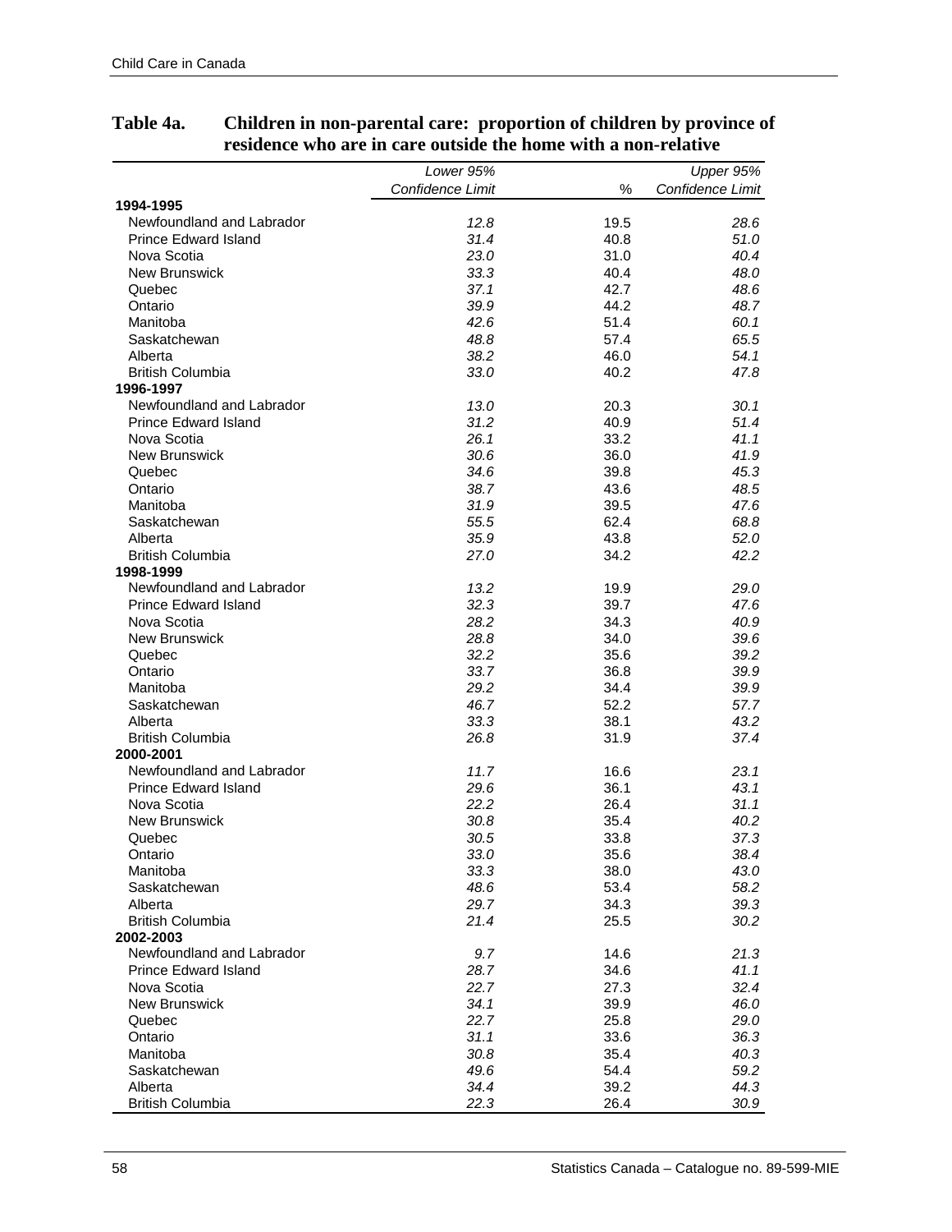**Table 4a. Children in non-parental care: proportion of children by province of residence who are in care outside the home with a non-relative**

| | *Lower 95% Confidence Limit* | % | *Upper 95% Confidence Limit* |
|---|---|---|---|
| **1994-1995** | | | |
| Newfoundland and Labrador | *12.8* | 19.5 | *28.6* |
| Prince Edward Island | *31.4* | 40.8 | *51.0* |
| Nova Scotia | *23.0* | 31.0 | *40.4* |
| New Brunswick | *33.3* | 40.4 | *48.0* |
| Quebec | *37.1* | 42.7 | *48.6* |
| Ontario | *39.9* | 44.2 | *48.7* |
| Manitoba | *42.6* | 51.4 | *60.1* |
| Saskatchewan | *48.8* | 57.4 | *65.5* |
| Alberta | *38.2* | 46.0 | *54.1* |
| British Columbia | *33.0* | 40.2 | *47.8* |
| **1996-1997** | | | |
| Newfoundland and Labrador | *13.0* | 20.3 | *30.1* |
| Prince Edward Island | *31.2* | 40.9 | *51.4* |
| Nova Scotia | *26.1* | 33.2 | *41.1* |
| New Brunswick | *30.6* | 36.0 | *41.9* |
| Quebec | *34.6* | 39.8 | *45.3* |
| Ontario | *38.7* | 43.6 | *48.5* |
| Manitoba | *31.9* | 39.5 | *47.6* |
| Saskatchewan | *55.5* | 62.4 | *68.8* |
| Alberta | *35.9* | 43.8 | *52.0* |
| British Columbia | *27.0* | 34.2 | *42.2* |
| **1998-1999** | | | |
| Newfoundland and Labrador | *13.2* | 19.9 | *29.0* |
| Prince Edward Island | *32.3* | 39.7 | *47.6* |
| Nova Scotia | *28.2* | 34.3 | *40.9* |
| New Brunswick | *28.8* | 34.0 | *39.6* |
| Quebec | *32.2* | 35.6 | *39.2* |
| Ontario | *33.7* | 36.8 | *39.9* |
| Manitoba | *29.2* | 34.4 | *39.9* |
| Saskatchewan | *46.7* | 52.2 | *57.7* |
| Alberta | *33.3* | 38.1 | *43.2* |
| British Columbia | *26.8* | 31.9 | *37.4* |
| **2000-2001** | | | |
| Newfoundland and Labrador | *11.7* | 16.6 | *23.1* |
| Prince Edward Island | *29.6* | 36.1 | *43.1* |
| Nova Scotia | *22.2* | 26.4 | *31.1* |
| New Brunswick | *30.8* | 35.4 | *40.2* |
| Quebec | *30.5* | 33.8 | *37.3* |
| Ontario | *33.0* | 35.6 | *38.4* |
| Manitoba | *33.3* | 38.0 | *43.0* |
| Saskatchewan | *48.6* | 53.4 | *58.2* |
| Alberta | *29.7* | 34.3 | *39.3* |
| British Columbia | *21.4* | 25.5 | *30.2* |
| **2002-2003** | | | |
| Newfoundland and Labrador | *9.7* | 14.6 | *21.3* |
| Prince Edward Island | *28.7* | 34.6 | *41.1* |
| Nova Scotia | *22.7* | 27.3 | *32.4* |
| New Brunswick | *34.1* | 39.9 | *46.0* |
| Quebec | *22.7* | 25.8 | *29.0* |
| Ontario | *31.1* | 33.6 | *36.3* |
| Manitoba | *30.8* | 35.4 | *40.3* |
| Saskatchewan | *49.6* | 54.4 | *59.2* |
| Alberta | *34.4* | 39.2 | *44.3* |
| British Columbia | *22.3* | 26.4 | *30.9* |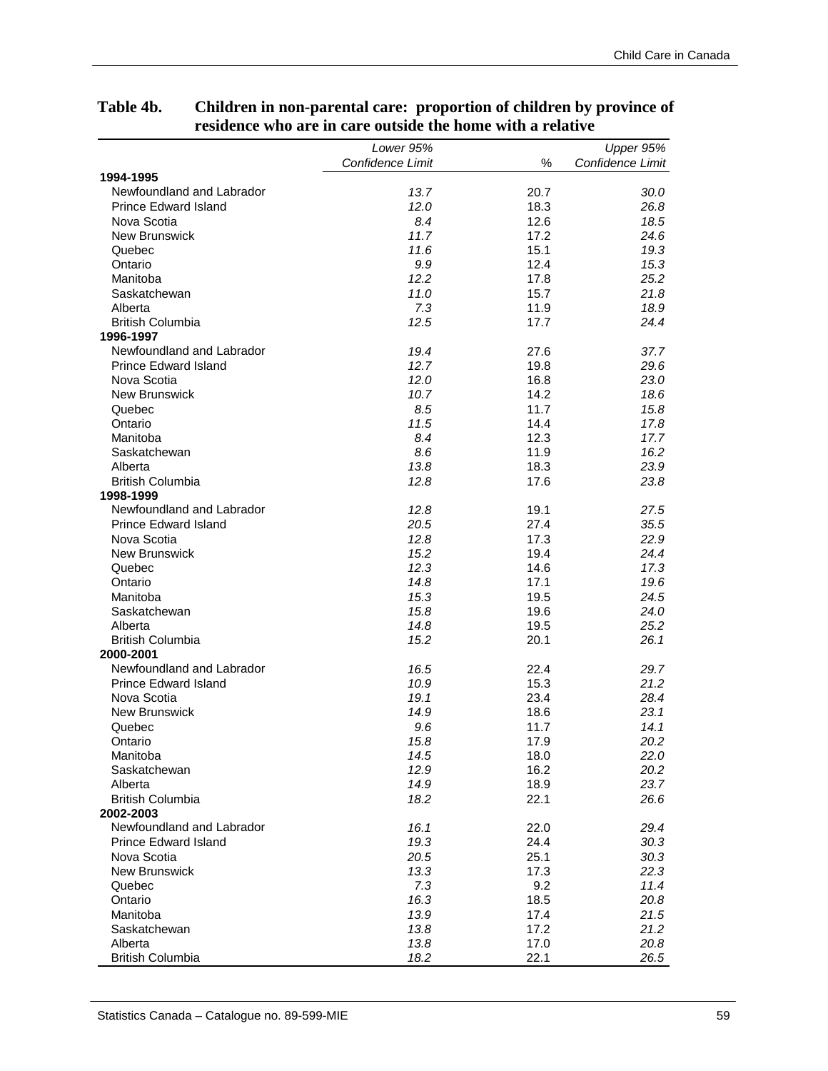**Table 4b. Children in non-parental care: proportion of children by province of residence who are in care outside the home with a relative**

| | Lower 95% Confidence Limit | % | Upper 95% Confidence Limit |
|---|---|---|---|
| **1994-1995** | | | |
| Newfoundland and Labrador | *13.7* | 20.7 | *30.0* |
| Prince Edward Island | *12.0* | 18.3 | *26.8* |
| Nova Scotia | *8.4* | 12.6 | *18.5* |
| New Brunswick | *11.7* | 17.2 | *24.6* |
| Quebec | *11.6* | 15.1 | *19.3* |
| Ontario | *9.9* | 12.4 | *15.3* |
| Manitoba | *12.2* | 17.8 | *25.2* |
| Saskatchewan | *11.0* | 15.7 | *21.8* |
| Alberta | *7.3* | 11.9 | *18.9* |
| British Columbia | *12.5* | 17.7 | *24.4* |
| **1996-1997** | | | |
| Newfoundland and Labrador | *19.4* | 27.6 | *37.7* |
| Prince Edward Island | *12.7* | 19.8 | *29.6* |
| Nova Scotia | *12.0* | 16.8 | *23.0* |
| New Brunswick | *10.7* | 14.2 | *18.6* |
| Quebec | *8.5* | 11.7 | *15.8* |
| Ontario | *11.5* | 14.4 | *17.8* |
| Manitoba | *8.4* | 12.3 | *17.7* |
| Saskatchewan | *8.6* | 11.9 | *16.2* |
| Alberta | *13.8* | 18.3 | *23.9* |
| British Columbia | *12.8* | 17.6 | *23.8* |
| **1998-1999** | | | |
| Newfoundland and Labrador | *12.8* | 19.1 | *27.5* |
| Prince Edward Island | *20.5* | 27.4 | *35.5* |
| Nova Scotia | *12.8* | 17.3 | *22.9* |
| New Brunswick | *15.2* | 19.4 | *24.4* |
| Quebec | *12.3* | 14.6 | *17.3* |
| Ontario | *14.8* | 17.1 | *19.6* |
| Manitoba | *15.3* | 19.5 | *24.5* |
| Saskatchewan | *15.8* | 19.6 | *24.0* |
| Alberta | *14.8* | 19.5 | *25.2* |
| British Columbia | *15.2* | 20.1 | *26.1* |
| **2000-2001** | | | |
| Newfoundland and Labrador | *16.5* | 22.4 | *29.7* |
| Prince Edward Island | *10.9* | 15.3 | *21.2* |
| Nova Scotia | *19.1* | 23.4 | *28.4* |
| New Brunswick | *14.9* | 18.6 | *23.1* |
| Quebec | *9.6* | 11.7 | *14.1* |
| Ontario | *15.8* | 17.9 | *20.2* |
| Manitoba | *14.5* | 18.0 | *22.0* |
| Saskatchewan | *12.9* | 16.2 | *20.2* |
| Alberta | *14.9* | 18.9 | *23.7* |
| British Columbia | *18.2* | 22.1 | *26.6* |
| **2002-2003** | | | |
| Newfoundland and Labrador | *16.1* | 22.0 | *29.4* |
| Prince Edward Island | *19.3* | 24.4 | *30.3* |
| Nova Scotia | *20.5* | 25.1 | *30.3* |
| New Brunswick | *13.3* | 17.3 | *22.3* |
| Quebec | *7.3* | 9.2 | *11.4* |
| Ontario | *16.3* | 18.5 | *20.8* |
| Manitoba | *13.9* | 17.4 | *21.5* |
| Saskatchewan | *13.8* | 17.2 | *21.2* |
| Alberta | *13.8* | 17.0 | *20.8* |
| British Columbia | *18.2* | 22.1 | *26.5* |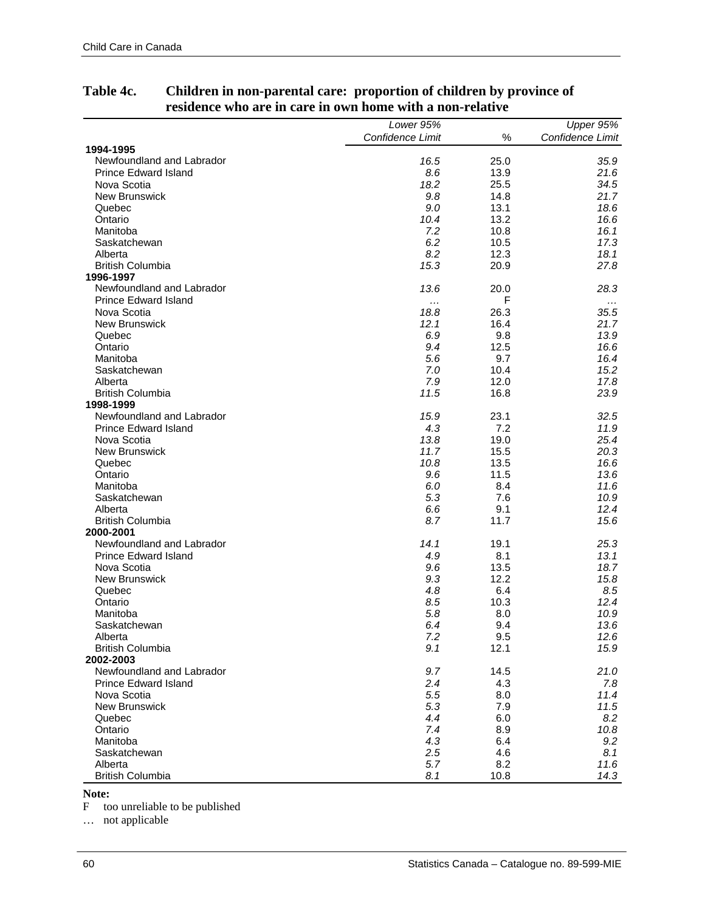## Table 4c. Children in non-parental care: proportion of children by province of residence who are in care in own home with a non-relative

| | *Lower 95% Confidence Limit* | % | *Upper 95% Confidence Limit* |
|---|---|---|---|
| **1994-1995** | | | |
| Newfoundland and Labrador | *16.5* | 25.0 | *35.9* |
| Prince Edward Island | *8.6* | 13.9 | *21.6* |
| Nova Scotia | *18.2* | 25.5 | *34.5* |
| New Brunswick | *9.8* | 14.8 | *21.7* |
| Quebec | *9.0* | 13.1 | *18.6* |
| Ontario | *10.4* | 13.2 | *16.6* |
| Manitoba | *7.2* | 10.8 | *16.1* |
| Saskatchewan | *6.2* | 10.5 | *17.3* |
| Alberta | *8.2* | 12.3 | *18.1* |
| British Columbia | *15.3* | 20.9 | *27.8* |
| **1996-1997** | | | |
| Newfoundland and Labrador | *13.6* | 20.0 | *28.3* |
| Prince Edward Island | … | F | … |
| Nova Scotia | *18.8* | 26.3 | *35.5* |
| New Brunswick | *12.1* | 16.4 | *21.7* |
| Quebec | *6.9* | 9.8 | *13.9* |
| Ontario | *9.4* | 12.5 | *16.6* |
| Manitoba | *5.6* | 9.7 | *16.4* |
| Saskatchewan | *7.0* | 10.4 | *15.2* |
| Alberta | *7.9* | 12.0 | *17.8* |
| British Columbia | *11.5* | 16.8 | *23.9* |
| **1998-1999** | | | |
| Newfoundland and Labrador | *15.9* | 23.1 | *32.5* |
| Prince Edward Island | *4.3* | 7.2 | *11.9* |
| Nova Scotia | *13.8* | 19.0 | *25.4* |
| New Brunswick | *11.7* | 15.5 | *20.3* |
| Quebec | *10.8* | 13.5 | *16.6* |
| Ontario | *9.6* | 11.5 | *13.6* |
| Manitoba | *6.0* | 8.4 | *11.6* |
| Saskatchewan | *5.3* | 7.6 | *10.9* |
| Alberta | *6.6* | 9.1 | *12.4* |
| British Columbia | *8.7* | 11.7 | *15.6* |
| **2000-2001** | | | |
| Newfoundland and Labrador | *14.1* | 19.1 | *25.3* |
| Prince Edward Island | *4.9* | 8.1 | *13.1* |
| Nova Scotia | *9.6* | 13.5 | *18.7* |
| New Brunswick | *9.3* | 12.2 | *15.8* |
| Quebec | *4.8* | 6.4 | *8.5* |
| Ontario | *8.5* | 10.3 | *12.4* |
| Manitoba | *5.8* | 8.0 | *10.9* |
| Saskatchewan | *6.4* | 9.4 | *13.6* |
| Alberta | *7.2* | 9.5 | *12.6* |
| British Columbia | *9.1* | 12.1 | *15.9* |
| **2002-2003** | | | |
| Newfoundland and Labrador | *9.7* | 14.5 | *21.0* |
| Prince Edward Island | *2.4* | 4.3 | *7.8* |
| Nova Scotia | *5.5* | 8.0 | *11.4* |
| New Brunswick | *5.3* | 7.9 | *11.5* |
| Quebec | *4.4* | 6.0 | *8.2* |
| Ontario | *7.4* | 8.9 | *10.8* |
| Manitoba | *4.3* | 6.4 | *9.2* |
| Saskatchewan | *2.5* | 4.6 | *8.1* |
| Alberta | *5.7* | 8.2 | *11.6* |
| British Columbia | *8.1* | 10.8 | *14.3* |

**Note:**

F too unreliable to be published

… not applicable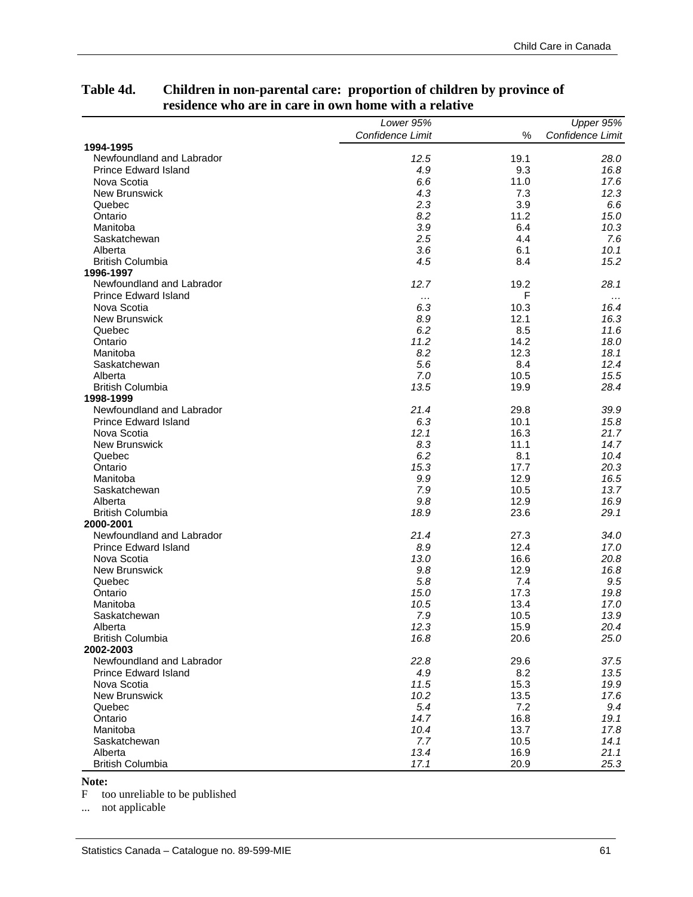### Table 4d. Children in non-parental care: proportion of children by province of residence who are in care in own home with a relative

| | *Lower 95% Confidence Limit* | % | *Upper 95% Confidence Limit* |
|---|---|---|---|
| **1994-1995** | | | |
| Newfoundland and Labrador | *12.5* | 19.1 | *28.0* |
| Prince Edward Island | *4.9* | 9.3 | *16.8* |
| Nova Scotia | *6.6* | 11.0 | *17.6* |
| New Brunswick | *4.3* | 7.3 | *12.3* |
| Quebec | *2.3* | 3.9 | *6.6* |
| Ontario | *8.2* | 11.2 | *15.0* |
| Manitoba | *3.9* | 6.4 | *10.3* |
| Saskatchewan | *2.5* | 4.4 | *7.6* |
| Alberta | *3.6* | 6.1 | *10.1* |
| British Columbia | *4.5* | 8.4 | *15.2* |
| **1996-1997** | | | |
| Newfoundland and Labrador | *12.7* | 19.2 | *28.1* |
| Prince Edward Island | *...* | F | *...* |
| Nova Scotia | *6.3* | 10.3 | *16.4* |
| New Brunswick | *8.9* | 12.1 | *16.3* |
| Quebec | *6.2* | 8.5 | *11.6* |
| Ontario | *11.2* | 14.2 | *18.0* |
| Manitoba | *8.2* | 12.3 | *18.1* |
| Saskatchewan | *5.6* | 8.4 | *12.4* |
| Alberta | *7.0* | 10.5 | *15.5* |
| British Columbia | *13.5* | 19.9 | *28.4* |
| **1998-1999** | | | |
| Newfoundland and Labrador | *21.4* | 29.8 | *39.9* |
| Prince Edward Island | *6.3* | 10.1 | *15.8* |
| Nova Scotia | *12.1* | 16.3 | *21.7* |
| New Brunswick | *8.3* | 11.1 | *14.7* |
| Quebec | *6.2* | 8.1 | *10.4* |
| Ontario | *15.3* | 17.7 | *20.3* |
| Manitoba | *9.9* | 12.9 | *16.5* |
| Saskatchewan | *7.9* | 10.5 | *13.7* |
| Alberta | *9.8* | 12.9 | *16.9* |
| British Columbia | *18.9* | 23.6 | *29.1* |
| **2000-2001** | | | |
| Newfoundland and Labrador | *21.4* | 27.3 | *34.0* |
| Prince Edward Island | *8.9* | 12.4 | *17.0* |
| Nova Scotia | *13.0* | 16.6 | *20.8* |
| New Brunswick | *9.8* | 12.9 | *16.8* |
| Quebec | *5.8* | 7.4 | *9.5* |
| Ontario | *15.0* | 17.3 | *19.8* |
| Manitoba | *10.5* | 13.4 | *17.0* |
| Saskatchewan | *7.9* | 10.5 | *13.9* |
| Alberta | *12.3* | 15.9 | *20.4* |
| British Columbia | *16.8* | 20.6 | *25.0* |
| **2002-2003** | | | |
| Newfoundland and Labrador | *22.8* | 29.6 | *37.5* |
| Prince Edward Island | *4.9* | 8.2 | *13.5* |
| Nova Scotia | *11.5* | 15.3 | *19.9* |
| New Brunswick | *10.2* | 13.5 | *17.6* |
| Quebec | *5.4* | 7.2 | *9.4* |
| Ontario | *14.7* | 16.8 | *19.1* |
| Manitoba | *10.4* | 13.7 | *17.8* |
| Saskatchewan | *7.7* | 10.5 | *14.1* |
| Alberta | *13.4* | 16.9 | *21.1* |
| British Columbia | *17.1* | 20.9 | *25.3* |

**Note:**

F too unreliable to be published

... not applicable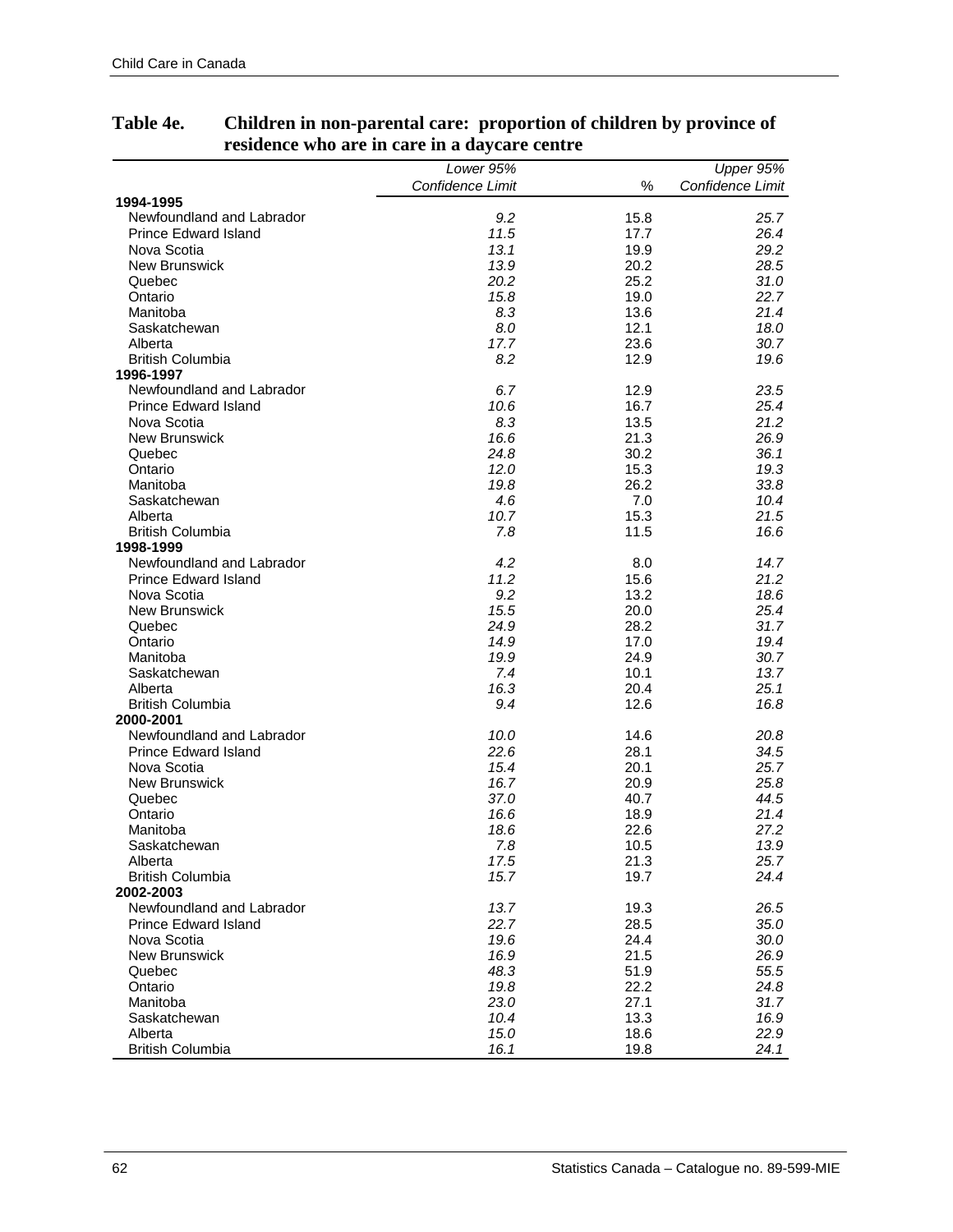**Table 4e. Children in non-parental care: proportion of children by province of residence who are in care in a daycare centre**

| | *Lower 95% Confidence Limit* | % | *Upper 95% Confidence Limit* |
|---|---|---|---|
| **1994-1995** | | | |
| Newfoundland and Labrador | *9.2* | 15.8 | *25.7* |
| Prince Edward Island | *11.5* | 17.7 | *26.4* |
| Nova Scotia | *13.1* | 19.9 | *29.2* |
| New Brunswick | *13.9* | 20.2 | *28.5* |
| Quebec | *20.2* | 25.2 | *31.0* |
| Ontario | *15.8* | 19.0 | *22.7* |
| Manitoba | *8.3* | 13.6 | *21.4* |
| Saskatchewan | *8.0* | 12.1 | *18.0* |
| Alberta | *17.7* | 23.6 | *30.7* |
| British Columbia | *8.2* | 12.9 | *19.6* |
| **1996-1997** | | | |
| Newfoundland and Labrador | *6.7* | 12.9 | *23.5* |
| Prince Edward Island | *10.6* | 16.7 | *25.4* |
| Nova Scotia | *8.3* | 13.5 | *21.2* |
| New Brunswick | *16.6* | 21.3 | *26.9* |
| Quebec | *24.8* | 30.2 | *36.1* |
| Ontario | *12.0* | 15.3 | *19.3* |
| Manitoba | *19.8* | 26.2 | *33.8* |
| Saskatchewan | *4.6* | 7.0 | *10.4* |
| Alberta | *10.7* | 15.3 | *21.5* |
| British Columbia | *7.8* | 11.5 | *16.6* |
| **1998-1999** | | | |
| Newfoundland and Labrador | *4.2* | 8.0 | *14.7* |
| Prince Edward Island | *11.2* | 15.6 | *21.2* |
| Nova Scotia | *9.2* | 13.2 | *18.6* |
| New Brunswick | *15.5* | 20.0 | *25.4* |
| Quebec | *24.9* | 28.2 | *31.7* |
| Ontario | *14.9* | 17.0 | *19.4* |
| Manitoba | *19.9* | 24.9 | *30.7* |
| Saskatchewan | *7.4* | 10.1 | *13.7* |
| Alberta | *16.3* | 20.4 | *25.1* |
| British Columbia | *9.4* | 12.6 | *16.8* |
| **2000-2001** | | | |
| Newfoundland and Labrador | *10.0* | 14.6 | *20.8* |
| Prince Edward Island | *22.6* | 28.1 | *34.5* |
| Nova Scotia | *15.4* | 20.1 | *25.7* |
| New Brunswick | *16.7* | 20.9 | *25.8* |
| Quebec | *37.0* | 40.7 | *44.5* |
| Ontario | *16.6* | 18.9 | *21.4* |
| Manitoba | *18.6* | 22.6 | *27.2* |
| Saskatchewan | *7.8* | 10.5 | *13.9* |
| Alberta | *17.5* | 21.3 | *25.7* |
| British Columbia | *15.7* | 19.7 | *24.4* |
| **2002-2003** | | | |
| Newfoundland and Labrador | *13.7* | 19.3 | *26.5* |
| Prince Edward Island | *22.7* | 28.5 | *35.0* |
| Nova Scotia | *19.6* | 24.4 | *30.0* |
| New Brunswick | *16.9* | 21.5 | *26.9* |
| Quebec | *48.3* | 51.9 | *55.5* |
| Ontario | *19.8* | 22.2 | *24.8* |
| Manitoba | *23.0* | 27.1 | *31.7* |
| Saskatchewan | *10.4* | 13.3 | *16.9* |
| Alberta | *15.0* | 18.6 | *22.9* |
| British Columbia | *16.1* | 19.8 | *24.1* |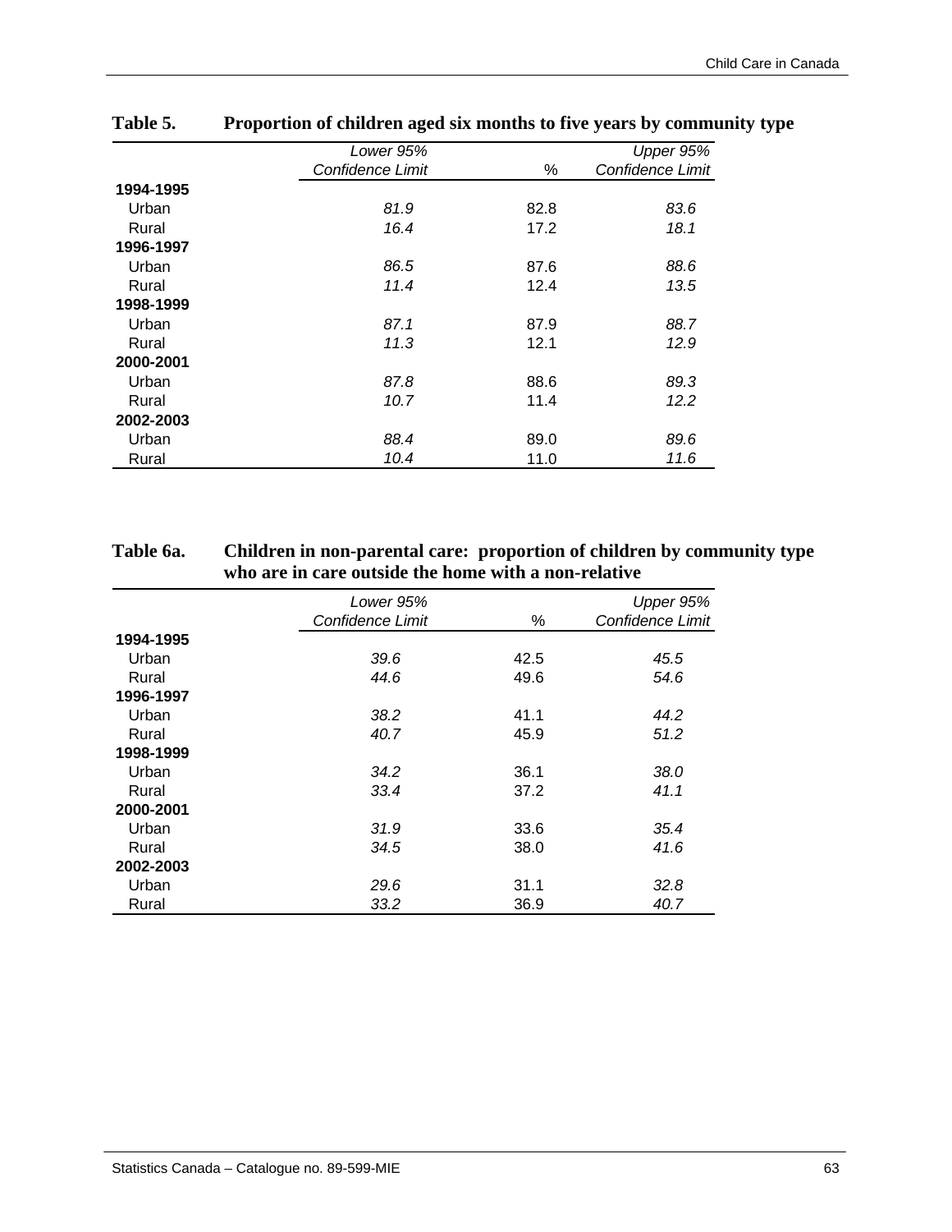**Table 5. Proportion of children aged six months to five years by community type**

| | *Lower 95% Confidence Limit* | % | *Upper 95% Confidence Limit* |
|---|---|---|---|
| **1994-1995** | | | |
| Urban | *81.9* | 82.8 | *83.6* |
| Rural | *16.4* | 17.2 | *18.1* |
| **1996-1997** | | | |
| Urban | *86.5* | 87.6 | *88.6* |
| Rural | *11.4* | 12.4 | *13.5* |
| **1998-1999** | | | |
| Urban | *87.1* | 87.9 | *88.7* |
| Rural | *11.3* | 12.1 | *12.9* |
| **2000-2001** | | | |
| Urban | *87.8* | 88.6 | *89.3* |
| Rural | *10.7* | 11.4 | *12.2* |
| **2002-2003** | | | |
| Urban | *88.4* | 89.0 | *89.6* |
| Rural | *10.4* | 11.0 | *11.6* |

**Table 6a. Children in non-parental care: proportion of children by community type who are in care outside the home with a non-relative**

| | *Lower 95% Confidence Limit* | % | *Upper 95% Confidence Limit* |
|---|---|---|---|
| **1994-1995** | | | |
| Urban | *39.6* | 42.5 | *45.5* |
| Rural | *44.6* | 49.6 | *54.6* |
| **1996-1997** | | | |
| Urban | *38.2* | 41.1 | *44.2* |
| Rural | *40.7* | 45.9 | *51.2* |
| **1998-1999** | | | |
| Urban | *34.2* | 36.1 | *38.0* |
| Rural | *33.4* | 37.2 | *41.1* |
| **2000-2001** | | | |
| Urban | *31.9* | 33.6 | *35.4* |
| Rural | *34.5* | 38.0 | *41.6* |
| **2002-2003** | | | |
| Urban | *29.6* | 31.1 | *32.8* |
| Rural | *33.2* | 36.9 | *40.7* |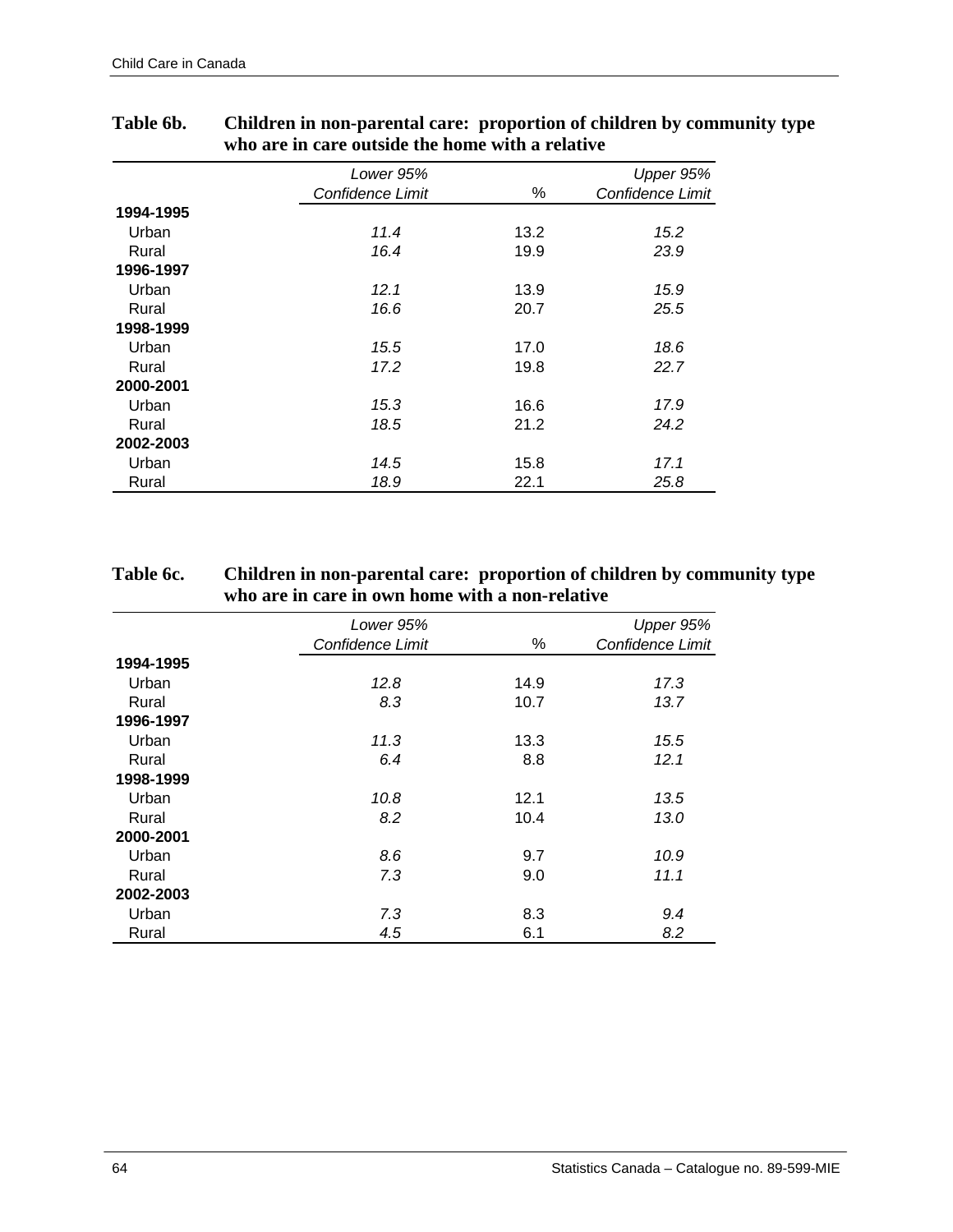**Table 6b. Children in non-parental care: proportion of children by community type who are in care outside the home with a relative**

| | *Lower 95% Confidence Limit* | % | *Upper 95% Confidence Limit* |
|---|---|---|---|
| **1994-1995** | | | |
| Urban | *11.4* | 13.2 | *15.2* |
| Rural | *16.4* | 19.9 | *23.9* |
| **1996-1997** | | | |
| Urban | *12.1* | 13.9 | *15.9* |
| Rural | *16.6* | 20.7 | *25.5* |
| **1998-1999** | | | |
| Urban | *15.5* | 17.0 | *18.6* |
| Rural | *17.2* | 19.8 | *22.7* |
| **2000-2001** | | | |
| Urban | *15.3* | 16.6 | *17.9* |
| Rural | *18.5* | 21.2 | *24.2* |
| **2002-2003** | | | |
| Urban | *14.5* | 15.8 | *17.1* |
| Rural | *18.9* | 22.1 | *25.8* |

**Table 6c. Children in non-parental care: proportion of children by community type who are in care in own home with a non-relative**

| | *Lower 95% Confidence Limit* | % | *Upper 95% Confidence Limit* |
|---|---|---|---|
| **1994-1995** | | | |
| Urban | *12.8* | 14.9 | *17.3* |
| Rural | *8.3* | 10.7 | *13.7* |
| **1996-1997** | | | |
| Urban | *11.3* | 13.3 | *15.5* |
| Rural | *6.4* | 8.8 | *12.1* |
| **1998-1999** | | | |
| Urban | *10.8* | 12.1 | *13.5* |
| Rural | *8.2* | 10.4 | *13.0* |
| **2000-2001** | | | |
| Urban | *8.6* | 9.7 | *10.9* |
| Rural | *7.3* | 9.0 | *11.1* |
| **2002-2003** | | | |
| Urban | *7.3* | 8.3 | *9.4* |
| Rural | *4.5* | 6.1 | *8.2* |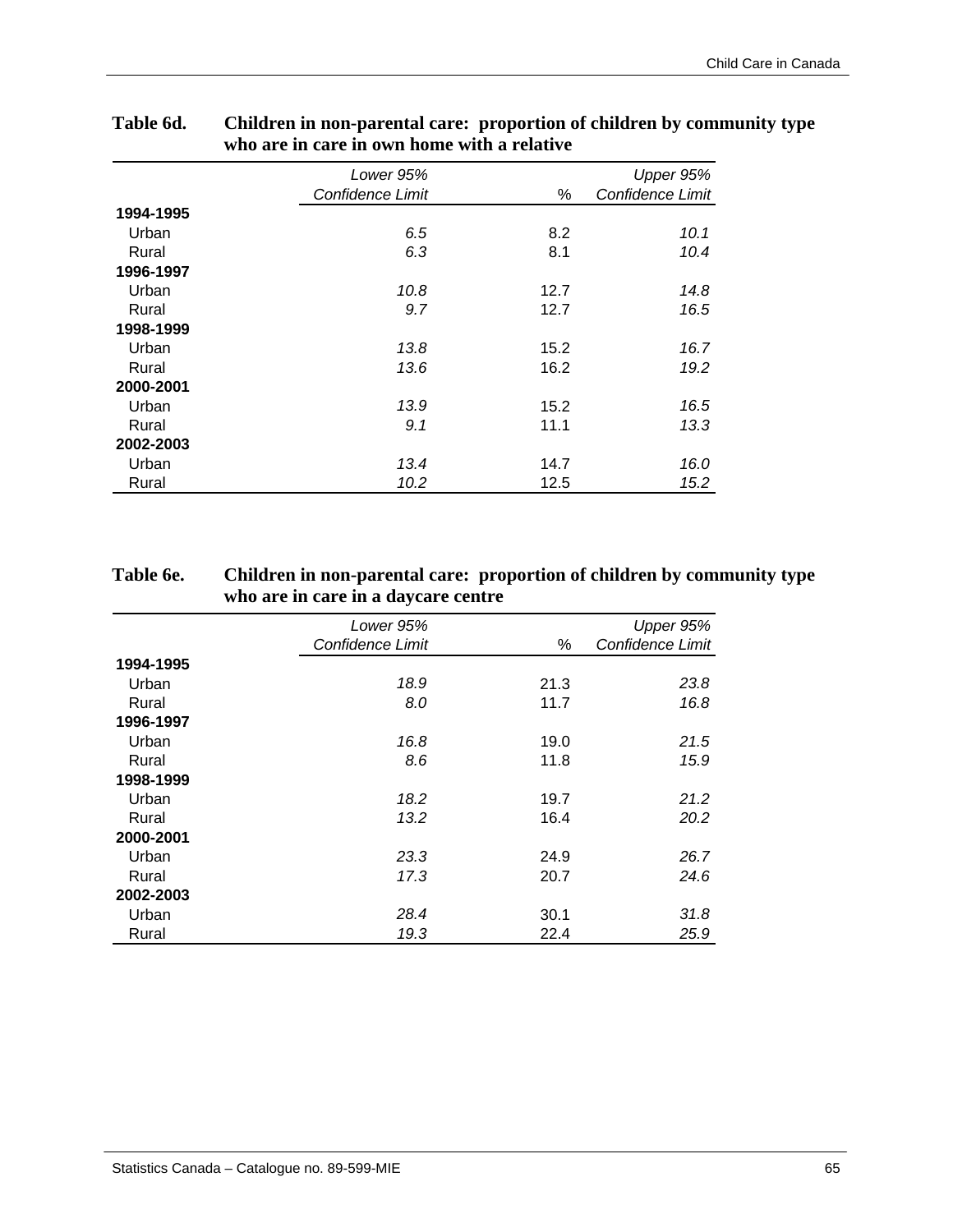**Table 6d. Children in non-parental care: proportion of children by community type who are in care in own home with a relative**

| | *Lower 95% Confidence Limit* | % | *Upper 95% Confidence Limit* |
|---|---|---|---|
| **1994-1995** | | | |
| Urban | *6.5* | 8.2 | *10.1* |
| Rural | *6.3* | 8.1 | *10.4* |
| **1996-1997** | | | |
| Urban | *10.8* | 12.7 | *14.8* |
| Rural | *9.7* | 12.7 | *16.5* |
| **1998-1999** | | | |
| Urban | *13.8* | 15.2 | *16.7* |
| Rural | *13.6* | 16.2 | *19.2* |
| **2000-2001** | | | |
| Urban | *13.9* | 15.2 | *16.5* |
| Rural | *9.1* | 11.1 | *13.3* |
| **2002-2003** | | | |
| Urban | *13.4* | 14.7 | *16.0* |
| Rural | *10.2* | 12.5 | *15.2* |

**Table 6e. Children in non-parental care: proportion of children by community type who are in care in a daycare centre**

| | *Lower 95% Confidence Limit* | % | *Upper 95% Confidence Limit* |
|---|---|---|---|
| **1994-1995** | | | |
| Urban | *18.9* | 21.3 | *23.8* |
| Rural | *8.0* | 11.7 | *16.8* |
| **1996-1997** | | | |
| Urban | *16.8* | 19.0 | *21.5* |
| Rural | *8.6* | 11.8 | *15.9* |
| **1998-1999** | | | |
| Urban | *18.2* | 19.7 | *21.2* |
| Rural | *13.2* | 16.4 | *20.2* |
| **2000-2001** | | | |
| Urban | *23.3* | 24.9 | *26.7* |
| Rural | *17.3* | 20.7 | *24.6* |
| **2002-2003** | | | |
| Urban | *28.4* | 30.1 | *31.8* |
| Rural | *19.3* | 22.4 | *25.9* |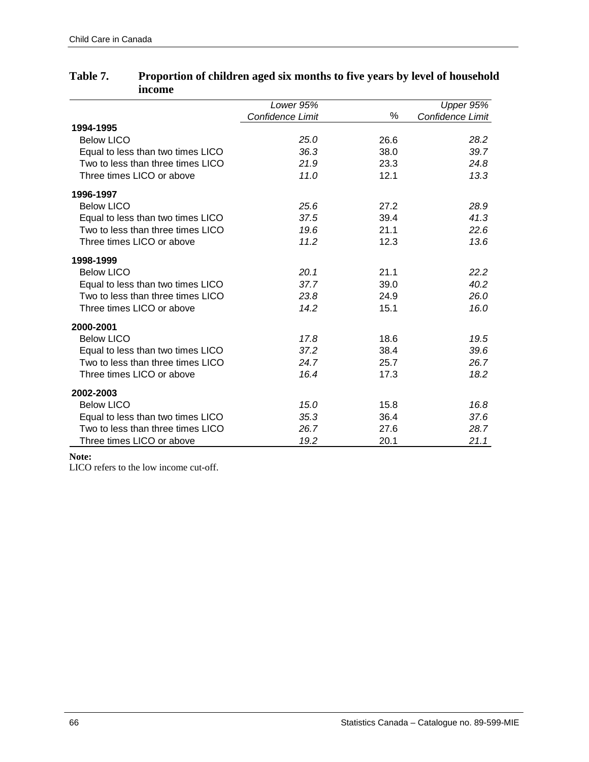**Table 7. Proportion of children aged six months to five years by level of household income**

| | Lower 95% Confidence Limit | % | Upper 95% Confidence Limit |
|---|---|---|---|
| **1994-1995** | | | |
| Below LICO | *25.0* | 26.6 | *28.2* |
| Equal to less than two times LICO | *36.3* | 38.0 | *39.7* |
| Two to less than three times LICO | *21.9* | 23.3 | *24.8* |
| Three times LICO or above | *11.0* | 12.1 | *13.3* |
| **1996-1997** | | | |
| Below LICO | *25.6* | 27.2 | *28.9* |
| Equal to less than two times LICO | *37.5* | 39.4 | *41.3* |
| Two to less than three times LICO | *19.6* | 21.1 | *22.6* |
| Three times LICO or above | *11.2* | 12.3 | *13.6* |
| **1998-1999** | | | |
| Below LICO | *20.1* | 21.1 | *22.2* |
| Equal to less than two times LICO | *37.7* | 39.0 | *40.2* |
| Two to less than three times LICO | *23.8* | 24.9 | *26.0* |
| Three times LICO or above | *14.2* | 15.1 | *16.0* |
| **2000-2001** | | | |
| Below LICO | *17.8* | 18.6 | *19.5* |
| Equal to less than two times LICO | *37.2* | 38.4 | *39.6* |
| Two to less than three times LICO | *24.7* | 25.7 | *26.7* |
| Three times LICO or above | *16.4* | 17.3 | *18.2* |
| **2002-2003** | | | |
| Below LICO | *15.0* | 15.8 | *16.8* |
| Equal to less than two times LICO | *35.3* | 36.4 | *37.6* |
| Two to less than three times LICO | *26.7* | 27.6 | *28.7* |
| Three times LICO or above | *19.2* | 20.1 | *21.1* |

**Note:**
LICO refers to the low income cut-off.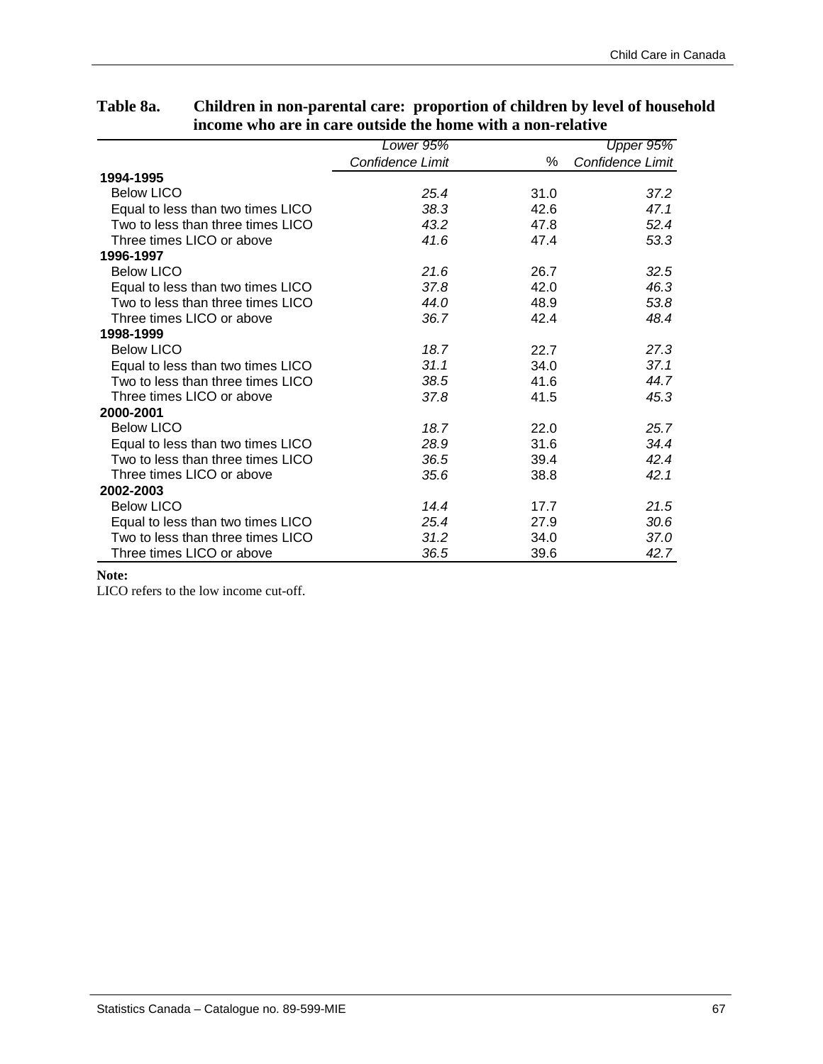**Table 8a. Children in non-parental care: proportion of children by level of household income who are in care outside the home with a non-relative**

| | *Lower 95% Confidence Limit* | % | *Upper 95% Confidence Limit* |
|---|---|---|---|
| **1994-1995** | | | |
| Below LICO | *25.4* | 31.0 | *37.2* |
| Equal to less than two times LICO | *38.3* | 42.6 | *47.1* |
| Two to less than three times LICO | *43.2* | 47.8 | *52.4* |
| Three times LICO or above | *41.6* | 47.4 | *53.3* |
| **1996-1997** | | | |
| Below LICO | *21.6* | 26.7 | *32.5* |
| Equal to less than two times LICO | *37.8* | 42.0 | *46.3* |
| Two to less than three times LICO | *44.0* | 48.9 | *53.8* |
| Three times LICO or above | *36.7* | 42.4 | *48.4* |
| **1998-1999** | | | |
| Below LICO | *18.7* | 22.7 | *27.3* |
| Equal to less than two times LICO | *31.1* | 34.0 | *37.1* |
| Two to less than three times LICO | *38.5* | 41.6 | *44.7* |
| Three times LICO or above | *37.8* | 41.5 | *45.3* |
| **2000-2001** | | | |
| Below LICO | *18.7* | 22.0 | *25.7* |
| Equal to less than two times LICO | *28.9* | 31.6 | *34.4* |
| Two to less than three times LICO | *36.5* | 39.4 | *42.4* |
| Three times LICO or above | *35.6* | 38.8 | *42.1* |
| **2002-2003** | | | |
| Below LICO | *14.4* | 17.7 | *21.5* |
| Equal to less than two times LICO | *25.4* | 27.9 | *30.6* |
| Two to less than three times LICO | *31.2* | 34.0 | *37.0* |
| Three times LICO or above | *36.5* | 39.6 | *42.7* |

**Note:**

LICO refers to the low income cut-off.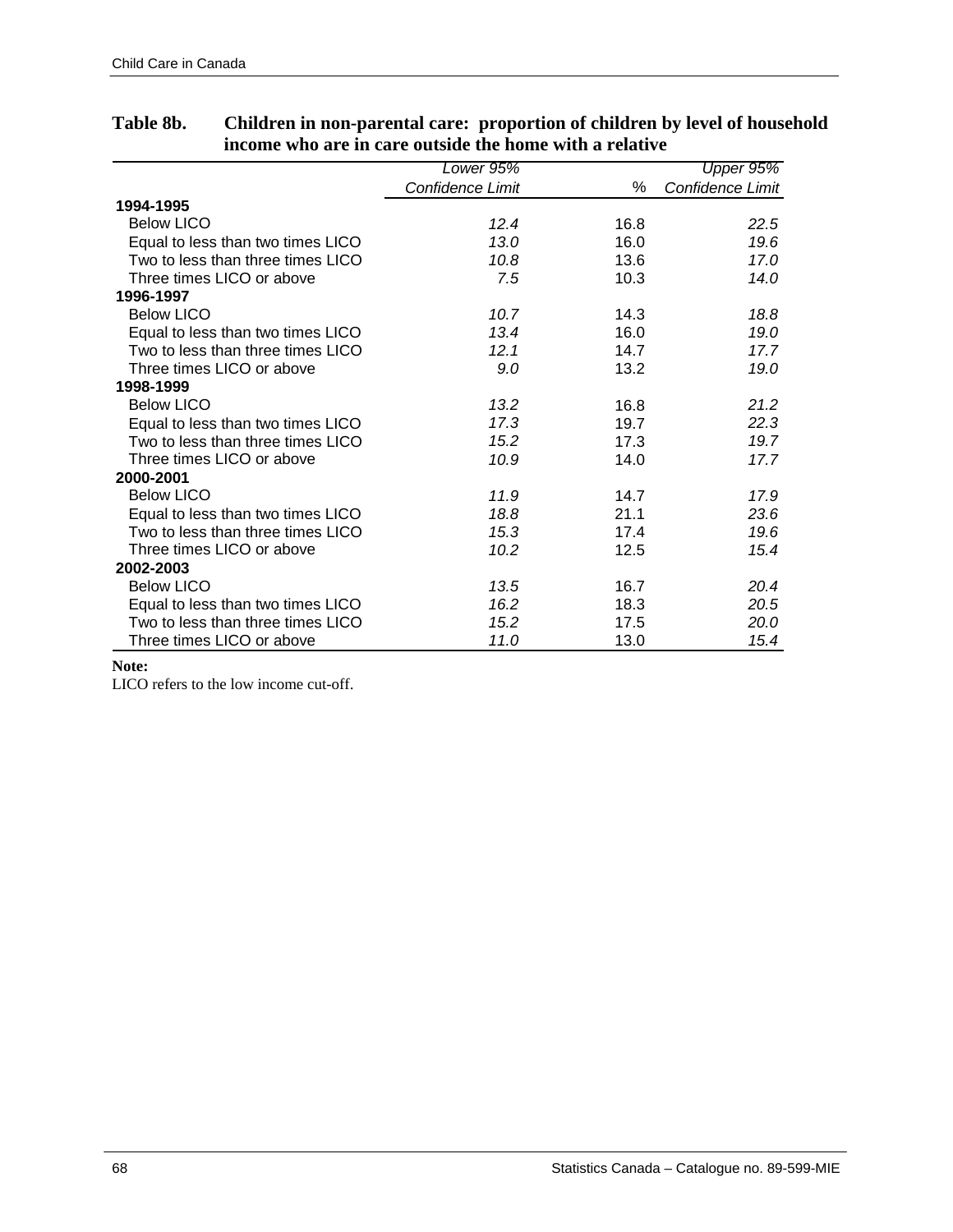**Table 8b. Children in non-parental care: proportion of children by level of household income who are in care outside the home with a relative**

| | Lower 95% Confidence Limit | % | Upper 95% Confidence Limit |
|---|---|---|---|
| **1994-1995** | | | |
| Below LICO | *12.4* | 16.8 | *22.5* |
| Equal to less than two times LICO | *13.0* | 16.0 | *19.6* |
| Two to less than three times LICO | *10.8* | 13.6 | *17.0* |
| Three times LICO or above | *7.5* | 10.3 | *14.0* |
| **1996-1997** | | | |
| Below LICO | *10.7* | 14.3 | *18.8* |
| Equal to less than two times LICO | *13.4* | 16.0 | *19.0* |
| Two to less than three times LICO | *12.1* | 14.7 | *17.7* |
| Three times LICO or above | *9.0* | 13.2 | *19.0* |
| **1998-1999** | | | |
| Below LICO | *13.2* | 16.8 | *21.2* |
| Equal to less than two times LICO | *17.3* | 19.7 | *22.3* |
| Two to less than three times LICO | *15.2* | 17.3 | *19.7* |
| Three times LICO or above | *10.9* | 14.0 | *17.7* |
| **2000-2001** | | | |
| Below LICO | *11.9* | 14.7 | *17.9* |
| Equal to less than two times LICO | *18.8* | 21.1 | *23.6* |
| Two to less than three times LICO | *15.3* | 17.4 | *19.6* |
| Three times LICO or above | *10.2* | 12.5 | *15.4* |
| **2002-2003** | | | |
| Below LICO | *13.5* | 16.7 | *20.4* |
| Equal to less than two times LICO | *16.2* | 18.3 | *20.5* |
| Two to less than three times LICO | *15.2* | 17.5 | *20.0* |
| Three times LICO or above | *11.0* | 13.0 | *15.4* |

**Note:**

LICO refers to the low income cut-off.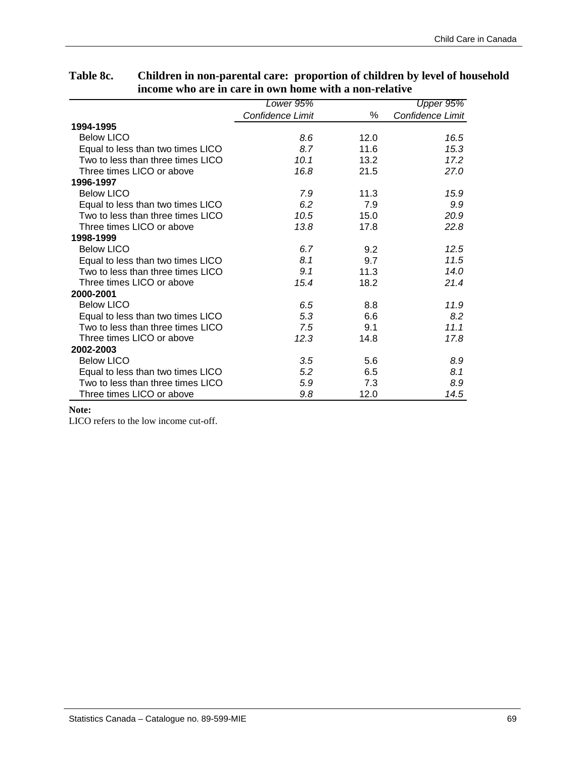**Table 8c. Children in non-parental care: proportion of children by level of household income who are in care in own home with a non-relative**

| | *Lower 95% Confidence Limit* | % | *Upper 95% Confidence Limit* |
|---|---|---|---|
| **1994-1995** | | | |
| Below LICO | *8.6* | 12.0 | *16.5* |
| Equal to less than two times LICO | *8.7* | 11.6 | *15.3* |
| Two to less than three times LICO | *10.1* | 13.2 | *17.2* |
| Three times LICO or above | *16.8* | 21.5 | *27.0* |
| **1996-1997** | | | |
| Below LICO | *7.9* | 11.3 | *15.9* |
| Equal to less than two times LICO | *6.2* | 7.9 | *9.9* |
| Two to less than three times LICO | *10.5* | 15.0 | *20.9* |
| Three times LICO or above | *13.8* | 17.8 | *22.8* |
| **1998-1999** | | | |
| Below LICO | *6.7* | 9.2 | *12.5* |
| Equal to less than two times LICO | *8.1* | 9.7 | *11.5* |
| Two to less than three times LICO | *9.1* | 11.3 | *14.0* |
| Three times LICO or above | *15.4* | 18.2 | *21.4* |
| **2000-2001** | | | |
| Below LICO | *6.5* | 8.8 | *11.9* |
| Equal to less than two times LICO | *5.3* | 6.6 | *8.2* |
| Two to less than three times LICO | *7.5* | 9.1 | *11.1* |
| Three times LICO or above | *12.3* | 14.8 | *17.8* |
| **2002-2003** | | | |
| Below LICO | *3.5* | 5.6 | *8.9* |
| Equal to less than two times LICO | *5.2* | 6.5 | *8.1* |
| Two to less than three times LICO | *5.9* | 7.3 | *8.9* |
| Three times LICO or above | *9.8* | 12.0 | *14.5* |

**Note:**
LICO refers to the low income cut-off.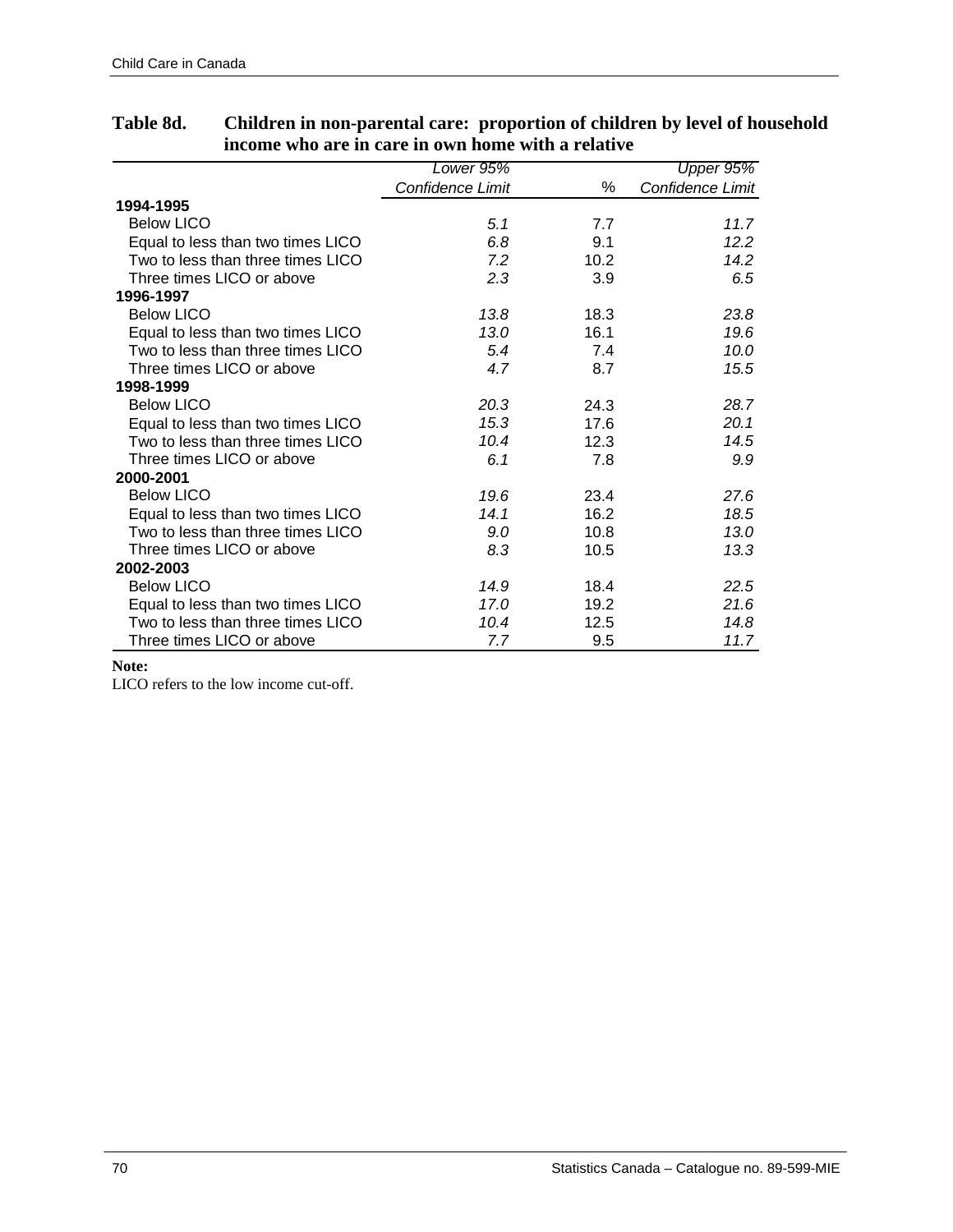**Table 8d. Children in non-parental care: proportion of children by level of household income who are in care in own home with a relative**

| | *Lower 95% Confidence Limit* | % | *Upper 95% Confidence Limit* |
|---|---|---|---|
| **1994-1995** | | | |
| Below LICO | *5.1* | 7.7 | *11.7* |
| Equal to less than two times LICO | *6.8* | 9.1 | *12.2* |
| Two to less than three times LICO | *7.2* | 10.2 | *14.2* |
| Three times LICO or above | *2.3* | 3.9 | *6.5* |
| **1996-1997** | | | |
| Below LICO | *13.8* | 18.3 | *23.8* |
| Equal to less than two times LICO | *13.0* | 16.1 | *19.6* |
| Two to less than three times LICO | *5.4* | 7.4 | *10.0* |
| Three times LICO or above | *4.7* | 8.7 | *15.5* |
| **1998-1999** | | | |
| Below LICO | *20.3* | 24.3 | *28.7* |
| Equal to less than two times LICO | *15.3* | 17.6 | *20.1* |
| Two to less than three times LICO | *10.4* | 12.3 | *14.5* |
| Three times LICO or above | *6.1* | 7.8 | *9.9* |
| **2000-2001** | | | |
| Below LICO | *19.6* | 23.4 | *27.6* |
| Equal to less than two times LICO | *14.1* | 16.2 | *18.5* |
| Two to less than three times LICO | *9.0* | 10.8 | *13.0* |
| Three times LICO or above | *8.3* | 10.5 | *13.3* |
| **2002-2003** | | | |
| Below LICO | *14.9* | 18.4 | *22.5* |
| Equal to less than two times LICO | *17.0* | 19.2 | *21.6* |
| Two to less than three times LICO | *10.4* | 12.5 | *14.8* |
| Three times LICO or above | *7.7* | 9.5 | *11.7* |

**Note:**

LICO refers to the low income cut-off.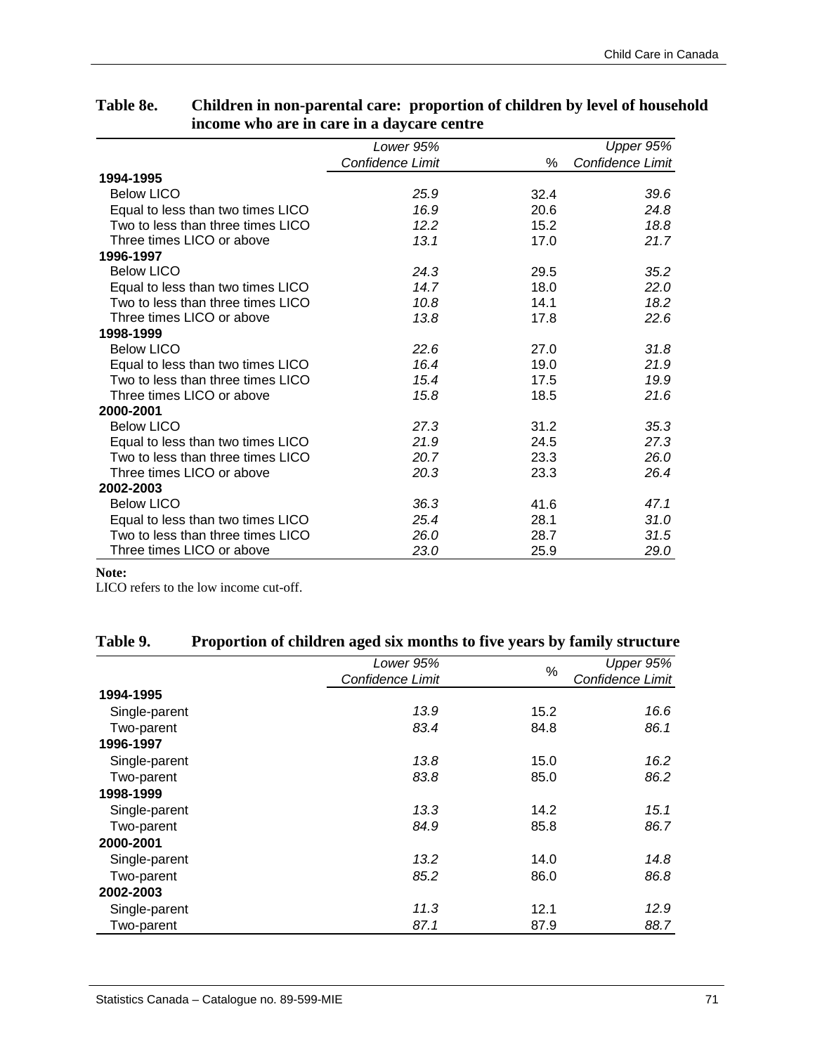**Table 8e. Children in non-parental care: proportion of children by level of household income who are in care in a daycare centre**

| | *Lower 95% Confidence Limit* | % | *Upper 95% Confidence Limit* |
|---|---|---|---|
| **1994-1995** | | | |
| Below LICO | *25.9* | 32.4 | *39.6* |
| Equal to less than two times LICO | *16.9* | 20.6 | *24.8* |
| Two to less than three times LICO | *12.2* | 15.2 | *18.8* |
| Three times LICO or above | *13.1* | 17.0 | *21.7* |
| **1996-1997** | | | |
| Below LICO | *24.3* | 29.5 | *35.2* |
| Equal to less than two times LICO | *14.7* | 18.0 | *22.0* |
| Two to less than three times LICO | *10.8* | 14.1 | *18.2* |
| Three times LICO or above | *13.8* | 17.8 | *22.6* |
| **1998-1999** | | | |
| Below LICO | *22.6* | 27.0 | *31.8* |
| Equal to less than two times LICO | *16.4* | 19.0 | *21.9* |
| Two to less than three times LICO | *15.4* | 17.5 | *19.9* |
| Three times LICO or above | *15.8* | 18.5 | *21.6* |
| **2000-2001** | | | |
| Below LICO | *27.3* | 31.2 | *35.3* |
| Equal to less than two times LICO | *21.9* | 24.5 | *27.3* |
| Two to less than three times LICO | *20.7* | 23.3 | *26.0* |
| Three times LICO or above | *20.3* | 23.3 | *26.4* |
| **2002-2003** | | | |
| Below LICO | *36.3* | 41.6 | *47.1* |
| Equal to less than two times LICO | *25.4* | 28.1 | *31.0* |
| Two to less than three times LICO | *26.0* | 28.7 | *31.5* |
| Three times LICO or above | *23.0* | 25.9 | *29.0* |

**Note:**
LICO refers to the low income cut-off.

**Table 9. Proportion of children aged six months to five years by family structure**

| | *Lower 95% Confidence Limit* | % | *Upper 95% Confidence Limit* |
|---|---|---|---|
| **1994-1995** | | | |
| Single-parent | *13.9* | 15.2 | *16.6* |
| Two-parent | *83.4* | 84.8 | *86.1* |
| **1996-1997** | | | |
| Single-parent | *13.8* | 15.0 | *16.2* |
| Two-parent | *83.8* | 85.0 | *86.2* |
| **1998-1999** | | | |
| Single-parent | *13.3* | 14.2 | *15.1* |
| Two-parent | *84.9* | 85.8 | *86.7* |
| **2000-2001** | | | |
| Single-parent | *13.2* | 14.0 | *14.8* |
| Two-parent | *85.2* | 86.0 | *86.8* |
| **2002-2003** | | | |
| Single-parent | *11.3* | 12.1 | *12.9* |
| Two-parent | *87.1* | 87.9 | *88.7* |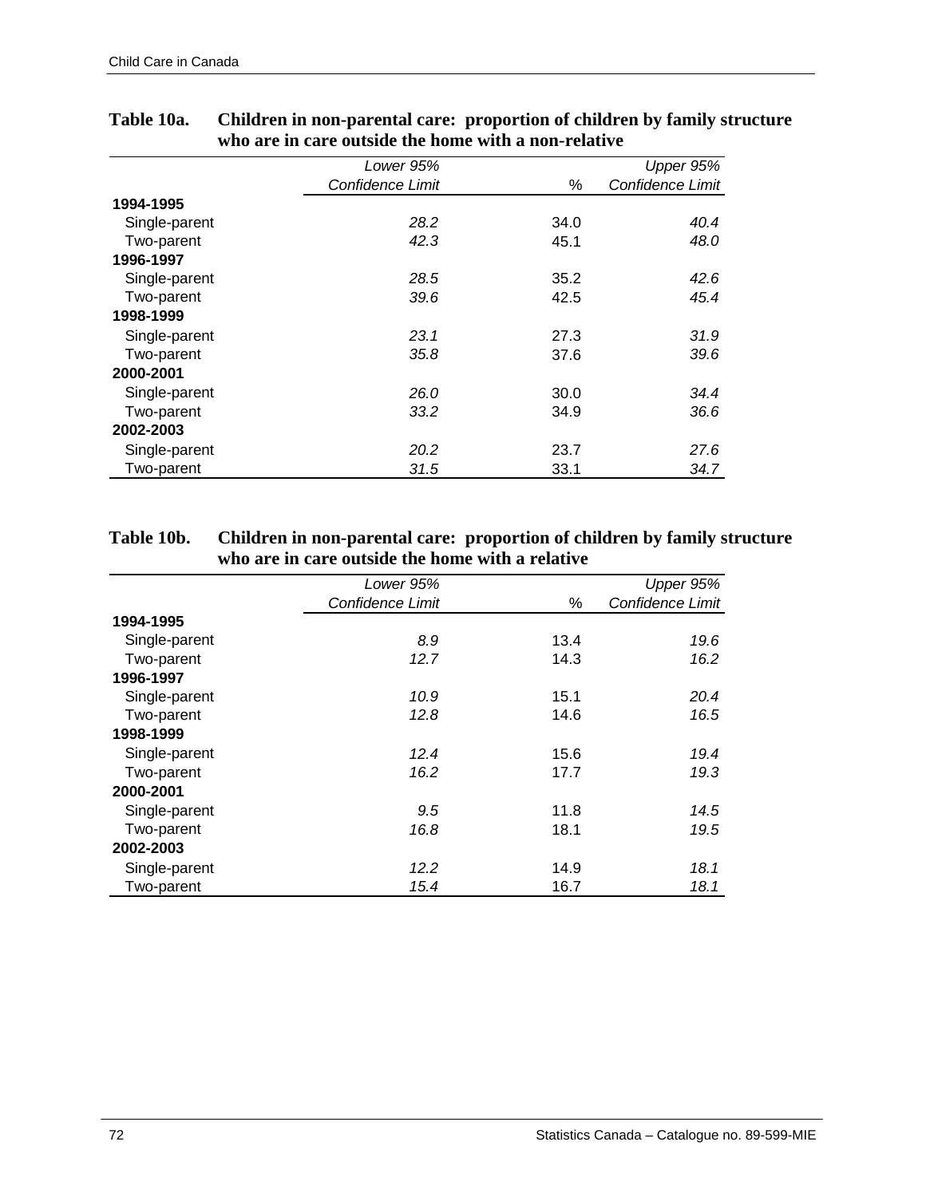**Table 10a. Children in non-parental care: proportion of children by family structure who are in care outside the home with a non-relative**

| | *Lower 95% Confidence Limit* | % | *Upper 95% Confidence Limit* |
|---|---|---|---|
| **1994-1995** | | | |
| Single-parent | *28.2* | 34.0 | *40.4* |
| Two-parent | *42.3* | 45.1 | *48.0* |
| **1996-1997** | | | |
| Single-parent | *28.5* | 35.2 | *42.6* |
| Two-parent | *39.6* | 42.5 | *45.4* |
| **1998-1999** | | | |
| Single-parent | *23.1* | 27.3 | *31.9* |
| Two-parent | *35.8* | 37.6 | *39.6* |
| **2000-2001** | | | |
| Single-parent | *26.0* | 30.0 | *34.4* |
| Two-parent | *33.2* | 34.9 | *36.6* |
| **2002-2003** | | | |
| Single-parent | *20.2* | 23.7 | *27.6* |
| Two-parent | *31.5* | 33.1 | *34.7* |

**Table 10b. Children in non-parental care: proportion of children by family structure who are in care outside the home with a relative**

| | *Lower 95% Confidence Limit* | % | *Upper 95% Confidence Limit* |
|---|---|---|---|
| **1994-1995** | | | |
| Single-parent | *8.9* | 13.4 | *19.6* |
| Two-parent | *12.7* | 14.3 | *16.2* |
| **1996-1997** | | | |
| Single-parent | *10.9* | 15.1 | *20.4* |
| Two-parent | *12.8* | 14.6 | *16.5* |
| **1998-1999** | | | |
| Single-parent | *12.4* | 15.6 | *19.4* |
| Two-parent | *16.2* | 17.7 | *19.3* |
| **2000-2001** | | | |
| Single-parent | *9.5* | 11.8 | *14.5* |
| Two-parent | *16.8* | 18.1 | *19.5* |
| **2002-2003** | | | |
| Single-parent | *12.2* | 14.9 | *18.1* |
| Two-parent | *15.4* | 16.7 | *18.1* |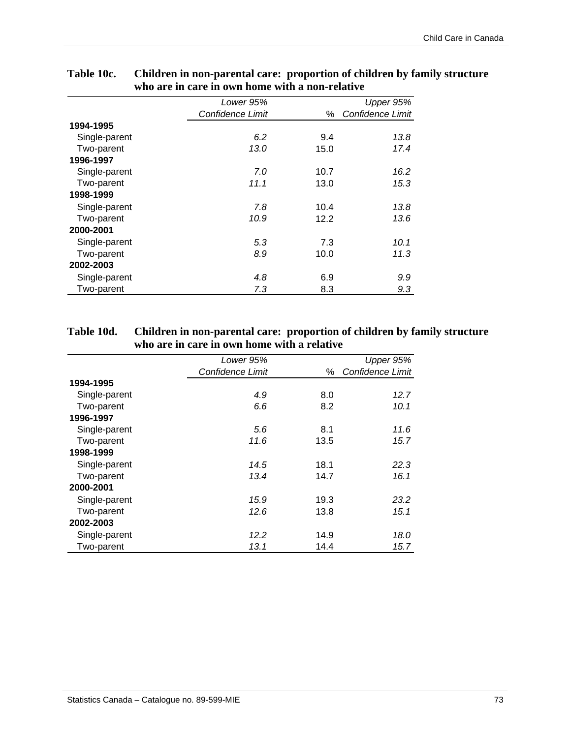**Table 10c. Children in non-parental care: proportion of children by family structure who are in care in own home with a non-relative**

| | *Lower 95% Confidence Limit* | % | *Upper 95% Confidence Limit* |
|---|---|---|---|
| **1994-1995** | | | |
| Single-parent | *6.2* | 9.4 | *13.8* |
| Two-parent | *13.0* | 15.0 | *17.4* |
| **1996-1997** | | | |
| Single-parent | *7.0* | 10.7 | *16.2* |
| Two-parent | *11.1* | 13.0 | *15.3* |
| **1998-1999** | | | |
| Single-parent | *7.8* | 10.4 | *13.8* |
| Two-parent | *10.9* | 12.2 | *13.6* |
| **2000-2001** | | | |
| Single-parent | *5.3* | 7.3 | *10.1* |
| Two-parent | *8.9* | 10.0 | *11.3* |
| **2002-2003** | | | |
| Single-parent | *4.8* | 6.9 | *9.9* |
| Two-parent | *7.3* | 8.3 | *9.3* |

**Table 10d. Children in non-parental care: proportion of children by family structure who are in care in own home with a relative**

| | *Lower 95% Confidence Limit* | % | *Upper 95% Confidence Limit* |
|---|---|---|---|
| **1994-1995** | | | |
| Single-parent | *4.9* | 8.0 | *12.7* |
| Two-parent | *6.6* | 8.2 | *10.1* |
| **1996-1997** | | | |
| Single-parent | *5.6* | 8.1 | *11.6* |
| Two-parent | *11.6* | 13.5 | *15.7* |
| **1998-1999** | | | |
| Single-parent | *14.5* | 18.1 | *22.3* |
| Two-parent | *13.4* | 14.7 | *16.1* |
| **2000-2001** | | | |
| Single-parent | *15.9* | 19.3 | *23.2* |
| Two-parent | *12.6* | 13.8 | *15.1* |
| **2002-2003** | | | |
| Single-parent | *12.2* | 14.9 | *18.0* |
| Two-parent | *13.1* | 14.4 | *15.7* |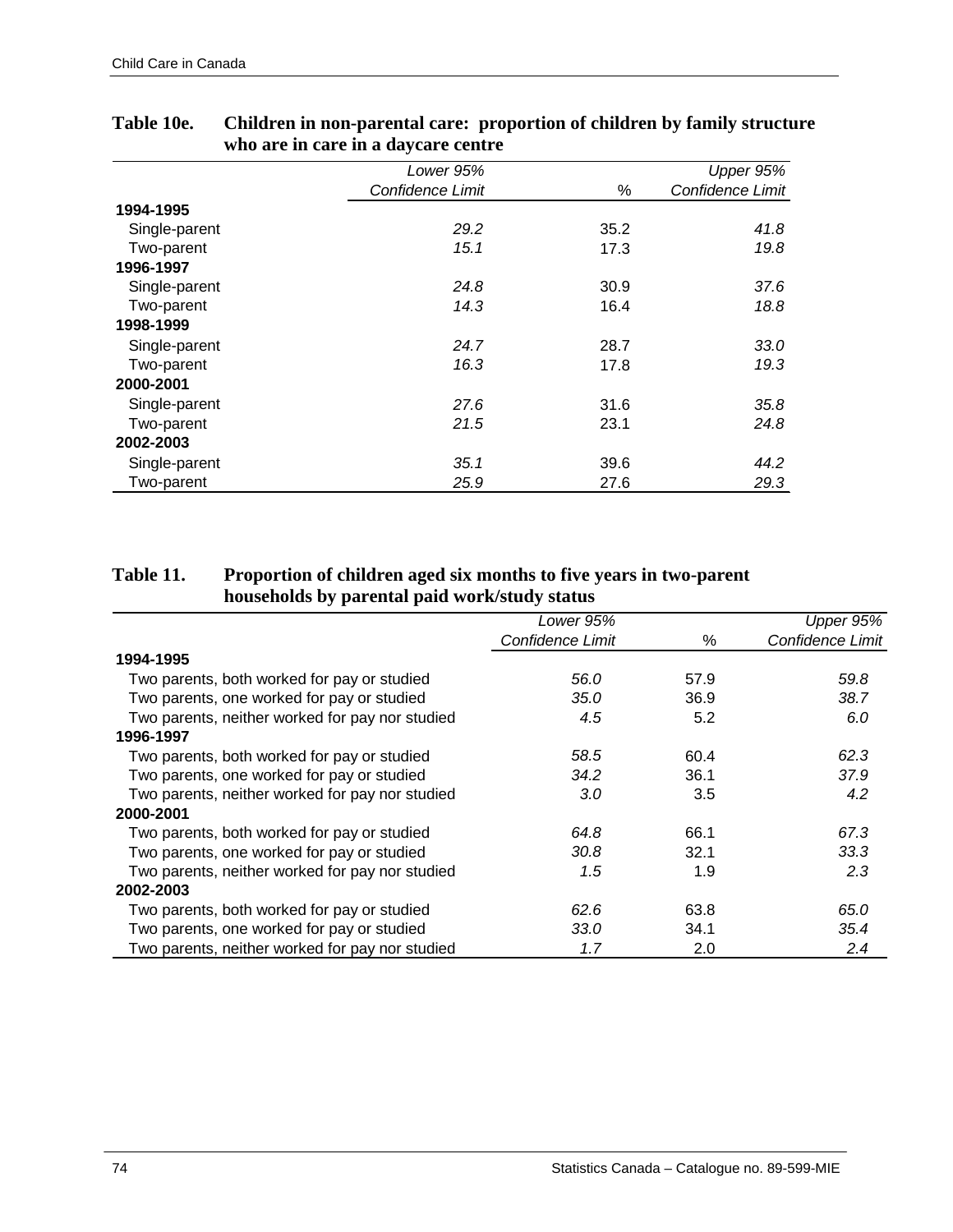**Table 10e. Children in non-parental care: proportion of children by family structure who are in care in a daycare centre**

| | *Lower 95% Confidence Limit* | % | *Upper 95% Confidence Limit* |
|---|---|---|---|
| **1994-1995** | | | |
| Single-parent | *29.2* | 35.2 | *41.8* |
| Two-parent | *15.1* | 17.3 | *19.8* |
| **1996-1997** | | | |
| Single-parent | *24.8* | 30.9 | *37.6* |
| Two-parent | *14.3* | 16.4 | *18.8* |
| **1998-1999** | | | |
| Single-parent | *24.7* | 28.7 | *33.0* |
| Two-parent | *16.3* | 17.8 | *19.3* |
| **2000-2001** | | | |
| Single-parent | *27.6* | 31.6 | *35.8* |
| Two-parent | *21.5* | 23.1 | *24.8* |
| **2002-2003** | | | |
| Single-parent | *35.1* | 39.6 | *44.2* |
| Two-parent | *25.9* | 27.6 | *29.3* |

**Table 11. Proportion of children aged six months to five years in two-parent households by parental paid work/study status**

| | *Lower 95% Confidence Limit* | % | *Upper 95% Confidence Limit* |
|---|---|---|---|
| **1994-1995** | | | |
| Two parents, both worked for pay or studied | *56.0* | 57.9 | *59.8* |
| Two parents, one worked for pay or studied | *35.0* | 36.9 | *38.7* |
| Two parents, neither worked for pay nor studied | *4.5* | 5.2 | *6.0* |
| **1996-1997** | | | |
| Two parents, both worked for pay or studied | *58.5* | 60.4 | *62.3* |
| Two parents, one worked for pay or studied | *34.2* | 36.1 | *37.9* |
| Two parents, neither worked for pay nor studied | *3.0* | 3.5 | *4.2* |
| **2000-2001** | | | |
| Two parents, both worked for pay or studied | *64.8* | 66.1 | *67.3* |
| Two parents, one worked for pay or studied | *30.8* | 32.1 | *33.3* |
| Two parents, neither worked for pay nor studied | *1.5* | 1.9 | *2.3* |
| **2002-2003** | | | |
| Two parents, both worked for pay or studied | *62.6* | 63.8 | *65.0* |
| Two parents, one worked for pay or studied | *33.0* | 34.1 | *35.4* |
| Two parents, neither worked for pay nor studied | *1.7* | 2.0 | *2.4* |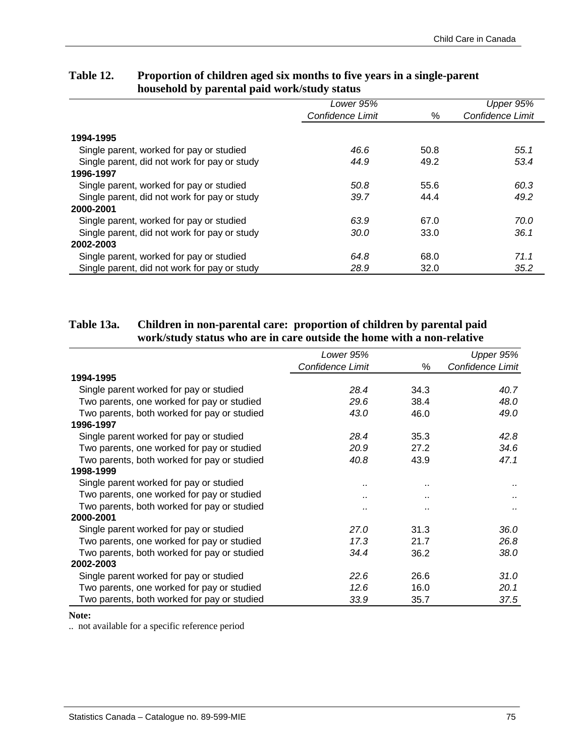**Table 12. Proportion of children aged six months to five years in a single-parent household by parental paid work/study status**

| | *Lower 95% Confidence Limit* | % | *Upper 95% Confidence Limit* |
|---|---|---|---|
| **1994-1995** | | | |
| Single parent, worked for pay or studied | *46.6* | 50.8 | *55.1* |
| Single parent, did not work for pay or study | *44.9* | 49.2 | *53.4* |
| **1996-1997** | | | |
| Single parent, worked for pay or studied | *50.8* | 55.6 | *60.3* |
| Single parent, did not work for pay or study | *39.7* | 44.4 | *49.2* |
| **2000-2001** | | | |
| Single parent, worked for pay or studied | *63.9* | 67.0 | *70.0* |
| Single parent, did not work for pay or study | *30.0* | 33.0 | *36.1* |
| **2002-2003** | | | |
| Single parent, worked for pay or studied | *64.8* | 68.0 | *71.1* |
| Single parent, did not work for pay or study | *28.9* | 32.0 | *35.2* |

**Table 13a. Children in non-parental care: proportion of children by parental paid work/study status who are in care outside the home with a non-relative**

| | *Lower 95% Confidence Limit* | % | *Upper 95% Confidence Limit* |
|---|---|---|---|
| **1994-1995** | | | |
| Single parent worked for pay or studied | *28.4* | 34.3 | *40.7* |
| Two parents, one worked for pay or studied | *29.6* | 38.4 | *48.0* |
| Two parents, both worked for pay or studied | *43.0* | 46.0 | *49.0* |
| **1996-1997** | | | |
| Single parent worked for pay or studied | *28.4* | 35.3 | *42.8* |
| Two parents, one worked for pay or studied | *20.9* | 27.2 | *34.6* |
| Two parents, both worked for pay or studied | *40.8* | 43.9 | *47.1* |
| **1998-1999** | | | |
| Single parent worked for pay or studied | .. | .. | .. |
| Two parents, one worked for pay or studied | .. | .. | .. |
| Two parents, both worked for pay or studied | .. | .. | .. |
| **2000-2001** | | | |
| Single parent worked for pay or studied | *27.0* | 31.3 | *36.0* |
| Two parents, one worked for pay or studied | *17.3* | 21.7 | *26.8* |
| Two parents, both worked for pay or studied | *34.4* | 36.2 | *38.0* |
| **2002-2003** | | | |
| Single parent worked for pay or studied | *22.6* | 26.6 | *31.0* |
| Two parents, one worked for pay or studied | *12.6* | 16.0 | *20.1* |
| Two parents, both worked for pay or studied | *33.9* | 35.7 | *37.5* |

**Note:**

.. not available for a specific reference period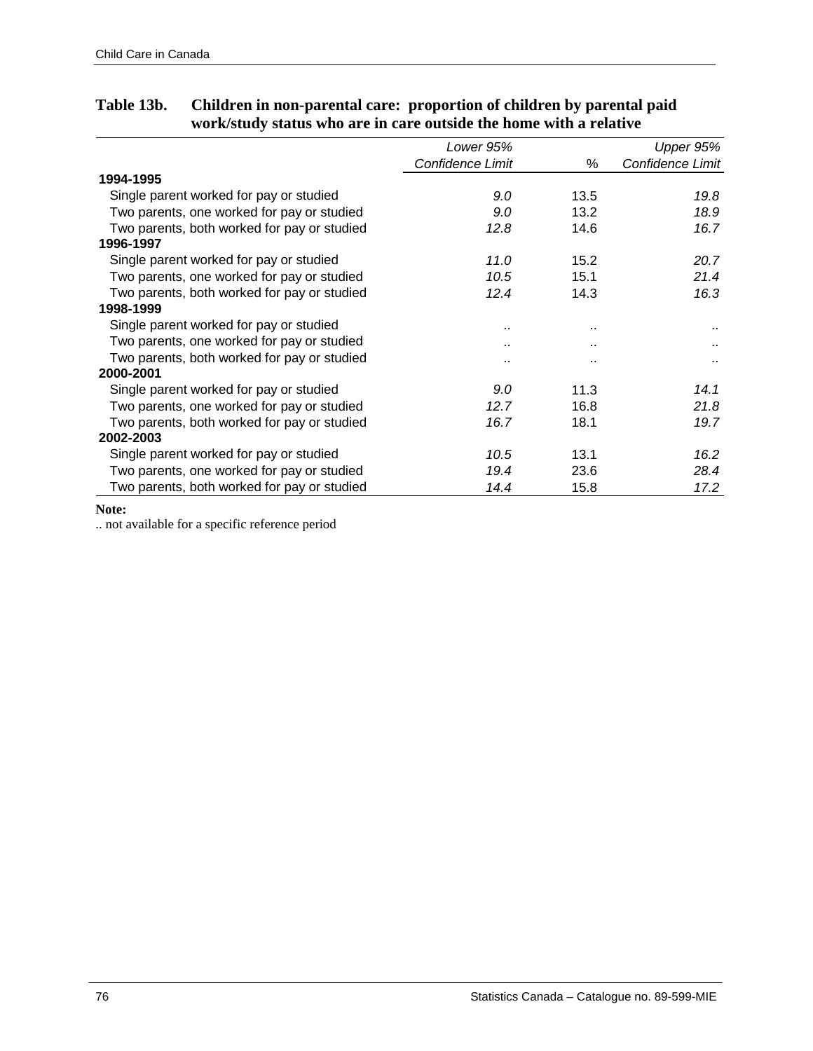**Table 13b. Children in non-parental care: proportion of children by parental paid work/study status who are in care outside the home with a relative**

| | *Lower 95% Confidence Limit* | % | *Upper 95% Confidence Limit* |
|---|---|---|---|
| **1994-1995** | | | |
| Single parent worked for pay or studied | *9.0* | 13.5 | *19.8* |
| Two parents, one worked for pay or studied | *9.0* | 13.2 | *18.9* |
| Two parents, both worked for pay or studied | *12.8* | 14.6 | *16.7* |
| **1996-1997** | | | |
| Single parent worked for pay or studied | *11.0* | 15.2 | *20.7* |
| Two parents, one worked for pay or studied | *10.5* | 15.1 | *21.4* |
| Two parents, both worked for pay or studied | *12.4* | 14.3 | *16.3* |
| **1998-1999** | | | |
| Single parent worked for pay or studied | .. | .. | .. |
| Two parents, one worked for pay or studied | .. | .. | .. |
| Two parents, both worked for pay or studied | .. | .. | .. |
| **2000-2001** | | | |
| Single parent worked for pay or studied | *9.0* | 11.3 | *14.1* |
| Two parents, one worked for pay or studied | *12.7* | 16.8 | *21.8* |
| Two parents, both worked for pay or studied | *16.7* | 18.1 | *19.7* |
| **2002-2003** | | | |
| Single parent worked for pay or studied | *10.5* | 13.1 | *16.2* |
| Two parents, one worked for pay or studied | *19.4* | 23.6 | *28.4* |
| Two parents, both worked for pay or studied | *14.4* | 15.8 | *17.2* |

**Note:**

.. not available for a specific reference period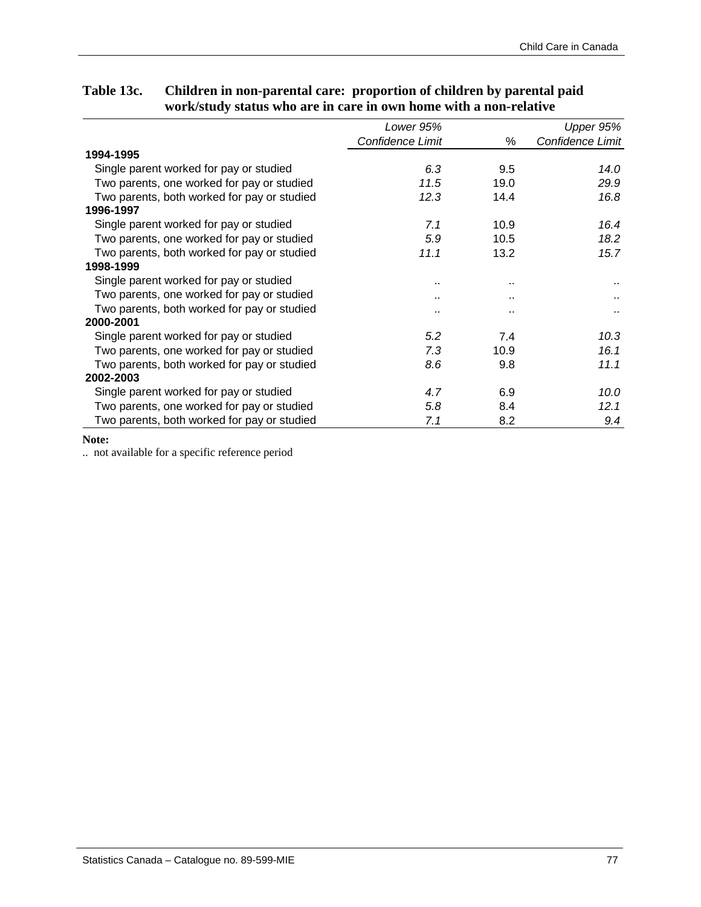**Table 13c. Children in non-parental care: proportion of children by parental paid work/study status who are in care in own home with a non-relative**

| | *Lower 95% Confidence Limit* | % | *Upper 95% Confidence Limit* |
|---|---|---|---|
| **1994-1995** | | | |
| Single parent worked for pay or studied | *6.3* | 9.5 | *14.0* |
| Two parents, one worked for pay or studied | *11.5* | 19.0 | *29.9* |
| Two parents, both worked for pay or studied | *12.3* | 14.4 | *16.8* |
| **1996-1997** | | | |
| Single parent worked for pay or studied | *7.1* | 10.9 | *16.4* |
| Two parents, one worked for pay or studied | *5.9* | 10.5 | *18.2* |
| Two parents, both worked for pay or studied | *11.1* | 13.2 | *15.7* |
| **1998-1999** | | | |
| Single parent worked for pay or studied | .. | .. | .. |
| Two parents, one worked for pay or studied | .. | .. | .. |
| Two parents, both worked for pay or studied | .. | .. | .. |
| **2000-2001** | | | |
| Single parent worked for pay or studied | *5.2* | 7.4 | *10.3* |
| Two parents, one worked for pay or studied | *7.3* | 10.9 | *16.1* |
| Two parents, both worked for pay or studied | *8.6* | 9.8 | *11.1* |
| **2002-2003** | | | |
| Single parent worked for pay or studied | *4.7* | 6.9 | *10.0* |
| Two parents, one worked for pay or studied | *5.8* | 8.4 | *12.1* |
| Two parents, both worked for pay or studied | *7.1* | 8.2 | *9.4* |

**Note:**

.. not available for a specific reference period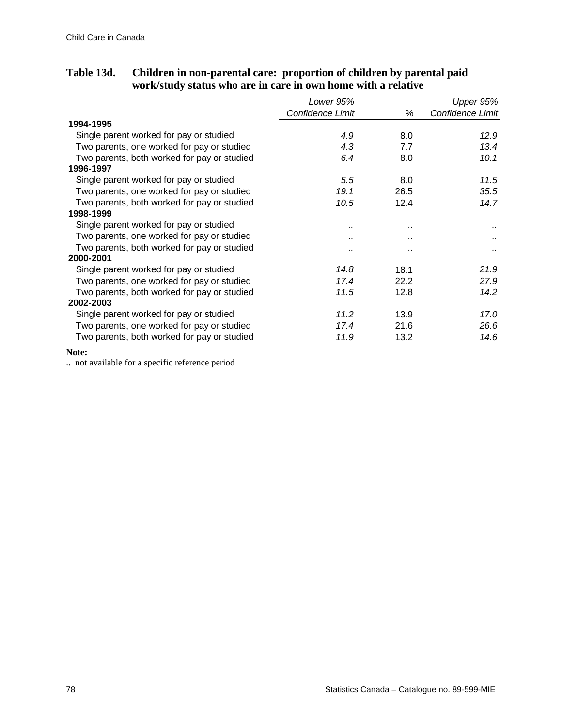**Table 13d. Children in non-parental care: proportion of children by parental paid work/study status who are in care in own home with a relative**

| | *Lower 95% Confidence Limit* | % | *Upper 95% Confidence Limit* |
|---|---|---|---|
| **1994-1995** | | | |
| Single parent worked for pay or studied | *4.9* | 8.0 | *12.9* |
| Two parents, one worked for pay or studied | *4.3* | 7.7 | *13.4* |
| Two parents, both worked for pay or studied | *6.4* | 8.0 | *10.1* |
| **1996-1997** | | | |
| Single parent worked for pay or studied | *5.5* | 8.0 | *11.5* |
| Two parents, one worked for pay or studied | *19.1* | 26.5 | *35.5* |
| Two parents, both worked for pay or studied | *10.5* | 12.4 | *14.7* |
| **1998-1999** | | | |
| Single parent worked for pay or studied | .. | .. | .. |
| Two parents, one worked for pay or studied | .. | .. | .. |
| Two parents, both worked for pay or studied | .. | .. | .. |
| **2000-2001** | | | |
| Single parent worked for pay or studied | *14.8* | 18.1 | *21.9* |
| Two parents, one worked for pay or studied | *17.4* | 22.2 | *27.9* |
| Two parents, both worked for pay or studied | *11.5* | 12.8 | *14.2* |
| **2002-2003** | | | |
| Single parent worked for pay or studied | *11.2* | 13.9 | *17.0* |
| Two parents, one worked for pay or studied | *17.4* | 21.6 | *26.6* |
| Two parents, both worked for pay or studied | *11.9* | 13.2 | *14.6* |

**Note:**

.. not available for a specific reference period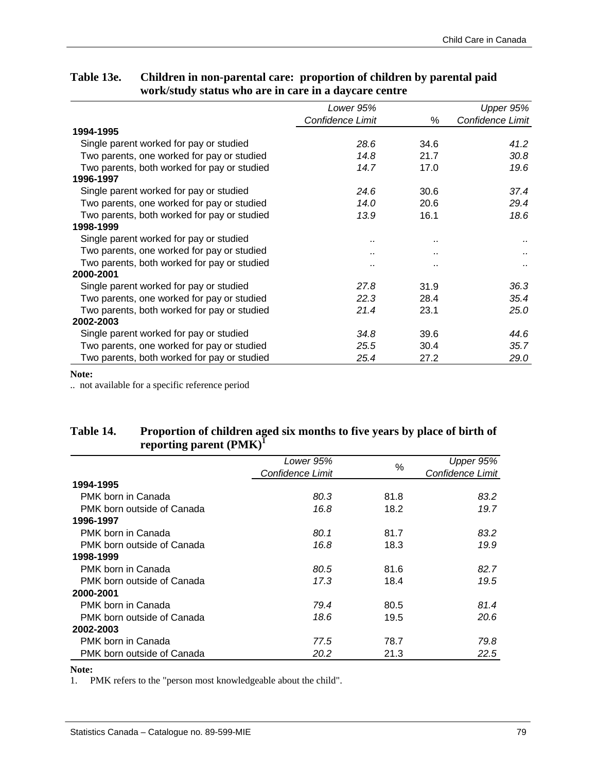**Table 13e. Children in non-parental care: proportion of children by parental paid work/study status who are in care in a daycare centre**

| | *Lower 95% Confidence Limit* | % | *Upper 95% Confidence Limit* |
|---|---|---|---|
| **1994-1995** | | | |
| Single parent worked for pay or studied | *28.6* | 34.6 | *41.2* |
| Two parents, one worked for pay or studied | *14.8* | 21.7 | *30.8* |
| Two parents, both worked for pay or studied | *14.7* | 17.0 | *19.6* |
| **1996-1997** | | | |
| Single parent worked for pay or studied | *24.6* | 30.6 | *37.4* |
| Two parents, one worked for pay or studied | *14.0* | 20.6 | *29.4* |
| Two parents, both worked for pay or studied | *13.9* | 16.1 | *18.6* |
| **1998-1999** | | | |
| Single parent worked for pay or studied | .. | .. | .. |
| Two parents, one worked for pay or studied | .. | .. | .. |
| Two parents, both worked for pay or studied | .. | .. | .. |
| **2000-2001** | | | |
| Single parent worked for pay or studied | *27.8* | 31.9 | *36.3* |
| Two parents, one worked for pay or studied | *22.3* | 28.4 | *35.4* |
| Two parents, both worked for pay or studied | *21.4* | 23.1 | *25.0* |
| **2002-2003** | | | |
| Single parent worked for pay or studied | *34.8* | 39.6 | *44.6* |
| Two parents, one worked for pay or studied | *25.5* | 30.4 | *35.7* |
| Two parents, both worked for pay or studied | *25.4* | 27.2 | *29.0* |

**Note:**

.. not available for a specific reference period

**Table 14. Proportion of children aged six months to five years by place of birth of reporting parent (PMK)[1]**

| | *Lower 95% Confidence Limit* | % | *Upper 95% Confidence Limit* |
|---|---|---|---|
| **1994-1995** | | | |
| PMK born in Canada | *80.3* | 81.8 | *83.2* |
| PMK born outside of Canada | *16.8* | 18.2 | *19.7* |
| **1996-1997** | | | |
| PMK born in Canada | *80.1* | 81.7 | *83.2* |
| PMK born outside of Canada | *16.8* | 18.3 | *19.9* |
| **1998-1999** | | | |
| PMK born in Canada | *80.5* | 81.6 | *82.7* |
| PMK born outside of Canada | *17.3* | 18.4 | *19.5* |
| **2000-2001** | | | |
| PMK born in Canada | *79.4* | 80.5 | *81.4* |
| PMK born outside of Canada | *18.6* | 19.5 | *20.6* |
| **2002-2003** | | | |
| PMK born in Canada | *77.5* | 78.7 | *79.8* |
| PMK born outside of Canada | *20.2* | 21.3 | *22.5* |

**Note:**

1. PMK refers to the "person most knowledgeable about the child".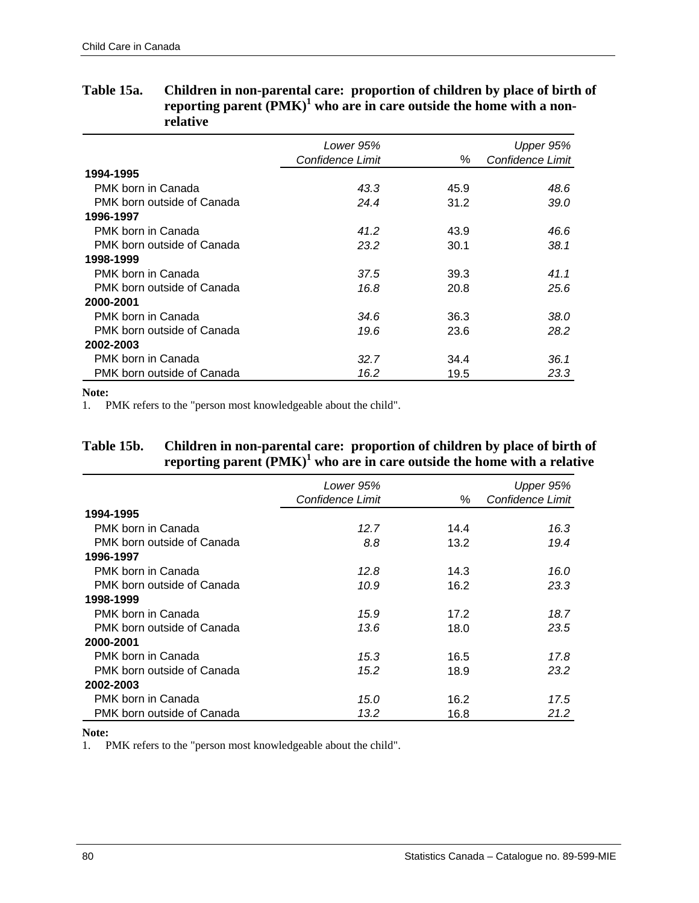**Table 15a. Children in non-parental care: proportion of children by place of birth of reporting parent (PMK)[1] who are in care outside the home with a non-relative**

| | *Lower 95% Confidence Limit* | % | *Upper 95% Confidence Limit* |
|---|---|---|---|
| **1994-1995** | | | |
| PMK born in Canada | *43.3* | 45.9 | *48.6* |
| PMK born outside of Canada | *24.4* | 31.2 | *39.0* |
| **1996-1997** | | | |
| PMK born in Canada | *41.2* | 43.9 | *46.6* |
| PMK born outside of Canada | *23.2* | 30.1 | *38.1* |
| **1998-1999** | | | |
| PMK born in Canada | *37.5* | 39.3 | *41.1* |
| PMK born outside of Canada | *16.8* | 20.8 | *25.6* |
| **2000-2001** | | | |
| PMK born in Canada | *34.6* | 36.3 | *38.0* |
| PMK born outside of Canada | *19.6* | 23.6 | *28.2* |
| **2002-2003** | | | |
| PMK born in Canada | *32.7* | 34.4 | *36.1* |
| PMK born outside of Canada | *16.2* | 19.5 | *23.3* |

**Note:**
1. PMK refers to the "person most knowledgeable about the child".

**Table 15b. Children in non-parental care: proportion of children by place of birth of reporting parent (PMK)[1] who are in care outside the home with a relative**

| | *Lower 95% Confidence Limit* | % | *Upper 95% Confidence Limit* |
|---|---|---|---|
| **1994-1995** | | | |
| PMK born in Canada | *12.7* | 14.4 | *16.3* |
| PMK born outside of Canada | *8.8* | 13.2 | *19.4* |
| **1996-1997** | | | |
| PMK born in Canada | *12.8* | 14.3 | *16.0* |
| PMK born outside of Canada | *10.9* | 16.2 | *23.3* |
| **1998-1999** | | | |
| PMK born in Canada | *15.9* | 17.2 | *18.7* |
| PMK born outside of Canada | *13.6* | 18.0 | *23.5* |
| **2000-2001** | | | |
| PMK born in Canada | *15.3* | 16.5 | *17.8* |
| PMK born outside of Canada | *15.2* | 18.9 | *23.2* |
| **2002-2003** | | | |
| PMK born in Canada | *15.0* | 16.2 | *17.5* |
| PMK born outside of Canada | *13.2* | 16.8 | *21.2* |

**Note:**
1. PMK refers to the "person most knowledgeable about the child".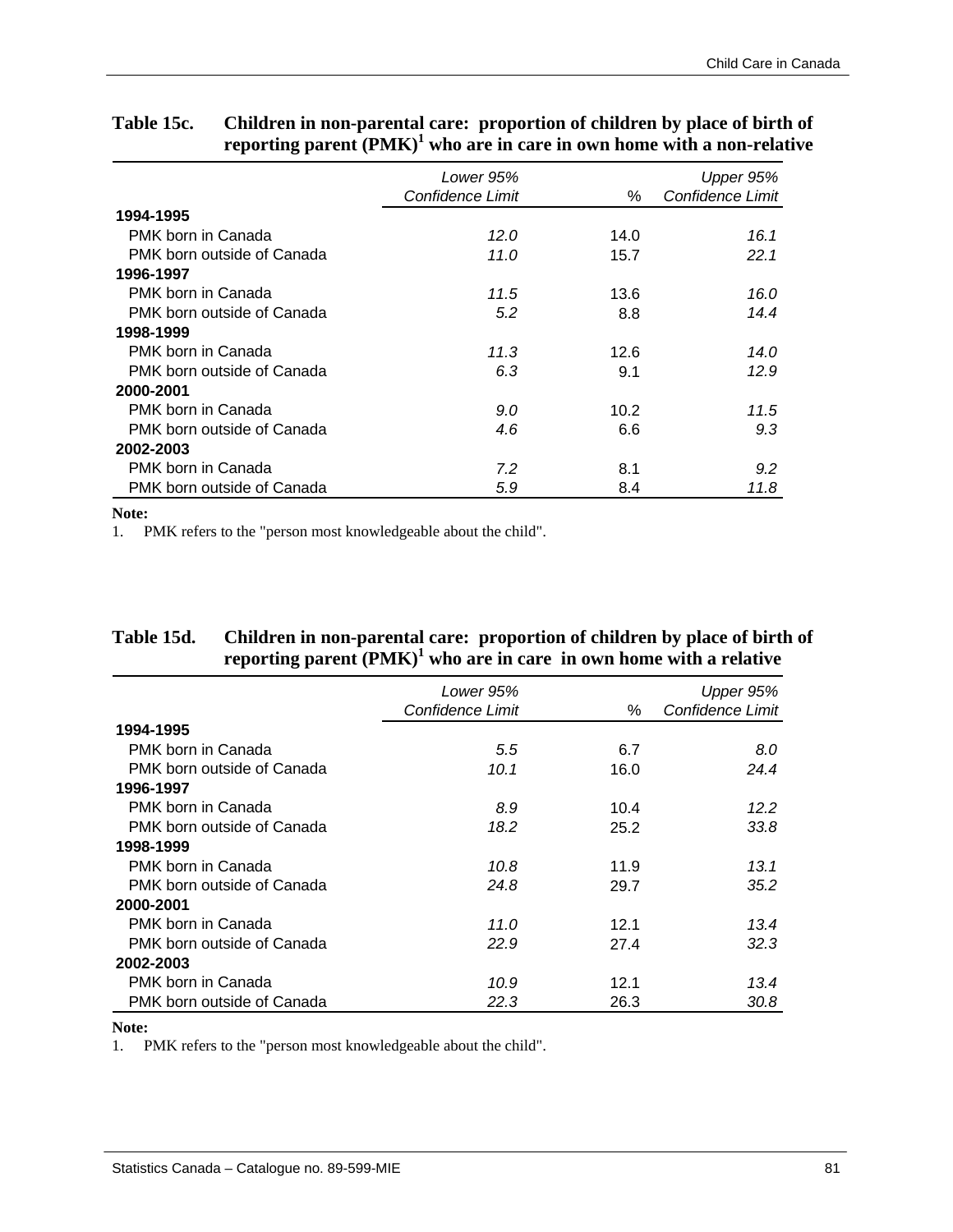**Table 15c. Children in non-parental care: proportion of children by place of birth of reporting parent (PMK)[1] who are in care in own home with a non-relative**

| | *Lower 95% Confidence Limit* | % | *Upper 95% Confidence Limit* |
|---|---|---|---|
| **1994-1995** | | | |
| PMK born in Canada | *12.0* | 14.0 | *16.1* |
| PMK born outside of Canada | *11.0* | 15.7 | *22.1* |
| **1996-1997** | | | |
| PMK born in Canada | *11.5* | 13.6 | *16.0* |
| PMK born outside of Canada | *5.2* | 8.8 | *14.4* |
| **1998-1999** | | | |
| PMK born in Canada | *11.3* | 12.6 | *14.0* |
| PMK born outside of Canada | *6.3* | 9.1 | *12.9* |
| **2000-2001** | | | |
| PMK born in Canada | *9.0* | 10.2 | *11.5* |
| PMK born outside of Canada | *4.6* | 6.6 | *9.3* |
| **2002-2003** | | | |
| PMK born in Canada | *7.2* | 8.1 | *9.2* |
| PMK born outside of Canada | *5.9* | 8.4 | *11.8* |

**Note:**
1. PMK refers to the "person most knowledgeable about the child".

**Table 15d. Children in non-parental care: proportion of children by place of birth of reporting parent (PMK)[1] who are in care in own home with a relative**

| | *Lower 95% Confidence Limit* | % | *Upper 95% Confidence Limit* |
|---|---|---|---|
| **1994-1995** | | | |
| PMK born in Canada | *5.5* | 6.7 | *8.0* |
| PMK born outside of Canada | *10.1* | 16.0 | *24.4* |
| **1996-1997** | | | |
| PMK born in Canada | *8.9* | 10.4 | *12.2* |
| PMK born outside of Canada | *18.2* | 25.2 | *33.8* |
| **1998-1999** | | | |
| PMK born in Canada | *10.8* | 11.9 | *13.1* |
| PMK born outside of Canada | *24.8* | 29.7 | *35.2* |
| **2000-2001** | | | |
| PMK born in Canada | *11.0* | 12.1 | *13.4* |
| PMK born outside of Canada | *22.9* | 27.4 | *32.3* |
| **2002-2003** | | | |
| PMK born in Canada | *10.9* | 12.1 | *13.4* |
| PMK born outside of Canada | *22.3* | 26.3 | *30.8* |

**Note:**
1. PMK refers to the "person most knowledgeable about the child".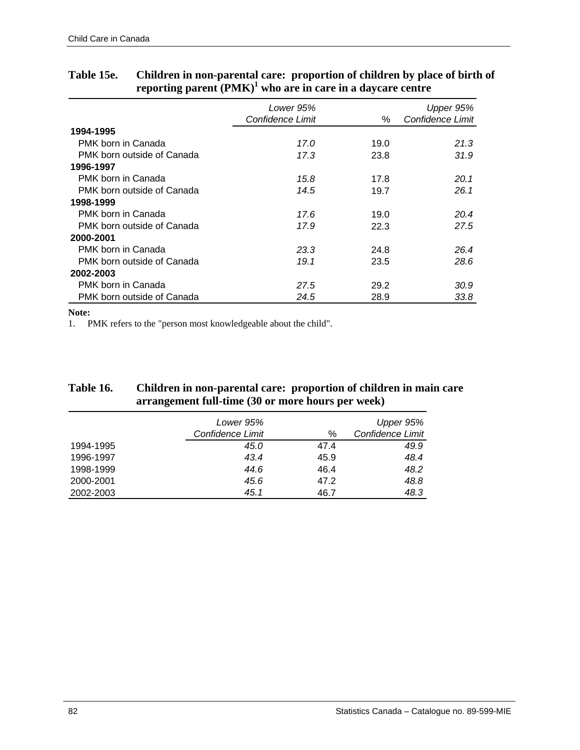**Table 15e. Children in non-parental care: proportion of children by place of birth of reporting parent (PMK)[1] who are in care in a daycare centre**

| | *Lower 95% Confidence Limit* | % | *Upper 95% Confidence Limit* |
|---|---|---|---|
| **1994-1995** | | | |
| PMK born in Canada | *17.0* | 19.0 | *21.3* |
| PMK born outside of Canada | *17.3* | 23.8 | *31.9* |
| **1996-1997** | | | |
| PMK born in Canada | *15.8* | 17.8 | *20.1* |
| PMK born outside of Canada | *14.5* | 19.7 | *26.1* |
| **1998-1999** | | | |
| PMK born in Canada | *17.6* | 19.0 | *20.4* |
| PMK born outside of Canada | *17.9* | 22.3 | *27.5* |
| **2000-2001** | | | |
| PMK born in Canada | *23.3* | 24.8 | *26.4* |
| PMK born outside of Canada | *19.1* | 23.5 | *28.6* |
| **2002-2003** | | | |
| PMK born in Canada | *27.5* | 29.2 | *30.9* |
| PMK born outside of Canada | *24.5* | 28.9 | *33.8* |

**Note:**

1. PMK refers to the "person most knowledgeable about the child".

**Table 16. Children in non-parental care: proportion of children in main care arrangement full-time (30 or more hours per week)**

| | *Lower 95% Confidence Limit* | % | *Upper 95% Confidence Limit* |
|---|---|---|---|
| 1994-1995 | *45.0* | 47.4 | *49.9* |
| 1996-1997 | *43.4* | 45.9 | *48.4* |
| 1998-1999 | *44.6* | 46.4 | *48.2* |
| 2000-2001 | *45.6* | 47.2 | *48.8* |
| 2002-2003 | *45.1* | 46.7 | *48.3* |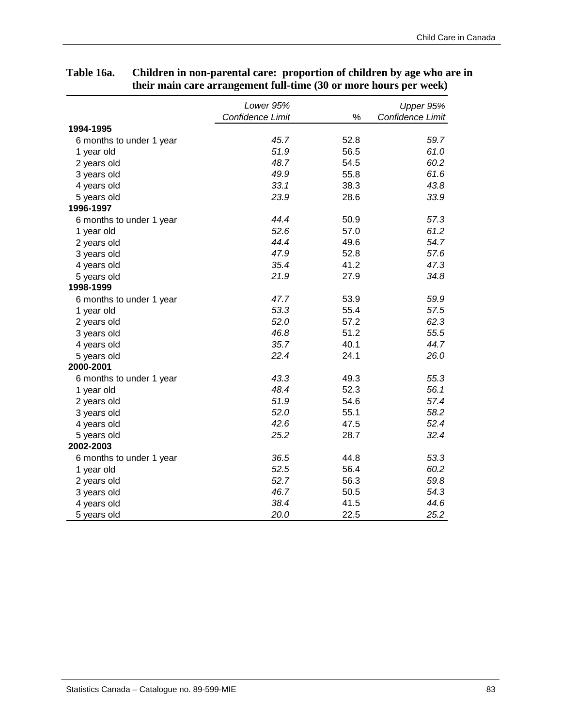**Table 16a. Children in non-parental care: proportion of children by age who are in their main care arrangement full-time (30 or more hours per week)**

| | *Lower 95% Confidence Limit* | % | *Upper 95% Confidence Limit* |
|---|---|---|---|
| **1994-1995** | | | |
| 6 months to under 1 year | *45.7* | 52.8 | *59.7* |
| 1 year old | *51.9* | 56.5 | *61.0* |
| 2 years old | *48.7* | 54.5 | *60.2* |
| 3 years old | *49.9* | 55.8 | *61.6* |
| 4 years old | *33.1* | 38.3 | *43.8* |
| 5 years old | *23.9* | 28.6 | *33.9* |
| **1996-1997** | | | |
| 6 months to under 1 year | *44.4* | 50.9 | *57.3* |
| 1 year old | *52.6* | 57.0 | *61.2* |
| 2 years old | *44.4* | 49.6 | *54.7* |
| 3 years old | *47.9* | 52.8 | *57.6* |
| 4 years old | *35.4* | 41.2 | *47.3* |
| 5 years old | *21.9* | 27.9 | *34.8* |
| **1998-1999** | | | |
| 6 months to under 1 year | *47.7* | 53.9 | *59.9* |
| 1 year old | *53.3* | 55.4 | *57.5* |
| 2 years old | *52.0* | 57.2 | *62.3* |
| 3 years old | *46.8* | 51.2 | *55.5* |
| 4 years old | *35.7* | 40.1 | *44.7* |
| 5 years old | *22.4* | 24.1 | *26.0* |
| **2000-2001** | | | |
| 6 months to under 1 year | *43.3* | 49.3 | *55.3* |
| 1 year old | *48.4* | 52.3 | *56.1* |
| 2 years old | *51.9* | 54.6 | *57.4* |
| 3 years old | *52.0* | 55.1 | *58.2* |
| 4 years old | *42.6* | 47.5 | *52.4* |
| 5 years old | *25.2* | 28.7 | *32.4* |
| **2002-2003** | | | |
| 6 months to under 1 year | *36.5* | 44.8 | *53.3* |
| 1 year old | *52.5* | 56.4 | *60.2* |
| 2 years old | *52.7* | 56.3 | *59.8* |
| 3 years old | *46.7* | 50.5 | *54.3* |
| 4 years old | *38.4* | 41.5 | *44.6* |
| 5 years old | *20.0* | 22.5 | *25.2* |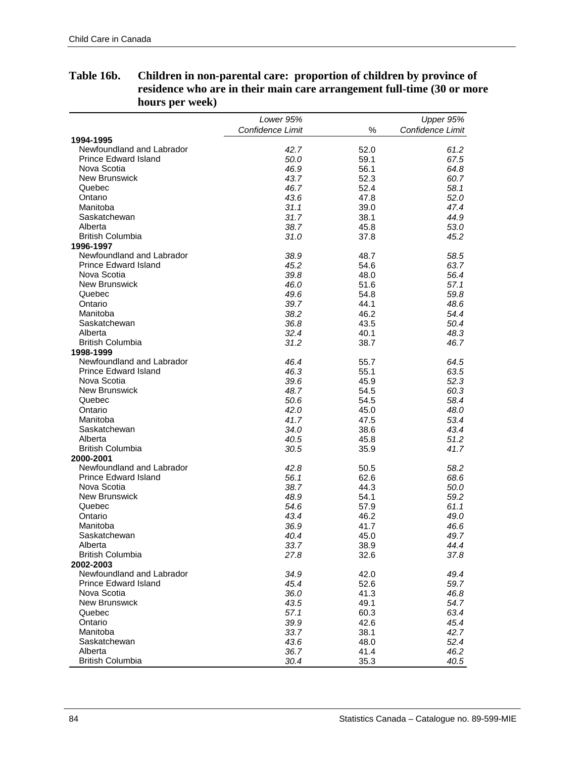**Table 16b. Children in non-parental care: proportion of children by province of residence who are in their main care arrangement full-time (30 or more hours per week)**

| | *Lower 95% Confidence Limit* | % | *Upper 95% Confidence Limit* |
|---|---|---|---|
| **1994-1995** | | | |
| Newfoundland and Labrador | *42.7* | 52.0 | *61.2* |
| Prince Edward Island | *50.0* | 59.1 | *67.5* |
| Nova Scotia | *46.9* | 56.1 | *64.8* |
| New Brunswick | *43.7* | 52.3 | *60.7* |
| Quebec | *46.7* | 52.4 | *58.1* |
| Ontario | *43.6* | 47.8 | *52.0* |
| Manitoba | *31.1* | 39.0 | *47.4* |
| Saskatchewan | *31.7* | 38.1 | *44.9* |
| Alberta | *38.7* | 45.8 | *53.0* |
| British Columbia | *31.0* | 37.8 | *45.2* |
| **1996-1997** | | | |
| Newfoundland and Labrador | *38.9* | 48.7 | *58.5* |
| Prince Edward Island | *45.2* | 54.6 | *63.7* |
| Nova Scotia | *39.8* | 48.0 | *56.4* |
| New Brunswick | *46.0* | 51.6 | *57.1* |
| Quebec | *49.6* | 54.8 | *59.8* |
| Ontario | *39.7* | 44.1 | *48.6* |
| Manitoba | *38.2* | 46.2 | *54.4* |
| Saskatchewan | *36.8* | 43.5 | *50.4* |
| Alberta | *32.4* | 40.1 | *48.3* |
| British Columbia | *31.2* | 38.7 | *46.7* |
| **1998-1999** | | | |
| Newfoundland and Labrador | *46.4* | 55.7 | *64.5* |
| Prince Edward Island | *46.3* | 55.1 | *63.5* |
| Nova Scotia | *39.6* | 45.9 | *52.3* |
| New Brunswick | *48.7* | 54.5 | *60.3* |
| Quebec | *50.6* | 54.5 | *58.4* |
| Ontario | *42.0* | 45.0 | *48.0* |
| Manitoba | *41.7* | 47.5 | *53.4* |
| Saskatchewan | *34.0* | 38.6 | *43.4* |
| Alberta | *40.5* | 45.8 | *51.2* |
| British Columbia | *30.5* | 35.9 | *41.7* |
| **2000-2001** | | | |
| Newfoundland and Labrador | *42.8* | 50.5 | *58.2* |
| Prince Edward Island | *56.1* | 62.6 | *68.6* |
| Nova Scotia | *38.7* | 44.3 | *50.0* |
| New Brunswick | *48.9* | 54.1 | *59.2* |
| Quebec | *54.6* | 57.9 | *61.1* |
| Ontario | *43.4* | 46.2 | *49.0* |
| Manitoba | *36.9* | 41.7 | *46.6* |
| Saskatchewan | *40.4* | 45.0 | *49.7* |
| Alberta | *33.7* | 38.9 | *44.4* |
| British Columbia | *27.8* | 32.6 | *37.8* |
| **2002-2003** | | | |
| Newfoundland and Labrador | *34.9* | 42.0 | *49.4* |
| Prince Edward Island | *45.4* | 52.6 | *59.7* |
| Nova Scotia | *36.0* | 41.3 | *46.8* |
| New Brunswick | *43.5* | 49.1 | *54.7* |
| Quebec | *57.1* | 60.3 | *63.4* |
| Ontario | *39.9* | 42.6 | *45.4* |
| Manitoba | *33.7* | 38.1 | *42.7* |
| Saskatchewan | *43.6* | 48.0 | *52.4* |
| Alberta | *36.7* | 41.4 | *46.2* |
| British Columbia | *30.4* | 35.3 | *40.5* |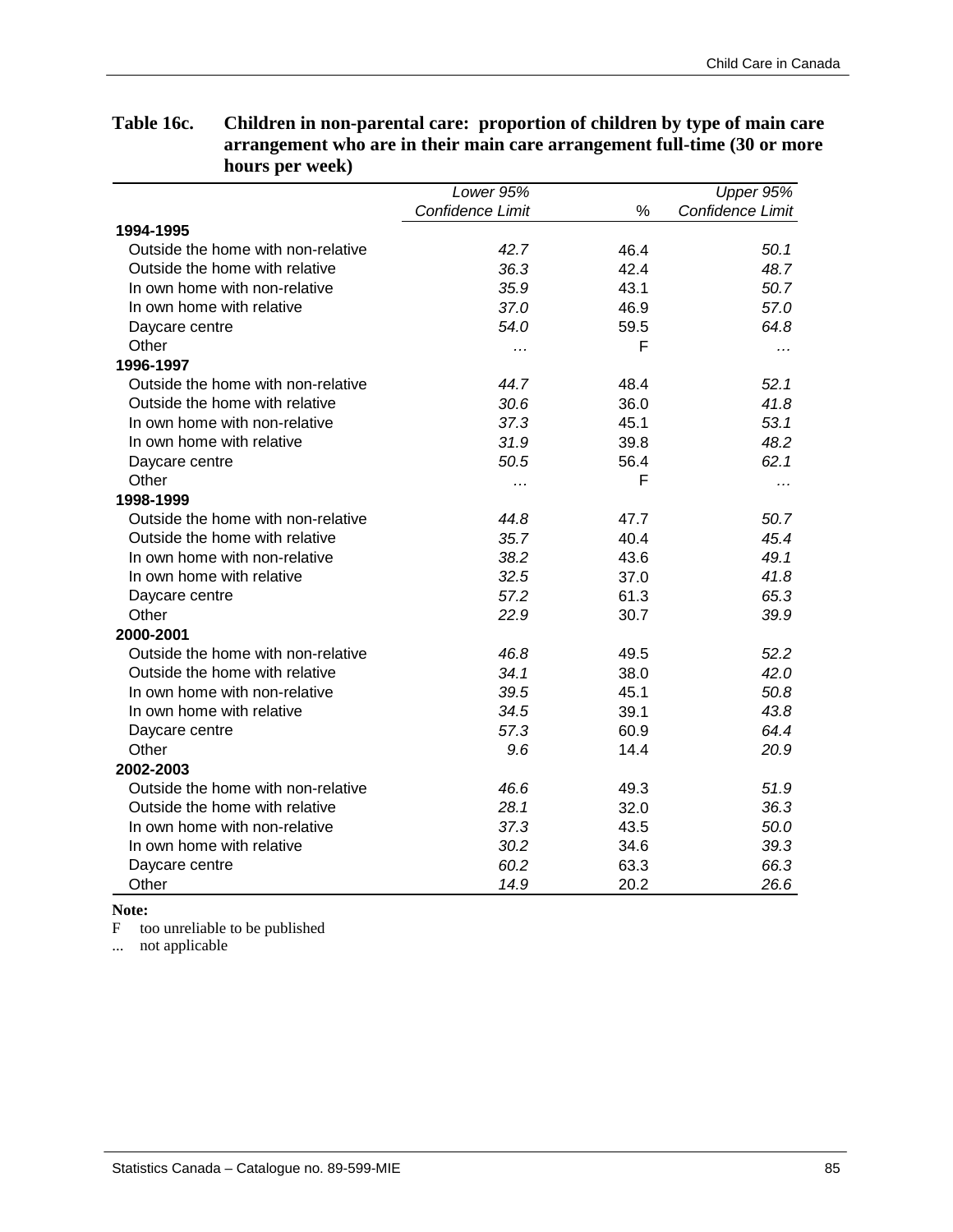**Table 16c. Children in non-parental care: proportion of children by type of main care arrangement who are in their main care arrangement full-time (30 or more hours per week)**

| | *Lower 95% Confidence Limit* | % | *Upper 95% Confidence Limit* |
|---|---|---|---|
| **1994-1995** | | | |
| Outside the home with non-relative | *42.7* | 46.4 | *50.1* |
| Outside the home with relative | *36.3* | 42.4 | *48.7* |
| In own home with non-relative | *35.9* | 43.1 | *50.7* |
| In own home with relative | *37.0* | 46.9 | *57.0* |
| Daycare centre | *54.0* | 59.5 | *64.8* |
| Other | ... | F | ... |
| **1996-1997** | | | |
| Outside the home with non-relative | *44.7* | 48.4 | *52.1* |
| Outside the home with relative | *30.6* | 36.0 | *41.8* |
| In own home with non-relative | *37.3* | 45.1 | *53.1* |
| In own home with relative | *31.9* | 39.8 | *48.2* |
| Daycare centre | *50.5* | 56.4 | *62.1* |
| Other | ... | F | ... |
| **1998-1999** | | | |
| Outside the home with non-relative | *44.8* | 47.7 | *50.7* |
| Outside the home with relative | *35.7* | 40.4 | *45.4* |
| In own home with non-relative | *38.2* | 43.6 | *49.1* |
| In own home with relative | *32.5* | 37.0 | *41.8* |
| Daycare centre | *57.2* | 61.3 | *65.3* |
| Other | *22.9* | 30.7 | *39.9* |
| **2000-2001** | | | |
| Outside the home with non-relative | *46.8* | 49.5 | *52.2* |
| Outside the home with relative | *34.1* | 38.0 | *42.0* |
| In own home with non-relative | *39.5* | 45.1 | *50.8* |
| In own home with relative | *34.5* | 39.1 | *43.8* |
| Daycare centre | *57.3* | 60.9 | *64.4* |
| Other | *9.6* | 14.4 | *20.9* |
| **2002-2003** | | | |
| Outside the home with non-relative | *46.6* | 49.3 | *51.9* |
| Outside the home with relative | *28.1* | 32.0 | *36.3* |
| In own home with non-relative | *37.3* | 43.5 | *50.0* |
| In own home with relative | *30.2* | 34.6 | *39.3* |
| Daycare centre | *60.2* | 63.3 | *66.3* |
| Other | *14.9* | 20.2 | *26.6* |

**Note:**

F too unreliable to be published

... not applicable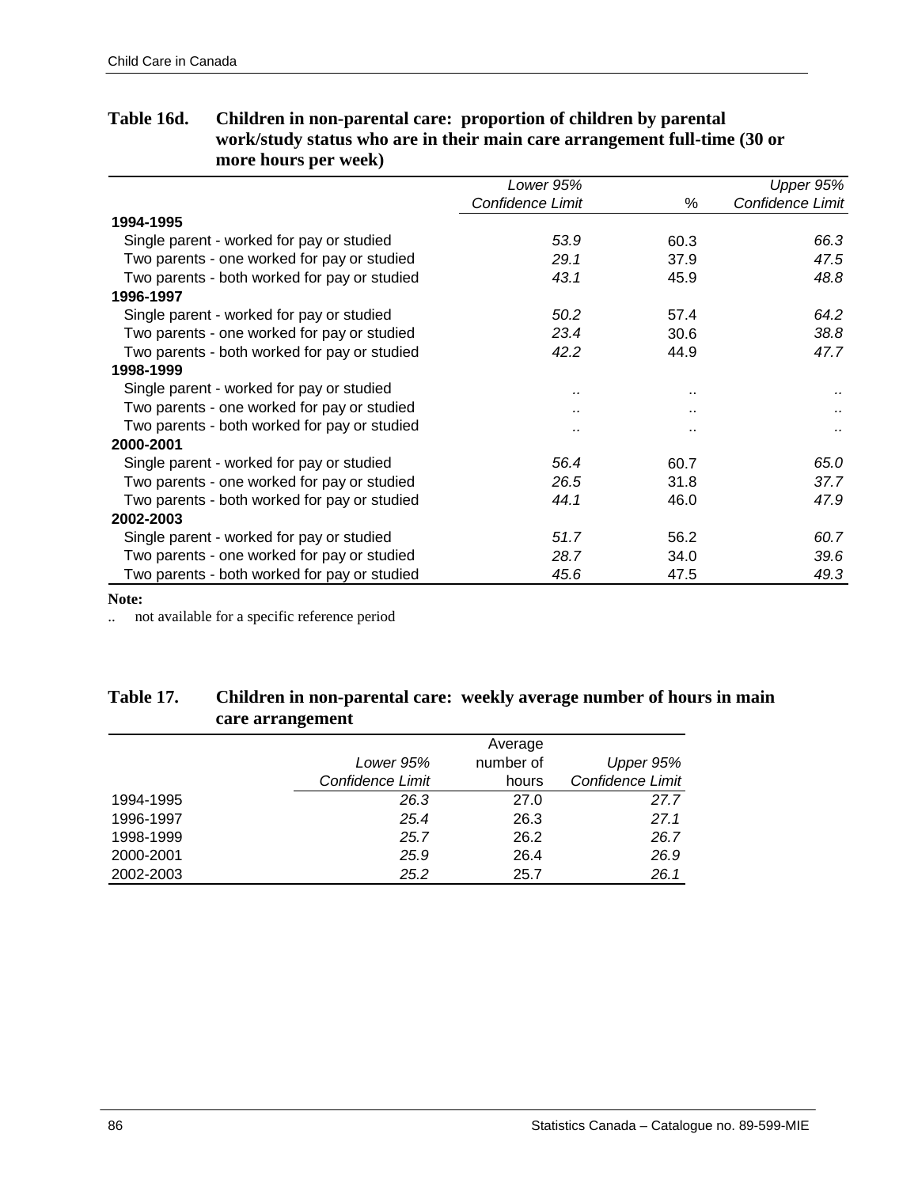**Table 16d. Children in non-parental care: proportion of children by parental work/study status who are in their main care arrangement full-time (30 or more hours per week)**

| | *Lower 95% Confidence Limit* | % | *Upper 95% Confidence Limit* |
|---|---|---|---|
| **1994-1995** | | | |
| Single parent - worked for pay or studied | *53.9* | 60.3 | *66.3* |
| Two parents - one worked for pay or studied | *29.1* | 37.9 | *47.5* |
| Two parents - both worked for pay or studied | *43.1* | 45.9 | *48.8* |
| **1996-1997** | | | |
| Single parent - worked for pay or studied | *50.2* | 57.4 | *64.2* |
| Two parents - one worked for pay or studied | *23.4* | 30.6 | *38.8* |
| Two parents - both worked for pay or studied | *42.2* | 44.9 | *47.7* |
| **1998-1999** | | | |
| Single parent - worked for pay or studied | .. | .. | .. |
| Two parents - one worked for pay or studied | .. | .. | .. |
| Two parents - both worked for pay or studied | .. | .. | .. |
| **2000-2001** | | | |
| Single parent - worked for pay or studied | *56.4* | 60.7 | *65.0* |
| Two parents - one worked for pay or studied | *26.5* | 31.8 | *37.7* |
| Two parents - both worked for pay or studied | *44.1* | 46.0 | *47.9* |
| **2002-2003** | | | |
| Single parent - worked for pay or studied | *51.7* | 56.2 | *60.7* |
| Two parents - one worked for pay or studied | *28.7* | 34.0 | *39.6* |
| Two parents - both worked for pay or studied | *45.6* | 47.5 | *49.3* |

**Note:**

.. not available for a specific reference period

**Table 17. Children in non-parental care: weekly average number of hours in main care arrangement**

| | *Lower 95% Confidence Limit* | Average number of hours | *Upper 95% Confidence Limit* |
|---|---|---|---|
| 1994-1995 | *26.3* | 27.0 | *27.7* |
| 1996-1997 | *25.4* | 26.3 | *27.1* |
| 1998-1999 | *25.7* | 26.2 | *26.7* |
| 2000-2001 | *25.9* | 26.4 | *26.9* |
| 2002-2003 | *25.2* | 25.7 | *26.1* |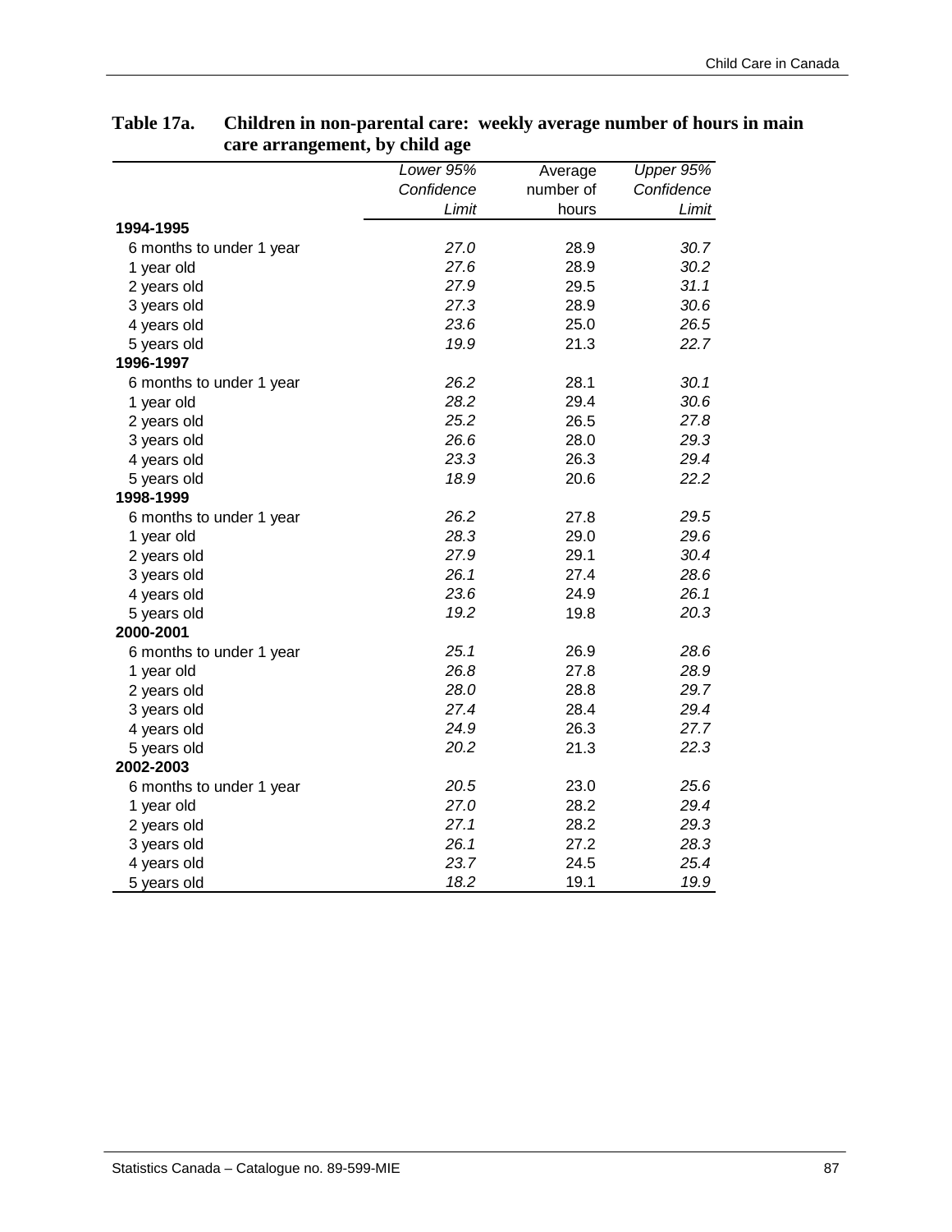**Table 17a. Children in non-parental care: weekly average number of hours in main care arrangement, by child age**

| | *Lower 95% Confidence Limit* | Average number of hours | *Upper 95% Confidence Limit* |
|---|---|---|---|
| **1994-1995** | | | |
| 6 months to under 1 year | *27.0* | 28.9 | *30.7* |
| 1 year old | *27.6* | 28.9 | *30.2* |
| 2 years old | *27.9* | 29.5 | *31.1* |
| 3 years old | *27.3* | 28.9 | *30.6* |
| 4 years old | *23.6* | 25.0 | *26.5* |
| 5 years old | *19.9* | 21.3 | *22.7* |
| **1996-1997** | | | |
| 6 months to under 1 year | *26.2* | 28.1 | *30.1* |
| 1 year old | *28.2* | 29.4 | *30.6* |
| 2 years old | *25.2* | 26.5 | *27.8* |
| 3 years old | *26.6* | 28.0 | *29.3* |
| 4 years old | *23.3* | 26.3 | *29.4* |
| 5 years old | *18.9* | 20.6 | *22.2* |
| **1998-1999** | | | |
| 6 months to under 1 year | *26.2* | 27.8 | *29.5* |
| 1 year old | *28.3* | 29.0 | *29.6* |
| 2 years old | *27.9* | 29.1 | *30.4* |
| 3 years old | *26.1* | 27.4 | *28.6* |
| 4 years old | *23.6* | 24.9 | *26.1* |
| 5 years old | *19.2* | 19.8 | *20.3* |
| **2000-2001** | | | |
| 6 months to under 1 year | *25.1* | 26.9 | *28.6* |
| 1 year old | *26.8* | 27.8 | *28.9* |
| 2 years old | *28.0* | 28.8 | *29.7* |
| 3 years old | *27.4* | 28.4 | *29.4* |
| 4 years old | *24.9* | 26.3 | *27.7* |
| 5 years old | *20.2* | 21.3 | *22.3* |
| **2002-2003** | | | |
| 6 months to under 1 year | *20.5* | 23.0 | *25.6* |
| 1 year old | *27.0* | 28.2 | *29.4* |
| 2 years old | *27.1* | 28.2 | *29.3* |
| 3 years old | *26.1* | 27.2 | *28.3* |
| 4 years old | *23.7* | 24.5 | *25.4* |
| 5 years old | *18.2* | 19.1 | *19.9* |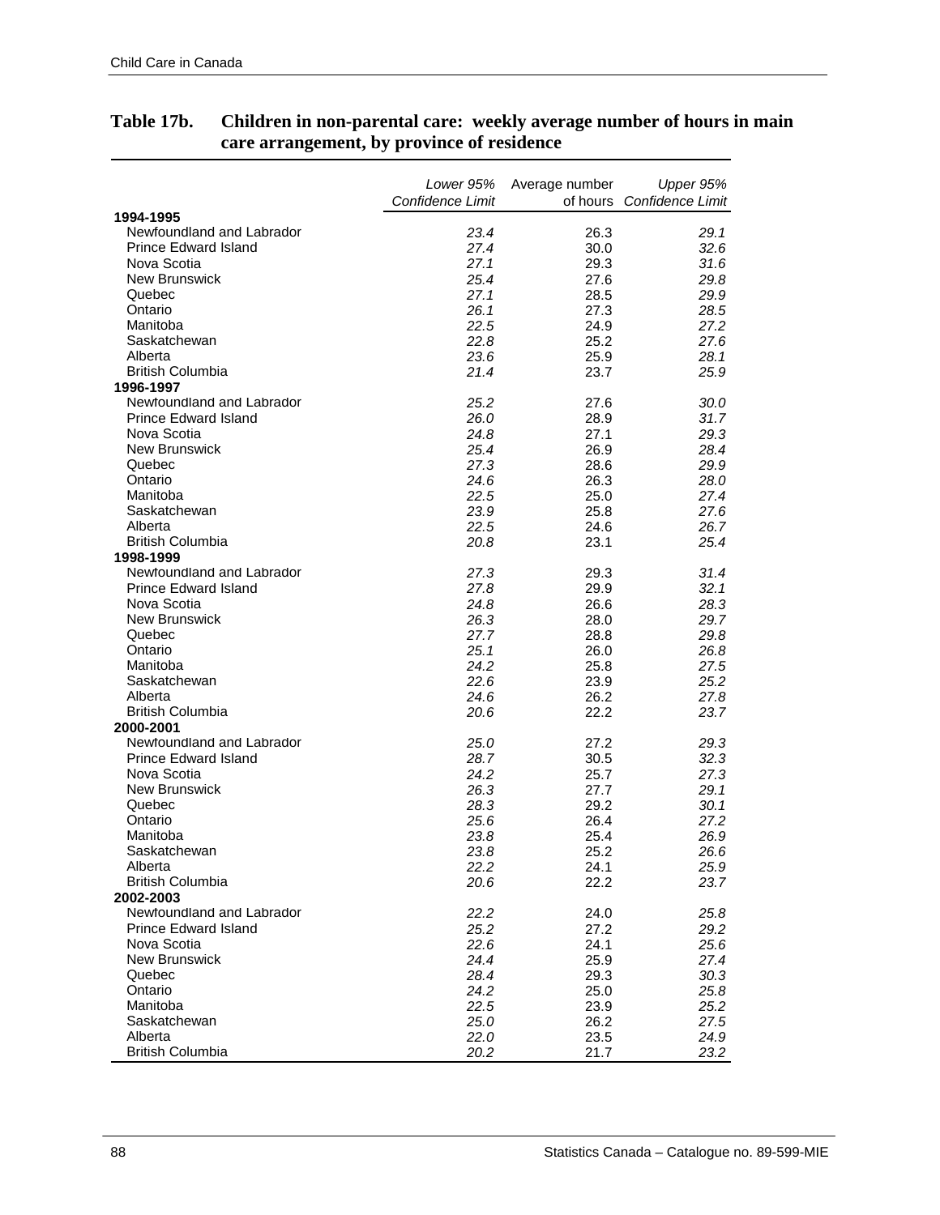**Table 17b. Children in non-parental care: weekly average number of hours in main care arrangement, by province of residence**

| | *Lower 95% Confidence Limit* | Average number of hours | *Upper 95% Confidence Limit* |
|---|---|---|---|
| **1994-1995** | | | |
| Newfoundland and Labrador | *23.4* | 26.3 | *29.1* |
| Prince Edward Island | *27.4* | 30.0 | *32.6* |
| Nova Scotia | *27.1* | 29.3 | *31.6* |
| New Brunswick | *25.4* | 27.6 | *29.8* |
| Quebec | *27.1* | 28.5 | *29.9* |
| Ontario | *26.1* | 27.3 | *28.5* |
| Manitoba | *22.5* | 24.9 | *27.2* |
| Saskatchewan | *22.8* | 25.2 | *27.6* |
| Alberta | *23.6* | 25.9 | *28.1* |
| British Columbia | *21.4* | 23.7 | *25.9* |
| **1996-1997** | | | |
| Newfoundland and Labrador | *25.2* | 27.6 | *30.0* |
| Prince Edward Island | *26.0* | 28.9 | *31.7* |
| Nova Scotia | *24.8* | 27.1 | *29.3* |
| New Brunswick | *25.4* | 26.9 | *28.4* |
| Quebec | *27.3* | 28.6 | *29.9* |
| Ontario | *24.6* | 26.3 | *28.0* |
| Manitoba | *22.5* | 25.0 | *27.4* |
| Saskatchewan | *23.9* | 25.8 | *27.6* |
| Alberta | *22.5* | 24.6 | *26.7* |
| British Columbia | *20.8* | 23.1 | *25.4* |
| **1998-1999** | | | |
| Newfoundland and Labrador | *27.3* | 29.3 | *31.4* |
| Prince Edward Island | *27.8* | 29.9 | *32.1* |
| Nova Scotia | *24.8* | 26.6 | *28.3* |
| New Brunswick | *26.3* | 28.0 | *29.7* |
| Quebec | *27.7* | 28.8 | *29.8* |
| Ontario | *25.1* | 26.0 | *26.8* |
| Manitoba | *24.2* | 25.8 | *27.5* |
| Saskatchewan | *22.6* | 23.9 | *25.2* |
| Alberta | *24.6* | 26.2 | *27.8* |
| British Columbia | *20.6* | 22.2 | *23.7* |
| **2000-2001** | | | |
| Newfoundland and Labrador | *25.0* | 27.2 | *29.3* |
| Prince Edward Island | *28.7* | 30.5 | *32.3* |
| Nova Scotia | *24.2* | 25.7 | *27.3* |
| New Brunswick | *26.3* | 27.7 | *29.1* |
| Quebec | *28.3* | 29.2 | *30.1* |
| Ontario | *25.6* | 26.4 | *27.2* |
| Manitoba | *23.8* | 25.4 | *26.9* |
| Saskatchewan | *23.8* | 25.2 | *26.6* |
| Alberta | *22.2* | 24.1 | *25.9* |
| British Columbia | *20.6* | 22.2 | *23.7* |
| **2002-2003** | | | |
| Newfoundland and Labrador | *22.2* | 24.0 | *25.8* |
| Prince Edward Island | *25.2* | 27.2 | *29.2* |
| Nova Scotia | *22.6* | 24.1 | *25.6* |
| New Brunswick | *24.4* | 25.9 | *27.4* |
| Quebec | *28.4* | 29.3 | *30.3* |
| Ontario | *24.2* | 25.0 | *25.8* |
| Manitoba | *22.5* | 23.9 | *25.2* |
| Saskatchewan | *25.0* | 26.2 | *27.5* |
| Alberta | *22.0* | 23.5 | *24.9* |
| British Columbia | *20.2* | 21.7 | *23.2* |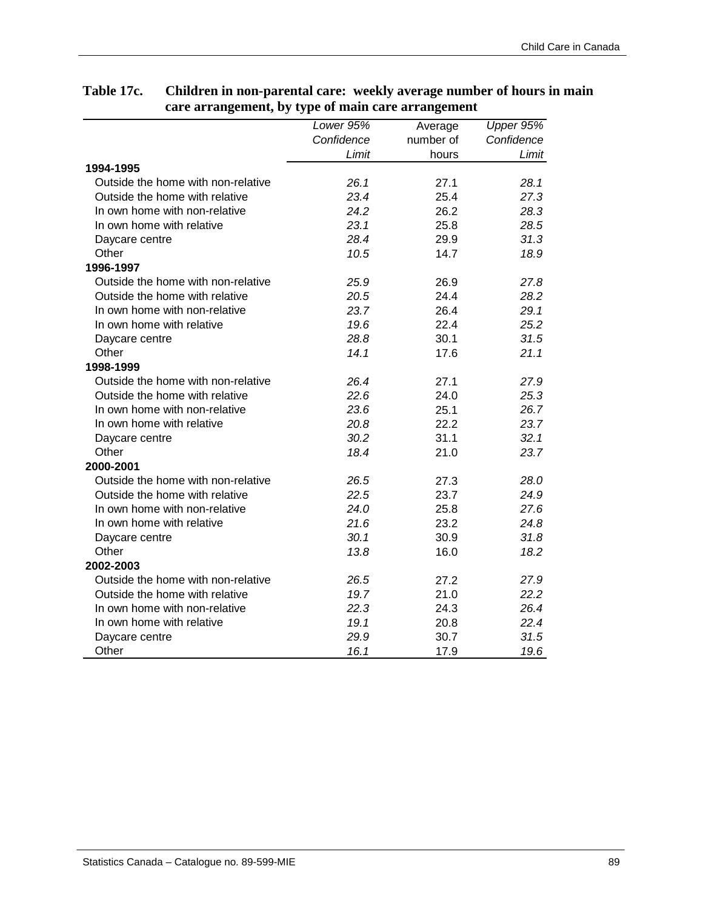**Table 17c. Children in non-parental care: weekly average number of hours in main care arrangement, by type of main care arrangement**

| | *Lower 95% Confidence Limit* | Average number of hours | *Upper 95% Confidence Limit* |
|---|---|---|---|
| **1994-1995** | | | |
| Outside the home with non-relative | *26.1* | 27.1 | *28.1* |
| Outside the home with relative | *23.4* | 25.4 | *27.3* |
| In own home with non-relative | *24.2* | 26.2 | *28.3* |
| In own home with relative | *23.1* | 25.8 | *28.5* |
| Daycare centre | *28.4* | 29.9 | *31.3* |
| Other | *10.5* | 14.7 | *18.9* |
| **1996-1997** | | | |
| Outside the home with non-relative | *25.9* | 26.9 | *27.8* |
| Outside the home with relative | *20.5* | 24.4 | *28.2* |
| In own home with non-relative | *23.7* | 26.4 | *29.1* |
| In own home with relative | *19.6* | 22.4 | *25.2* |
| Daycare centre | *28.8* | 30.1 | *31.5* |
| Other | *14.1* | 17.6 | *21.1* |
| **1998-1999** | | | |
| Outside the home with non-relative | *26.4* | 27.1 | *27.9* |
| Outside the home with relative | *22.6* | 24.0 | *25.3* |
| In own home with non-relative | *23.6* | 25.1 | *26.7* |
| In own home with relative | *20.8* | 22.2 | *23.7* |
| Daycare centre | *30.2* | 31.1 | *32.1* |
| Other | *18.4* | 21.0 | *23.7* |
| **2000-2001** | | | |
| Outside the home with non-relative | *26.5* | 27.3 | *28.0* |
| Outside the home with relative | *22.5* | 23.7 | *24.9* |
| In own home with non-relative | *24.0* | 25.8 | *27.6* |
| In own home with relative | *21.6* | 23.2 | *24.8* |
| Daycare centre | *30.1* | 30.9 | *31.8* |
| Other | *13.8* | 16.0 | *18.2* |
| **2002-2003** | | | |
| Outside the home with non-relative | *26.5* | 27.2 | *27.9* |
| Outside the home with relative | *19.7* | 21.0 | *22.2* |
| In own home with non-relative | *22.3* | 24.3 | *26.4* |
| In own home with relative | *19.1* | 20.8 | *22.4* |
| Daycare centre | *29.9* | 30.7 | *31.5* |
| Other | *16.1* | 17.9 | *19.6* |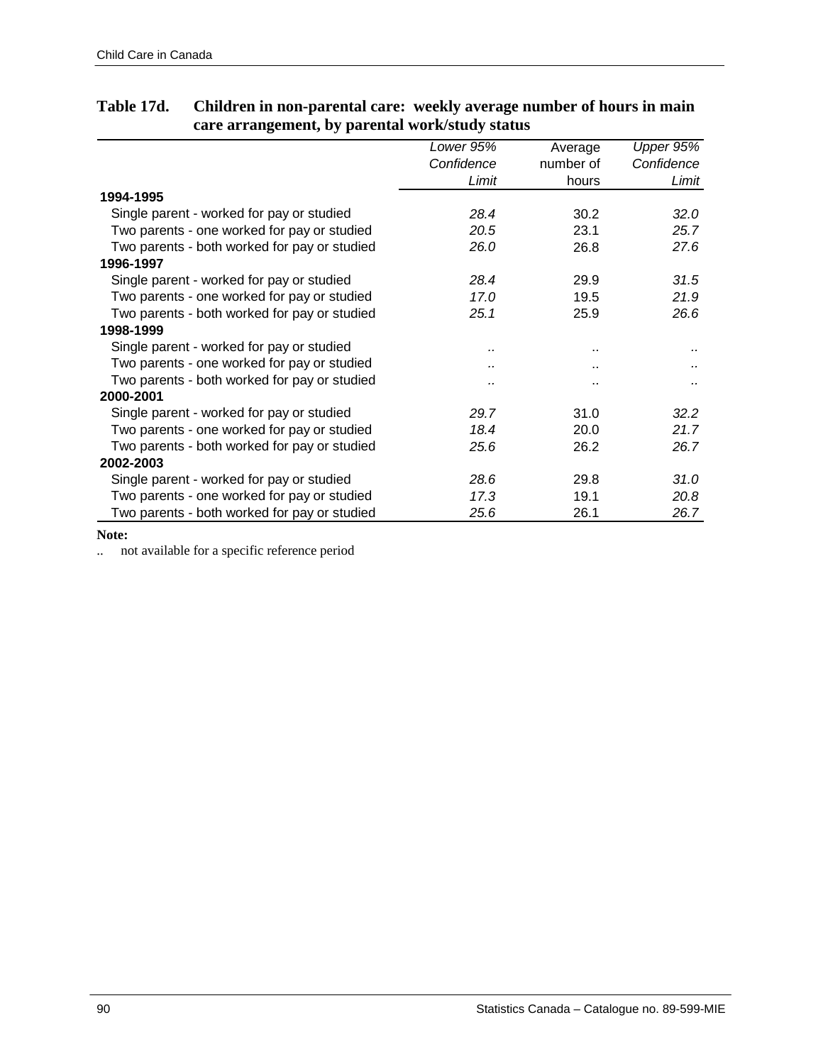**Table 17d. Children in non-parental care: weekly average number of hours in main care arrangement, by parental work/study status**

| | *Lower 95% Confidence Limit* | Average number of hours | *Upper 95% Confidence Limit* |
|---|---|---|---|
| **1994-1995** | | | |
| Single parent - worked for pay or studied | *28.4* | 30.2 | *32.0* |
| Two parents - one worked for pay or studied | *20.5* | 23.1 | *25.7* |
| Two parents - both worked for pay or studied | *26.0* | 26.8 | *27.6* |
| **1996-1997** | | | |
| Single parent - worked for pay or studied | *28.4* | 29.9 | *31.5* |
| Two parents - one worked for pay or studied | *17.0* | 19.5 | *21.9* |
| Two parents - both worked for pay or studied | *25.1* | 25.9 | *26.6* |
| **1998-1999** | | | |
| Single parent - worked for pay or studied | .. | .. | .. |
| Two parents - one worked for pay or studied | .. | .. | .. |
| Two parents - both worked for pay or studied | .. | .. | .. |
| **2000-2001** | | | |
| Single parent - worked for pay or studied | *29.7* | 31.0 | *32.2* |
| Two parents - one worked for pay or studied | *18.4* | 20.0 | *21.7* |
| Two parents - both worked for pay or studied | *25.6* | 26.2 | *26.7* |
| **2002-2003** | | | |
| Single parent - worked for pay or studied | *28.6* | 29.8 | *31.0* |
| Two parents - one worked for pay or studied | *17.3* | 19.1 | *20.8* |
| Two parents - both worked for pay or studied | *25.6* | 26.1 | *26.7* |

**Note:**

.. not available for a specific reference period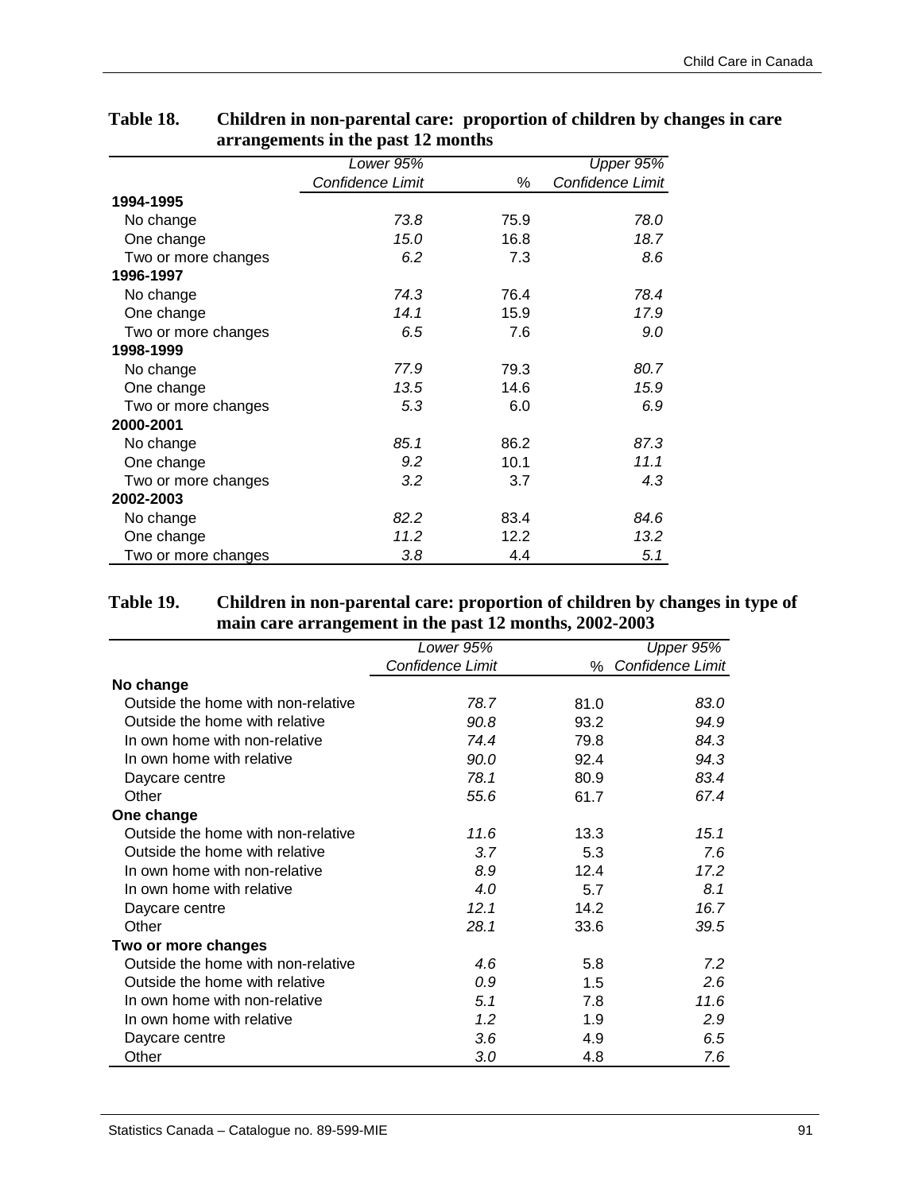**Table 18. Children in non-parental care: proportion of children by changes in care arrangements in the past 12 months**

| | *Lower 95% Confidence Limit* | % | *Upper 95% Confidence Limit* |
|---|---|---|---|
| **1994-1995** | | | |
| No change | *73.8* | 75.9 | *78.0* |
| One change | *15.0* | 16.8 | *18.7* |
| Two or more changes | *6.2* | 7.3 | *8.6* |
| **1996-1997** | | | |
| No change | *74.3* | 76.4 | *78.4* |
| One change | *14.1* | 15.9 | *17.9* |
| Two or more changes | *6.5* | 7.6 | *9.0* |
| **1998-1999** | | | |
| No change | *77.9* | 79.3 | *80.7* |
| One change | *13.5* | 14.6 | *15.9* |
| Two or more changes | *5.3* | 6.0 | *6.9* |
| **2000-2001** | | | |
| No change | *85.1* | 86.2 | *87.3* |
| One change | *9.2* | 10.1 | *11.1* |
| Two or more changes | *3.2* | 3.7 | *4.3* |
| **2002-2003** | | | |
| No change | *82.2* | 83.4 | *84.6* |
| One change | *11.2* | 12.2 | *13.2* |
| Two or more changes | *3.8* | 4.4 | *5.1* |

**Table 19. Children in non-parental care: proportion of children by changes in type of main care arrangement in the past 12 months, 2002-2003**

| | *Lower 95% Confidence Limit* | % | *Upper 95% Confidence Limit* |
|---|---|---|---|
| **No change** | | | |
| Outside the home with non-relative | *78.7* | 81.0 | *83.0* |
| Outside the home with relative | *90.8* | 93.2 | *94.9* |
| In own home with non-relative | *74.4* | 79.8 | *84.3* |
| In own home with relative | *90.0* | 92.4 | *94.3* |
| Daycare centre | *78.1* | 80.9 | *83.4* |
| Other | *55.6* | 61.7 | *67.4* |
| **One change** | | | |
| Outside the home with non-relative | *11.6* | 13.3 | *15.1* |
| Outside the home with relative | *3.7* | 5.3 | *7.6* |
| In own home with non-relative | *8.9* | 12.4 | *17.2* |
| In own home with relative | *4.0* | 5.7 | *8.1* |
| Daycare centre | *12.1* | 14.2 | *16.7* |
| Other | *28.1* | 33.6 | *39.5* |
| **Two or more changes** | | | |
| Outside the home with non-relative | *4.6* | 5.8 | *7.2* |
| Outside the home with relative | *0.9* | 1.5 | *2.6* |
| In own home with non-relative | *5.1* | 7.8 | *11.6* |
| In own home with relative | *1.2* | 1.9 | *2.9* |
| Daycare centre | *3.6* | 4.9 | *6.5* |
| Other | *3.0* | 4.8 | *7.6* |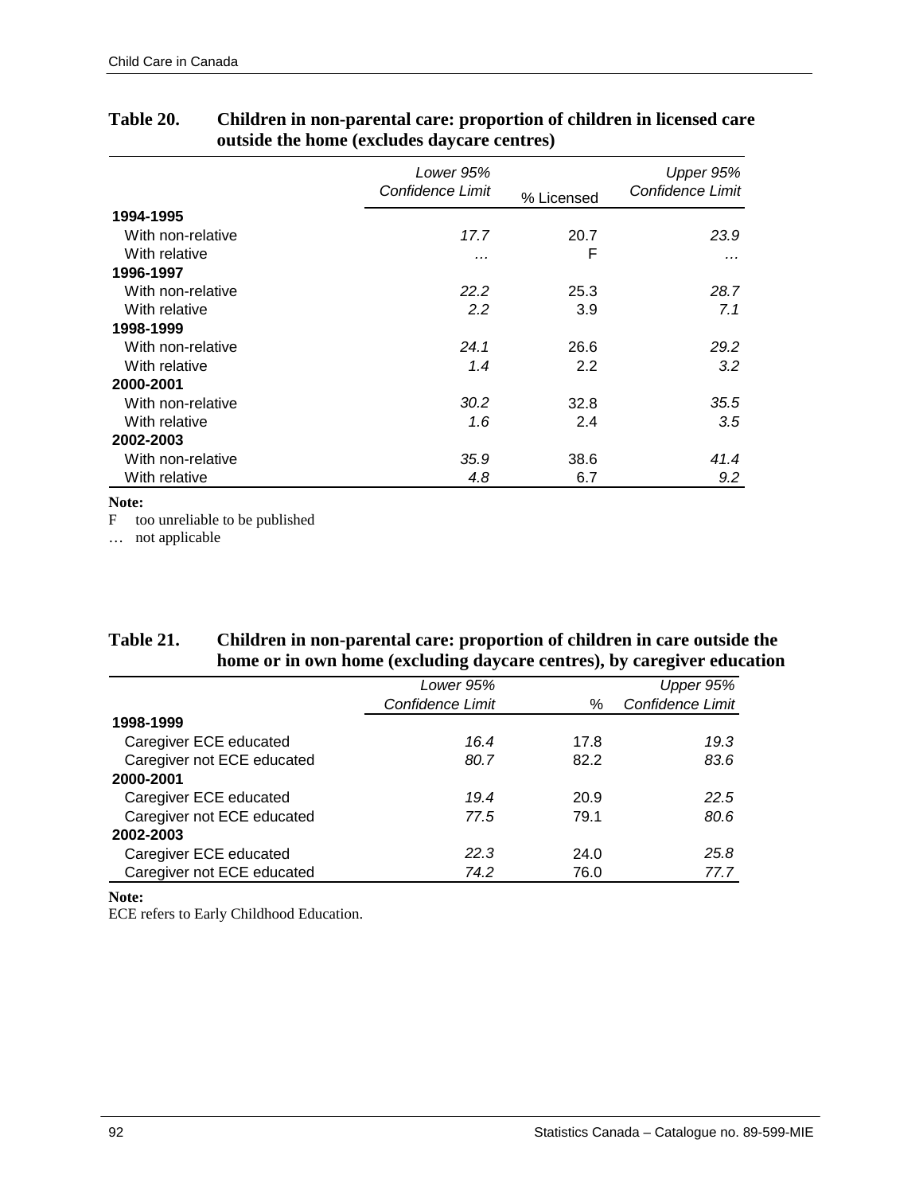**Table 20. Children in non-parental care: proportion of children in licensed care outside the home (excludes daycare centres)**

| | *Lower 95% Confidence Limit* | % Licensed | *Upper 95% Confidence Limit* |
|---|---|---|---|
| **1994-1995** | | | |
| With non-relative | *17.7* | 20.7 | *23.9* |
| With relative | … | F | … |
| **1996-1997** | | | |
| With non-relative | *22.2* | 25.3 | *28.7* |
| With relative | *2.2* | 3.9 | *7.1* |
| **1998-1999** | | | |
| With non-relative | *24.1* | 26.6 | *29.2* |
| With relative | *1.4* | 2.2 | *3.2* |
| **2000-2001** | | | |
| With non-relative | *30.2* | 32.8 | *35.5* |
| With relative | *1.6* | 2.4 | *3.5* |
| **2002-2003** | | | |
| With non-relative | *35.9* | 38.6 | *41.4* |
| With relative | *4.8* | 6.7 | *9.2* |

**Note:**

F too unreliable to be published

… not applicable

**Table 21. Children in non-parental care: proportion of children in care outside the home or in own home (excluding daycare centres), by caregiver education**

| | *Lower 95% Confidence Limit* | % | *Upper 95% Confidence Limit* |
|---|---|---|---|
| **1998-1999** | | | |
| Caregiver ECE educated | *16.4* | 17.8 | *19.3* |
| Caregiver not ECE educated | *80.7* | 82.2 | *83.6* |
| **2000-2001** | | | |
| Caregiver ECE educated | *19.4* | 20.9 | *22.5* |
| Caregiver not ECE educated | *77.5* | 79.1 | *80.6* |
| **2002-2003** | | | |
| Caregiver ECE educated | *22.3* | 24.0 | *25.8* |
| Caregiver not ECE educated | *74.2* | 76.0 | *77.7* |

**Note:**

ECE refers to Early Childhood Education.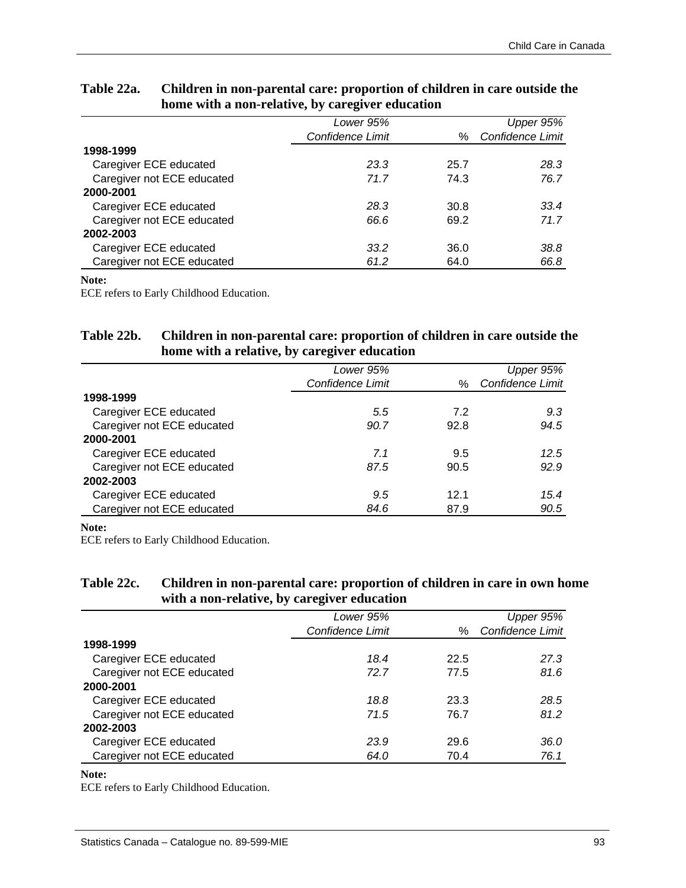**Table 22a. Children in non-parental care: proportion of children in care outside the home with a non-relative, by caregiver education**

| | *Lower 95% Confidence Limit* | % | *Upper 95% Confidence Limit* |
|---|---|---|---|
| **1998-1999** | | | |
| Caregiver ECE educated | *23.3* | 25.7 | *28.3* |
| Caregiver not ECE educated | *71.7* | 74.3 | *76.7* |
| **2000-2001** | | | |
| Caregiver ECE educated | *28.3* | 30.8 | *33.4* |
| Caregiver not ECE educated | *66.6* | 69.2 | *71.7* |
| **2002-2003** | | | |
| Caregiver ECE educated | *33.2* | 36.0 | *38.8* |
| Caregiver not ECE educated | *61.2* | 64.0 | *66.8* |

**Note:**
ECE refers to Early Childhood Education.

**Table 22b. Children in non-parental care: proportion of children in care outside the home with a relative, by caregiver education**

| | *Lower 95% Confidence Limit* | % | *Upper 95% Confidence Limit* |
|---|---|---|---|
| **1998-1999** | | | |
| Caregiver ECE educated | *5.5* | 7.2 | *9.3* |
| Caregiver not ECE educated | *90.7* | 92.8 | *94.5* |
| **2000-2001** | | | |
| Caregiver ECE educated | *7.1* | 9.5 | *12.5* |
| Caregiver not ECE educated | *87.5* | 90.5 | *92.9* |
| **2002-2003** | | | |
| Caregiver ECE educated | *9.5* | 12.1 | *15.4* |
| Caregiver not ECE educated | *84.6* | 87.9 | *90.5* |

**Note:**
ECE refers to Early Childhood Education.

**Table 22c. Children in non-parental care: proportion of children in care in own home with a non-relative, by caregiver education**

| | *Lower 95% Confidence Limit* | % | *Upper 95% Confidence Limit* |
|---|---|---|---|
| **1998-1999** | | | |
| Caregiver ECE educated | *18.4* | 22.5 | *27.3* |
| Caregiver not ECE educated | *72.7* | 77.5 | *81.6* |
| **2000-2001** | | | |
| Caregiver ECE educated | *18.8* | 23.3 | *28.5* |
| Caregiver not ECE educated | *71.5* | 76.7 | *81.2* |
| **2002-2003** | | | |
| Caregiver ECE educated | *23.9* | 29.6 | *36.0* |
| Caregiver not ECE educated | *64.0* | 70.4 | *76.1* |

**Note:**
ECE refers to Early Childhood Education.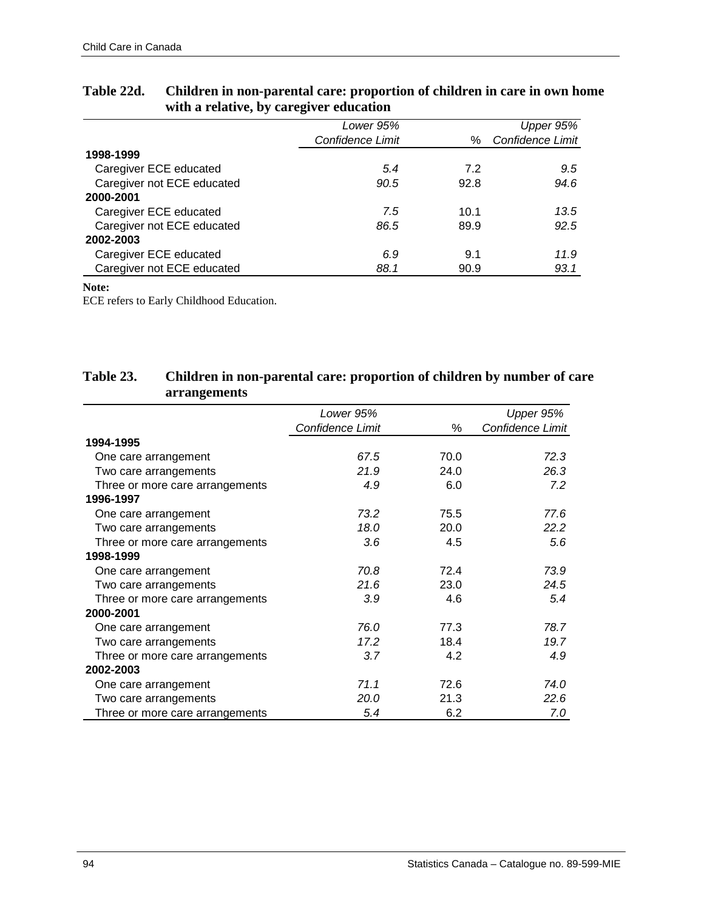**Table 22d. Children in non-parental care: proportion of children in care in own home with a relative, by caregiver education**

| | Lower 95% Confidence Limit | % | Upper 95% Confidence Limit |
|---|---|---|---|
| **1998-1999** | | | |
| Caregiver ECE educated | *5.4* | 7.2 | *9.5* |
| Caregiver not ECE educated | *90.5* | 92.8 | *94.6* |
| **2000-2001** | | | |
| Caregiver ECE educated | *7.5* | 10.1 | *13.5* |
| Caregiver not ECE educated | *86.5* | 89.9 | *92.5* |
| **2002-2003** | | | |
| Caregiver ECE educated | *6.9* | 9.1 | *11.9* |
| Caregiver not ECE educated | *88.1* | 90.9 | *93.1* |

**Note:**
ECE refers to Early Childhood Education.

**Table 23. Children in non-parental care: proportion of children by number of care arrangements**

| | Lower 95% Confidence Limit | % | Upper 95% Confidence Limit |
|---|---|---|---|
| **1994-1995** | | | |
| One care arrangement | *67.5* | 70.0 | *72.3* |
| Two care arrangements | *21.9* | 24.0 | *26.3* |
| Three or more care arrangements | *4.9* | 6.0 | *7.2* |
| **1996-1997** | | | |
| One care arrangement | *73.2* | 75.5 | *77.6* |
| Two care arrangements | *18.0* | 20.0 | *22.2* |
| Three or more care arrangements | *3.6* | 4.5 | *5.6* |
| **1998-1999** | | | |
| One care arrangement | *70.8* | 72.4 | *73.9* |
| Two care arrangements | *21.6* | 23.0 | *24.5* |
| Three or more care arrangements | *3.9* | 4.6 | *5.4* |
| **2000-2001** | | | |
| One care arrangement | *76.0* | 77.3 | *78.7* |
| Two care arrangements | *17.2* | 18.4 | *19.7* |
| Three or more care arrangements | *3.7* | 4.2 | *4.9* |
| **2002-2003** | | | |
| One care arrangement | *71.1* | 72.6 | *74.0* |
| Two care arrangements | *20.0* | 21.3 | *22.6* |
| Three or more care arrangements | *5.4* | 6.2 | *7.0* |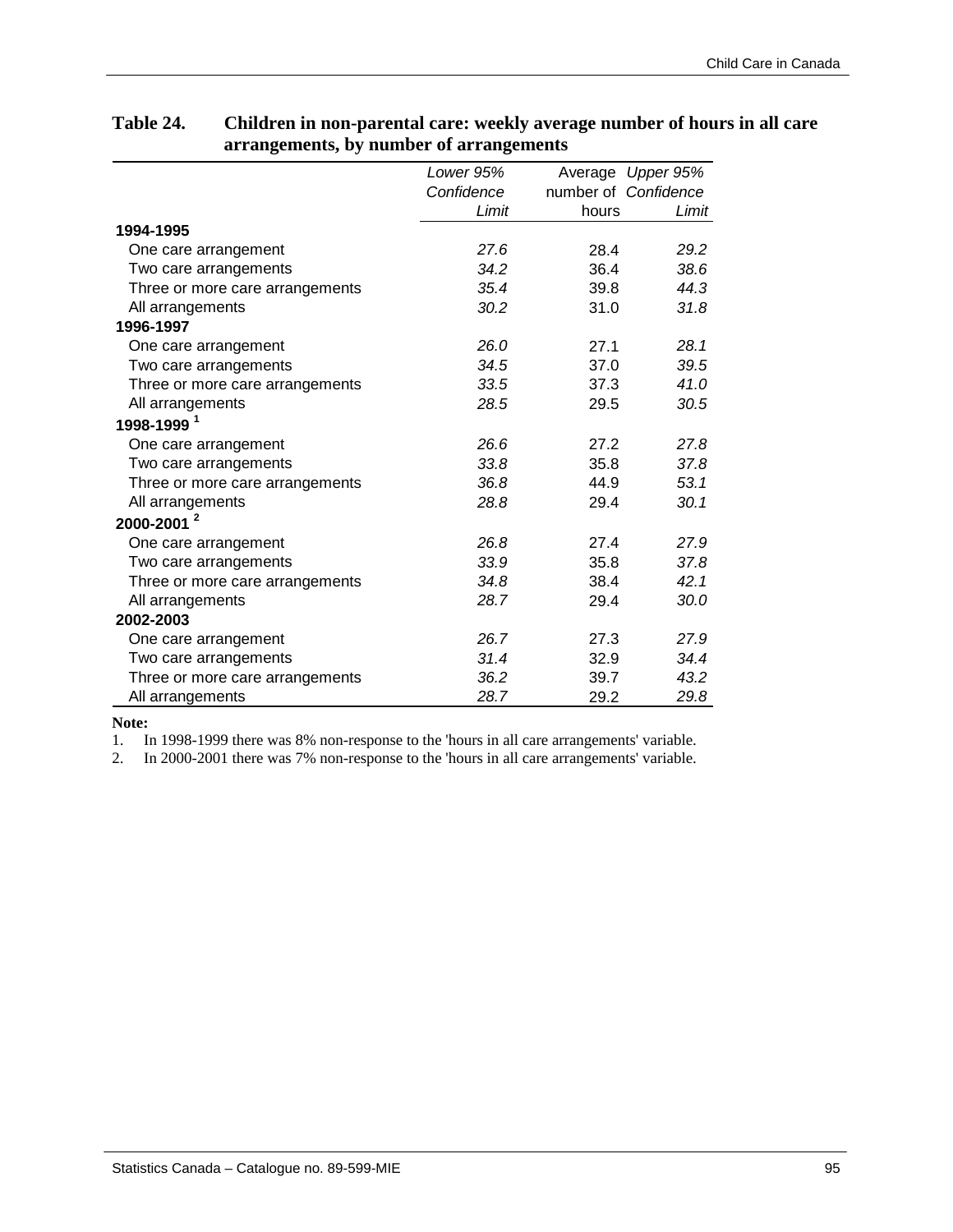**Table 24. Children in non-parental care: weekly average number of hours in all care arrangements, by number of arrangements**

| | *Lower 95% Confidence Limit* | Average number of hours | *Upper 95% Confidence Limit* |
|---|---|---|---|
| **1994-1995** | | | |
| One care arrangement | *27.6* | 28.4 | *29.2* |
| Two care arrangements | *34.2* | 36.4 | *38.6* |
| Three or more care arrangements | *35.4* | 39.8 | *44.3* |
| All arrangements | *30.2* | 31.0 | *31.8* |
| **1996-1997** | | | |
| One care arrangement | *26.0* | 27.1 | *28.1* |
| Two care arrangements | *34.5* | 37.0 | *39.5* |
| Three or more care arrangements | *33.5* | 37.3 | *41.0* |
| All arrangements | *28.5* | 29.5 | *30.5* |
| **1998-1999** [1] | | | |
| One care arrangement | *26.6* | 27.2 | *27.8* |
| Two care arrangements | *33.8* | 35.8 | *37.8* |
| Three or more care arrangements | *36.8* | 44.9 | *53.1* |
| All arrangements | *28.8* | 29.4 | *30.1* |
| **2000-2001** [2] | | | |
| One care arrangement | *26.8* | 27.4 | *27.9* |
| Two care arrangements | *33.9* | 35.8 | *37.8* |
| Three or more care arrangements | *34.8* | 38.4 | *42.1* |
| All arrangements | *28.7* | 29.4 | *30.0* |
| **2002-2003** | | | |
| One care arrangement | *26.7* | 27.3 | *27.9* |
| Two care arrangements | *31.4* | 32.9 | *34.4* |
| Three or more care arrangements | *36.2* | 39.7 | *43.2* |
| All arrangements | *28.7* | 29.2 | *29.8* |

**Note:**
1. In 1998-1999 there was 8% non-response to the 'hours in all care arrangements' variable.
2. In 2000-2001 there was 7% non-response to the 'hours in all care arrangements' variable.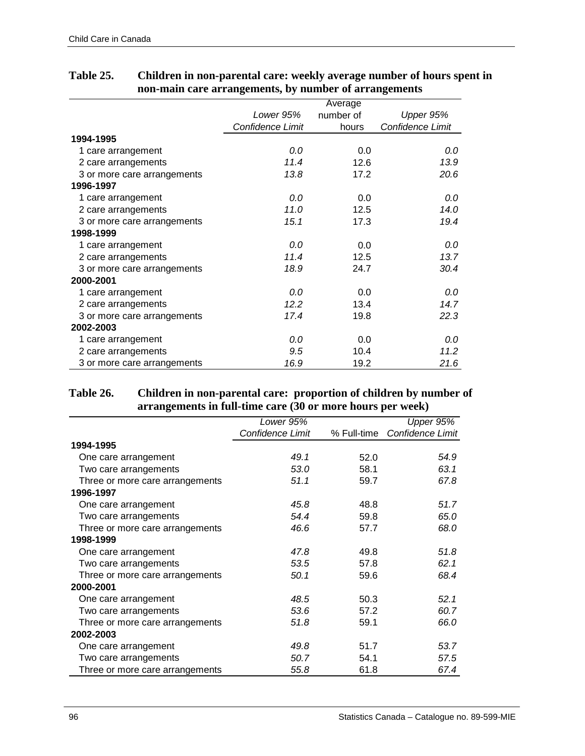**Table 25. Children in non-parental care: weekly average number of hours spent in non-main care arrangements, by number of arrangements**

| | *Lower 95% Confidence Limit* | Average number of hours | *Upper 95% Confidence Limit* |
|---|---|---|---|
| **1994-1995** | | | |
| 1 care arrangement | *0.0* | 0.0 | *0.0* |
| 2 care arrangements | *11.4* | 12.6 | *13.9* |
| 3 or more care arrangements | *13.8* | 17.2 | *20.6* |
| **1996-1997** | | | |
| 1 care arrangement | *0.0* | 0.0 | *0.0* |
| 2 care arrangements | *11.0* | 12.5 | *14.0* |
| 3 or more care arrangements | *15.1* | 17.3 | *19.4* |
| **1998-1999** | | | |
| 1 care arrangement | *0.0* | 0.0 | *0.0* |
| 2 care arrangements | *11.4* | 12.5 | *13.7* |
| 3 or more care arrangements | *18.9* | 24.7 | *30.4* |
| **2000-2001** | | | |
| 1 care arrangement | *0.0* | 0.0 | *0.0* |
| 2 care arrangements | *12.2* | 13.4 | *14.7* |
| 3 or more care arrangements | *17.4* | 19.8 | *22.3* |
| **2002-2003** | | | |
| 1 care arrangement | *0.0* | 0.0 | *0.0* |
| 2 care arrangements | *9.5* | 10.4 | *11.2* |
| 3 or more care arrangements | *16.9* | 19.2 | *21.6* |

**Table 26. Children in non-parental care: proportion of children by number of arrangements in full-time care (30 or more hours per week)**

| | *Lower 95% Confidence Limit* | % Full-time | *Upper 95% Confidence Limit* |
|---|---|---|---|
| **1994-1995** | | | |
| One care arrangement | *49.1* | 52.0 | *54.9* |
| Two care arrangements | *53.0* | 58.1 | *63.1* |
| Three or more care arrangements | *51.1* | 59.7 | *67.8* |
| **1996-1997** | | | |
| One care arrangement | *45.8* | 48.8 | *51.7* |
| Two care arrangements | *54.4* | 59.8 | *65.0* |
| Three or more care arrangements | *46.6* | 57.7 | *68.0* |
| **1998-1999** | | | |
| One care arrangement | *47.8* | 49.8 | *51.8* |
| Two care arrangements | *53.5* | 57.8 | *62.1* |
| Three or more care arrangements | *50.1* | 59.6 | *68.4* |
| **2000-2001** | | | |
| One care arrangement | *48.5* | 50.3 | *52.1* |
| Two care arrangements | *53.6* | 57.2 | *60.7* |
| Three or more care arrangements | *51.8* | 59.1 | *66.0* |
| **2002-2003** | | | |
| One care arrangement | *49.8* | 51.7 | *53.7* |
| Two care arrangements | *50.7* | 54.1 | *57.5* |
| Three or more care arrangements | *55.8* | 61.8 | *67.4* |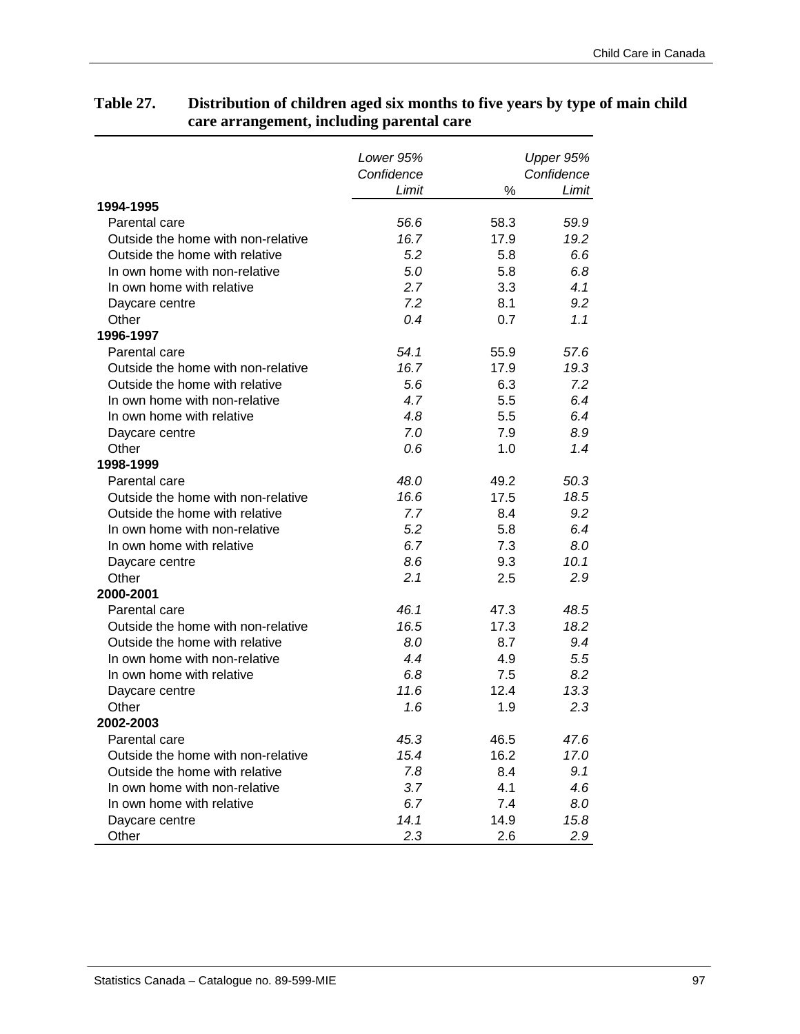**Table 27. Distribution of children aged six months to five years by type of main child care arrangement, including parental care**

| | *Lower 95% Confidence Limit* | % | *Upper 95% Confidence Limit* |
|---|---|---|---|
| **1994-1995** | | | |
| Parental care | *56.6* | 58.3 | *59.9* |
| Outside the home with non-relative | *16.7* | 17.9 | *19.2* |
| Outside the home with relative | *5.2* | 5.8 | *6.6* |
| In own home with non-relative | *5.0* | 5.8 | *6.8* |
| In own home with relative | *2.7* | 3.3 | *4.1* |
| Daycare centre | *7.2* | 8.1 | *9.2* |
| Other | *0.4* | 0.7 | *1.1* |
| **1996-1997** | | | |
| Parental care | *54.1* | 55.9 | *57.6* |
| Outside the home with non-relative | *16.7* | 17.9 | *19.3* |
| Outside the home with relative | *5.6* | 6.3 | *7.2* |
| In own home with non-relative | *4.7* | 5.5 | *6.4* |
| In own home with relative | *4.8* | 5.5 | *6.4* |
| Daycare centre | *7.0* | 7.9 | *8.9* |
| Other | *0.6* | 1.0 | *1.4* |
| **1998-1999** | | | |
| Parental care | *48.0* | 49.2 | *50.3* |
| Outside the home with non-relative | *16.6* | 17.5 | *18.5* |
| Outside the home with relative | *7.7* | 8.4 | *9.2* |
| In own home with non-relative | *5.2* | 5.8 | *6.4* |
| In own home with relative | *6.7* | 7.3 | *8.0* |
| Daycare centre | *8.6* | 9.3 | *10.1* |
| Other | *2.1* | 2.5 | *2.9* |
| **2000-2001** | | | |
| Parental care | *46.1* | 47.3 | *48.5* |
| Outside the home with non-relative | *16.5* | 17.3 | *18.2* |
| Outside the home with relative | *8.0* | 8.7 | *9.4* |
| In own home with non-relative | *4.4* | 4.9 | *5.5* |
| In own home with relative | *6.8* | 7.5 | *8.2* |
| Daycare centre | *11.6* | 12.4 | *13.3* |
| Other | *1.6* | 1.9 | *2.3* |
| **2002-2003** | | | |
| Parental care | *45.3* | 46.5 | *47.6* |
| Outside the home with non-relative | *15.4* | 16.2 | *17.0* |
| Outside the home with relative | *7.8* | 8.4 | *9.1* |
| In own home with non-relative | *3.7* | 4.1 | *4.6* |
| In own home with relative | *6.7* | 7.4 | *8.0* |
| Daycare centre | *14.1* | 14.9 | *15.8* |
| Other | *2.3* | 2.6 | *2.9* |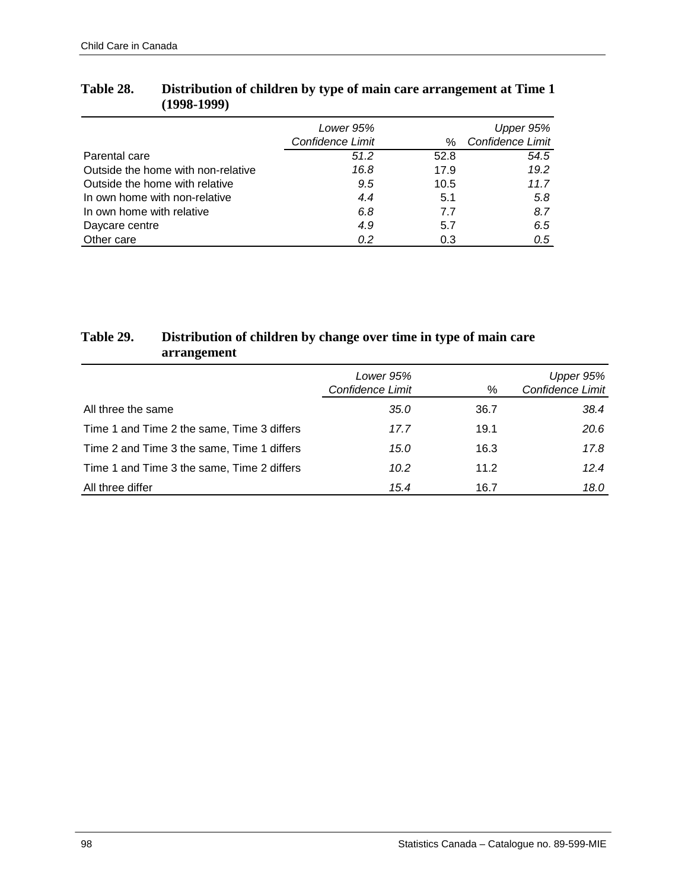**Table 28. Distribution of children by type of main care arrangement at Time 1 (1998-1999)**

| | *Lower 95% Confidence Limit* | % | *Upper 95% Confidence Limit* |
|---|---|---|---|
| Parental care | *51.2* | 52.8 | *54.5* |
| Outside the home with non-relative | *16.8* | 17.9 | *19.2* |
| Outside the home with relative | *9.5* | 10.5 | *11.7* |
| In own home with non-relative | *4.4* | 5.1 | *5.8* |
| In own home with relative | *6.8* | 7.7 | *8.7* |
| Daycare centre | *4.9* | 5.7 | *6.5* |
| Other care | *0.2* | 0.3 | *0.5* |

**Table 29. Distribution of children by change over time in type of main care arrangement**

| | *Lower 95% Confidence Limit* | % | *Upper 95% Confidence Limit* |
|---|---|---|---|
| All three the same | *35.0* | 36.7 | *38.4* |
| Time 1 and Time 2 the same, Time 3 differs | *17.7* | 19.1 | *20.6* |
| Time 2 and Time 3 the same, Time 1 differs | *15.0* | 16.3 | *17.8* |
| Time 1 and Time 3 the same, Time 2 differs | *10.2* | 11.2 | *12.4* |
| All three differ | *15.4* | 16.7 | *18.0* |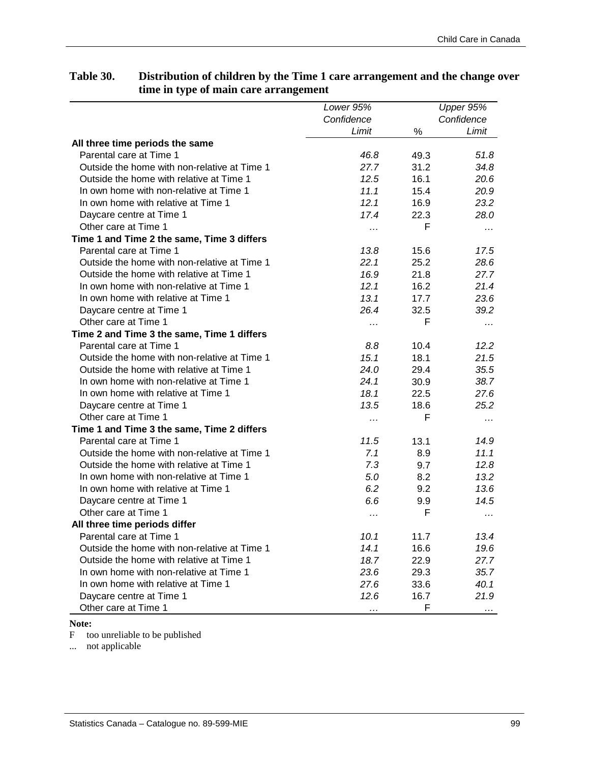**Table 30. Distribution of children by the Time 1 care arrangement and the change over time in type of main care arrangement**

| | *Lower 95% Confidence Limit* | % | *Upper 95% Confidence Limit* |
|---|---|---|---|
| **All three time periods the same** | | | |
| Parental care at Time 1 | *46.8* | 49.3 | *51.8* |
| Outside the home with non-relative at Time 1 | *27.7* | 31.2 | *34.8* |
| Outside the home with relative at Time 1 | *12.5* | 16.1 | *20.6* |
| In own home with non-relative at Time 1 | *11.1* | 15.4 | *20.9* |
| In own home with relative at Time 1 | *12.1* | 16.9 | *23.2* |
| Daycare centre at Time 1 | *17.4* | 22.3 | *28.0* |
| Other care at Time 1 | ... | F | ... |
| **Time 1 and Time 2 the same, Time 3 differs** | | | |
| Parental care at Time 1 | *13.8* | 15.6 | *17.5* |
| Outside the home with non-relative at Time 1 | *22.1* | 25.2 | *28.6* |
| Outside the home with relative at Time 1 | *16.9* | 21.8 | *27.7* |
| In own home with non-relative at Time 1 | *12.1* | 16.2 | *21.4* |
| In own home with relative at Time 1 | *13.1* | 17.7 | *23.6* |
| Daycare centre at Time 1 | *26.4* | 32.5 | *39.2* |
| Other care at Time 1 | ... | F | ... |
| **Time 2 and Time 3 the same, Time 1 differs** | | | |
| Parental care at Time 1 | *8.8* | 10.4 | *12.2* |
| Outside the home with non-relative at Time 1 | *15.1* | 18.1 | *21.5* |
| Outside the home with relative at Time 1 | *24.0* | 29.4 | *35.5* |
| In own home with non-relative at Time 1 | *24.1* | 30.9 | *38.7* |
| In own home with relative at Time 1 | *18.1* | 22.5 | *27.6* |
| Daycare centre at Time 1 | *13.5* | 18.6 | *25.2* |
| Other care at Time 1 | ... | F | ... |
| **Time 1 and Time 3 the same, Time 2 differs** | | | |
| Parental care at Time 1 | *11.5* | 13.1 | *14.9* |
| Outside the home with non-relative at Time 1 | *7.1* | 8.9 | *11.1* |
| Outside the home with relative at Time 1 | *7.3* | 9.7 | *12.8* |
| In own home with non-relative at Time 1 | *5.0* | 8.2 | *13.2* |
| In own home with relative at Time 1 | *6.2* | 9.2 | *13.6* |
| Daycare centre at Time 1 | *6.6* | 9.9 | *14.5* |
| Other care at Time 1 | ... | F | ... |
| **All three time periods differ** | | | |
| Parental care at Time 1 | *10.1* | 11.7 | *13.4* |
| Outside the home with non-relative at Time 1 | *14.1* | 16.6 | *19.6* |
| Outside the home with relative at Time 1 | *18.7* | 22.9 | *27.7* |
| In own home with non-relative at Time 1 | *23.6* | 29.3 | *35.7* |
| In own home with relative at Time 1 | *27.6* | 33.6 | *40.1* |
| Daycare centre at Time 1 | *12.6* | 16.7 | *21.9* |
| Other care at Time 1 | ... | F | ... |

**Note:**
F too unreliable to be published
... not applicable